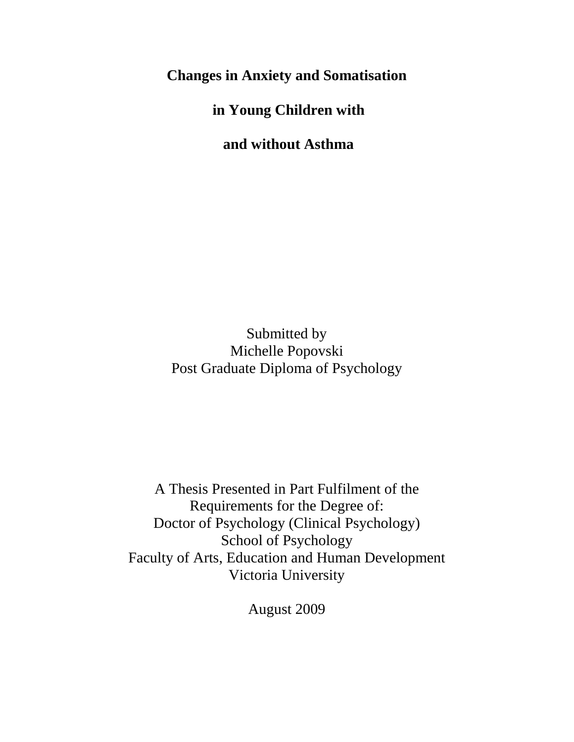# Changes in Anxiety and Somatisation in Young Children with and without Asthma

Submitted by
Michelle Popovski
Post Graduate Diploma of Psychology

A Thesis Presented in Part Fulfilment of the
Requirements for the Degree of:
Doctor of Psychology (Clinical Psychology)
School of Psychology
Faculty of Arts, Education and Human Development
Victoria University

August 2009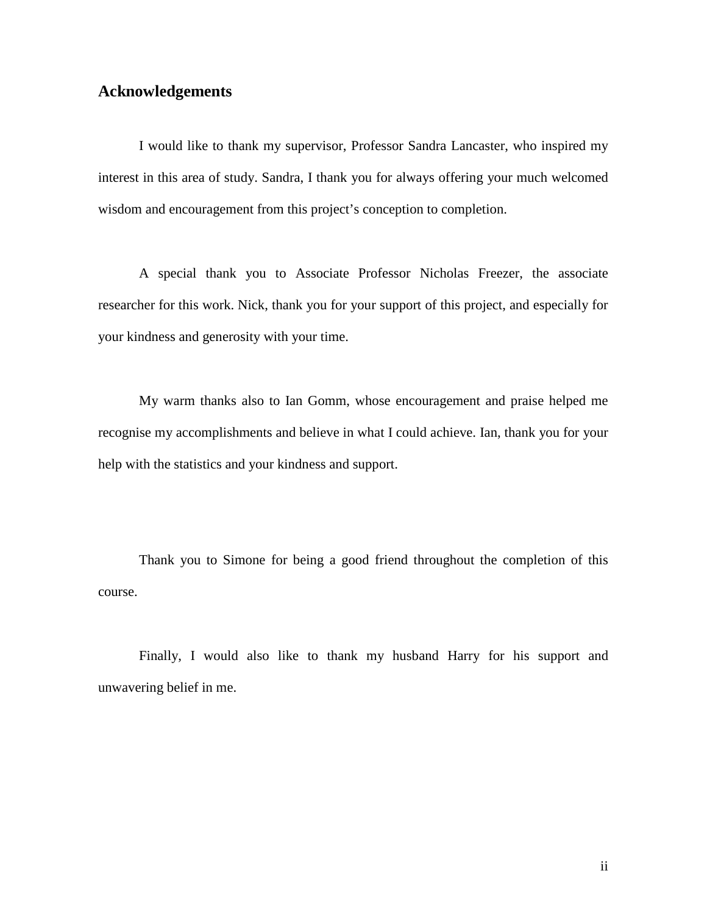## Acknowledgements

I would like to thank my supervisor, Professor Sandra Lancaster, who inspired my interest in this area of study. Sandra, I thank you for always offering your much welcomed wisdom and encouragement from this project's conception to completion.

A special thank you to Associate Professor Nicholas Freezer, the associate researcher for this work. Nick, thank you for your support of this project, and especially for your kindness and generosity with your time.

My warm thanks also to Ian Gomm, whose encouragement and praise helped me recognise my accomplishments and believe in what I could achieve. Ian, thank you for your help with the statistics and your kindness and support.

Thank you to Simone for being a good friend throughout the completion of this course.

Finally, I would also like to thank my husband Harry for his support and unwavering belief in me.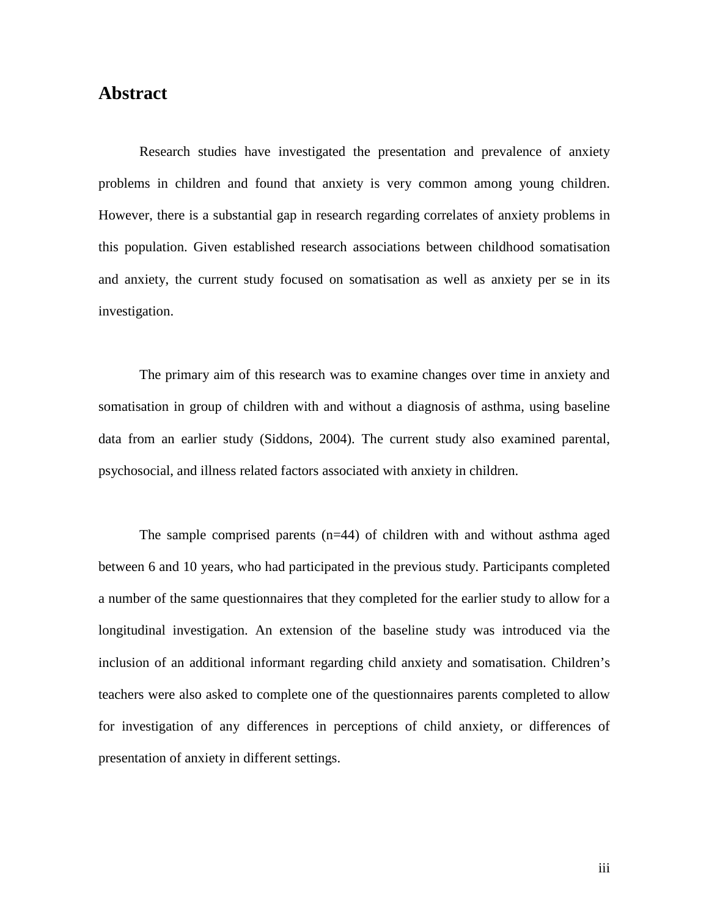# Abstract

Research studies have investigated the presentation and prevalence of anxiety problems in children and found that anxiety is very common among young children. However, there is a substantial gap in research regarding correlates of anxiety problems in this population. Given established research associations between childhood somatisation and anxiety, the current study focused on somatisation as well as anxiety per se in its investigation.

The primary aim of this research was to examine changes over time in anxiety and somatisation in group of children with and without a diagnosis of asthma, using baseline data from an earlier study (Siddons, 2004). The current study also examined parental, psychosocial, and illness related factors associated with anxiety in children.

The sample comprised parents (n=44) of children with and without asthma aged between 6 and 10 years, who had participated in the previous study. Participants completed a number of the same questionnaires that they completed for the earlier study to allow for a longitudinal investigation. An extension of the baseline study was introduced via the inclusion of an additional informant regarding child anxiety and somatisation. Children's teachers were also asked to complete one of the questionnaires parents completed to allow for investigation of any differences in perceptions of child anxiety, or differences of presentation of anxiety in different settings.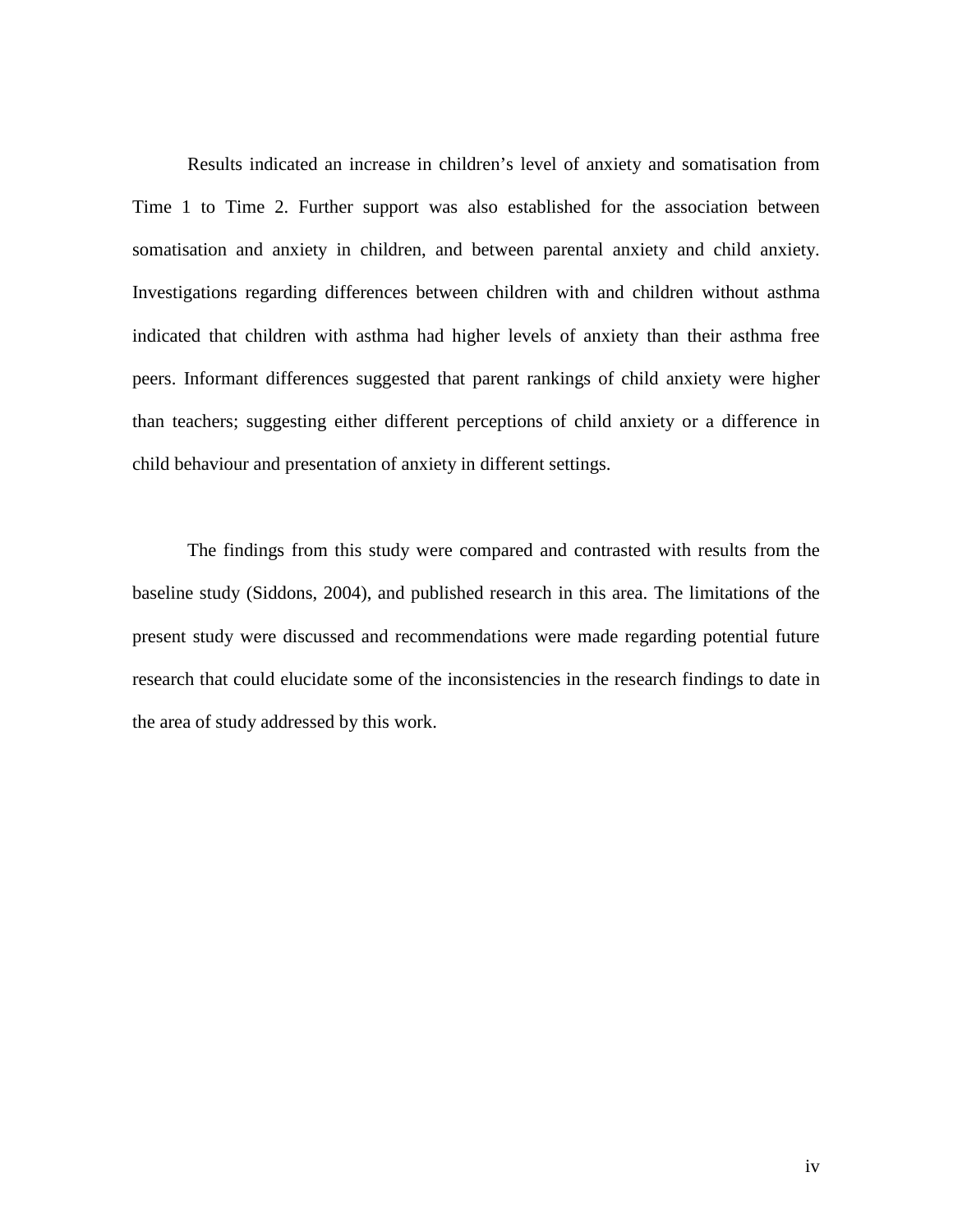Results indicated an increase in children's level of anxiety and somatisation from Time 1 to Time 2. Further support was also established for the association between somatisation and anxiety in children, and between parental anxiety and child anxiety. Investigations regarding differences between children with and children without asthma indicated that children with asthma had higher levels of anxiety than their asthma free peers. Informant differences suggested that parent rankings of child anxiety were higher than teachers; suggesting either different perceptions of child anxiety or a difference in child behaviour and presentation of anxiety in different settings.

The findings from this study were compared and contrasted with results from the baseline study (Siddons, 2004), and published research in this area. The limitations of the present study were discussed and recommendations were made regarding potential future research that could elucidate some of the inconsistencies in the research findings to date in the area of study addressed by this work.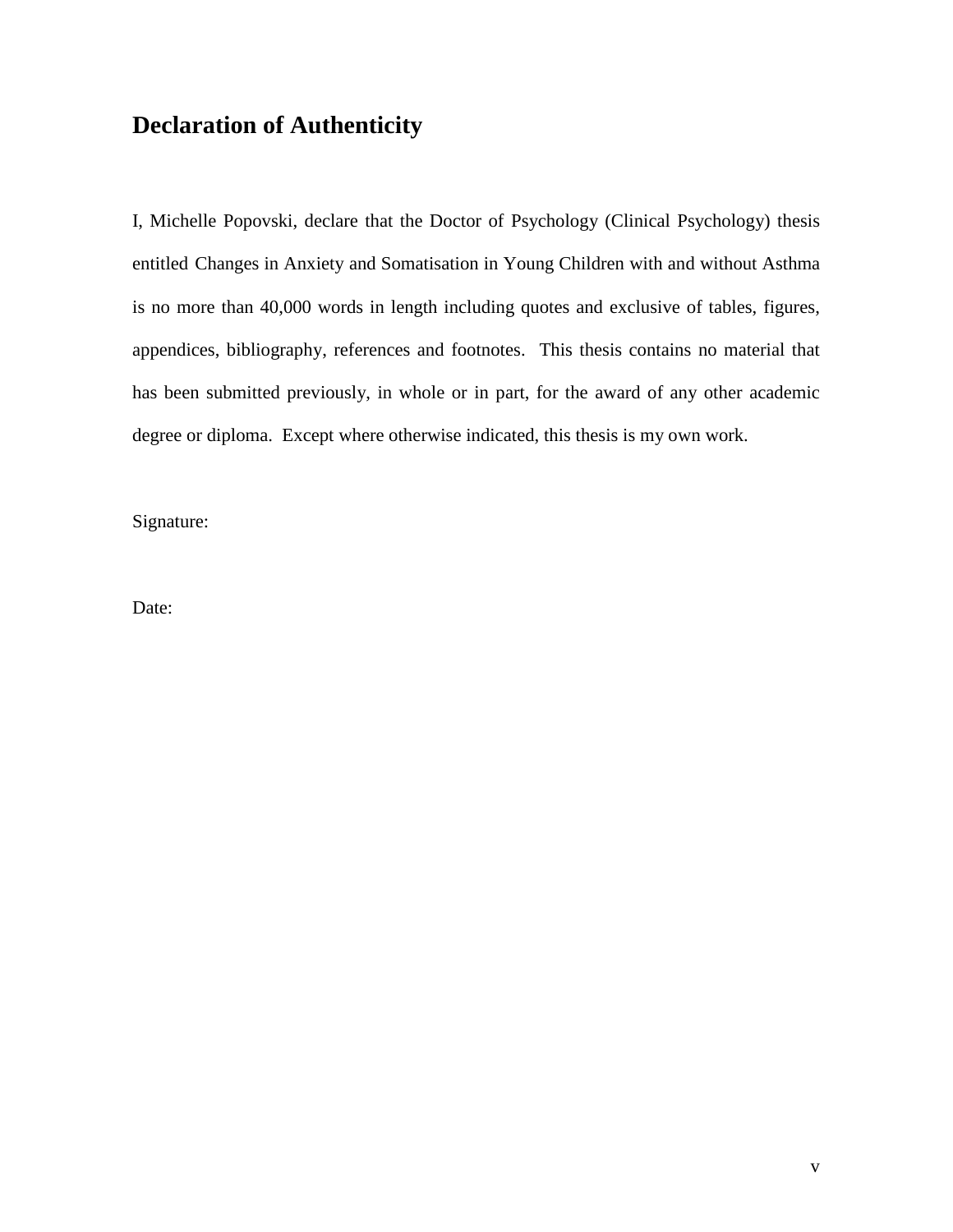# Declaration of Authenticity

I, Michelle Popovski, declare that the Doctor of Psychology (Clinical Psychology) thesis entitled Changes in Anxiety and Somatisation in Young Children with and without Asthma is no more than 40,000 words in length including quotes and exclusive of tables, figures, appendices, bibliography, references and footnotes. This thesis contains no material that has been submitted previously, in whole or in part, for the award of any other academic degree or diploma. Except where otherwise indicated, this thesis is my own work.

Signature:

Date: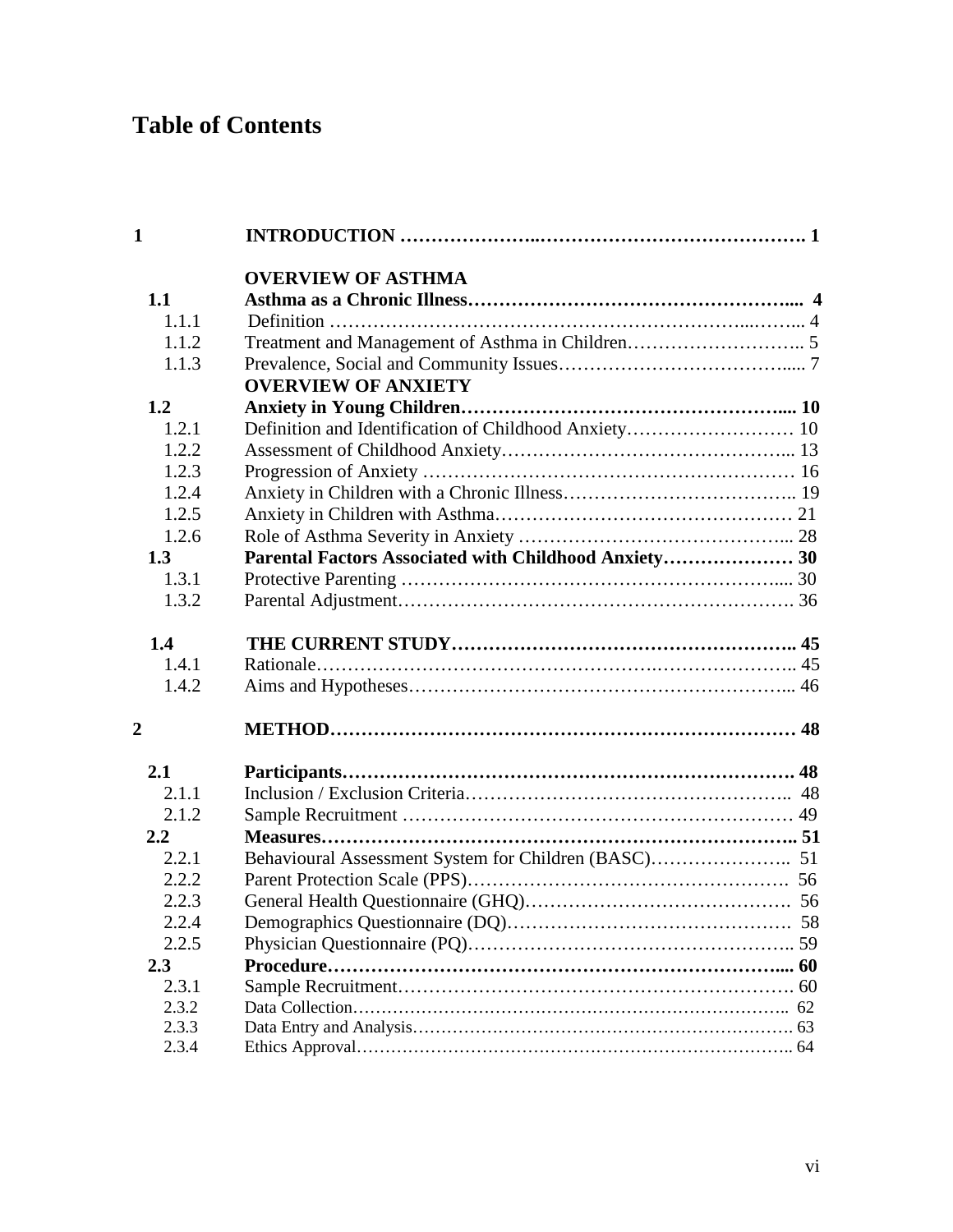# Table of Contents

| | | |
|---|---|---|
| **1** | **INTRODUCTION** | **1** |
| | **OVERVIEW OF ASTHMA** | |
| **1.1** | **Asthma as a Chronic Illness** | **4** |
| 1.1.1 | Definition | 4 |
| 1.1.2 | Treatment and Management of Asthma in Children | 5 |
| 1.1.3 | Prevalence, Social and Community Issues | 7 |
| | **OVERVIEW OF ANXIETY** | |
| **1.2** | **Anxiety in Young Children** | **10** |
| 1.2.1 | Definition and Identification of Childhood Anxiety | 10 |
| 1.2.2 | Assessment of Childhood Anxiety | 13 |
| 1.2.3 | Progression of Anxiety | 16 |
| 1.2.4 | Anxiety in Children with a Chronic Illness | 19 |
| 1.2.5 | Anxiety in Children with Asthma | 21 |
| 1.2.6 | Role of Asthma Severity in Anxiety | 28 |
| **1.3** | **Parental Factors Associated with Childhood Anxiety** | **30** |
| 1.3.1 | Protective Parenting | 30 |
| 1.3.2 | Parental Adjustment | 36 |
| **1.4** | **THE CURRENT STUDY** | **45** |
| 1.4.1 | Rationale | 45 |
| 1.4.2 | Aims and Hypotheses | 46 |
| **2** | **METHOD** | **48** |
| **2.1** | **Participants** | **48** |
| 2.1.1 | Inclusion / Exclusion Criteria | 48 |
| 2.1.2 | Sample Recruitment | 49 |
| **2.2** | **Measures** | **51** |
| 2.2.1 | Behavioural Assessment System for Children (BASC) | 51 |
| 2.2.2 | Parent Protection Scale (PPS) | 56 |
| 2.2.3 | General Health Questionnaire (GHQ) | 56 |
| 2.2.4 | Demographics Questionnaire (DQ) | 58 |
| 2.2.5 | Physician Questionnaire (PQ) | 59 |
| **2.3** | **Procedure** | **60** |
| 2.3.1 | Sample Recruitment | 60 |
| 2.3.2 | Data Collection | 62 |
| 2.3.3 | Data Entry and Analysis | 63 |
| 2.3.4 | Ethics Approval | 64 |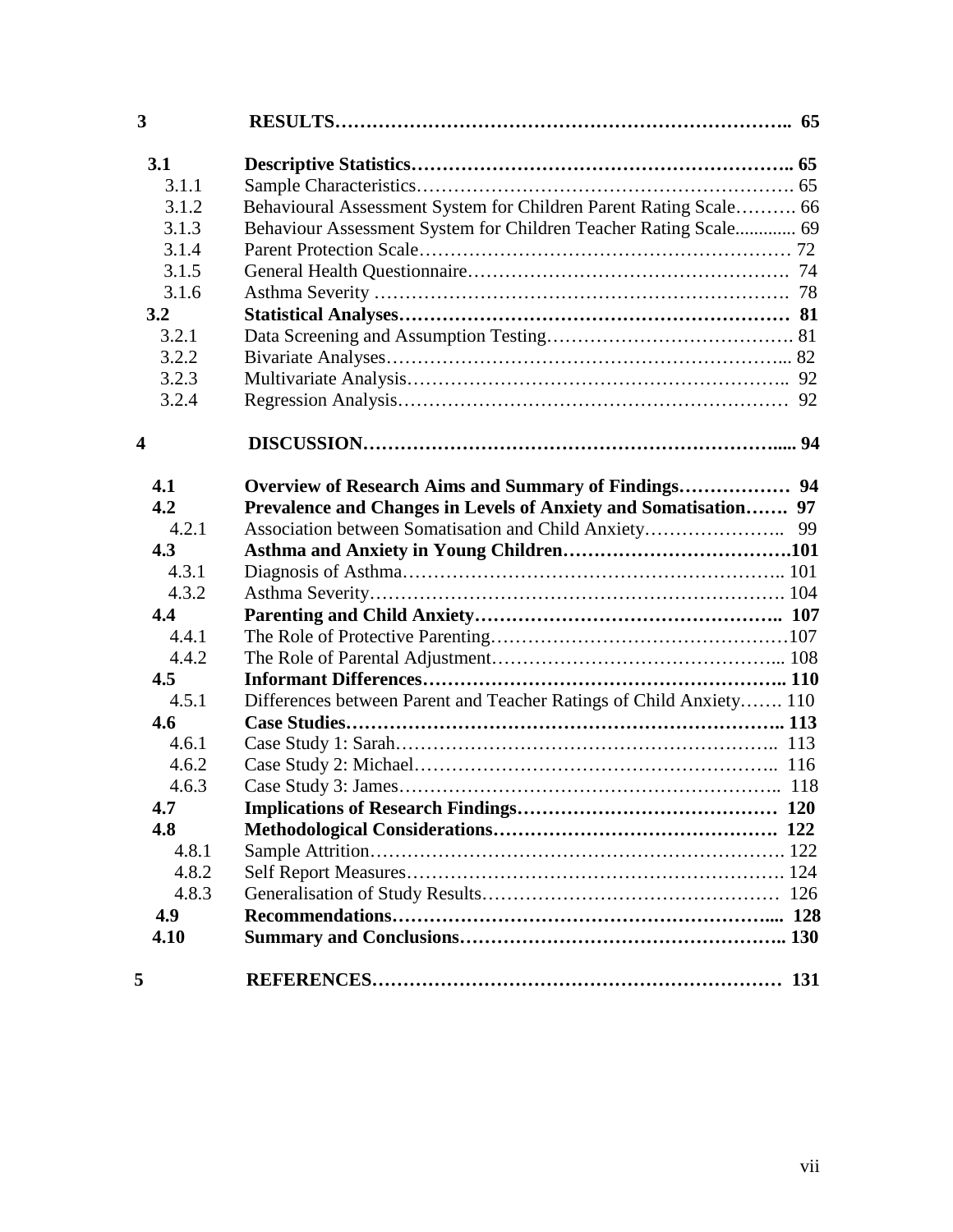| | | |
|---|---|---|
| **3** | **RESULTS** | **65** |
| **3.1** | **Descriptive Statistics** | **65** |
| 3.1.1 | Sample Characteristics | 65 |
| 3.1.2 | Behavioural Assessment System for Children Parent Rating Scale | 66 |
| 3.1.3 | Behaviour Assessment System for Children Teacher Rating Scale | 69 |
| 3.1.4 | Parent Protection Scale | 72 |
| 3.1.5 | General Health Questionnaire | 74 |
| 3.1.6 | Asthma Severity | 78 |
| **3.2** | **Statistical Analyses** | **81** |
| 3.2.1 | Data Screening and Assumption Testing | 81 |
| 3.2.2 | Bivariate Analyses | 82 |
| 3.2.3 | Multivariate Analysis | 92 |
| 3.2.4 | Regression Analysis | 92 |
| **4** | **DISCUSSION** | **94** |
| **4.1** | **Overview of Research Aims and Summary of Findings** | **94** |
| **4.2** | **Prevalence and Changes in Levels of Anxiety and Somatisation** | **97** |
| 4.2.1 | Association between Somatisation and Child Anxiety | 99 |
| **4.3** | **Asthma and Anxiety in Young Children** | **101** |
| 4.3.1 | Diagnosis of Asthma | 101 |
| 4.3.2 | Asthma Severity | 104 |
| **4.4** | **Parenting and Child Anxiety** | **107** |
| 4.4.1 | The Role of Protective Parenting | 107 |
| 4.4.2 | The Role of Parental Adjustment | 108 |
| **4.5** | **Informant Differences** | **110** |
| 4.5.1 | Differences between Parent and Teacher Ratings of Child Anxiety | 110 |
| **4.6** | **Case Studies** | **113** |
| 4.6.1 | Case Study 1: Sarah | 113 |
| 4.6.2 | Case Study 2: Michael | 116 |
| 4.6.3 | Case Study 3: James | 118 |
| **4.7** | **Implications of Research Findings** | **120** |
| **4.8** | **Methodological Considerations** | **122** |
| 4.8.1 | Sample Attrition | 122 |
| 4.8.2 | Self Report Measures | 124 |
| 4.8.3 | Generalisation of Study Results | 126 |
| **4.9** | **Recommendations** | **128** |
| **4.10** | **Summary and Conclusions** | **130** |
| **5** | **REFERENCES** | **131** |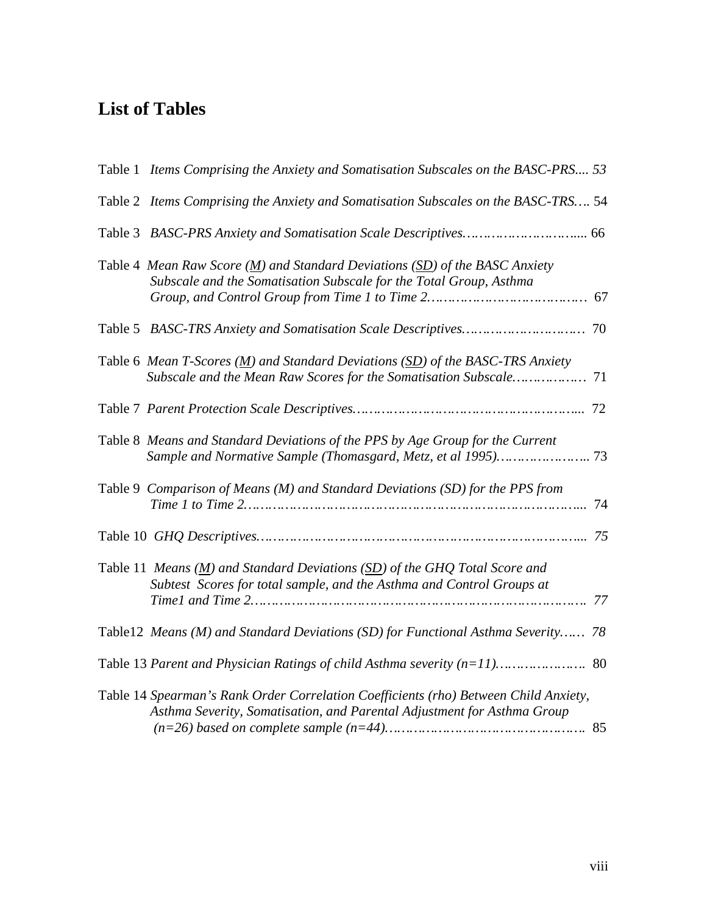# List of Tables

Table 1 *Items Comprising the Anxiety and Somatisation Subscales on the BASC-PRS.... 53*

Table 2 *Items Comprising the Anxiety and Somatisation Subscales on the BASC-TRS….* 54

Table 3 *BASC-PRS Anxiety and Somatisation Scale Descriptives…………………….....* 66

Table 4 *Mean Raw Score (M) and Standard Deviations (SD) of the BASC Anxiety Subscale and the Somatisation Subscale for the Total Group, Asthma Group, and Control Group from Time 1 to Time 2…………………………………* 67

Table 5 *BASC-TRS Anxiety and Somatisation Scale Descriptives…………………………* 70

Table 6 *Mean T-Scores (M) and Standard Deviations (SD) of the BASC-TRS Anxiety Subscale and the Mean Raw Scores for the Somatisation Subscale………………* 71

Table 7 *Parent Protection Scale Descriptives……………………………………………....* 72

Table 8 *Means and Standard Deviations of the PPS by Age Group for the Current Sample and Normative Sample (Thomasgard, Metz, et al 1995)…………………..* 73

Table 9 *Comparison of Means (M) and Standard Deviations (SD) for the PPS from Time 1 to Time 2…………………………………………………………………....* 74

Table 10 *GHQ Descriptives………………………………………………………………... 75*

Table 11 *Means (M) and Standard Deviations (SD) of the GHQ Total Score and Subtest Scores for total sample, and the Asthma and Control Groups at Time1 and Time 2………………………………………………………………………. 77*

Table12 *Means (M) and Standard Deviations (SD) for Functional Asthma Severity…… 78*

Table 13 *Parent and Physician Ratings of child Asthma severity (n=11)…………………..* 80

Table 14 *Spearman's Rank Order Correlation Coefficients (rho) Between Child Anxiety, Asthma Severity, Somatisation, and Parental Adjustment for Asthma Group (n=26) based on complete sample (n=44)………………………………………..* 85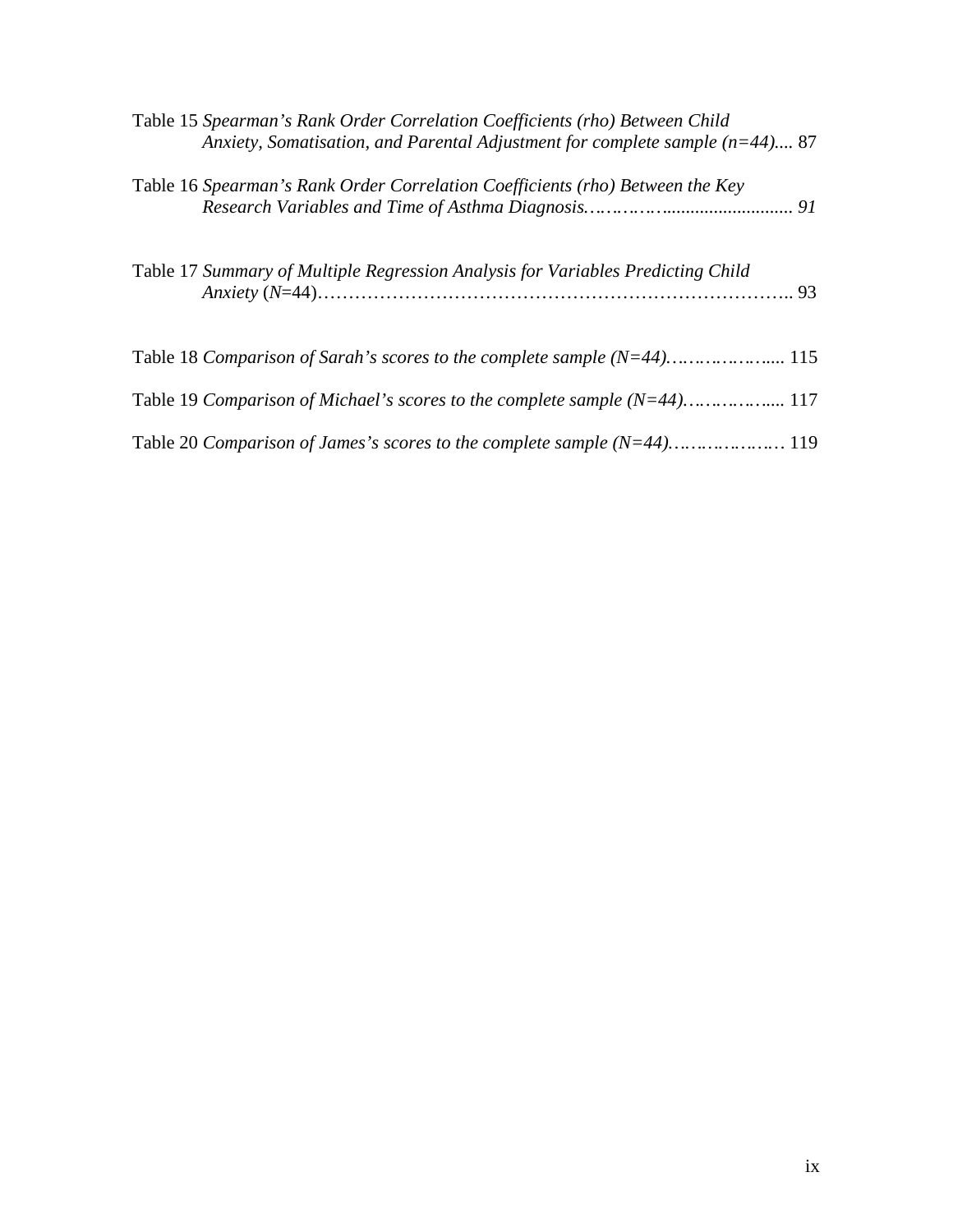Table 15 *Spearman's Rank Order Correlation Coefficients (rho) Between Child Anxiety, Somatisation, and Parental Adjustment for complete sample (n=44)*.... 87

Table 16 *Spearman's Rank Order Correlation Coefficients (rho) Between the Key Research Variables and Time of Asthma Diagnosis……………........................... 91*

Table 17 *Summary of Multiple Regression Analysis for Variables Predicting Child Anxiety* (*N*=44)………………………………………………………………….. 93

Table 18 *Comparison of Sarah's scores to the complete sample (N=44)………………....* 115

Table 19 *Comparison of Michael's scores to the complete sample (N=44)……………....* 117

Table 20 *Comparison of James's scores to the complete sample (N=44)…………………* 119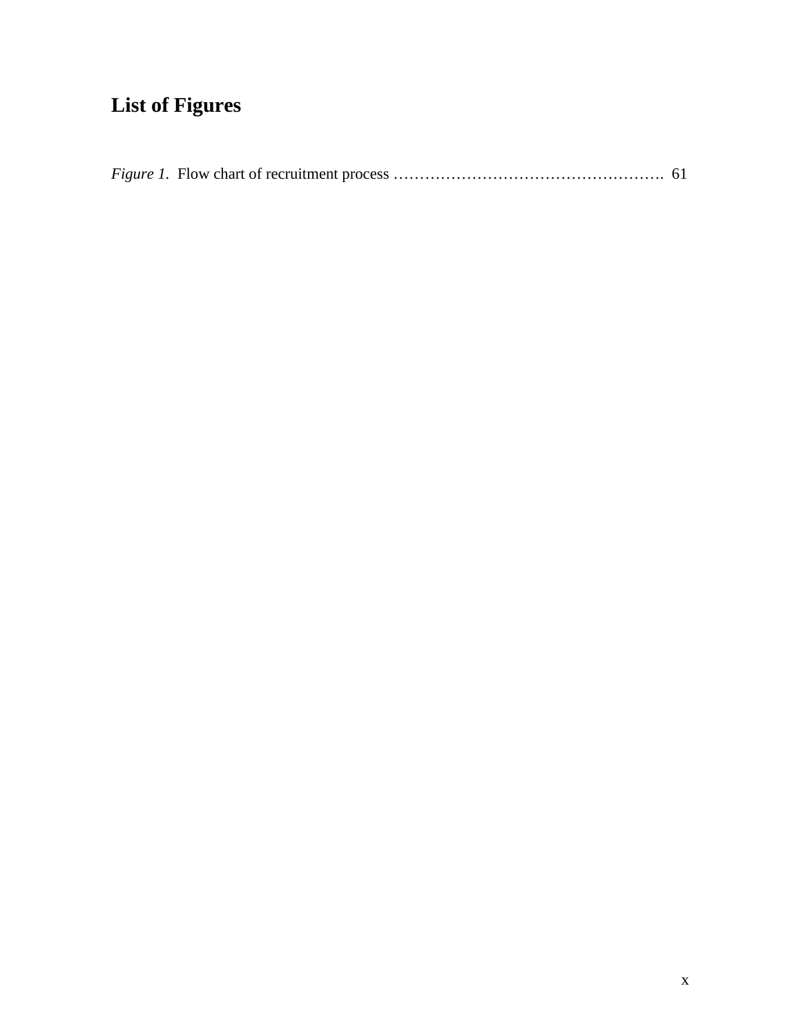# List of Figures

*Figure 1*. Flow chart of recruitment process ………………………………………………. 61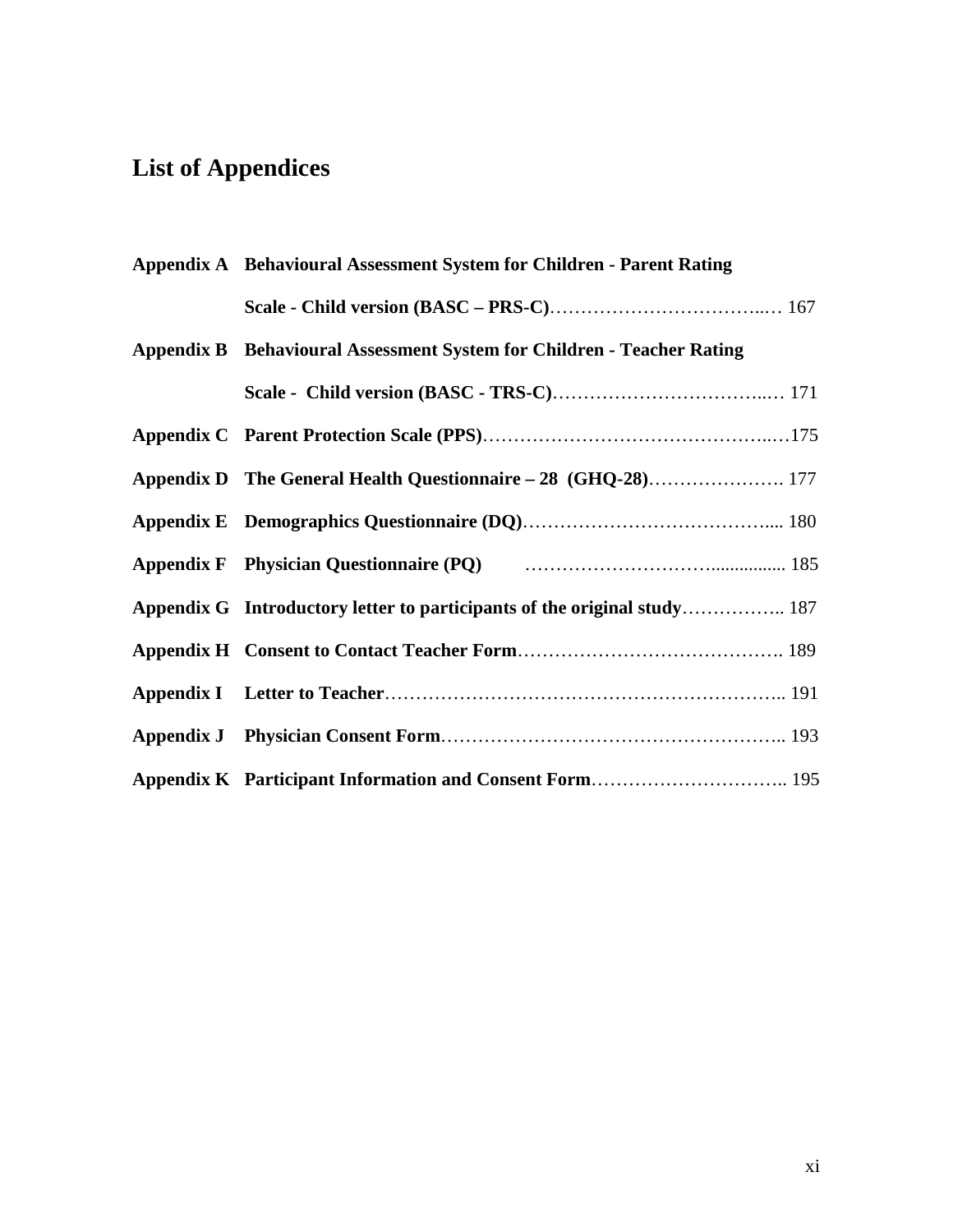# List of Appendices

| | | |
|---|---|---|
| **Appendix A** | **Behavioural Assessment System for Children - Parent Rating Scale - Child version (BASC – PRS-C)** | 167 |
| **Appendix B** | **Behavioural Assessment System for Children - Teacher Rating Scale - Child version (BASC - TRS-C)** | 171 |
| **Appendix C** | **Parent Protection Scale (PPS)** | 175 |
| **Appendix D** | **The General Health Questionnaire – 28 (GHQ-28)** | 177 |
| **Appendix E** | **Demographics Questionnaire (DQ)** | 180 |
| **Appendix F** | **Physician Questionnaire (PQ)** | 185 |
| **Appendix G** | **Introductory letter to participants of the original study** | 187 |
| **Appendix H** | **Consent to Contact Teacher Form** | 189 |
| **Appendix I** | **Letter to Teacher** | 191 |
| **Appendix J** | **Physician Consent Form** | 193 |
| **Appendix K** | **Participant Information and Consent Form** | 195 |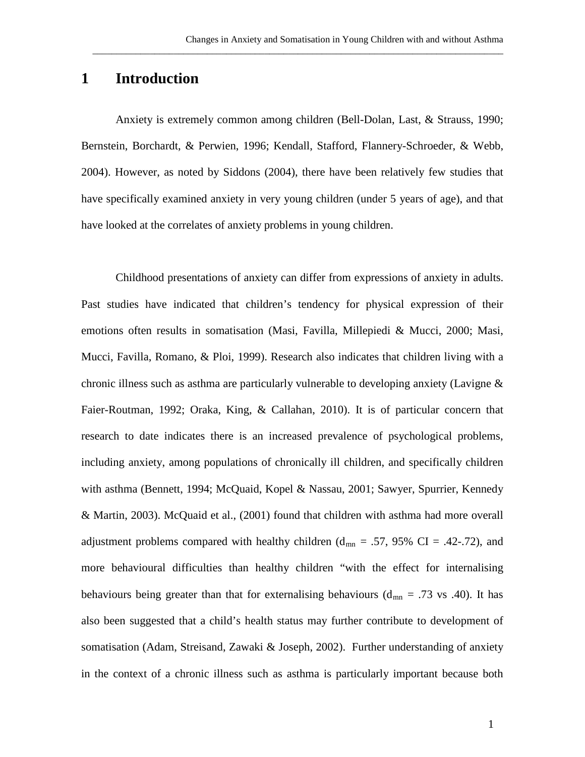# 1 Introduction

Anxiety is extremely common among children (Bell-Dolan, Last, & Strauss, 1990; Bernstein, Borchardt, & Perwien, 1996; Kendall, Stafford, Flannery-Schroeder, & Webb, 2004). However, as noted by Siddons (2004), there have been relatively few studies that have specifically examined anxiety in very young children (under 5 years of age), and that have looked at the correlates of anxiety problems in young children.

Childhood presentations of anxiety can differ from expressions of anxiety in adults. Past studies have indicated that children's tendency for physical expression of their emotions often results in somatisation (Masi, Favilla, Millepiedi & Mucci, 2000; Masi, Mucci, Favilla, Romano, & Ploi, 1999). Research also indicates that children living with a chronic illness such as asthma are particularly vulnerable to developing anxiety (Lavigne & Faier-Routman, 1992; Oraka, King, & Callahan, 2010). It is of particular concern that research to date indicates there is an increased prevalence of psychological problems, including anxiety, among populations of chronically ill children, and specifically children with asthma (Bennett, 1994; McQuaid, Kopel & Nassau, 2001; Sawyer, Spurrier, Kennedy & Martin, 2003). McQuaid et al., (2001) found that children with asthma had more overall adjustment problems compared with healthy children ($d_{mn}$ = .57, 95% CI = .42-.72), and more behavioural difficulties than healthy children "with the effect for internalising behaviours being greater than that for externalising behaviours ($d_{mn}$ = .73 vs .40). It has also been suggested that a child's health status may further contribute to development of somatisation (Adam, Streisand, Zawaki & Joseph, 2002). Further understanding of anxiety in the context of a chronic illness such as asthma is particularly important because both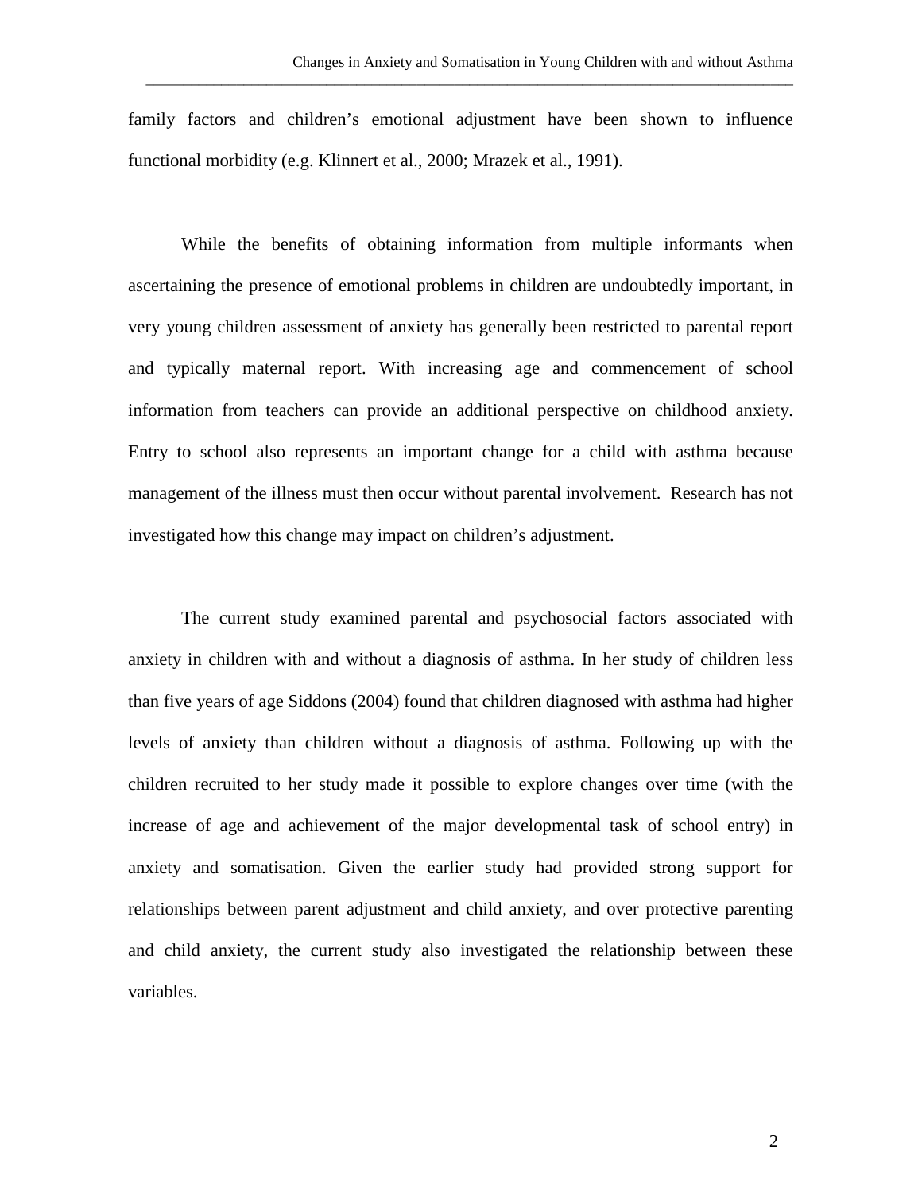family factors and children's emotional adjustment have been shown to influence functional morbidity (e.g. Klinnert et al., 2000; Mrazek et al., 1991).

While the benefits of obtaining information from multiple informants when ascertaining the presence of emotional problems in children are undoubtedly important, in very young children assessment of anxiety has generally been restricted to parental report and typically maternal report. With increasing age and commencement of school information from teachers can provide an additional perspective on childhood anxiety. Entry to school also represents an important change for a child with asthma because management of the illness must then occur without parental involvement. Research has not investigated how this change may impact on children's adjustment.

The current study examined parental and psychosocial factors associated with anxiety in children with and without a diagnosis of asthma. In her study of children less than five years of age Siddons (2004) found that children diagnosed with asthma had higher levels of anxiety than children without a diagnosis of asthma. Following up with the children recruited to her study made it possible to explore changes over time (with the increase of age and achievement of the major developmental task of school entry) in anxiety and somatisation. Given the earlier study had provided strong support for relationships between parent adjustment and child anxiety, and over protective parenting and child anxiety, the current study also investigated the relationship between these variables.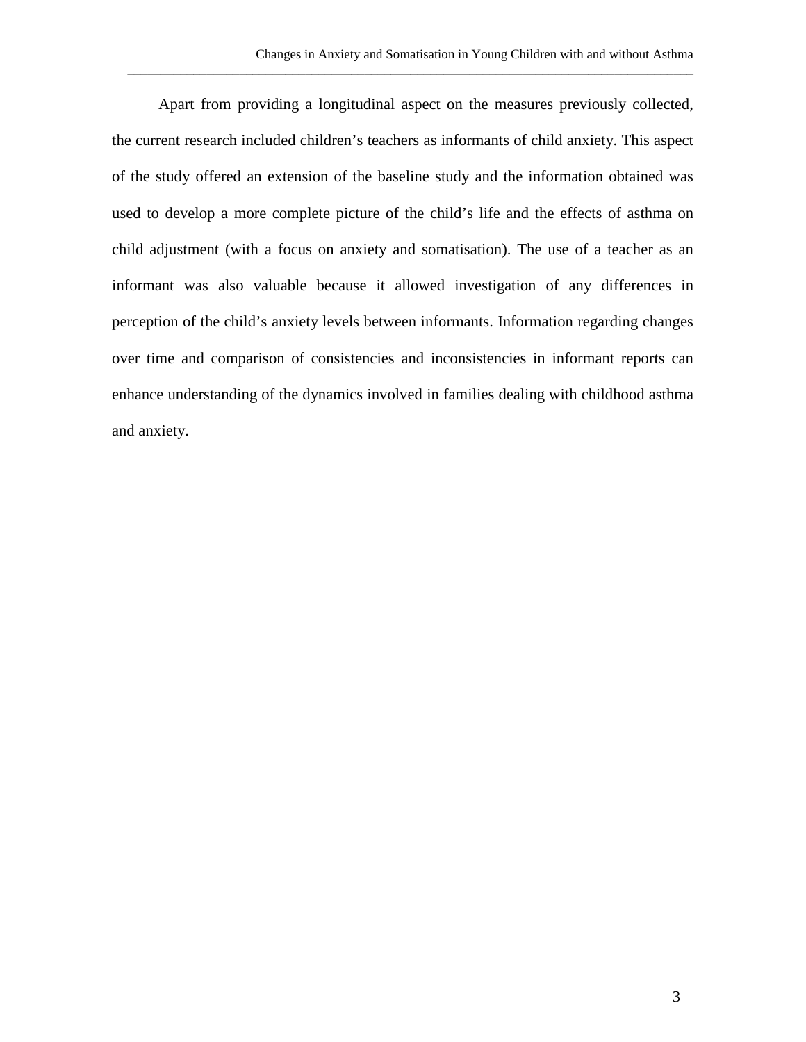Apart from providing a longitudinal aspect on the measures previously collected, the current research included children's teachers as informants of child anxiety. This aspect of the study offered an extension of the baseline study and the information obtained was used to develop a more complete picture of the child's life and the effects of asthma on child adjustment (with a focus on anxiety and somatisation). The use of a teacher as an informant was also valuable because it allowed investigation of any differences in perception of the child's anxiety levels between informants. Information regarding changes over time and comparison of consistencies and inconsistencies in informant reports can enhance understanding of the dynamics involved in families dealing with childhood asthma and anxiety.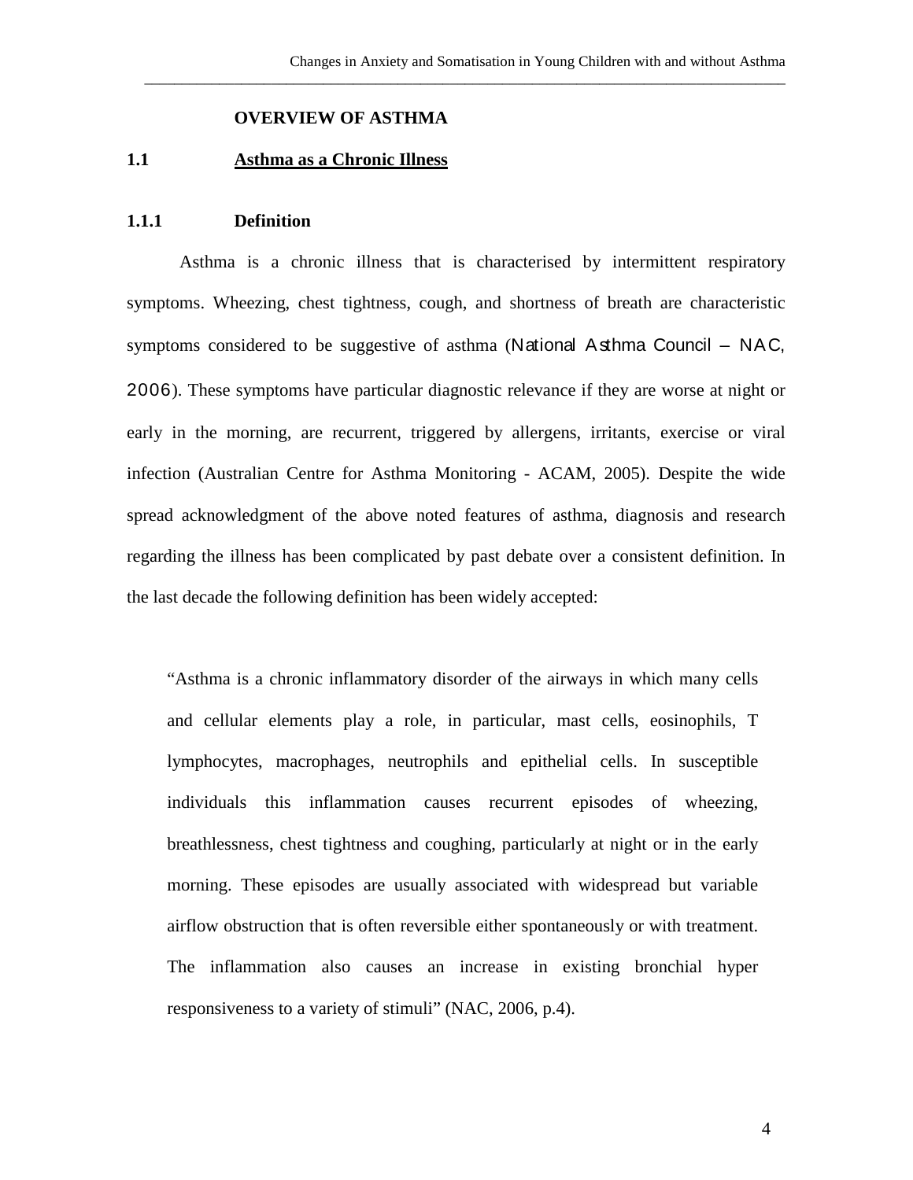# OVERVIEW OF ASTHMA

## 1.1 Asthma as a Chronic Illness

### 1.1.1 Definition

Asthma is a chronic illness that is characterised by intermittent respiratory symptoms. Wheezing, chest tightness, cough, and shortness of breath are characteristic symptoms considered to be suggestive of asthma (National Asthma Council – NAC, 2006). These symptoms have particular diagnostic relevance if they are worse at night or early in the morning, are recurrent, triggered by allergens, irritants, exercise or viral infection (Australian Centre for Asthma Monitoring - ACAM, 2005). Despite the wide spread acknowledgment of the above noted features of asthma, diagnosis and research regarding the illness has been complicated by past debate over a consistent definition. In the last decade the following definition has been widely accepted:

> "Asthma is a chronic inflammatory disorder of the airways in which many cells and cellular elements play a role, in particular, mast cells, eosinophils, T lymphocytes, macrophages, neutrophils and epithelial cells. In susceptible individuals this inflammation causes recurrent episodes of wheezing, breathlessness, chest tightness and coughing, particularly at night or in the early morning. These episodes are usually associated with widespread but variable airflow obstruction that is often reversible either spontaneously or with treatment. The inflammation also causes an increase in existing bronchial hyper responsiveness to a variety of stimuli" (NAC, 2006, p.4).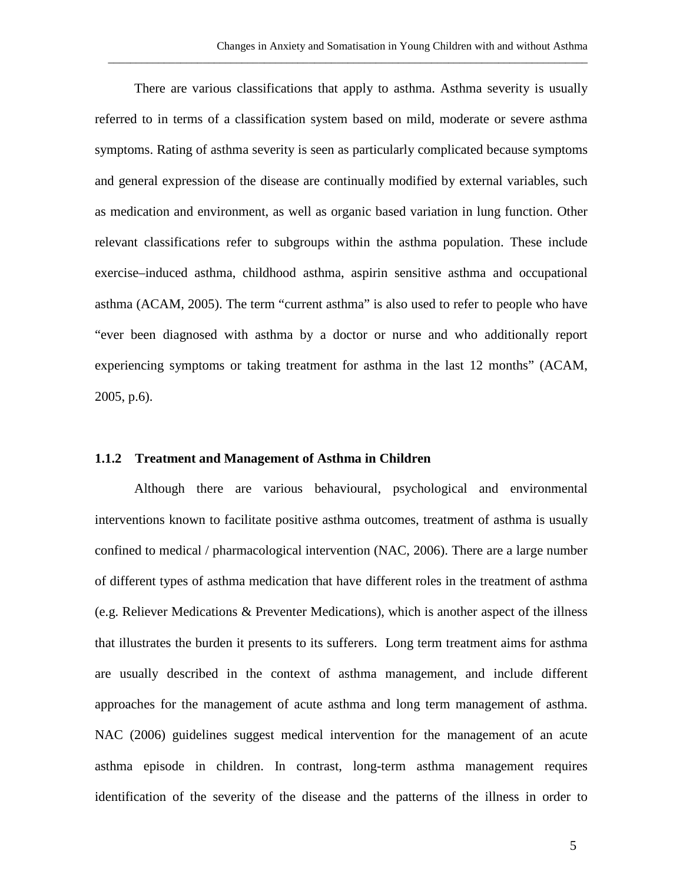There are various classifications that apply to asthma. Asthma severity is usually referred to in terms of a classification system based on mild, moderate or severe asthma symptoms. Rating of asthma severity is seen as particularly complicated because symptoms and general expression of the disease are continually modified by external variables, such as medication and environment, as well as organic based variation in lung function. Other relevant classifications refer to subgroups within the asthma population. These include exercise–induced asthma, childhood asthma, aspirin sensitive asthma and occupational asthma (ACAM, 2005). The term “current asthma” is also used to refer to people who have “ever been diagnosed with asthma by a doctor or nurse and who additionally report experiencing symptoms or taking treatment for asthma in the last 12 months” (ACAM, 2005, p.6).

### 1.1.2 Treatment and Management of Asthma in Children

Although there are various behavioural, psychological and environmental interventions known to facilitate positive asthma outcomes, treatment of asthma is usually confined to medical / pharmacological intervention (NAC, 2006). There are a large number of different types of asthma medication that have different roles in the treatment of asthma (e.g. Reliever Medications & Preventer Medications), which is another aspect of the illness that illustrates the burden it presents to its sufferers. Long term treatment aims for asthma are usually described in the context of asthma management, and include different approaches for the management of acute asthma and long term management of asthma. NAC (2006) guidelines suggest medical intervention for the management of an acute asthma episode in children. In contrast, long-term asthma management requires identification of the severity of the disease and the patterns of the illness in order to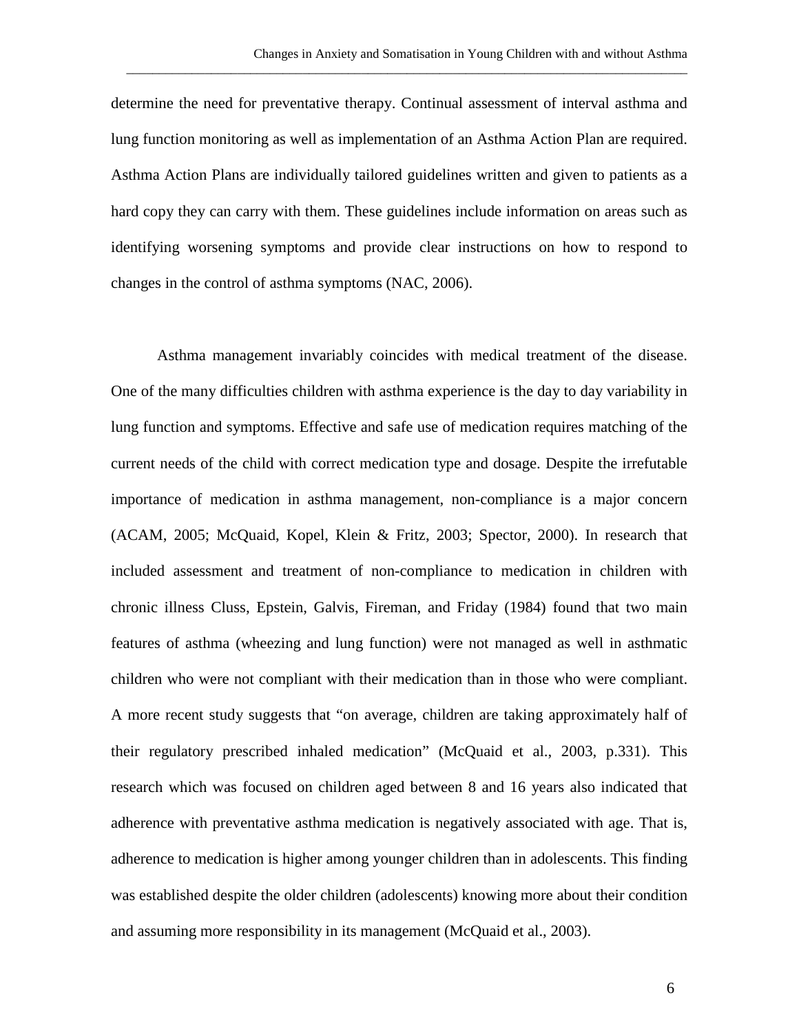determine the need for preventative therapy. Continual assessment of interval asthma and lung function monitoring as well as implementation of an Asthma Action Plan are required. Asthma Action Plans are individually tailored guidelines written and given to patients as a hard copy they can carry with them. These guidelines include information on areas such as identifying worsening symptoms and provide clear instructions on how to respond to changes in the control of asthma symptoms (NAC, 2006).

Asthma management invariably coincides with medical treatment of the disease. One of the many difficulties children with asthma experience is the day to day variability in lung function and symptoms. Effective and safe use of medication requires matching of the current needs of the child with correct medication type and dosage. Despite the irrefutable importance of medication in asthma management, non-compliance is a major concern (ACAM, 2005; McQuaid, Kopel, Klein & Fritz, 2003; Spector, 2000). In research that included assessment and treatment of non-compliance to medication in children with chronic illness Cluss, Epstein, Galvis, Fireman, and Friday (1984) found that two main features of asthma (wheezing and lung function) were not managed as well in asthmatic children who were not compliant with their medication than in those who were compliant. A more recent study suggests that "on average, children are taking approximately half of their regulatory prescribed inhaled medication" (McQuaid et al., 2003, p.331). This research which was focused on children aged between 8 and 16 years also indicated that adherence with preventative asthma medication is negatively associated with age. That is, adherence to medication is higher among younger children than in adolescents. This finding was established despite the older children (adolescents) knowing more about their condition and assuming more responsibility in its management (McQuaid et al., 2003).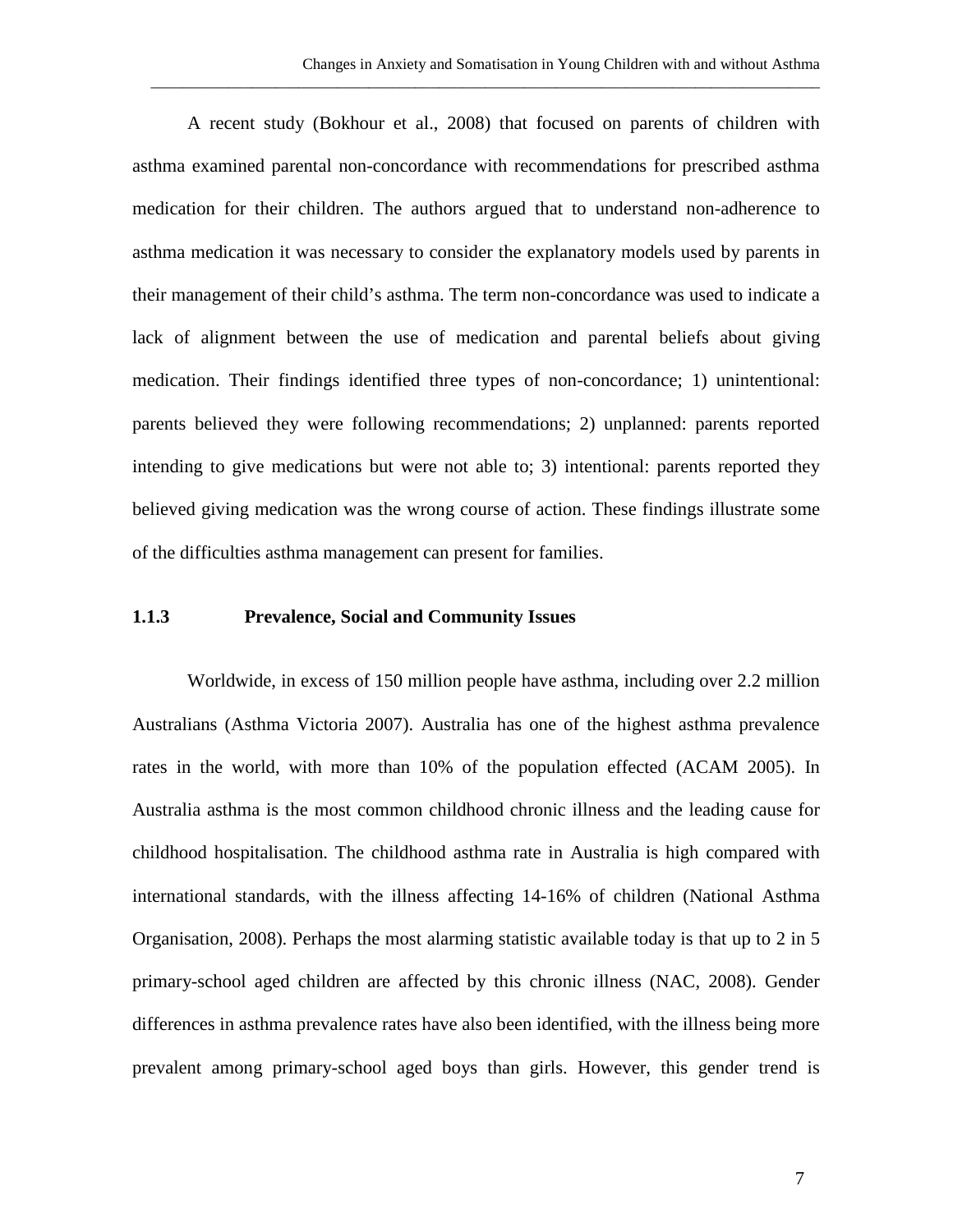A recent study (Bokhour et al., 2008) that focused on parents of children with asthma examined parental non-concordance with recommendations for prescribed asthma medication for their children. The authors argued that to understand non-adherence to asthma medication it was necessary to consider the explanatory models used by parents in their management of their child's asthma. The term non-concordance was used to indicate a lack of alignment between the use of medication and parental beliefs about giving medication. Their findings identified three types of non-concordance; 1) unintentional: parents believed they were following recommendations; 2) unplanned: parents reported intending to give medications but were not able to; 3) intentional: parents reported they believed giving medication was the wrong course of action. These findings illustrate some of the difficulties asthma management can present for families.

### 1.1.3 Prevalence, Social and Community Issues

Worldwide, in excess of 150 million people have asthma, including over 2.2 million Australians (Asthma Victoria 2007). Australia has one of the highest asthma prevalence rates in the world, with more than 10% of the population effected (ACAM 2005). In Australia asthma is the most common childhood chronic illness and the leading cause for childhood hospitalisation. The childhood asthma rate in Australia is high compared with international standards, with the illness affecting 14-16% of children (National Asthma Organisation, 2008). Perhaps the most alarming statistic available today is that up to 2 in 5 primary-school aged children are affected by this chronic illness (NAC, 2008). Gender differences in asthma prevalence rates have also been identified, with the illness being more prevalent among primary-school aged boys than girls. However, this gender trend is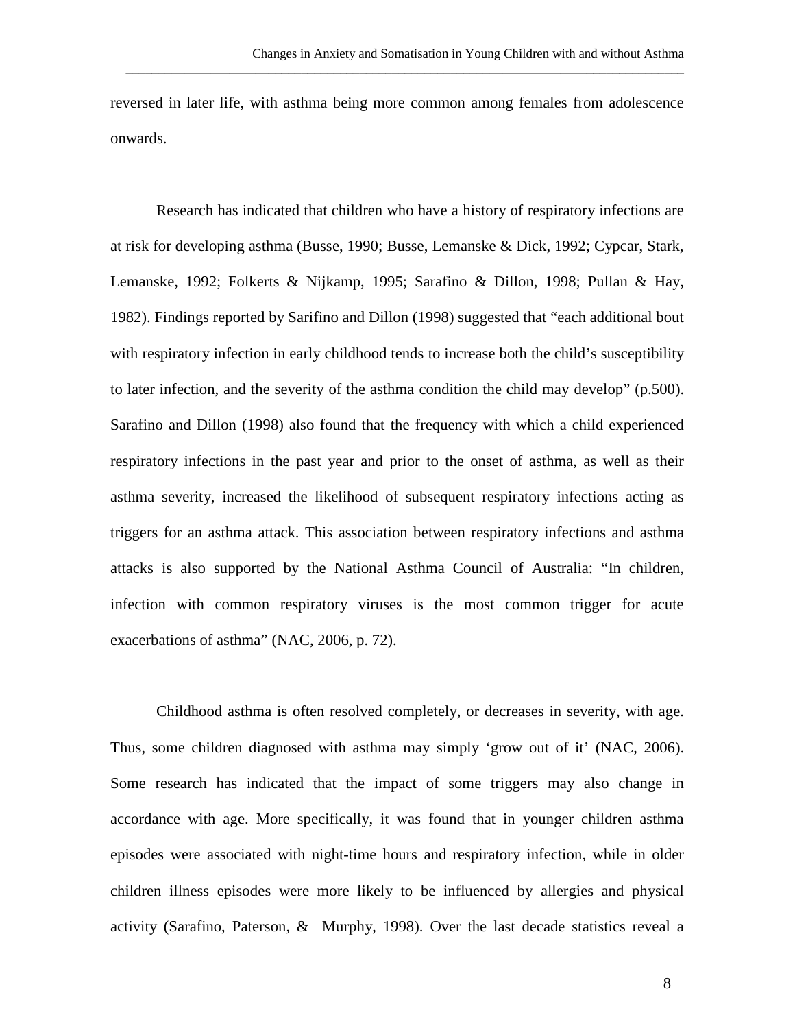reversed in later life, with asthma being more common among females from adolescence onwards.

Research has indicated that children who have a history of respiratory infections are at risk for developing asthma (Busse, 1990; Busse, Lemanske & Dick, 1992; Cypcar, Stark, Lemanske, 1992; Folkerts & Nijkamp, 1995; Sarafino & Dillon, 1998; Pullan & Hay, 1982). Findings reported by Sarifino and Dillon (1998) suggested that “each additional bout with respiratory infection in early childhood tends to increase both the child’s susceptibility to later infection, and the severity of the asthma condition the child may develop” (p.500). Sarafino and Dillon (1998) also found that the frequency with which a child experienced respiratory infections in the past year and prior to the onset of asthma, as well as their asthma severity, increased the likelihood of subsequent respiratory infections acting as triggers for an asthma attack. This association between respiratory infections and asthma attacks is also supported by the National Asthma Council of Australia: “In children, infection with common respiratory viruses is the most common trigger for acute exacerbations of asthma” (NAC, 2006, p. 72).

Childhood asthma is often resolved completely, or decreases in severity, with age. Thus, some children diagnosed with asthma may simply ‘grow out of it’ (NAC, 2006). Some research has indicated that the impact of some triggers may also change in accordance with age. More specifically, it was found that in younger children asthma episodes were associated with night-time hours and respiratory infection, while in older children illness episodes were more likely to be influenced by allergies and physical activity (Sarafino, Paterson, & Murphy, 1998). Over the last decade statistics reveal a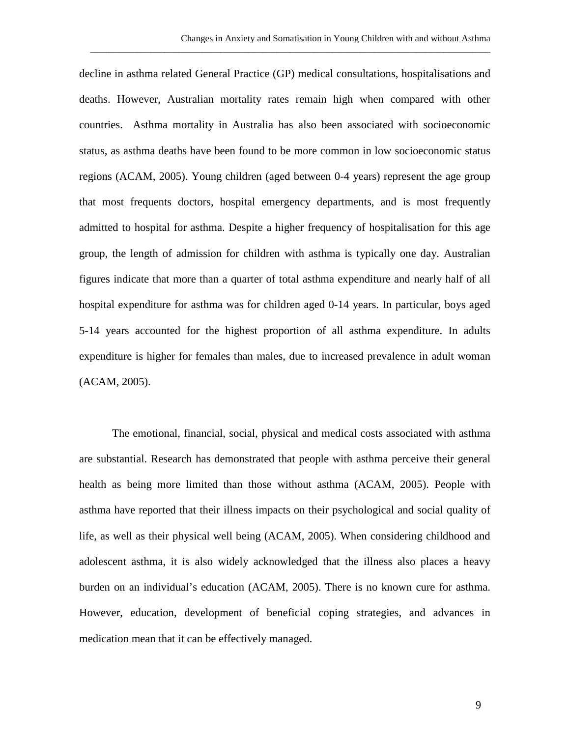decline in asthma related General Practice (GP) medical consultations, hospitalisations and deaths. However, Australian mortality rates remain high when compared with other countries. Asthma mortality in Australia has also been associated with socioeconomic status, as asthma deaths have been found to be more common in low socioeconomic status regions (ACAM, 2005). Young children (aged between 0-4 years) represent the age group that most frequents doctors, hospital emergency departments, and is most frequently admitted to hospital for asthma. Despite a higher frequency of hospitalisation for this age group, the length of admission for children with asthma is typically one day. Australian figures indicate that more than a quarter of total asthma expenditure and nearly half of all hospital expenditure for asthma was for children aged 0-14 years. In particular, boys aged 5-14 years accounted for the highest proportion of all asthma expenditure. In adults expenditure is higher for females than males, due to increased prevalence in adult woman (ACAM, 2005).

The emotional, financial, social, physical and medical costs associated with asthma are substantial. Research has demonstrated that people with asthma perceive their general health as being more limited than those without asthma (ACAM, 2005). People with asthma have reported that their illness impacts on their psychological and social quality of life, as well as their physical well being (ACAM, 2005). When considering childhood and adolescent asthma, it is also widely acknowledged that the illness also places a heavy burden on an individual's education (ACAM, 2005). There is no known cure for asthma. However, education, development of beneficial coping strategies, and advances in medication mean that it can be effectively managed.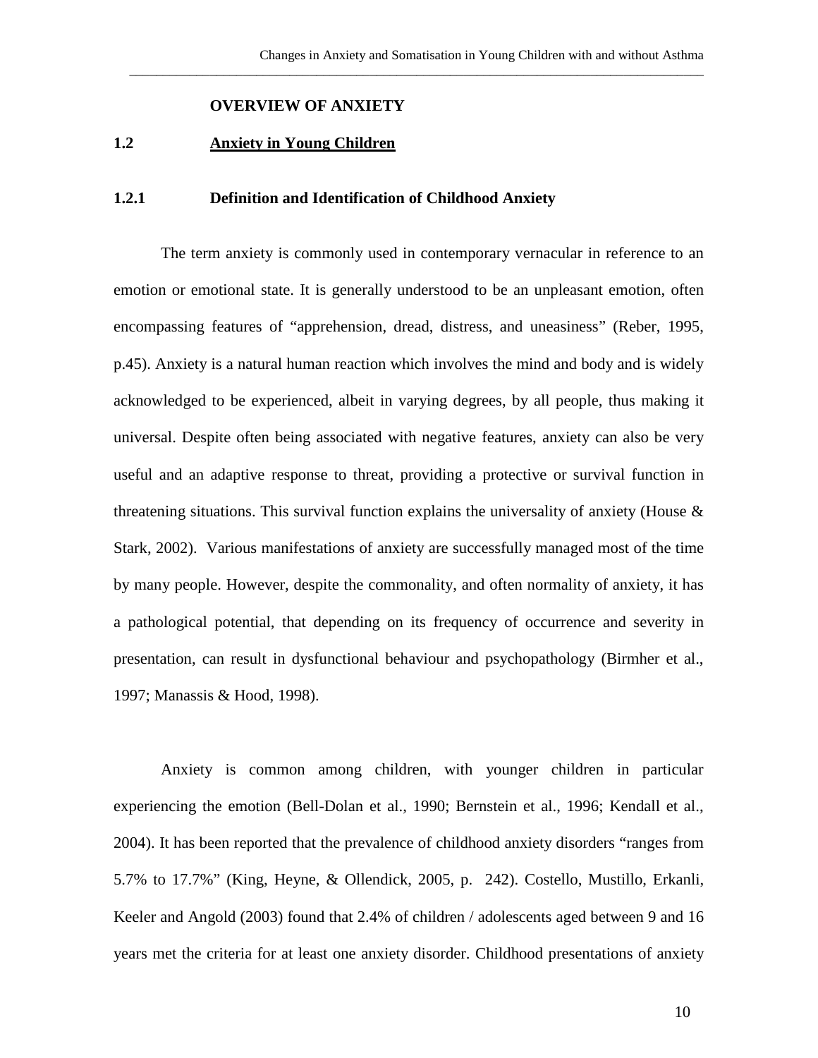## OVERVIEW OF ANXIETY

## 1.2 Anxiety in Young Children

### 1.2.1 Definition and Identification of Childhood Anxiety

The term anxiety is commonly used in contemporary vernacular in reference to an emotion or emotional state. It is generally understood to be an unpleasant emotion, often encompassing features of "apprehension, dread, distress, and uneasiness" (Reber, 1995, p.45). Anxiety is a natural human reaction which involves the mind and body and is widely acknowledged to be experienced, albeit in varying degrees, by all people, thus making it universal. Despite often being associated with negative features, anxiety can also be very useful and an adaptive response to threat, providing a protective or survival function in threatening situations. This survival function explains the universality of anxiety (House & Stark, 2002). Various manifestations of anxiety are successfully managed most of the time by many people. However, despite the commonality, and often normality of anxiety, it has a pathological potential, that depending on its frequency of occurrence and severity in presentation, can result in dysfunctional behaviour and psychopathology (Birmher et al., 1997; Manassis & Hood, 1998).

Anxiety is common among children, with younger children in particular experiencing the emotion (Bell-Dolan et al., 1990; Bernstein et al., 1996; Kendall et al., 2004). It has been reported that the prevalence of childhood anxiety disorders "ranges from 5.7% to 17.7%" (King, Heyne, & Ollendick, 2005, p. 242). Costello, Mustillo, Erkanli, Keeler and Angold (2003) found that 2.4% of children / adolescents aged between 9 and 16 years met the criteria for at least one anxiety disorder. Childhood presentations of anxiety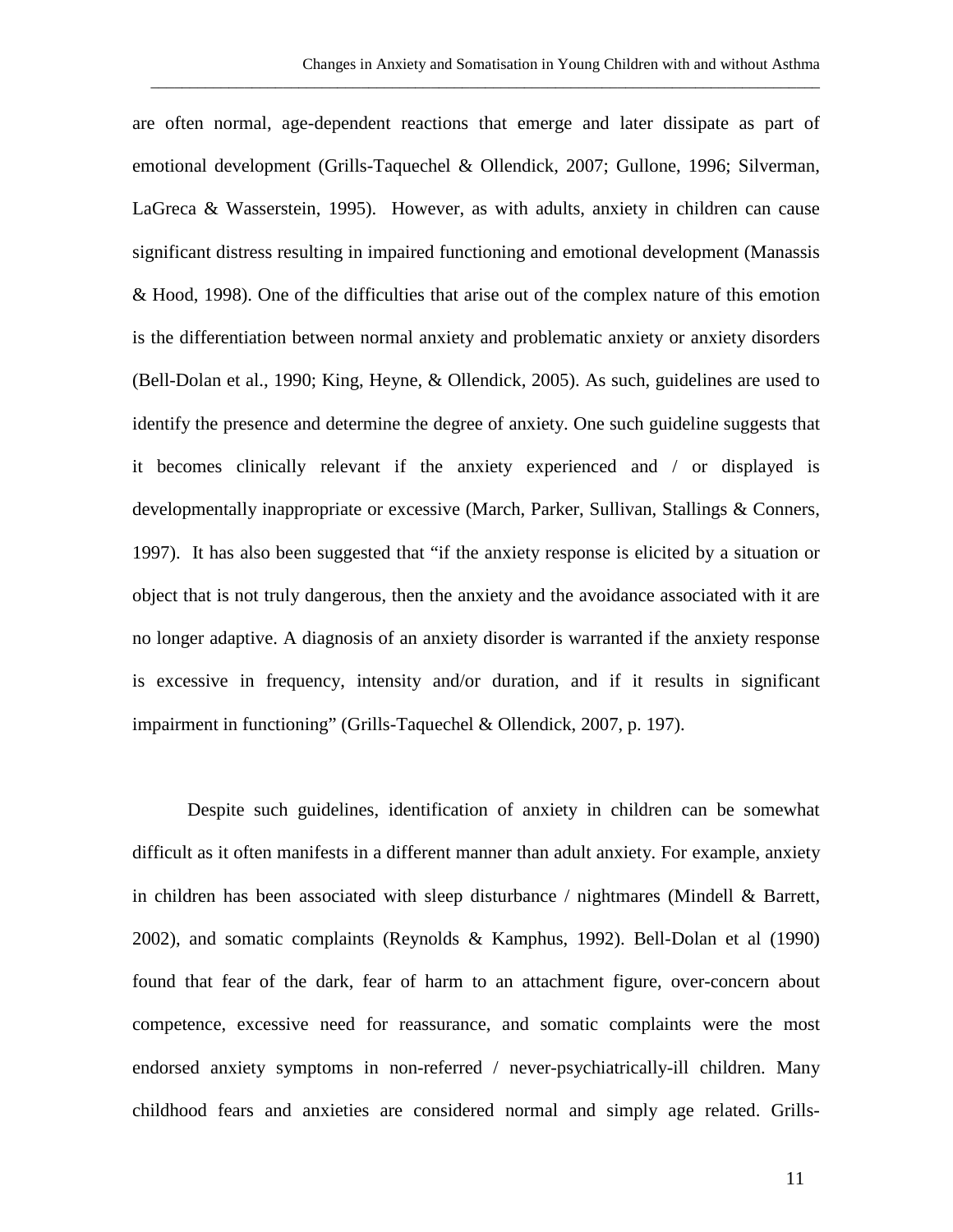are often normal, age-dependent reactions that emerge and later dissipate as part of emotional development (Grills-Taquechel & Ollendick, 2007; Gullone, 1996; Silverman, LaGreca & Wasserstein, 1995). However, as with adults, anxiety in children can cause significant distress resulting in impaired functioning and emotional development (Manassis & Hood, 1998). One of the difficulties that arise out of the complex nature of this emotion is the differentiation between normal anxiety and problematic anxiety or anxiety disorders (Bell-Dolan et al., 1990; King, Heyne, & Ollendick, 2005). As such, guidelines are used to identify the presence and determine the degree of anxiety. One such guideline suggests that it becomes clinically relevant if the anxiety experienced and / or displayed is developmentally inappropriate or excessive (March, Parker, Sullivan, Stallings & Conners, 1997). It has also been suggested that "if the anxiety response is elicited by a situation or object that is not truly dangerous, then the anxiety and the avoidance associated with it are no longer adaptive. A diagnosis of an anxiety disorder is warranted if the anxiety response is excessive in frequency, intensity and/or duration, and if it results in significant impairment in functioning" (Grills-Taquechel & Ollendick, 2007, p. 197).

Despite such guidelines, identification of anxiety in children can be somewhat difficult as it often manifests in a different manner than adult anxiety. For example, anxiety in children has been associated with sleep disturbance / nightmares (Mindell & Barrett, 2002), and somatic complaints (Reynolds & Kamphus, 1992). Bell-Dolan et al (1990) found that fear of the dark, fear of harm to an attachment figure, over-concern about competence, excessive need for reassurance, and somatic complaints were the most endorsed anxiety symptoms in non-referred / never-psychiatrically-ill children. Many childhood fears and anxieties are considered normal and simply age related. Grills-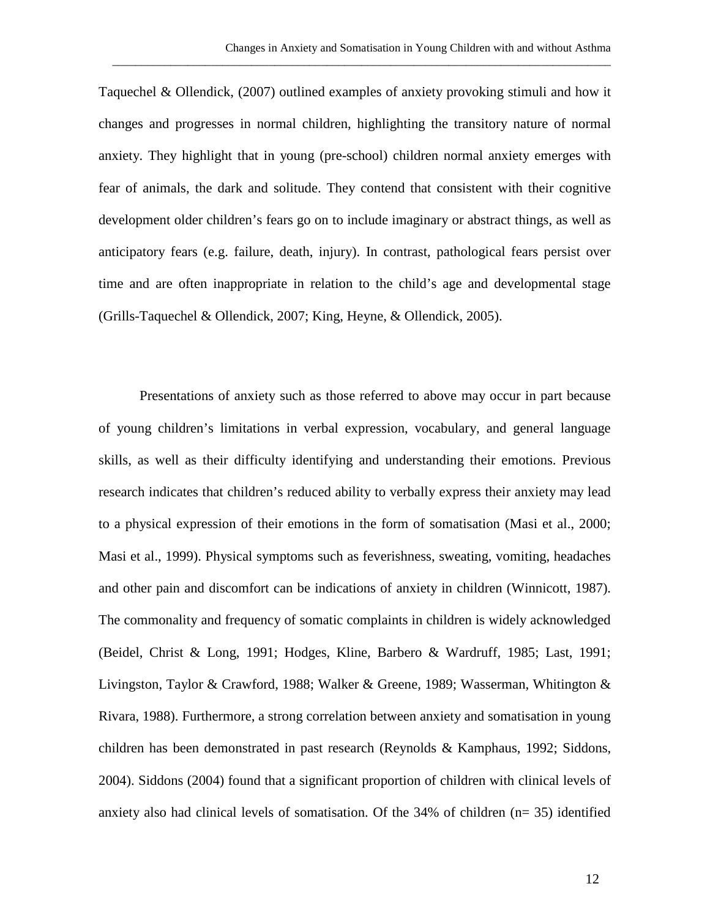Taquechel & Ollendick, (2007) outlined examples of anxiety provoking stimuli and how it changes and progresses in normal children, highlighting the transitory nature of normal anxiety. They highlight that in young (pre-school) children normal anxiety emerges with fear of animals, the dark and solitude. They contend that consistent with their cognitive development older children's fears go on to include imaginary or abstract things, as well as anticipatory fears (e.g. failure, death, injury). In contrast, pathological fears persist over time and are often inappropriate in relation to the child's age and developmental stage (Grills-Taquechel & Ollendick, 2007; King, Heyne, & Ollendick, 2005).

Presentations of anxiety such as those referred to above may occur in part because of young children's limitations in verbal expression, vocabulary, and general language skills, as well as their difficulty identifying and understanding their emotions. Previous research indicates that children's reduced ability to verbally express their anxiety may lead to a physical expression of their emotions in the form of somatisation (Masi et al., 2000; Masi et al., 1999). Physical symptoms such as feverishness, sweating, vomiting, headaches and other pain and discomfort can be indications of anxiety in children (Winnicott, 1987). The commonality and frequency of somatic complaints in children is widely acknowledged (Beidel, Christ & Long, 1991; Hodges, Kline, Barbero & Wardruff, 1985; Last, 1991; Livingston, Taylor & Crawford, 1988; Walker & Greene, 1989; Wasserman, Whitington & Rivara, 1988). Furthermore, a strong correlation between anxiety and somatisation in young children has been demonstrated in past research (Reynolds & Kamphaus, 1992; Siddons, 2004). Siddons (2004) found that a significant proportion of children with clinical levels of anxiety also had clinical levels of somatisation. Of the 34% of children (n= 35) identified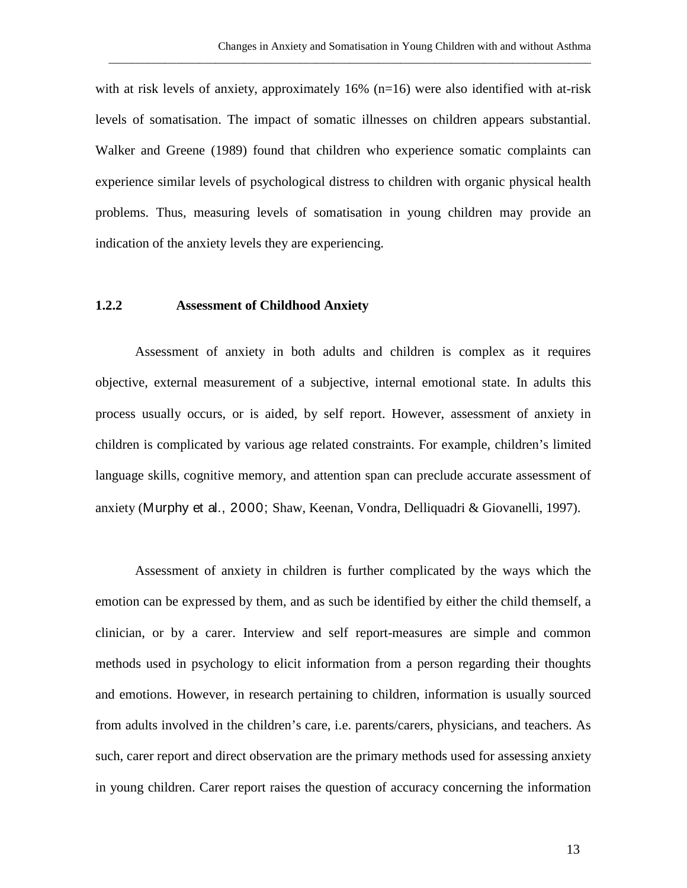with at risk levels of anxiety, approximately 16% (n=16) were also identified with at-risk levels of somatisation. The impact of somatic illnesses on children appears substantial. Walker and Greene (1989) found that children who experience somatic complaints can experience similar levels of psychological distress to children with organic physical health problems. Thus, measuring levels of somatisation in young children may provide an indication of the anxiety levels they are experiencing.

### 1.2.2 Assessment of Childhood Anxiety

Assessment of anxiety in both adults and children is complex as it requires objective, external measurement of a subjective, internal emotional state. In adults this process usually occurs, or is aided, by self report. However, assessment of anxiety in children is complicated by various age related constraints. For example, children's limited language skills, cognitive memory, and attention span can preclude accurate assessment of anxiety (Murphy et al., 2000; Shaw, Keenan, Vondra, Delliquadri & Giovanelli, 1997).

Assessment of anxiety in children is further complicated by the ways which the emotion can be expressed by them, and as such be identified by either the child themself, a clinician, or by a carer. Interview and self report-measures are simple and common methods used in psychology to elicit information from a person regarding their thoughts and emotions. However, in research pertaining to children, information is usually sourced from adults involved in the children's care, i.e. parents/carers, physicians, and teachers. As such, carer report and direct observation are the primary methods used for assessing anxiety in young children. Carer report raises the question of accuracy concerning the information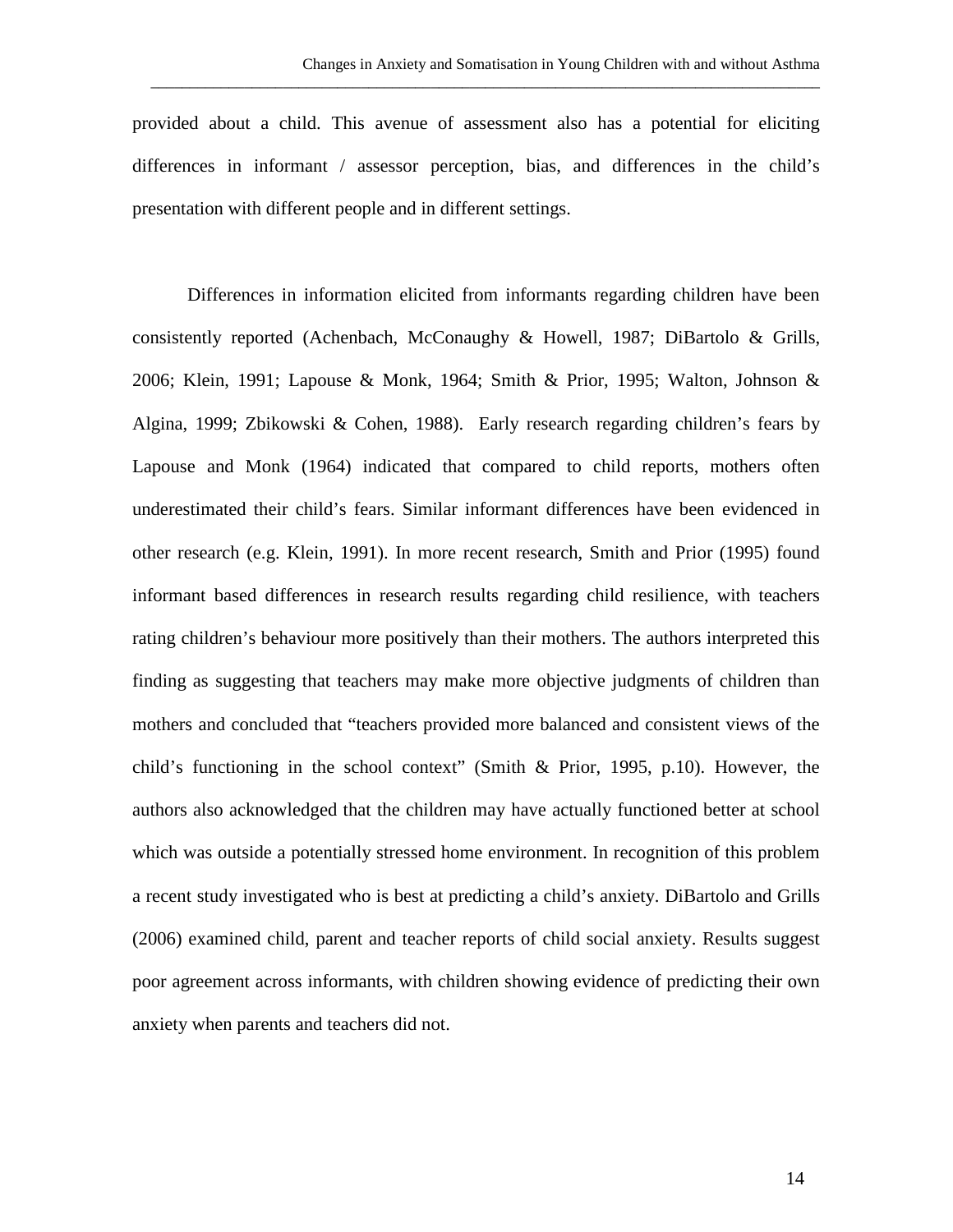provided about a child. This avenue of assessment also has a potential for eliciting differences in informant / assessor perception, bias, and differences in the child's presentation with different people and in different settings.

Differences in information elicited from informants regarding children have been consistently reported (Achenbach, McConaughy & Howell, 1987; DiBartolo & Grills, 2006; Klein, 1991; Lapouse & Monk, 1964; Smith & Prior, 1995; Walton, Johnson & Algina, 1999; Zbikowski & Cohen, 1988). Early research regarding children's fears by Lapouse and Monk (1964) indicated that compared to child reports, mothers often underestimated their child's fears. Similar informant differences have been evidenced in other research (e.g. Klein, 1991). In more recent research, Smith and Prior (1995) found informant based differences in research results regarding child resilience, with teachers rating children's behaviour more positively than their mothers. The authors interpreted this finding as suggesting that teachers may make more objective judgments of children than mothers and concluded that "teachers provided more balanced and consistent views of the child's functioning in the school context" (Smith & Prior, 1995, p.10). However, the authors also acknowledged that the children may have actually functioned better at school which was outside a potentially stressed home environment. In recognition of this problem a recent study investigated who is best at predicting a child's anxiety. DiBartolo and Grills (2006) examined child, parent and teacher reports of child social anxiety. Results suggest poor agreement across informants, with children showing evidence of predicting their own anxiety when parents and teachers did not.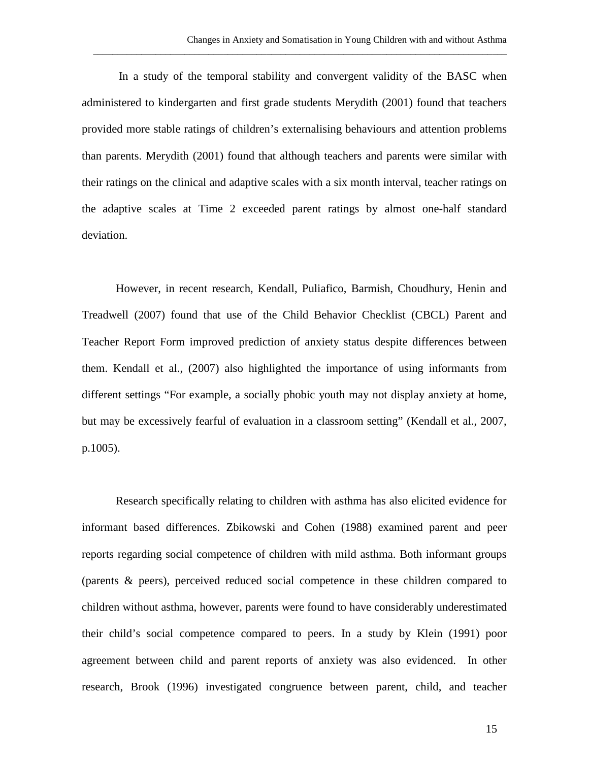In a study of the temporal stability and convergent validity of the BASC when administered to kindergarten and first grade students Merydith (2001) found that teachers provided more stable ratings of children's externalising behaviours and attention problems than parents. Merydith (2001) found that although teachers and parents were similar with their ratings on the clinical and adaptive scales with a six month interval, teacher ratings on the adaptive scales at Time 2 exceeded parent ratings by almost one-half standard deviation.

However, in recent research, Kendall, Puliafico, Barmish, Choudhury, Henin and Treadwell (2007) found that use of the Child Behavior Checklist (CBCL) Parent and Teacher Report Form improved prediction of anxiety status despite differences between them. Kendall et al., (2007) also highlighted the importance of using informants from different settings "For example, a socially phobic youth may not display anxiety at home, but may be excessively fearful of evaluation in a classroom setting" (Kendall et al., 2007, p.1005).

Research specifically relating to children with asthma has also elicited evidence for informant based differences. Zbikowski and Cohen (1988) examined parent and peer reports regarding social competence of children with mild asthma. Both informant groups (parents & peers), perceived reduced social competence in these children compared to children without asthma, however, parents were found to have considerably underestimated their child's social competence compared to peers. In a study by Klein (1991) poor agreement between child and parent reports of anxiety was also evidenced. In other research, Brook (1996) investigated congruence between parent, child, and teacher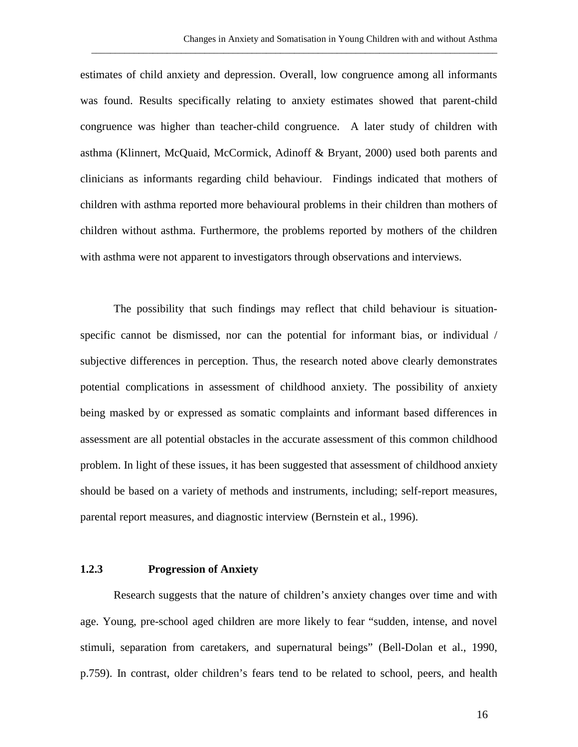estimates of child anxiety and depression. Overall, low congruence among all informants was found. Results specifically relating to anxiety estimates showed that parent-child congruence was higher than teacher-child congruence. A later study of children with asthma (Klinnert, McQuaid, McCormick, Adinoff & Bryant, 2000) used both parents and clinicians as informants regarding child behaviour. Findings indicated that mothers of children with asthma reported more behavioural problems in their children than mothers of children without asthma. Furthermore, the problems reported by mothers of the children with asthma were not apparent to investigators through observations and interviews.

The possibility that such findings may reflect that child behaviour is situation-specific cannot be dismissed, nor can the potential for informant bias, or individual / subjective differences in perception. Thus, the research noted above clearly demonstrates potential complications in assessment of childhood anxiety. The possibility of anxiety being masked by or expressed as somatic complaints and informant based differences in assessment are all potential obstacles in the accurate assessment of this common childhood problem. In light of these issues, it has been suggested that assessment of childhood anxiety should be based on a variety of methods and instruments, including; self-report measures, parental report measures, and diagnostic interview (Bernstein et al., 1996).

### 1.2.3 Progression of Anxiety

Research suggests that the nature of children's anxiety changes over time and with age. Young, pre-school aged children are more likely to fear "sudden, intense, and novel stimuli, separation from caretakers, and supernatural beings" (Bell-Dolan et al., 1990, p.759). In contrast, older children's fears tend to be related to school, peers, and health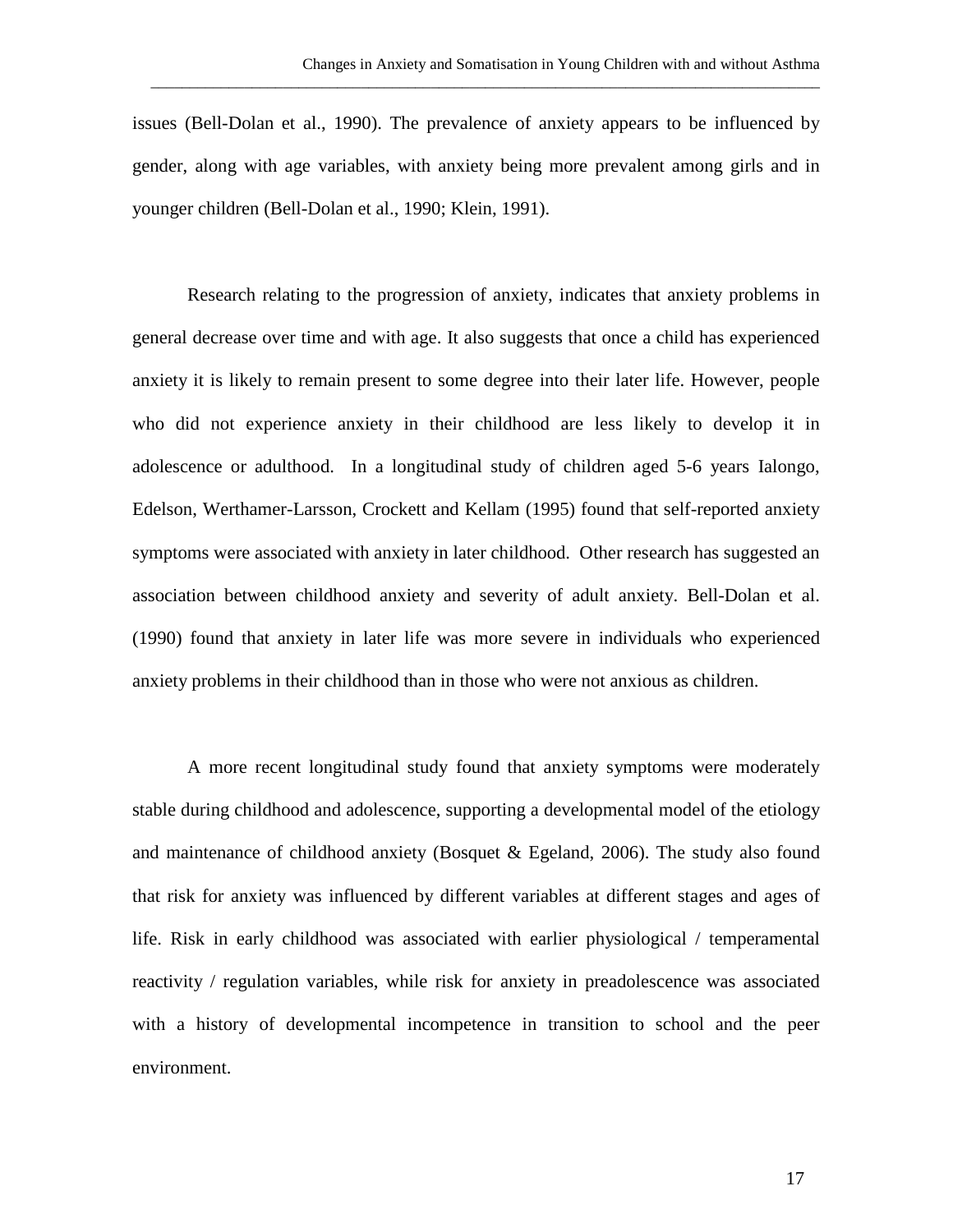issues (Bell-Dolan et al., 1990). The prevalence of anxiety appears to be influenced by gender, along with age variables, with anxiety being more prevalent among girls and in younger children (Bell-Dolan et al., 1990; Klein, 1991).

Research relating to the progression of anxiety, indicates that anxiety problems in general decrease over time and with age. It also suggests that once a child has experienced anxiety it is likely to remain present to some degree into their later life. However, people who did not experience anxiety in their childhood are less likely to develop it in adolescence or adulthood. In a longitudinal study of children aged 5-6 years Ialongo, Edelson, Werthamer-Larsson, Crockett and Kellam (1995) found that self-reported anxiety symptoms were associated with anxiety in later childhood. Other research has suggested an association between childhood anxiety and severity of adult anxiety. Bell-Dolan et al. (1990) found that anxiety in later life was more severe in individuals who experienced anxiety problems in their childhood than in those who were not anxious as children.

A more recent longitudinal study found that anxiety symptoms were moderately stable during childhood and adolescence, supporting a developmental model of the etiology and maintenance of childhood anxiety (Bosquet & Egeland, 2006). The study also found that risk for anxiety was influenced by different variables at different stages and ages of life. Risk in early childhood was associated with earlier physiological / temperamental reactivity / regulation variables, while risk for anxiety in preadolescence was associated with a history of developmental incompetence in transition to school and the peer environment.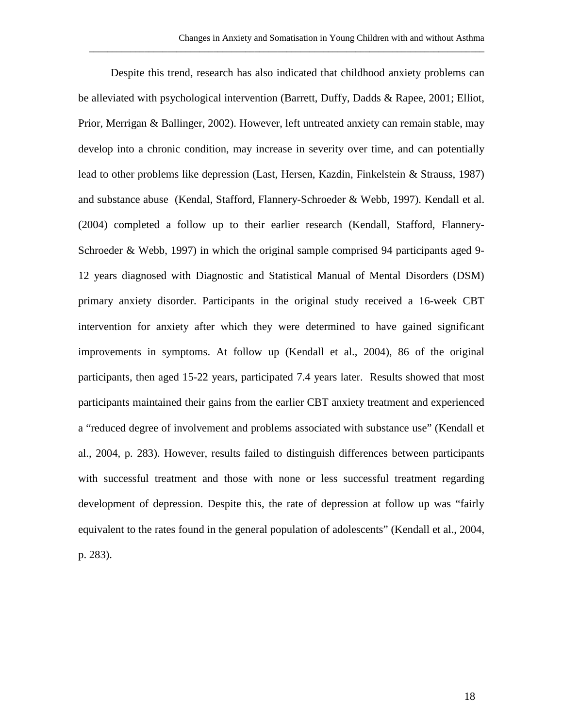Despite this trend, research has also indicated that childhood anxiety problems can be alleviated with psychological intervention (Barrett, Duffy, Dadds & Rapee, 2001; Elliot, Prior, Merrigan & Ballinger, 2002). However, left untreated anxiety can remain stable, may develop into a chronic condition, may increase in severity over time, and can potentially lead to other problems like depression (Last, Hersen, Kazdin, Finkelstein & Strauss, 1987) and substance abuse (Kendal, Stafford, Flannery-Schroeder & Webb, 1997). Kendall et al. (2004) completed a follow up to their earlier research (Kendall, Stafford, Flannery-Schroeder & Webb, 1997) in which the original sample comprised 94 participants aged 9-12 years diagnosed with Diagnostic and Statistical Manual of Mental Disorders (DSM) primary anxiety disorder. Participants in the original study received a 16-week CBT intervention for anxiety after which they were determined to have gained significant improvements in symptoms. At follow up (Kendall et al., 2004), 86 of the original participants, then aged 15-22 years, participated 7.4 years later. Results showed that most participants maintained their gains from the earlier CBT anxiety treatment and experienced a "reduced degree of involvement and problems associated with substance use" (Kendall et al., 2004, p. 283). However, results failed to distinguish differences between participants with successful treatment and those with none or less successful treatment regarding development of depression. Despite this, the rate of depression at follow up was "fairly equivalent to the rates found in the general population of adolescents" (Kendall et al., 2004, p. 283).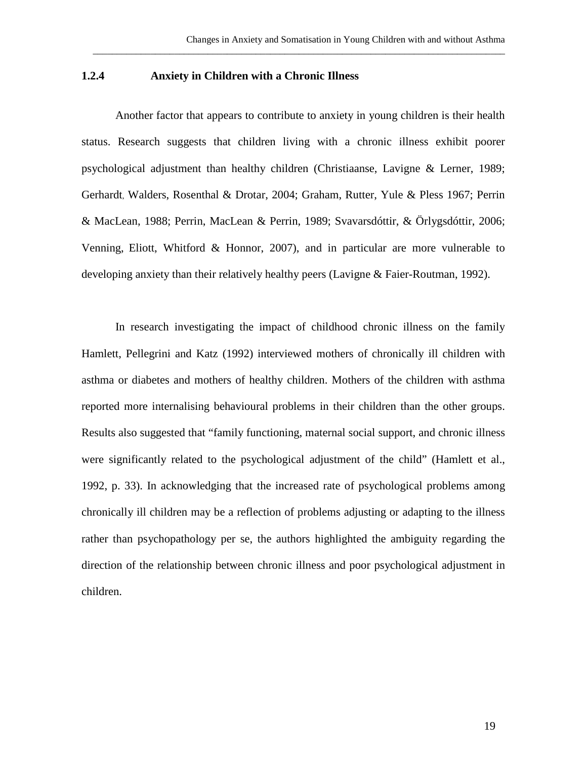### 1.2.4 Anxiety in Children with a Chronic Illness

Another factor that appears to contribute to anxiety in young children is their health status. Research suggests that children living with a chronic illness exhibit poorer psychological adjustment than healthy children (Christiaanse, Lavigne & Lerner, 1989; Gerhardt, Walders, Rosenthal & Drotar, 2004; Graham, Rutter, Yule & Pless 1967; Perrin & MacLean, 1988; Perrin, MacLean & Perrin, 1989; Svavarsdóttir, & Örlygsdóttir, 2006; Venning, Eliott, Whitford & Honnor, 2007), and in particular are more vulnerable to developing anxiety than their relatively healthy peers (Lavigne & Faier-Routman, 1992).

In research investigating the impact of childhood chronic illness on the family Hamlett, Pellegrini and Katz (1992) interviewed mothers of chronically ill children with asthma or diabetes and mothers of healthy children. Mothers of the children with asthma reported more internalising behavioural problems in their children than the other groups. Results also suggested that "family functioning, maternal social support, and chronic illness were significantly related to the psychological adjustment of the child" (Hamlett et al., 1992, p. 33). In acknowledging that the increased rate of psychological problems among chronically ill children may be a reflection of problems adjusting or adapting to the illness rather than psychopathology per se, the authors highlighted the ambiguity regarding the direction of the relationship between chronic illness and poor psychological adjustment in children.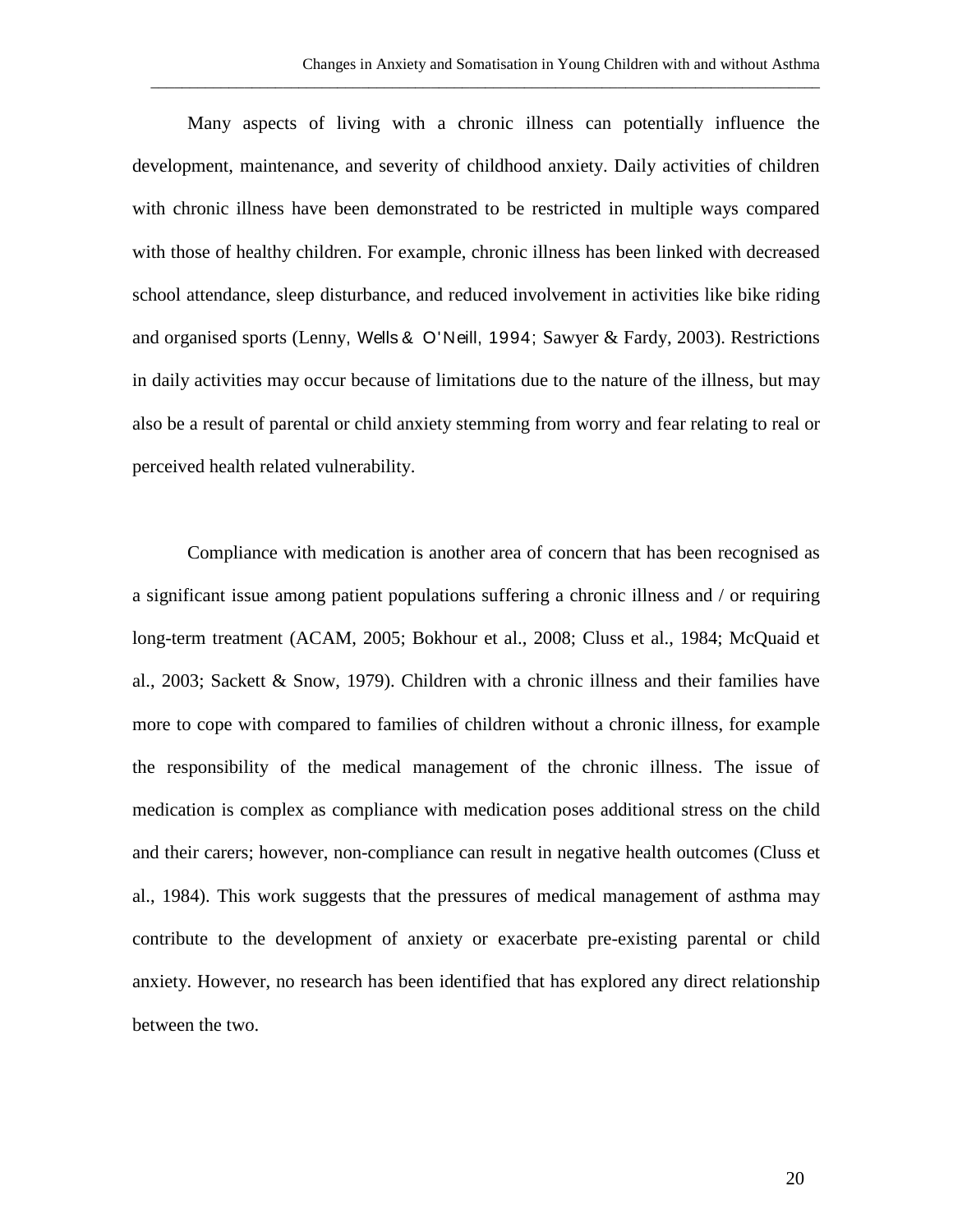Many aspects of living with a chronic illness can potentially influence the development, maintenance, and severity of childhood anxiety. Daily activities of children with chronic illness have been demonstrated to be restricted in multiple ways compared with those of healthy children. For example, chronic illness has been linked with decreased school attendance, sleep disturbance, and reduced involvement in activities like bike riding and organised sports (Lenny, Wells & O'Neill, 1994; Sawyer & Fardy, 2003). Restrictions in daily activities may occur because of limitations due to the nature of the illness, but may also be a result of parental or child anxiety stemming from worry and fear relating to real or perceived health related vulnerability.

Compliance with medication is another area of concern that has been recognised as a significant issue among patient populations suffering a chronic illness and / or requiring long-term treatment (ACAM, 2005; Bokhour et al., 2008; Cluss et al., 1984; McQuaid et al., 2003; Sackett & Snow, 1979). Children with a chronic illness and their families have more to cope with compared to families of children without a chronic illness, for example the responsibility of the medical management of the chronic illness. The issue of medication is complex as compliance with medication poses additional stress on the child and their carers; however, non-compliance can result in negative health outcomes (Cluss et al., 1984). This work suggests that the pressures of medical management of asthma may contribute to the development of anxiety or exacerbate pre-existing parental or child anxiety. However, no research has been identified that has explored any direct relationship between the two.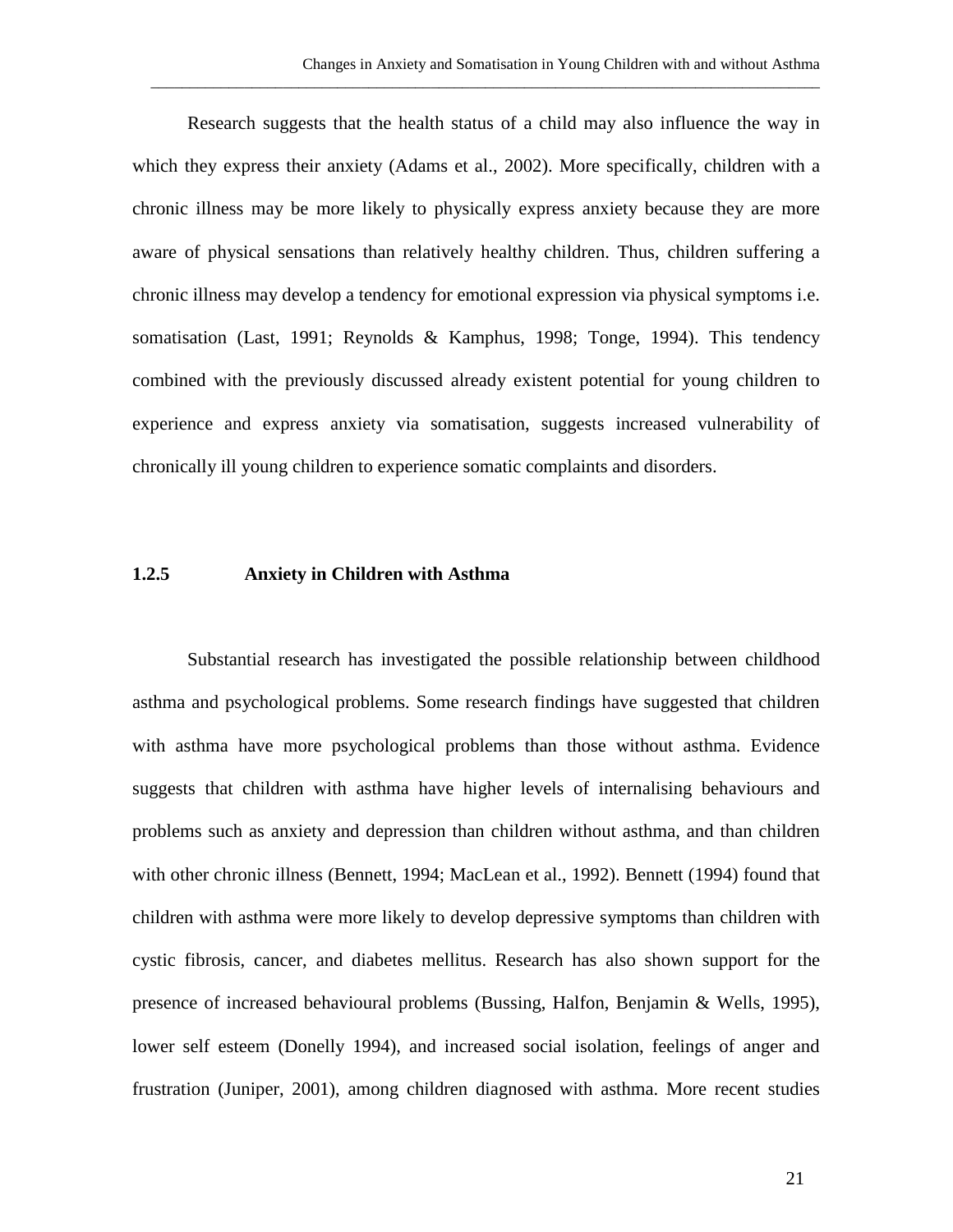Research suggests that the health status of a child may also influence the way in which they express their anxiety (Adams et al., 2002). More specifically, children with a chronic illness may be more likely to physically express anxiety because they are more aware of physical sensations than relatively healthy children. Thus, children suffering a chronic illness may develop a tendency for emotional expression via physical symptoms i.e. somatisation (Last, 1991; Reynolds & Kamphus, 1998; Tonge, 1994). This tendency combined with the previously discussed already existent potential for young children to experience and express anxiety via somatisation, suggests increased vulnerability of chronically ill young children to experience somatic complaints and disorders.

### 1.2.5 Anxiety in Children with Asthma

Substantial research has investigated the possible relationship between childhood asthma and psychological problems. Some research findings have suggested that children with asthma have more psychological problems than those without asthma. Evidence suggests that children with asthma have higher levels of internalising behaviours and problems such as anxiety and depression than children without asthma, and than children with other chronic illness (Bennett, 1994; MacLean et al., 1992). Bennett (1994) found that children with asthma were more likely to develop depressive symptoms than children with cystic fibrosis, cancer, and diabetes mellitus. Research has also shown support for the presence of increased behavioural problems (Bussing, Halfon, Benjamin & Wells, 1995), lower self esteem (Donelly 1994), and increased social isolation, feelings of anger and frustration (Juniper, 2001), among children diagnosed with asthma. More recent studies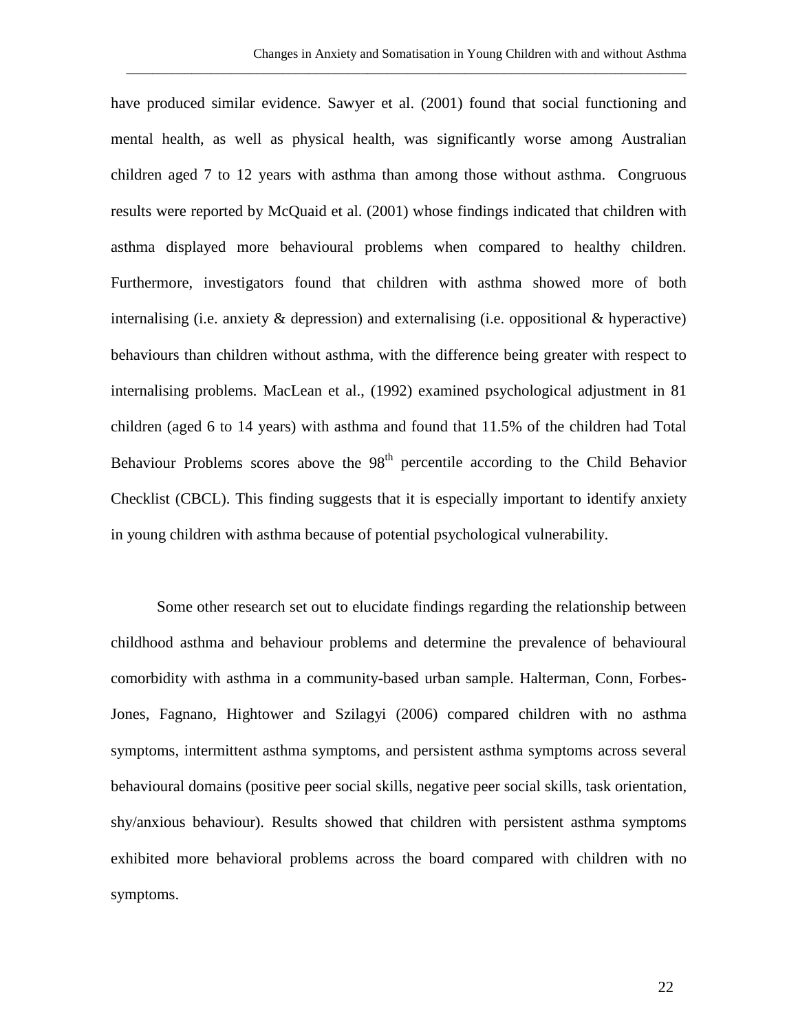have produced similar evidence. Sawyer et al. (2001) found that social functioning and mental health, as well as physical health, was significantly worse among Australian children aged 7 to 12 years with asthma than among those without asthma. Congruous results were reported by McQuaid et al. (2001) whose findings indicated that children with asthma displayed more behavioural problems when compared to healthy children. Furthermore, investigators found that children with asthma showed more of both internalising (i.e. anxiety & depression) and externalising (i.e. oppositional & hyperactive) behaviours than children without asthma, with the difference being greater with respect to internalising problems. MacLean et al., (1992) examined psychological adjustment in 81 children (aged 6 to 14 years) with asthma and found that 11.5% of the children had Total Behaviour Problems scores above the 98th percentile according to the Child Behavior Checklist (CBCL). This finding suggests that it is especially important to identify anxiety in young children with asthma because of potential psychological vulnerability.

Some other research set out to elucidate findings regarding the relationship between childhood asthma and behaviour problems and determine the prevalence of behavioural comorbidity with asthma in a community-based urban sample. Halterman, Conn, Forbes-Jones, Fagnano, Hightower and Szilagyi (2006) compared children with no asthma symptoms, intermittent asthma symptoms, and persistent asthma symptoms across several behavioural domains (positive peer social skills, negative peer social skills, task orientation, shy/anxious behaviour). Results showed that children with persistent asthma symptoms exhibited more behavioral problems across the board compared with children with no symptoms.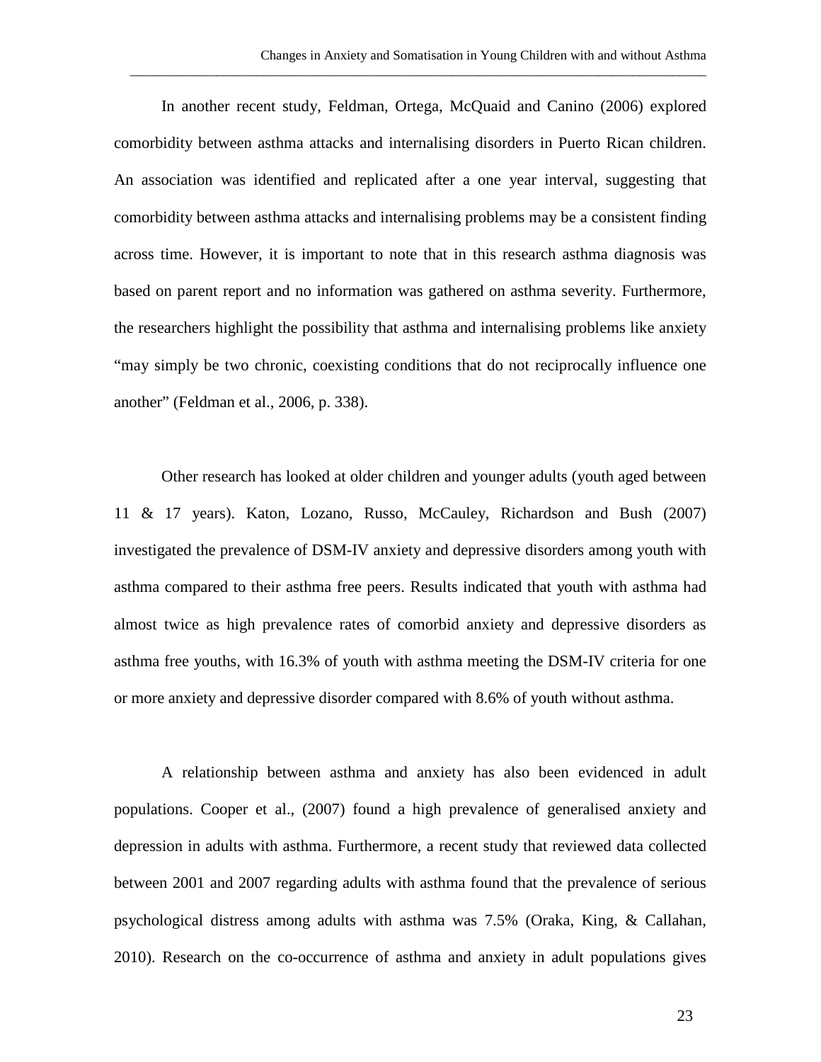In another recent study, Feldman, Ortega, McQuaid and Canino (2006) explored comorbidity between asthma attacks and internalising disorders in Puerto Rican children. An association was identified and replicated after a one year interval, suggesting that comorbidity between asthma attacks and internalising problems may be a consistent finding across time. However, it is important to note that in this research asthma diagnosis was based on parent report and no information was gathered on asthma severity. Furthermore, the researchers highlight the possibility that asthma and internalising problems like anxiety "may simply be two chronic, coexisting conditions that do not reciprocally influence one another" (Feldman et al., 2006, p. 338).

Other research has looked at older children and younger adults (youth aged between 11 & 17 years). Katon, Lozano, Russo, McCauley, Richardson and Bush (2007) investigated the prevalence of DSM-IV anxiety and depressive disorders among youth with asthma compared to their asthma free peers. Results indicated that youth with asthma had almost twice as high prevalence rates of comorbid anxiety and depressive disorders as asthma free youths, with 16.3% of youth with asthma meeting the DSM-IV criteria for one or more anxiety and depressive disorder compared with 8.6% of youth without asthma.

A relationship between asthma and anxiety has also been evidenced in adult populations. Cooper et al., (2007) found a high prevalence of generalised anxiety and depression in adults with asthma. Furthermore, a recent study that reviewed data collected between 2001 and 2007 regarding adults with asthma found that the prevalence of serious psychological distress among adults with asthma was 7.5% (Oraka, King, & Callahan, 2010). Research on the co-occurrence of asthma and anxiety in adult populations gives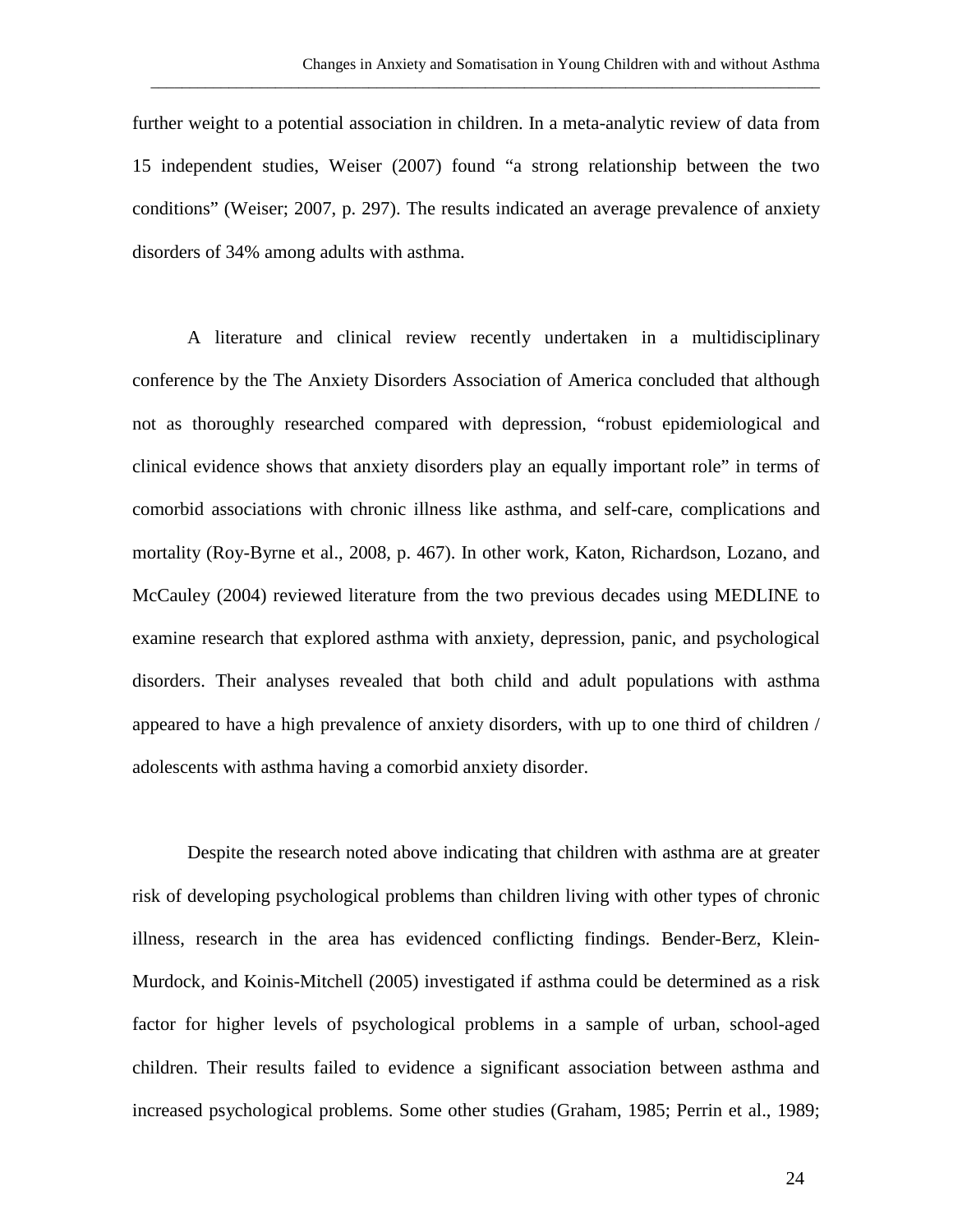further weight to a potential association in children. In a meta-analytic review of data from 15 independent studies, Weiser (2007) found “a strong relationship between the two conditions” (Weiser; 2007, p. 297). The results indicated an average prevalence of anxiety disorders of 34% among adults with asthma.

A literature and clinical review recently undertaken in a multidisciplinary conference by the The Anxiety Disorders Association of America concluded that although not as thoroughly researched compared with depression, “robust epidemiological and clinical evidence shows that anxiety disorders play an equally important role” in terms of comorbid associations with chronic illness like asthma, and self-care, complications and mortality (Roy-Byrne et al., 2008, p. 467). In other work, Katon, Richardson, Lozano, and McCauley (2004) reviewed literature from the two previous decades using MEDLINE to examine research that explored asthma with anxiety, depression, panic, and psychological disorders. Their analyses revealed that both child and adult populations with asthma appeared to have a high prevalence of anxiety disorders, with up to one third of children / adolescents with asthma having a comorbid anxiety disorder.

Despite the research noted above indicating that children with asthma are at greater risk of developing psychological problems than children living with other types of chronic illness, research in the area has evidenced conflicting findings. Bender-Berz, Klein-Murdock, and Koinis-Mitchell (2005) investigated if asthma could be determined as a risk factor for higher levels of psychological problems in a sample of urban, school-aged children. Their results failed to evidence a significant association between asthma and increased psychological problems. Some other studies (Graham, 1985; Perrin et al., 1989;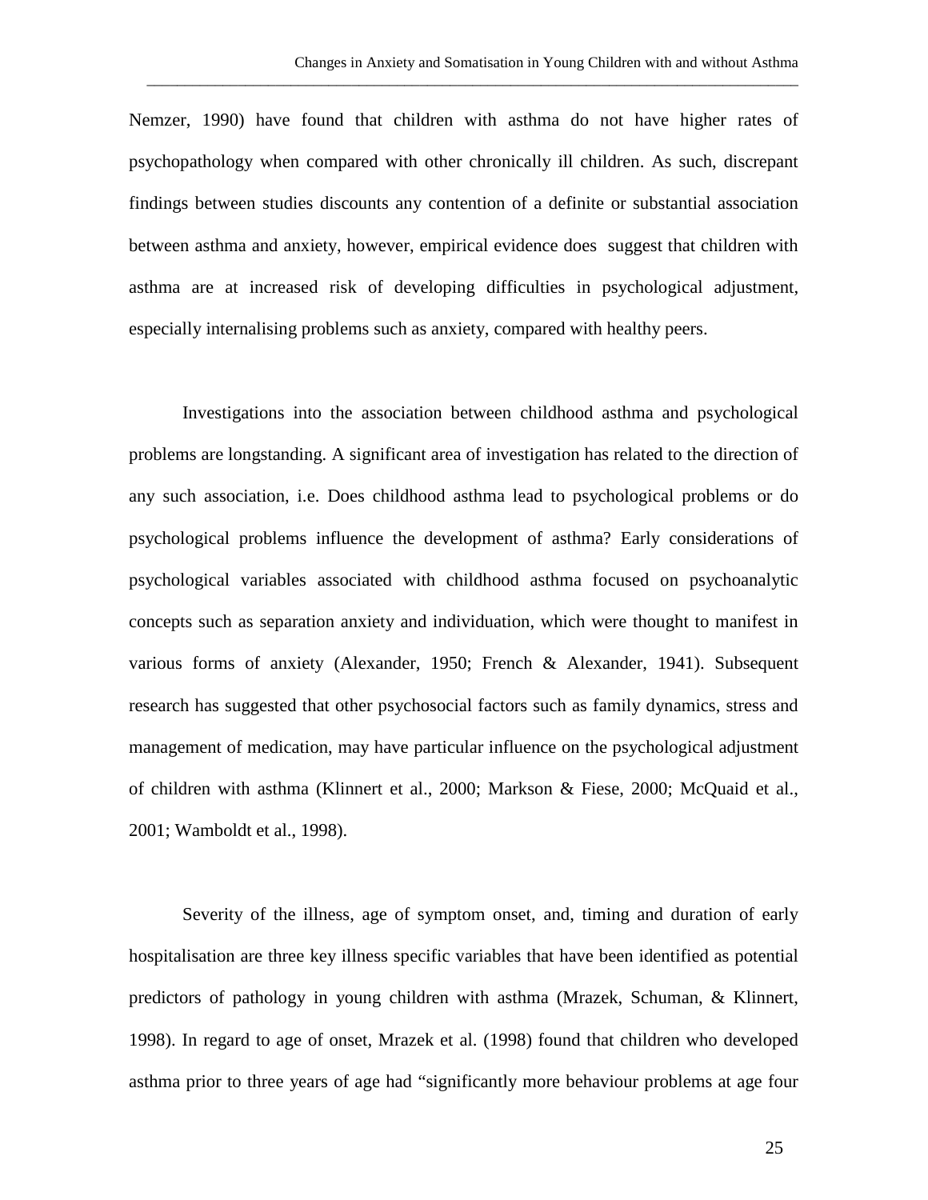Nemzer, 1990) have found that children with asthma do not have higher rates of psychopathology when compared with other chronically ill children. As such, discrepant findings between studies discounts any contention of a definite or substantial association between asthma and anxiety, however, empirical evidence does suggest that children with asthma are at increased risk of developing difficulties in psychological adjustment, especially internalising problems such as anxiety, compared with healthy peers.

Investigations into the association between childhood asthma and psychological problems are longstanding. A significant area of investigation has related to the direction of any such association, i.e. Does childhood asthma lead to psychological problems or do psychological problems influence the development of asthma? Early considerations of psychological variables associated with childhood asthma focused on psychoanalytic concepts such as separation anxiety and individuation, which were thought to manifest in various forms of anxiety (Alexander, 1950; French & Alexander, 1941). Subsequent research has suggested that other psychosocial factors such as family dynamics, stress and management of medication, may have particular influence on the psychological adjustment of children with asthma (Klinnert et al., 2000; Markson & Fiese, 2000; McQuaid et al., 2001; Wamboldt et al., 1998).

Severity of the illness, age of symptom onset, and, timing and duration of early hospitalisation are three key illness specific variables that have been identified as potential predictors of pathology in young children with asthma (Mrazek, Schuman, & Klinnert, 1998). In regard to age of onset, Mrazek et al. (1998) found that children who developed asthma prior to three years of age had "significantly more behaviour problems at age four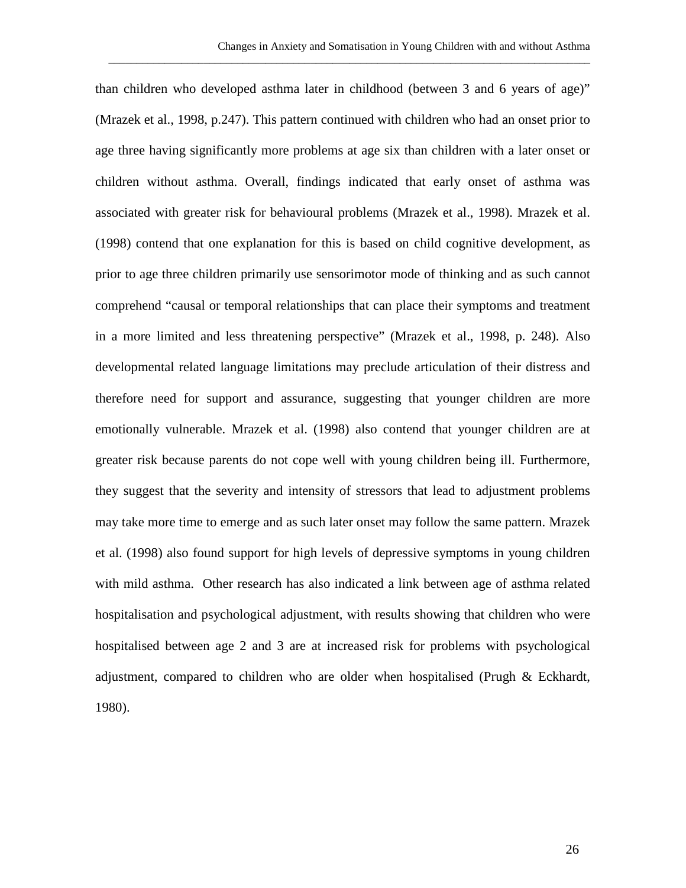than children who developed asthma later in childhood (between 3 and 6 years of age)" (Mrazek et al., 1998, p.247). This pattern continued with children who had an onset prior to age three having significantly more problems at age six than children with a later onset or children without asthma. Overall, findings indicated that early onset of asthma was associated with greater risk for behavioural problems (Mrazek et al., 1998). Mrazek et al. (1998) contend that one explanation for this is based on child cognitive development, as prior to age three children primarily use sensorimotor mode of thinking and as such cannot comprehend "causal or temporal relationships that can place their symptoms and treatment in a more limited and less threatening perspective" (Mrazek et al., 1998, p. 248). Also developmental related language limitations may preclude articulation of their distress and therefore need for support and assurance, suggesting that younger children are more emotionally vulnerable. Mrazek et al. (1998) also contend that younger children are at greater risk because parents do not cope well with young children being ill. Furthermore, they suggest that the severity and intensity of stressors that lead to adjustment problems may take more time to emerge and as such later onset may follow the same pattern. Mrazek et al. (1998) also found support for high levels of depressive symptoms in young children with mild asthma. Other research has also indicated a link between age of asthma related hospitalisation and psychological adjustment, with results showing that children who were hospitalised between age 2 and 3 are at increased risk for problems with psychological adjustment, compared to children who are older when hospitalised (Prugh & Eckhardt, 1980).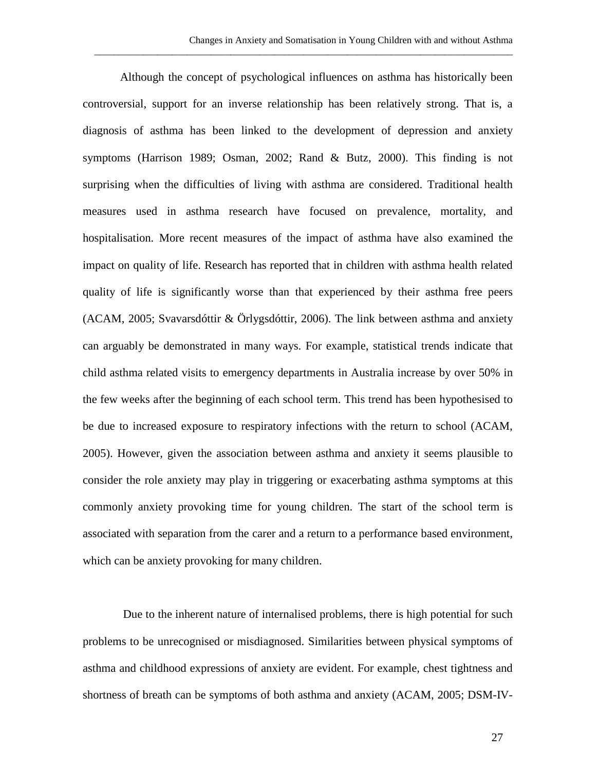Although the concept of psychological influences on asthma has historically been controversial, support for an inverse relationship has been relatively strong. That is, a diagnosis of asthma has been linked to the development of depression and anxiety symptoms (Harrison 1989; Osman, 2002; Rand & Butz, 2000). This finding is not surprising when the difficulties of living with asthma are considered. Traditional health measures used in asthma research have focused on prevalence, mortality, and hospitalisation. More recent measures of the impact of asthma have also examined the impact on quality of life. Research has reported that in children with asthma health related quality of life is significantly worse than that experienced by their asthma free peers (ACAM, 2005; Svavarsdóttir & Örlygsdóttir, 2006). The link between asthma and anxiety can arguably be demonstrated in many ways. For example, statistical trends indicate that child asthma related visits to emergency departments in Australia increase by over 50% in the few weeks after the beginning of each school term. This trend has been hypothesised to be due to increased exposure to respiratory infections with the return to school (ACAM, 2005). However, given the association between asthma and anxiety it seems plausible to consider the role anxiety may play in triggering or exacerbating asthma symptoms at this commonly anxiety provoking time for young children. The start of the school term is associated with separation from the carer and a return to a performance based environment, which can be anxiety provoking for many children.

Due to the inherent nature of internalised problems, there is high potential for such problems to be unrecognised or misdiagnosed. Similarities between physical symptoms of asthma and childhood expressions of anxiety are evident. For example, chest tightness and shortness of breath can be symptoms of both asthma and anxiety (ACAM, 2005; DSM-IV-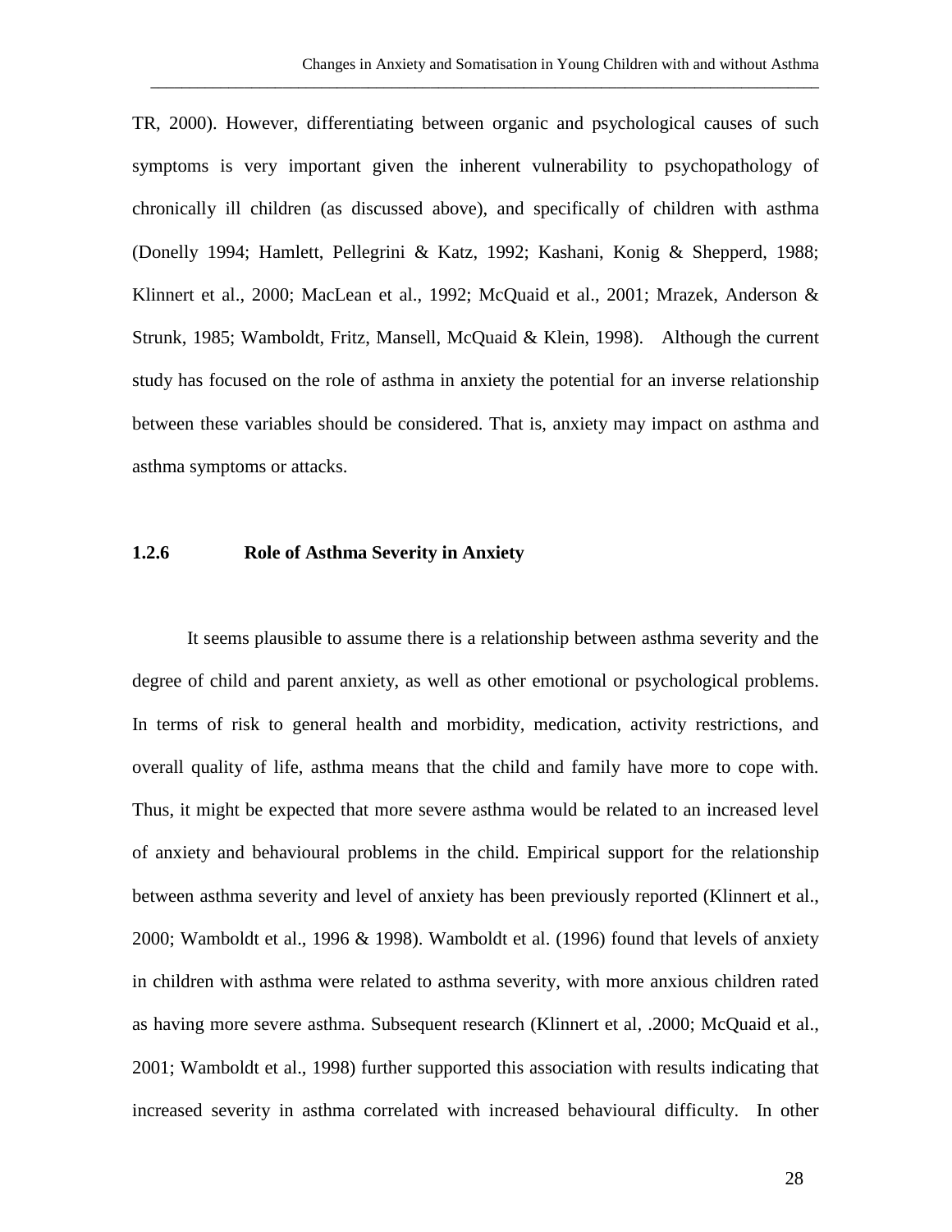TR, 2000). However, differentiating between organic and psychological causes of such symptoms is very important given the inherent vulnerability to psychopathology of chronically ill children (as discussed above), and specifically of children with asthma (Donelly 1994; Hamlett, Pellegrini & Katz, 1992; Kashani, Konig & Shepperd, 1988; Klinnert et al., 2000; MacLean et al., 1992; McQuaid et al., 2001; Mrazek, Anderson & Strunk, 1985; Wamboldt, Fritz, Mansell, McQuaid & Klein, 1998). Although the current study has focused on the role of asthma in anxiety the potential for an inverse relationship between these variables should be considered. That is, anxiety may impact on asthma and asthma symptoms or attacks.

### 1.2.6 Role of Asthma Severity in Anxiety

It seems plausible to assume there is a relationship between asthma severity and the degree of child and parent anxiety, as well as other emotional or psychological problems. In terms of risk to general health and morbidity, medication, activity restrictions, and overall quality of life, asthma means that the child and family have more to cope with. Thus, it might be expected that more severe asthma would be related to an increased level of anxiety and behavioural problems in the child. Empirical support for the relationship between asthma severity and level of anxiety has been previously reported (Klinnert et al., 2000; Wamboldt et al., 1996 & 1998). Wamboldt et al. (1996) found that levels of anxiety in children with asthma were related to asthma severity, with more anxious children rated as having more severe asthma. Subsequent research (Klinnert et al, .2000; McQuaid et al., 2001; Wamboldt et al., 1998) further supported this association with results indicating that increased severity in asthma correlated with increased behavioural difficulty. In other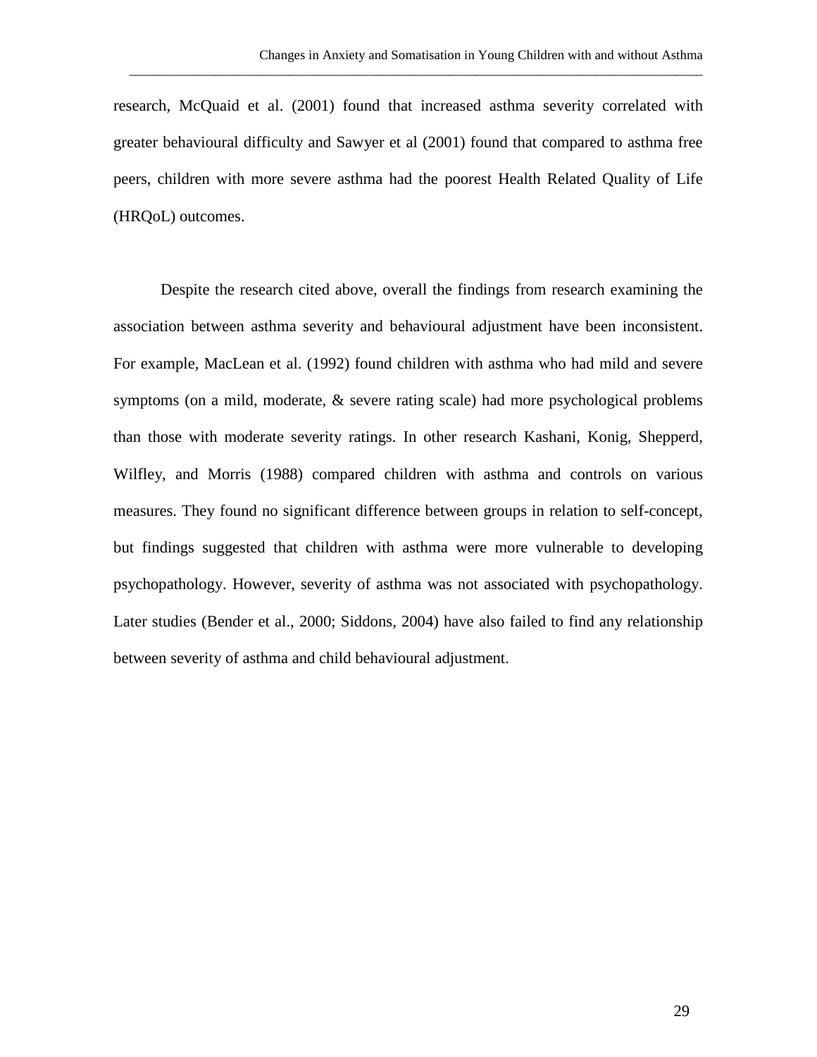research, McQuaid et al. (2001) found that increased asthma severity correlated with greater behavioural difficulty and Sawyer et al (2001) found that compared to asthma free peers, children with more severe asthma had the poorest Health Related Quality of Life (HRQoL) outcomes.

Despite the research cited above, overall the findings from research examining the association between asthma severity and behavioural adjustment have been inconsistent. For example, MacLean et al. (1992) found children with asthma who had mild and severe symptoms (on a mild, moderate, & severe rating scale) had more psychological problems than those with moderate severity ratings. In other research Kashani, Konig, Shepperd, Wilfley, and Morris (1988) compared children with asthma and controls on various measures. They found no significant difference between groups in relation to self-concept, but findings suggested that children with asthma were more vulnerable to developing psychopathology. However, severity of asthma was not associated with psychopathology. Later studies (Bender et al., 2000; Siddons, 2004) have also failed to find any relationship between severity of asthma and child behavioural adjustment.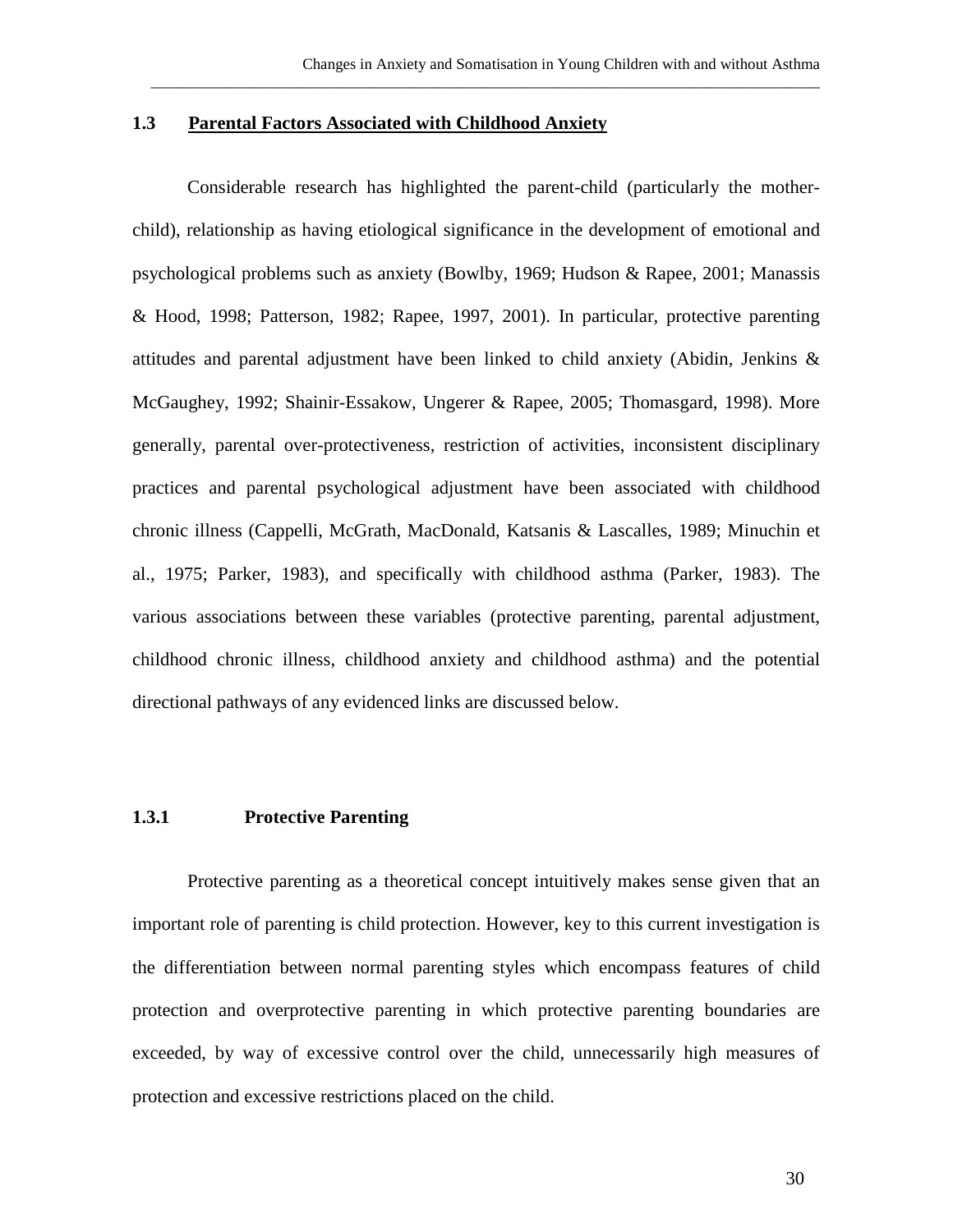## 1.3 Parental Factors Associated with Childhood Anxiety

Considerable research has highlighted the parent-child (particularly the mother-child), relationship as having etiological significance in the development of emotional and psychological problems such as anxiety (Bowlby, 1969; Hudson & Rapee, 2001; Manassis & Hood, 1998; Patterson, 1982; Rapee, 1997, 2001). In particular, protective parenting attitudes and parental adjustment have been linked to child anxiety (Abidin, Jenkins & McGaughey, 1992; Shainir-Essakow, Ungerer & Rapee, 2005; Thomasgard, 1998). More generally, parental over-protectiveness, restriction of activities, inconsistent disciplinary practices and parental psychological adjustment have been associated with childhood chronic illness (Cappelli, McGrath, MacDonald, Katsanis & Lascalles, 1989; Minuchin et al., 1975; Parker, 1983), and specifically with childhood asthma (Parker, 1983). The various associations between these variables (protective parenting, parental adjustment, childhood chronic illness, childhood anxiety and childhood asthma) and the potential directional pathways of any evidenced links are discussed below.

### 1.3.1 Protective Parenting

Protective parenting as a theoretical concept intuitively makes sense given that an important role of parenting is child protection. However, key to this current investigation is the differentiation between normal parenting styles which encompass features of child protection and overprotective parenting in which protective parenting boundaries are exceeded, by way of excessive control over the child, unnecessarily high measures of protection and excessive restrictions placed on the child.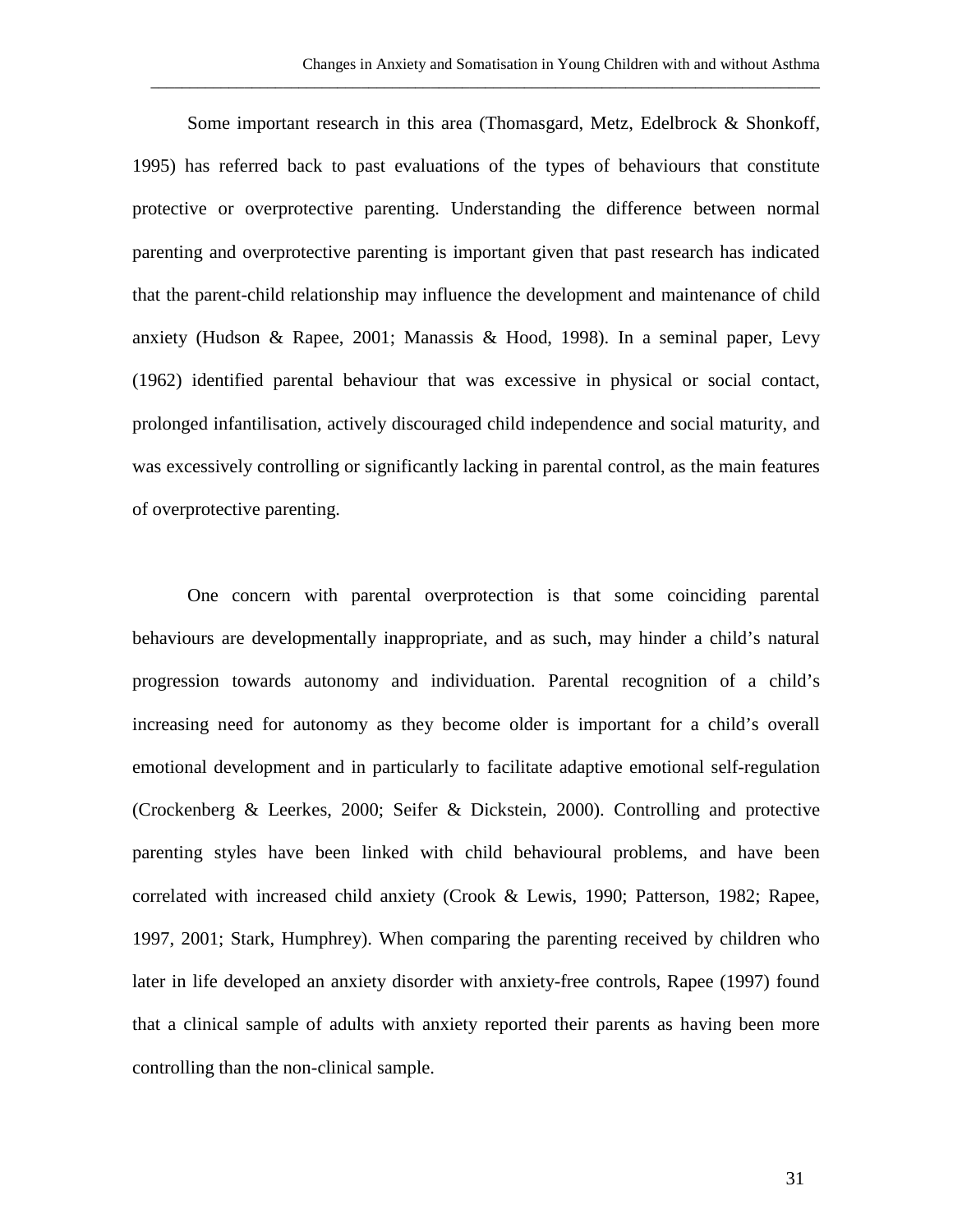Some important research in this area (Thomasgard, Metz, Edelbrock & Shonkoff, 1995) has referred back to past evaluations of the types of behaviours that constitute protective or overprotective parenting. Understanding the difference between normal parenting and overprotective parenting is important given that past research has indicated that the parent-child relationship may influence the development and maintenance of child anxiety (Hudson & Rapee, 2001; Manassis & Hood, 1998). In a seminal paper, Levy (1962) identified parental behaviour that was excessive in physical or social contact, prolonged infantilisation, actively discouraged child independence and social maturity, and was excessively controlling or significantly lacking in parental control, as the main features of overprotective parenting.

One concern with parental overprotection is that some coinciding parental behaviours are developmentally inappropriate, and as such, may hinder a child's natural progression towards autonomy and individuation. Parental recognition of a child's increasing need for autonomy as they become older is important for a child's overall emotional development and in particularly to facilitate adaptive emotional self-regulation (Crockenberg & Leerkes, 2000; Seifer & Dickstein, 2000). Controlling and protective parenting styles have been linked with child behavioural problems, and have been correlated with increased child anxiety (Crook & Lewis, 1990; Patterson, 1982; Rapee, 1997, 2001; Stark, Humphrey). When comparing the parenting received by children who later in life developed an anxiety disorder with anxiety-free controls, Rapee (1997) found that a clinical sample of adults with anxiety reported their parents as having been more controlling than the non-clinical sample.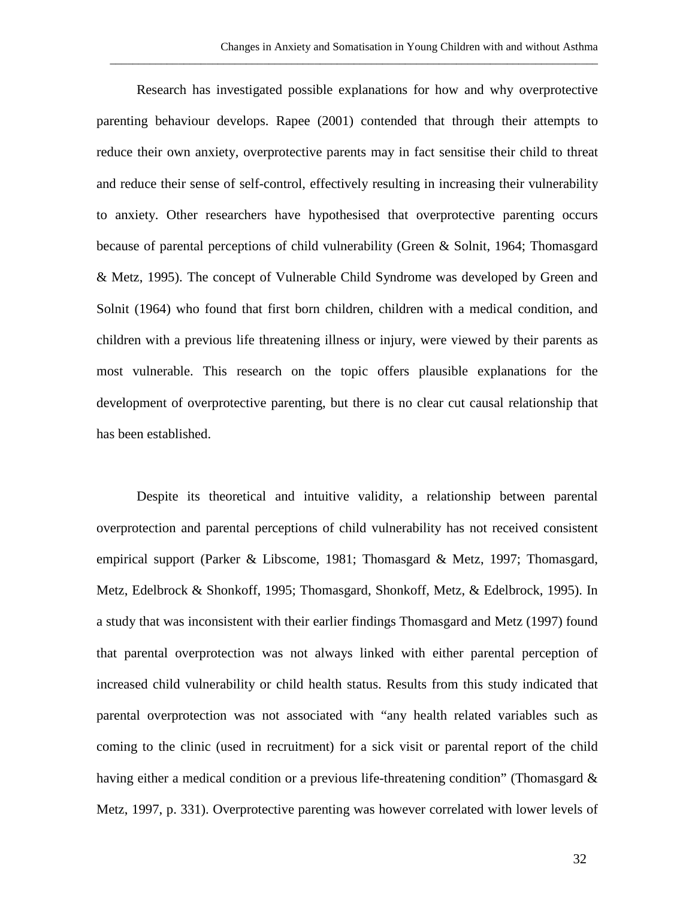Research has investigated possible explanations for how and why overprotective parenting behaviour develops. Rapee (2001) contended that through their attempts to reduce their own anxiety, overprotective parents may in fact sensitise their child to threat and reduce their sense of self-control, effectively resulting in increasing their vulnerability to anxiety. Other researchers have hypothesised that overprotective parenting occurs because of parental perceptions of child vulnerability (Green & Solnit, 1964; Thomasgard & Metz, 1995). The concept of Vulnerable Child Syndrome was developed by Green and Solnit (1964) who found that first born children, children with a medical condition, and children with a previous life threatening illness or injury, were viewed by their parents as most vulnerable. This research on the topic offers plausible explanations for the development of overprotective parenting, but there is no clear cut causal relationship that has been established.

Despite its theoretical and intuitive validity, a relationship between parental overprotection and parental perceptions of child vulnerability has not received consistent empirical support (Parker & Libscome, 1981; Thomasgard & Metz, 1997; Thomasgard, Metz, Edelbrock & Shonkoff, 1995; Thomasgard, Shonkoff, Metz, & Edelbrock, 1995). In a study that was inconsistent with their earlier findings Thomasgard and Metz (1997) found that parental overprotection was not always linked with either parental perception of increased child vulnerability or child health status. Results from this study indicated that parental overprotection was not associated with "any health related variables such as coming to the clinic (used in recruitment) for a sick visit or parental report of the child having either a medical condition or a previous life-threatening condition" (Thomasgard & Metz, 1997, p. 331). Overprotective parenting was however correlated with lower levels of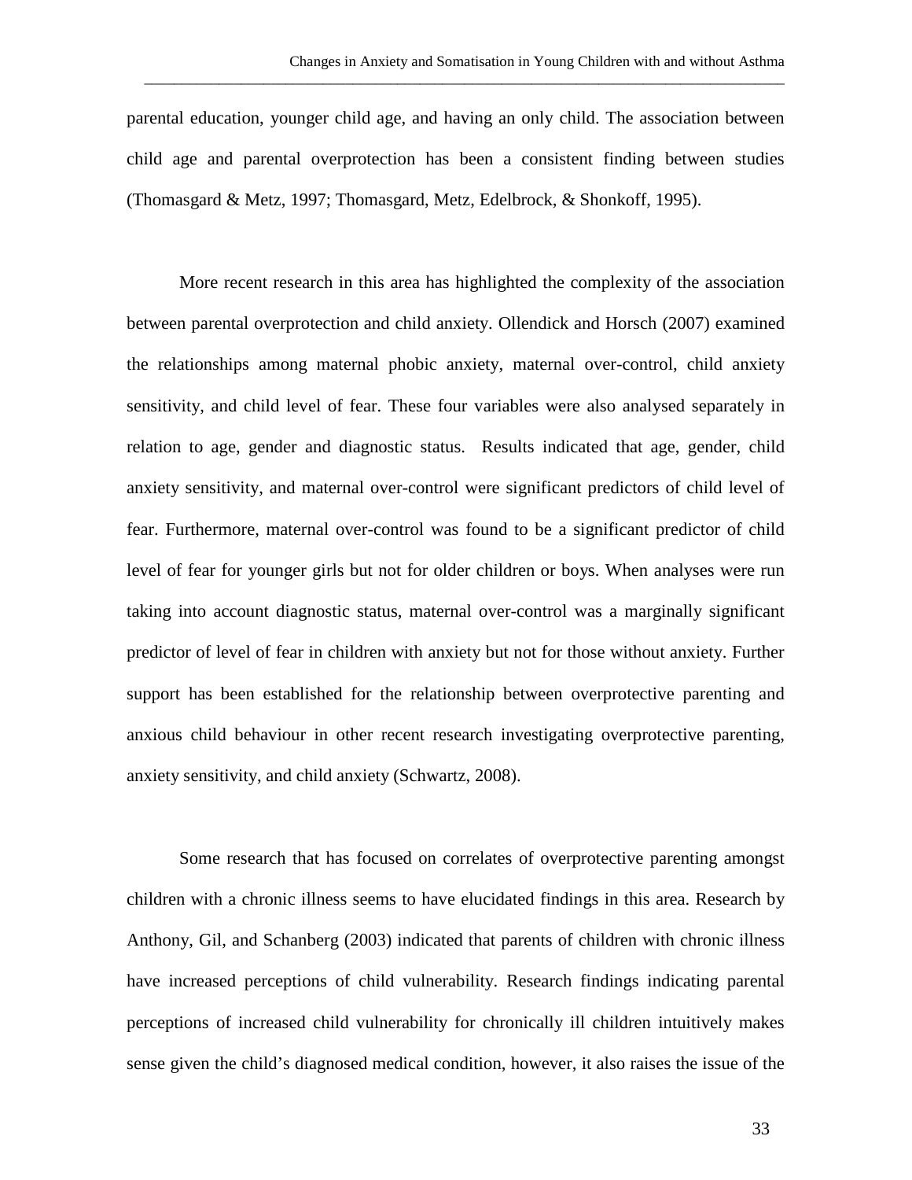parental education, younger child age, and having an only child. The association between child age and parental overprotection has been a consistent finding between studies (Thomasgard & Metz, 1997; Thomasgard, Metz, Edelbrock, & Shonkoff, 1995).

More recent research in this area has highlighted the complexity of the association between parental overprotection and child anxiety. Ollendick and Horsch (2007) examined the relationships among maternal phobic anxiety, maternal over-control, child anxiety sensitivity, and child level of fear. These four variables were also analysed separately in relation to age, gender and diagnostic status. Results indicated that age, gender, child anxiety sensitivity, and maternal over-control were significant predictors of child level of fear. Furthermore, maternal over-control was found to be a significant predictor of child level of fear for younger girls but not for older children or boys. When analyses were run taking into account diagnostic status, maternal over-control was a marginally significant predictor of level of fear in children with anxiety but not for those without anxiety. Further support has been established for the relationship between overprotective parenting and anxious child behaviour in other recent research investigating overprotective parenting, anxiety sensitivity, and child anxiety (Schwartz, 2008).

Some research that has focused on correlates of overprotective parenting amongst children with a chronic illness seems to have elucidated findings in this area. Research by Anthony, Gil, and Schanberg (2003) indicated that parents of children with chronic illness have increased perceptions of child vulnerability. Research findings indicating parental perceptions of increased child vulnerability for chronically ill children intuitively makes sense given the child's diagnosed medical condition, however, it also raises the issue of the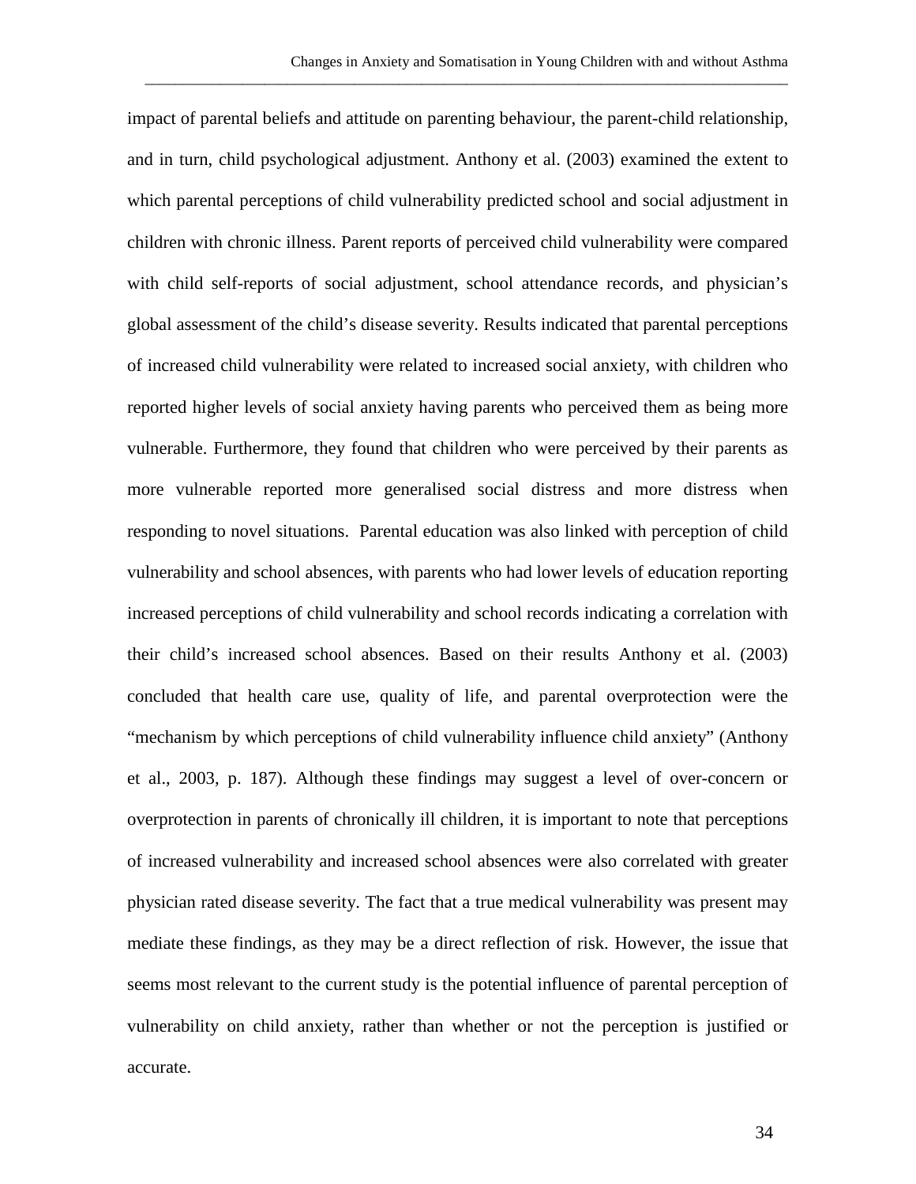impact of parental beliefs and attitude on parenting behaviour, the parent-child relationship, and in turn, child psychological adjustment. Anthony et al. (2003) examined the extent to which parental perceptions of child vulnerability predicted school and social adjustment in children with chronic illness. Parent reports of perceived child vulnerability were compared with child self-reports of social adjustment, school attendance records, and physician's global assessment of the child's disease severity. Results indicated that parental perceptions of increased child vulnerability were related to increased social anxiety, with children who reported higher levels of social anxiety having parents who perceived them as being more vulnerable. Furthermore, they found that children who were perceived by their parents as more vulnerable reported more generalised social distress and more distress when responding to novel situations. Parental education was also linked with perception of child vulnerability and school absences, with parents who had lower levels of education reporting increased perceptions of child vulnerability and school records indicating a correlation with their child's increased school absences. Based on their results Anthony et al. (2003) concluded that health care use, quality of life, and parental overprotection were the "mechanism by which perceptions of child vulnerability influence child anxiety" (Anthony et al., 2003, p. 187). Although these findings may suggest a level of over-concern or overprotection in parents of chronically ill children, it is important to note that perceptions of increased vulnerability and increased school absences were also correlated with greater physician rated disease severity. The fact that a true medical vulnerability was present may mediate these findings, as they may be a direct reflection of risk. However, the issue that seems most relevant to the current study is the potential influence of parental perception of vulnerability on child anxiety, rather than whether or not the perception is justified or accurate.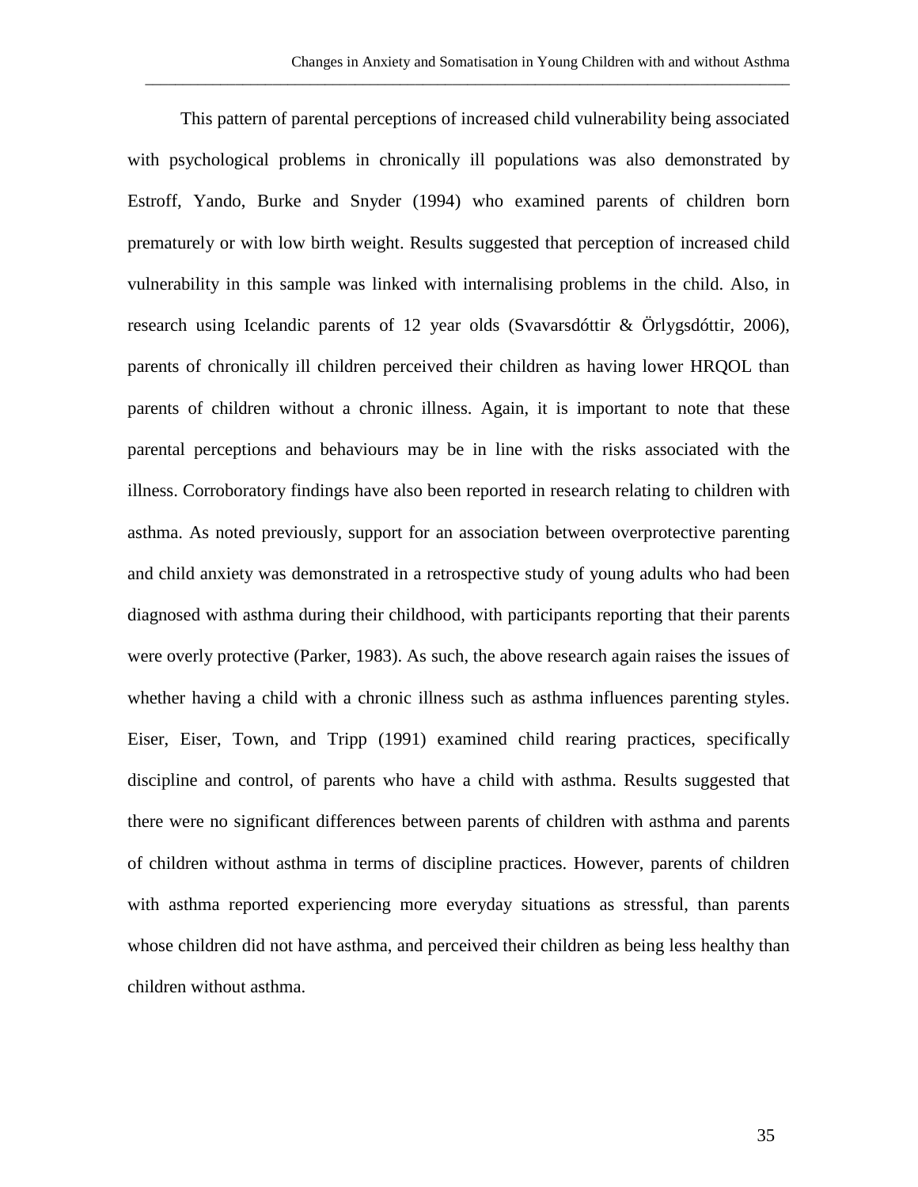This pattern of parental perceptions of increased child vulnerability being associated with psychological problems in chronically ill populations was also demonstrated by Estroff, Yando, Burke and Snyder (1994) who examined parents of children born prematurely or with low birth weight. Results suggested that perception of increased child vulnerability in this sample was linked with internalising problems in the child. Also, in research using Icelandic parents of 12 year olds (Svavarsdóttir & Örlygsdóttir, 2006), parents of chronically ill children perceived their children as having lower HRQOL than parents of children without a chronic illness. Again, it is important to note that these parental perceptions and behaviours may be in line with the risks associated with the illness. Corroboratory findings have also been reported in research relating to children with asthma. As noted previously, support for an association between overprotective parenting and child anxiety was demonstrated in a retrospective study of young adults who had been diagnosed with asthma during their childhood, with participants reporting that their parents were overly protective (Parker, 1983). As such, the above research again raises the issues of whether having a child with a chronic illness such as asthma influences parenting styles. Eiser, Eiser, Town, and Tripp (1991) examined child rearing practices, specifically discipline and control, of parents who have a child with asthma. Results suggested that there were no significant differences between parents of children with asthma and parents of children without asthma in terms of discipline practices. However, parents of children with asthma reported experiencing more everyday situations as stressful, than parents whose children did not have asthma, and perceived their children as being less healthy than children without asthma.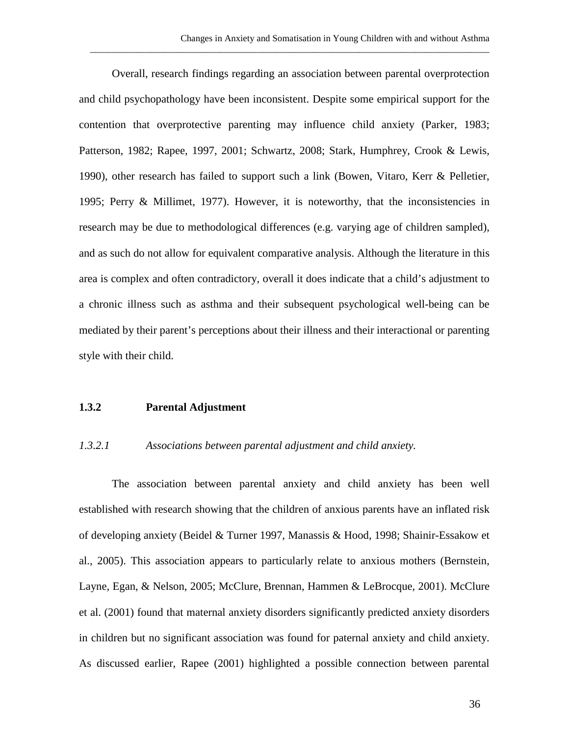Overall, research findings regarding an association between parental overprotection and child psychopathology have been inconsistent. Despite some empirical support for the contention that overprotective parenting may influence child anxiety (Parker, 1983; Patterson, 1982; Rapee, 1997, 2001; Schwartz, 2008; Stark, Humphrey, Crook & Lewis, 1990), other research has failed to support such a link (Bowen, Vitaro, Kerr & Pelletier, 1995; Perry & Millimet, 1977). However, it is noteworthy, that the inconsistencies in research may be due to methodological differences (e.g. varying age of children sampled), and as such do not allow for equivalent comparative analysis. Although the literature in this area is complex and often contradictory, overall it does indicate that a child's adjustment to a chronic illness such as asthma and their subsequent psychological well-being can be mediated by their parent's perceptions about their illness and their interactional or parenting style with their child.

### 1.3.2 Parental Adjustment

#### *1.3.2.1 Associations between parental adjustment and child anxiety.*

The association between parental anxiety and child anxiety has been well established with research showing that the children of anxious parents have an inflated risk of developing anxiety (Beidel & Turner 1997, Manassis & Hood, 1998; Shainir-Essakow et al., 2005). This association appears to particularly relate to anxious mothers (Bernstein, Layne, Egan, & Nelson, 2005; McClure, Brennan, Hammen & LeBrocque, 2001). McClure et al. (2001) found that maternal anxiety disorders significantly predicted anxiety disorders in children but no significant association was found for paternal anxiety and child anxiety. As discussed earlier, Rapee (2001) highlighted a possible connection between parental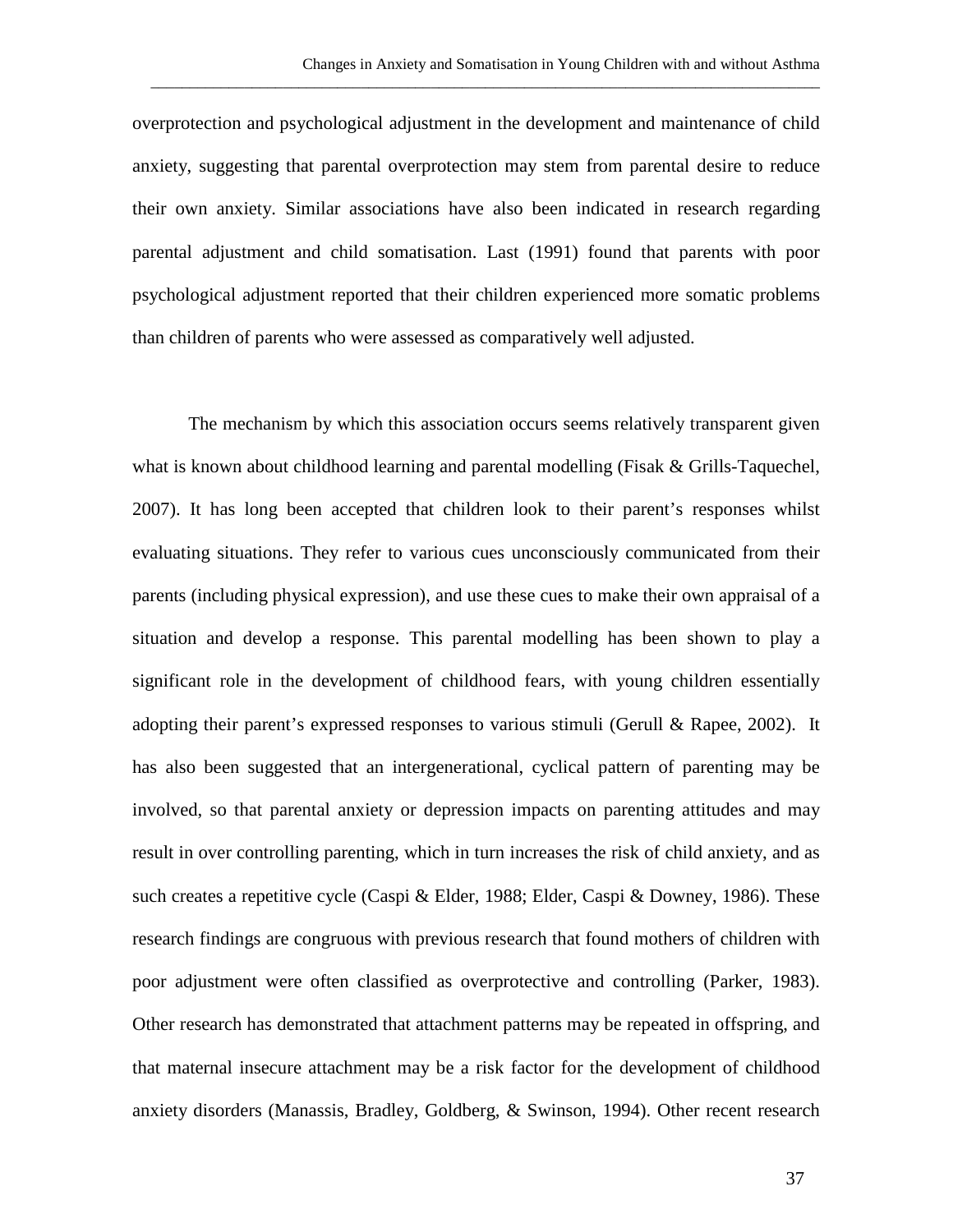overprotection and psychological adjustment in the development and maintenance of child anxiety, suggesting that parental overprotection may stem from parental desire to reduce their own anxiety. Similar associations have also been indicated in research regarding parental adjustment and child somatisation. Last (1991) found that parents with poor psychological adjustment reported that their children experienced more somatic problems than children of parents who were assessed as comparatively well adjusted.

The mechanism by which this association occurs seems relatively transparent given what is known about childhood learning and parental modelling (Fisak & Grills-Taquechel, 2007). It has long been accepted that children look to their parent's responses whilst evaluating situations. They refer to various cues unconsciously communicated from their parents (including physical expression), and use these cues to make their own appraisal of a situation and develop a response. This parental modelling has been shown to play a significant role in the development of childhood fears, with young children essentially adopting their parent's expressed responses to various stimuli (Gerull & Rapee, 2002). It has also been suggested that an intergenerational, cyclical pattern of parenting may be involved, so that parental anxiety or depression impacts on parenting attitudes and may result in over controlling parenting, which in turn increases the risk of child anxiety, and as such creates a repetitive cycle (Caspi & Elder, 1988; Elder, Caspi & Downey, 1986). These research findings are congruous with previous research that found mothers of children with poor adjustment were often classified as overprotective and controlling (Parker, 1983). Other research has demonstrated that attachment patterns may be repeated in offspring, and that maternal insecure attachment may be a risk factor for the development of childhood anxiety disorders (Manassis, Bradley, Goldberg, & Swinson, 1994). Other recent research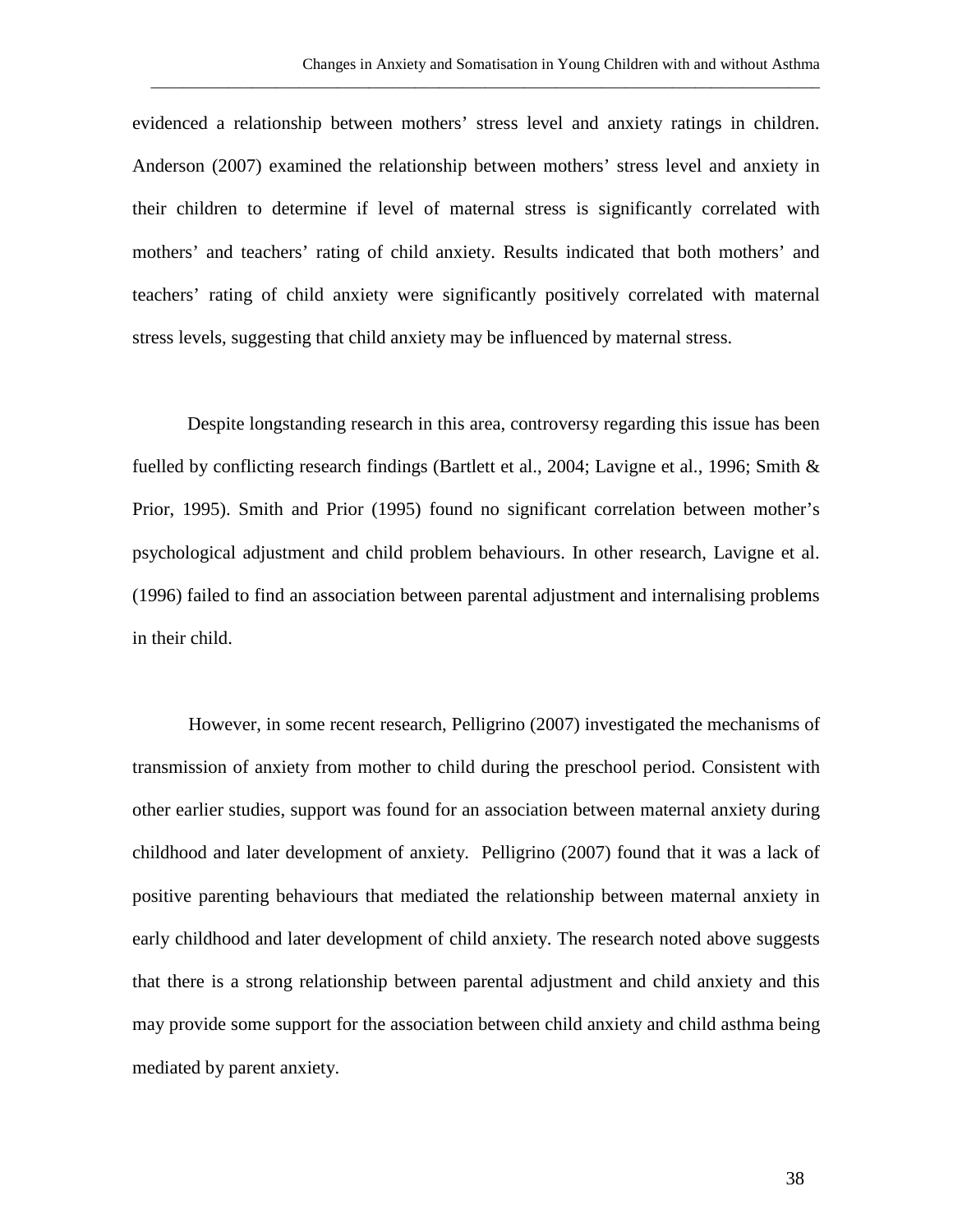evidenced a relationship between mothers' stress level and anxiety ratings in children. Anderson (2007) examined the relationship between mothers' stress level and anxiety in their children to determine if level of maternal stress is significantly correlated with mothers' and teachers' rating of child anxiety. Results indicated that both mothers' and teachers' rating of child anxiety were significantly positively correlated with maternal stress levels, suggesting that child anxiety may be influenced by maternal stress.

Despite longstanding research in this area, controversy regarding this issue has been fuelled by conflicting research findings (Bartlett et al., 2004; Lavigne et al., 1996; Smith & Prior, 1995). Smith and Prior (1995) found no significant correlation between mother's psychological adjustment and child problem behaviours. In other research, Lavigne et al. (1996) failed to find an association between parental adjustment and internalising problems in their child.

However, in some recent research, Pelligrino (2007) investigated the mechanisms of transmission of anxiety from mother to child during the preschool period. Consistent with other earlier studies, support was found for an association between maternal anxiety during childhood and later development of anxiety. Pelligrino (2007) found that it was a lack of positive parenting behaviours that mediated the relationship between maternal anxiety in early childhood and later development of child anxiety. The research noted above suggests that there is a strong relationship between parental adjustment and child anxiety and this may provide some support for the association between child anxiety and child asthma being mediated by parent anxiety.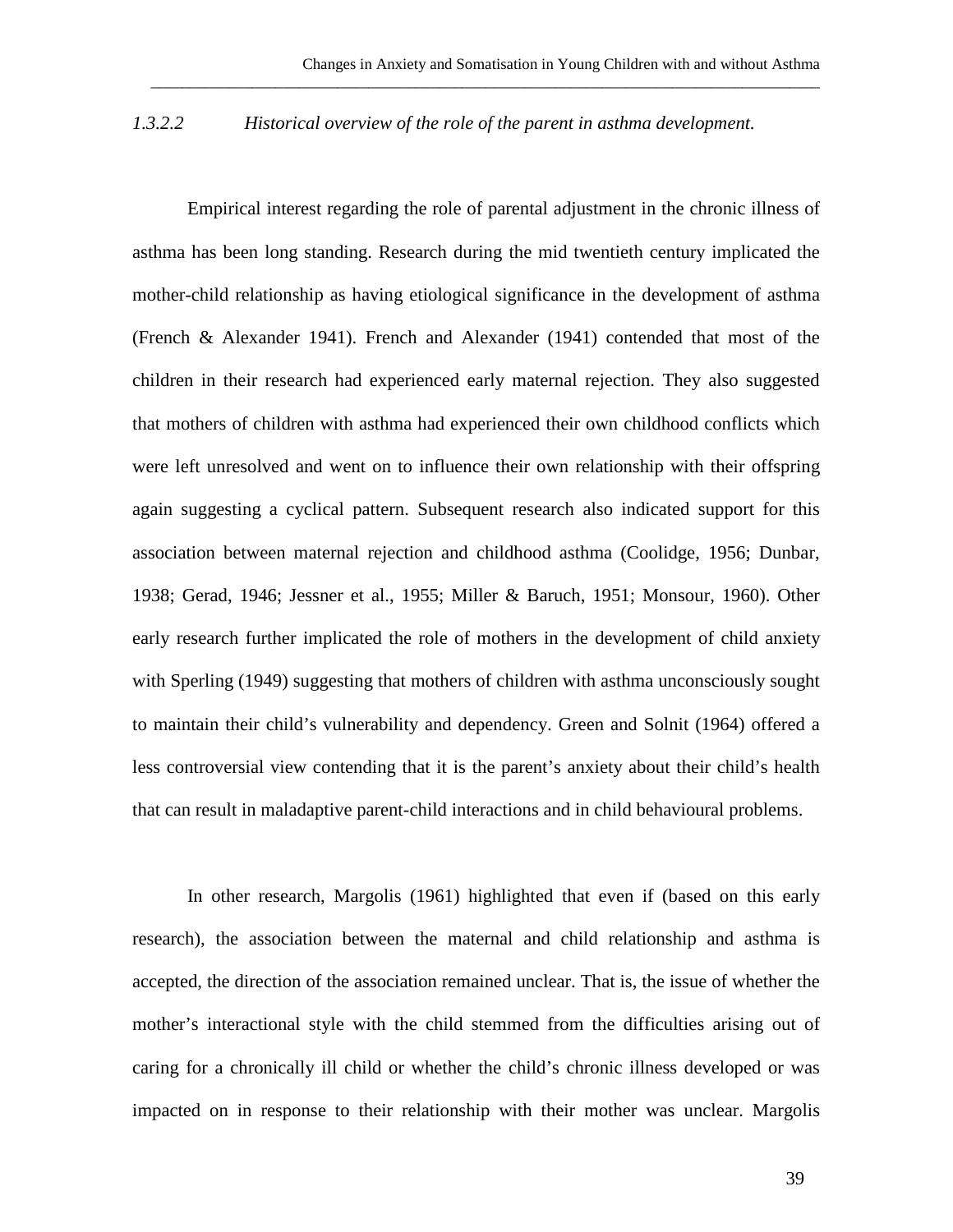#### *1.3.2.2 Historical overview of the role of the parent in asthma development.*

Empirical interest regarding the role of parental adjustment in the chronic illness of asthma has been long standing. Research during the mid twentieth century implicated the mother-child relationship as having etiological significance in the development of asthma (French & Alexander 1941). French and Alexander (1941) contended that most of the children in their research had experienced early maternal rejection. They also suggested that mothers of children with asthma had experienced their own childhood conflicts which were left unresolved and went on to influence their own relationship with their offspring again suggesting a cyclical pattern. Subsequent research also indicated support for this association between maternal rejection and childhood asthma (Coolidge, 1956; Dunbar, 1938; Gerad, 1946; Jessner et al., 1955; Miller & Baruch, 1951; Monsour, 1960). Other early research further implicated the role of mothers in the development of child anxiety with Sperling (1949) suggesting that mothers of children with asthma unconsciously sought to maintain their child's vulnerability and dependency. Green and Solnit (1964) offered a less controversial view contending that it is the parent's anxiety about their child's health that can result in maladaptive parent-child interactions and in child behavioural problems.

In other research, Margolis (1961) highlighted that even if (based on this early research), the association between the maternal and child relationship and asthma is accepted, the direction of the association remained unclear. That is, the issue of whether the mother's interactional style with the child stemmed from the difficulties arising out of caring for a chronically ill child or whether the child's chronic illness developed or was impacted on in response to their relationship with their mother was unclear. Margolis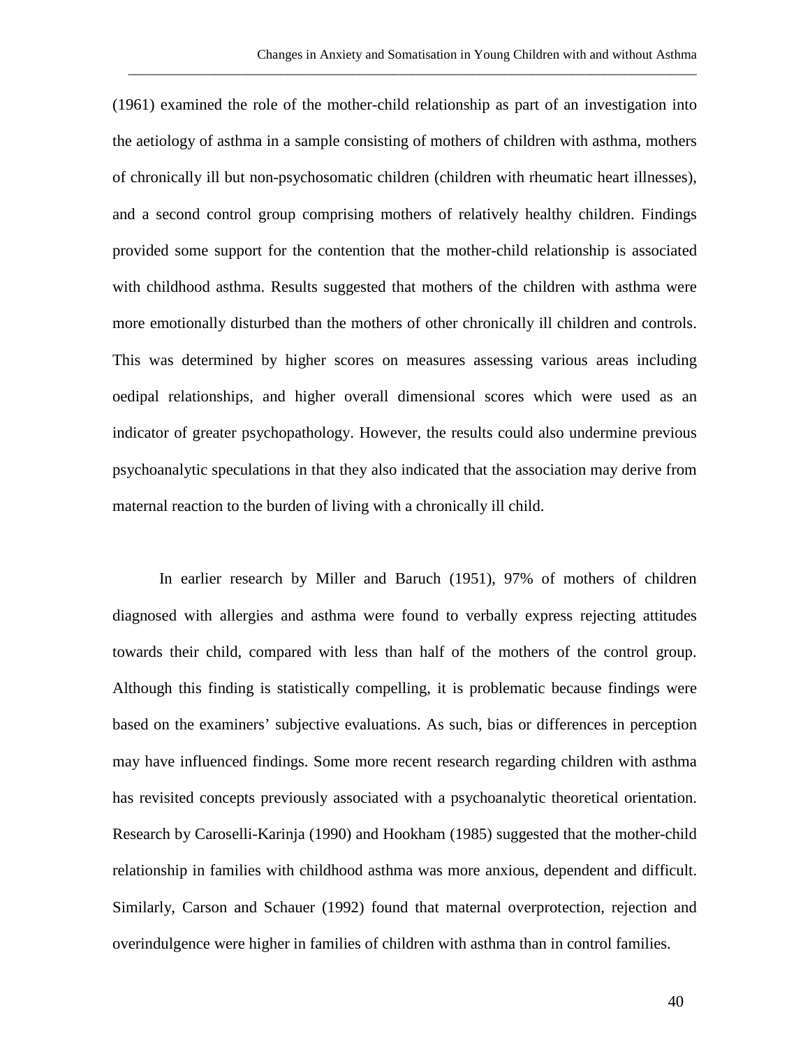(1961) examined the role of the mother-child relationship as part of an investigation into the aetiology of asthma in a sample consisting of mothers of children with asthma, mothers of chronically ill but non-psychosomatic children (children with rheumatic heart illnesses), and a second control group comprising mothers of relatively healthy children. Findings provided some support for the contention that the mother-child relationship is associated with childhood asthma. Results suggested that mothers of the children with asthma were more emotionally disturbed than the mothers of other chronically ill children and controls. This was determined by higher scores on measures assessing various areas including oedipal relationships, and higher overall dimensional scores which were used as an indicator of greater psychopathology. However, the results could also undermine previous psychoanalytic speculations in that they also indicated that the association may derive from maternal reaction to the burden of living with a chronically ill child.

In earlier research by Miller and Baruch (1951), 97% of mothers of children diagnosed with allergies and asthma were found to verbally express rejecting attitudes towards their child, compared with less than half of the mothers of the control group. Although this finding is statistically compelling, it is problematic because findings were based on the examiners' subjective evaluations. As such, bias or differences in perception may have influenced findings. Some more recent research regarding children with asthma has revisited concepts previously associated with a psychoanalytic theoretical orientation. Research by Caroselli-Karinja (1990) and Hookham (1985) suggested that the mother-child relationship in families with childhood asthma was more anxious, dependent and difficult. Similarly, Carson and Schauer (1992) found that maternal overprotection, rejection and overindulgence were higher in families of children with asthma than in control families.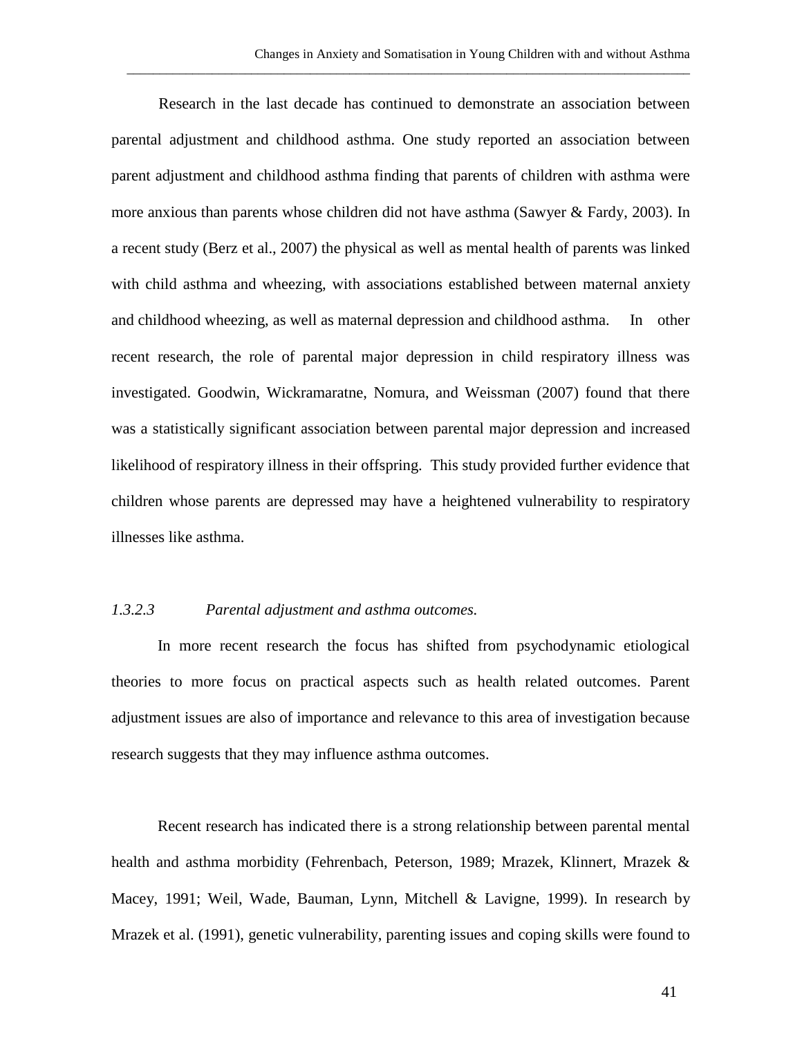Research in the last decade has continued to demonstrate an association between parental adjustment and childhood asthma. One study reported an association between parent adjustment and childhood asthma finding that parents of children with asthma were more anxious than parents whose children did not have asthma (Sawyer & Fardy, 2003). In a recent study (Berz et al., 2007) the physical as well as mental health of parents was linked with child asthma and wheezing, with associations established between maternal anxiety and childhood wheezing, as well as maternal depression and childhood asthma. In other recent research, the role of parental major depression in child respiratory illness was investigated. Goodwin, Wickramaratne, Nomura, and Weissman (2007) found that there was a statistically significant association between parental major depression and increased likelihood of respiratory illness in their offspring. This study provided further evidence that children whose parents are depressed may have a heightened vulnerability to respiratory illnesses like asthma.

#### *1.3.2.3 Parental adjustment and asthma outcomes.*

In more recent research the focus has shifted from psychodynamic etiological theories to more focus on practical aspects such as health related outcomes. Parent adjustment issues are also of importance and relevance to this area of investigation because research suggests that they may influence asthma outcomes.

Recent research has indicated there is a strong relationship between parental mental health and asthma morbidity (Fehrenbach, Peterson, 1989; Mrazek, Klinnert, Mrazek & Macey, 1991; Weil, Wade, Bauman, Lynn, Mitchell & Lavigne, 1999). In research by Mrazek et al. (1991), genetic vulnerability, parenting issues and coping skills were found to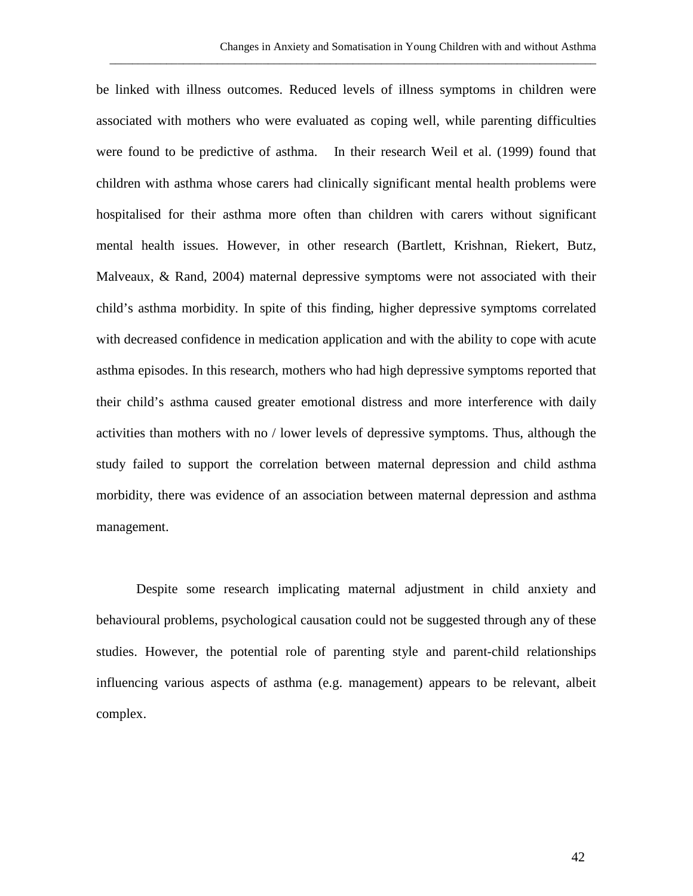be linked with illness outcomes. Reduced levels of illness symptoms in children were associated with mothers who were evaluated as coping well, while parenting difficulties were found to be predictive of asthma. In their research Weil et al. (1999) found that children with asthma whose carers had clinically significant mental health problems were hospitalised for their asthma more often than children with carers without significant mental health issues. However, in other research (Bartlett, Krishnan, Riekert, Butz, Malveaux, & Rand, 2004) maternal depressive symptoms were not associated with their child's asthma morbidity. In spite of this finding, higher depressive symptoms correlated with decreased confidence in medication application and with the ability to cope with acute asthma episodes. In this research, mothers who had high depressive symptoms reported that their child's asthma caused greater emotional distress and more interference with daily activities than mothers with no / lower levels of depressive symptoms. Thus, although the study failed to support the correlation between maternal depression and child asthma morbidity, there was evidence of an association between maternal depression and asthma management.

Despite some research implicating maternal adjustment in child anxiety and behavioural problems, psychological causation could not be suggested through any of these studies. However, the potential role of parenting style and parent-child relationships influencing various aspects of asthma (e.g. management) appears to be relevant, albeit complex.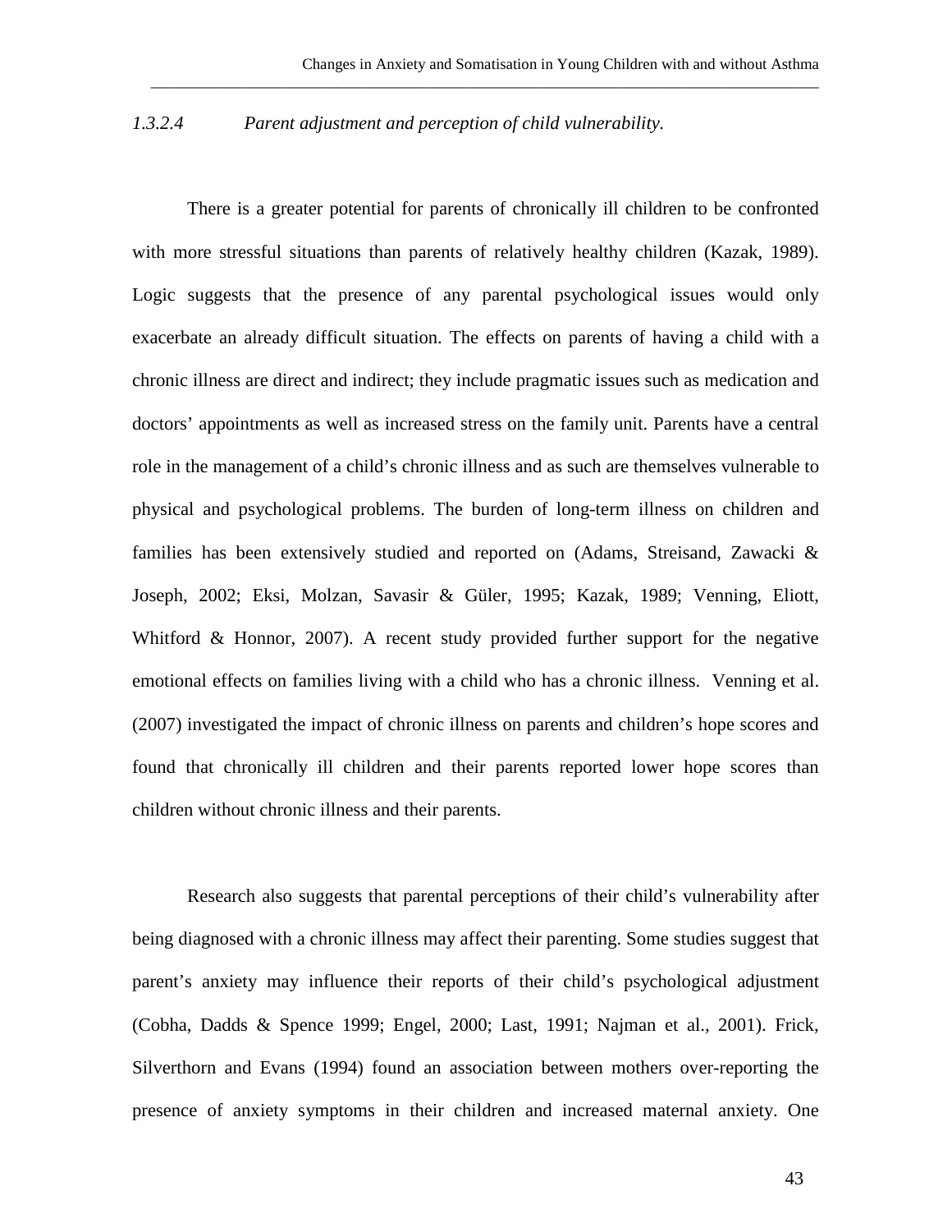#### *1.3.2.4 Parent adjustment and perception of child vulnerability.*

There is a greater potential for parents of chronically ill children to be confronted with more stressful situations than parents of relatively healthy children (Kazak, 1989). Logic suggests that the presence of any parental psychological issues would only exacerbate an already difficult situation. The effects on parents of having a child with a chronic illness are direct and indirect; they include pragmatic issues such as medication and doctors' appointments as well as increased stress on the family unit. Parents have a central role in the management of a child's chronic illness and as such are themselves vulnerable to physical and psychological problems. The burden of long-term illness on children and families has been extensively studied and reported on (Adams, Streisand, Zawacki & Joseph, 2002; Eksi, Molzan, Savasir & Güler, 1995; Kazak, 1989; Venning, Eliott, Whitford & Honnor, 2007). A recent study provided further support for the negative emotional effects on families living with a child who has a chronic illness. Venning et al. (2007) investigated the impact of chronic illness on parents and children's hope scores and found that chronically ill children and their parents reported lower hope scores than children without chronic illness and their parents.

Research also suggests that parental perceptions of their child's vulnerability after being diagnosed with a chronic illness may affect their parenting. Some studies suggest that parent's anxiety may influence their reports of their child's psychological adjustment (Cobha, Dadds & Spence 1999; Engel, 2000; Last, 1991; Najman et al., 2001). Frick, Silverthorn and Evans (1994) found an association between mothers over-reporting the presence of anxiety symptoms in their children and increased maternal anxiety. One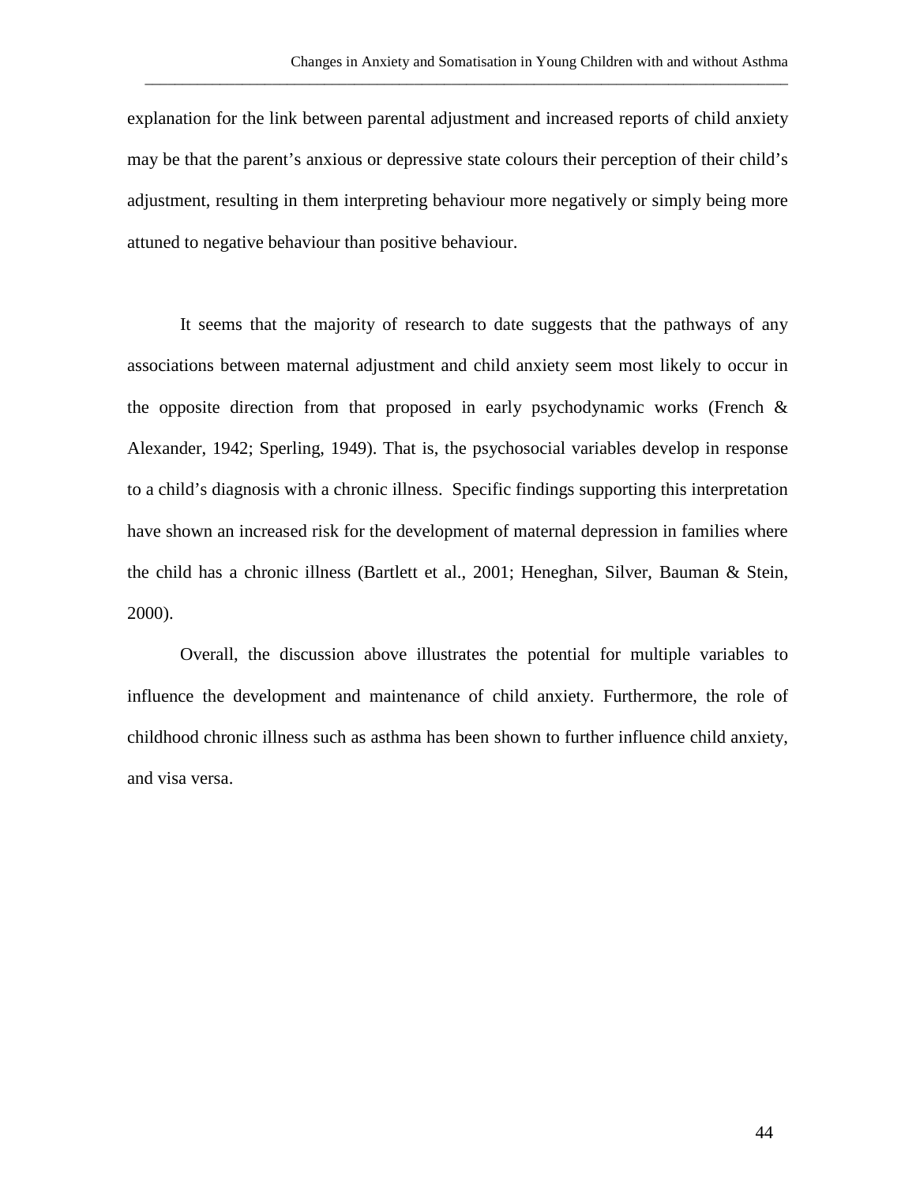explanation for the link between parental adjustment and increased reports of child anxiety may be that the parent's anxious or depressive state colours their perception of their child's adjustment, resulting in them interpreting behaviour more negatively or simply being more attuned to negative behaviour than positive behaviour.

It seems that the majority of research to date suggests that the pathways of any associations between maternal adjustment and child anxiety seem most likely to occur in the opposite direction from that proposed in early psychodynamic works (French & Alexander, 1942; Sperling, 1949). That is, the psychosocial variables develop in response to a child's diagnosis with a chronic illness. Specific findings supporting this interpretation have shown an increased risk for the development of maternal depression in families where the child has a chronic illness (Bartlett et al., 2001; Heneghan, Silver, Bauman & Stein, 2000).

Overall, the discussion above illustrates the potential for multiple variables to influence the development and maintenance of child anxiety. Furthermore, the role of childhood chronic illness such as asthma has been shown to further influence child anxiety, and visa versa.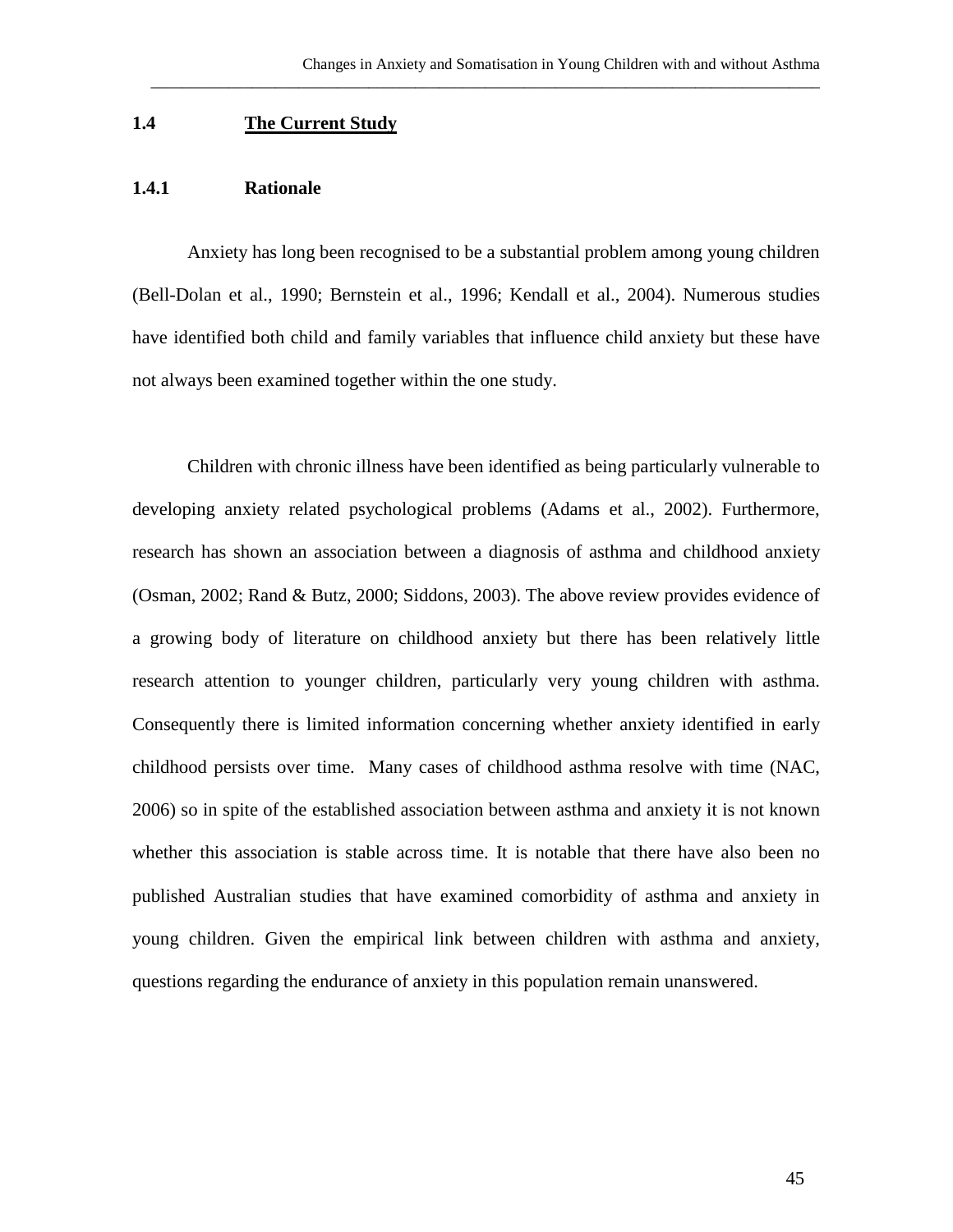## 1.4 The Current Study

### 1.4.1 Rationale

Anxiety has long been recognised to be a substantial problem among young children (Bell-Dolan et al., 1990; Bernstein et al., 1996; Kendall et al., 2004). Numerous studies have identified both child and family variables that influence child anxiety but these have not always been examined together within the one study.

Children with chronic illness have been identified as being particularly vulnerable to developing anxiety related psychological problems (Adams et al., 2002). Furthermore, research has shown an association between a diagnosis of asthma and childhood anxiety (Osman, 2002; Rand & Butz, 2000; Siddons, 2003). The above review provides evidence of a growing body of literature on childhood anxiety but there has been relatively little research attention to younger children, particularly very young children with asthma. Consequently there is limited information concerning whether anxiety identified in early childhood persists over time. Many cases of childhood asthma resolve with time (NAC, 2006) so in spite of the established association between asthma and anxiety it is not known whether this association is stable across time. It is notable that there have also been no published Australian studies that have examined comorbidity of asthma and anxiety in young children. Given the empirical link between children with asthma and anxiety, questions regarding the endurance of anxiety in this population remain unanswered.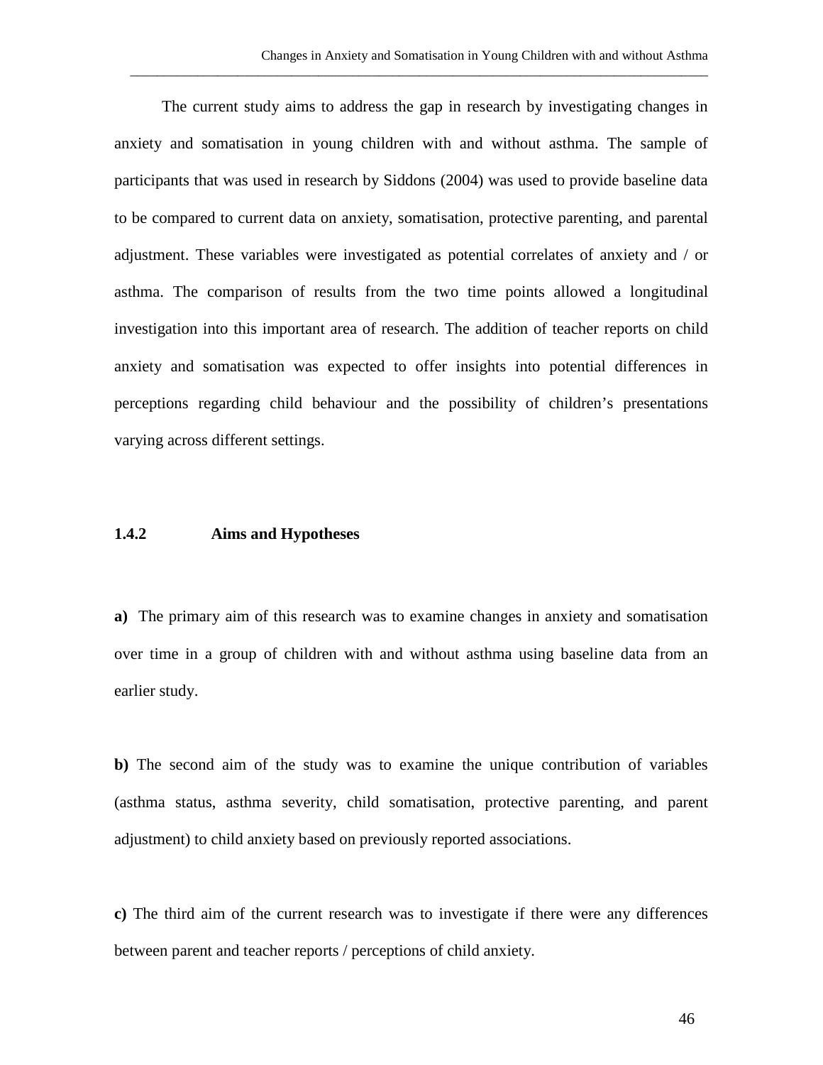The current study aims to address the gap in research by investigating changes in anxiety and somatisation in young children with and without asthma. The sample of participants that was used in research by Siddons (2004) was used to provide baseline data to be compared to current data on anxiety, somatisation, protective parenting, and parental adjustment. These variables were investigated as potential correlates of anxiety and / or asthma. The comparison of results from the two time points allowed a longitudinal investigation into this important area of research. The addition of teacher reports on child anxiety and somatisation was expected to offer insights into potential differences in perceptions regarding child behaviour and the possibility of children's presentations varying across different settings.

### 1.4.2 Aims and Hypotheses

**a)** The primary aim of this research was to examine changes in anxiety and somatisation over time in a group of children with and without asthma using baseline data from an earlier study.

**b)** The second aim of the study was to examine the unique contribution of variables (asthma status, asthma severity, child somatisation, protective parenting, and parent adjustment) to child anxiety based on previously reported associations.

**c)** The third aim of the current research was to investigate if there were any differences between parent and teacher reports / perceptions of child anxiety.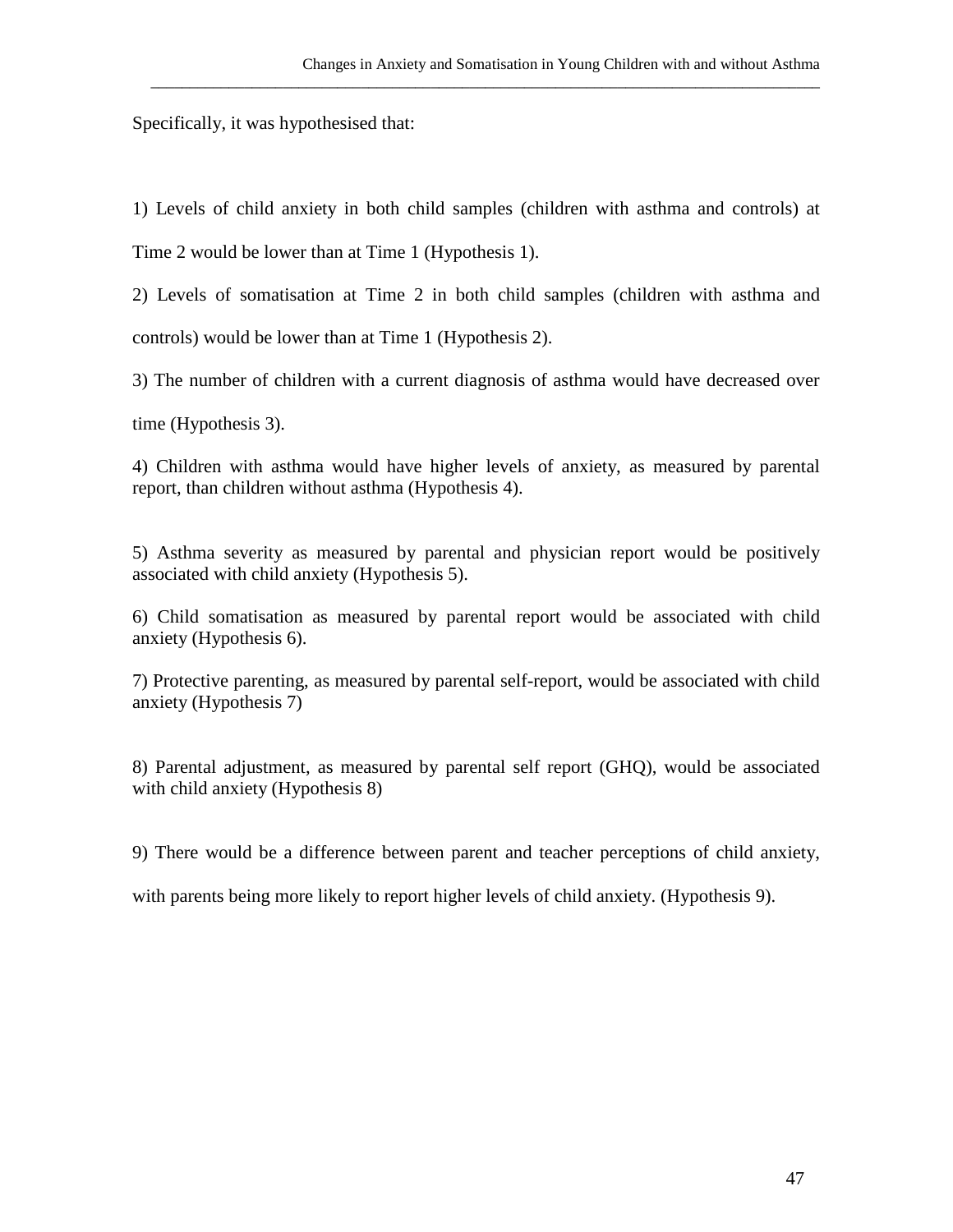Specifically, it was hypothesised that:

1) Levels of child anxiety in both child samples (children with asthma and controls) at Time 2 would be lower than at Time 1 (Hypothesis 1).

2) Levels of somatisation at Time 2 in both child samples (children with asthma and controls) would be lower than at Time 1 (Hypothesis 2).

3) The number of children with a current diagnosis of asthma would have decreased over time (Hypothesis 3).

4) Children with asthma would have higher levels of anxiety, as measured by parental report, than children without asthma (Hypothesis 4).

5) Asthma severity as measured by parental and physician report would be positively associated with child anxiety (Hypothesis 5).

6) Child somatisation as measured by parental report would be associated with child anxiety (Hypothesis 6).

7) Protective parenting, as measured by parental self-report, would be associated with child anxiety (Hypothesis 7)

8) Parental adjustment, as measured by parental self report (GHQ), would be associated with child anxiety (Hypothesis 8)

9) There would be a difference between parent and teacher perceptions of child anxiety, with parents being more likely to report higher levels of child anxiety. (Hypothesis 9).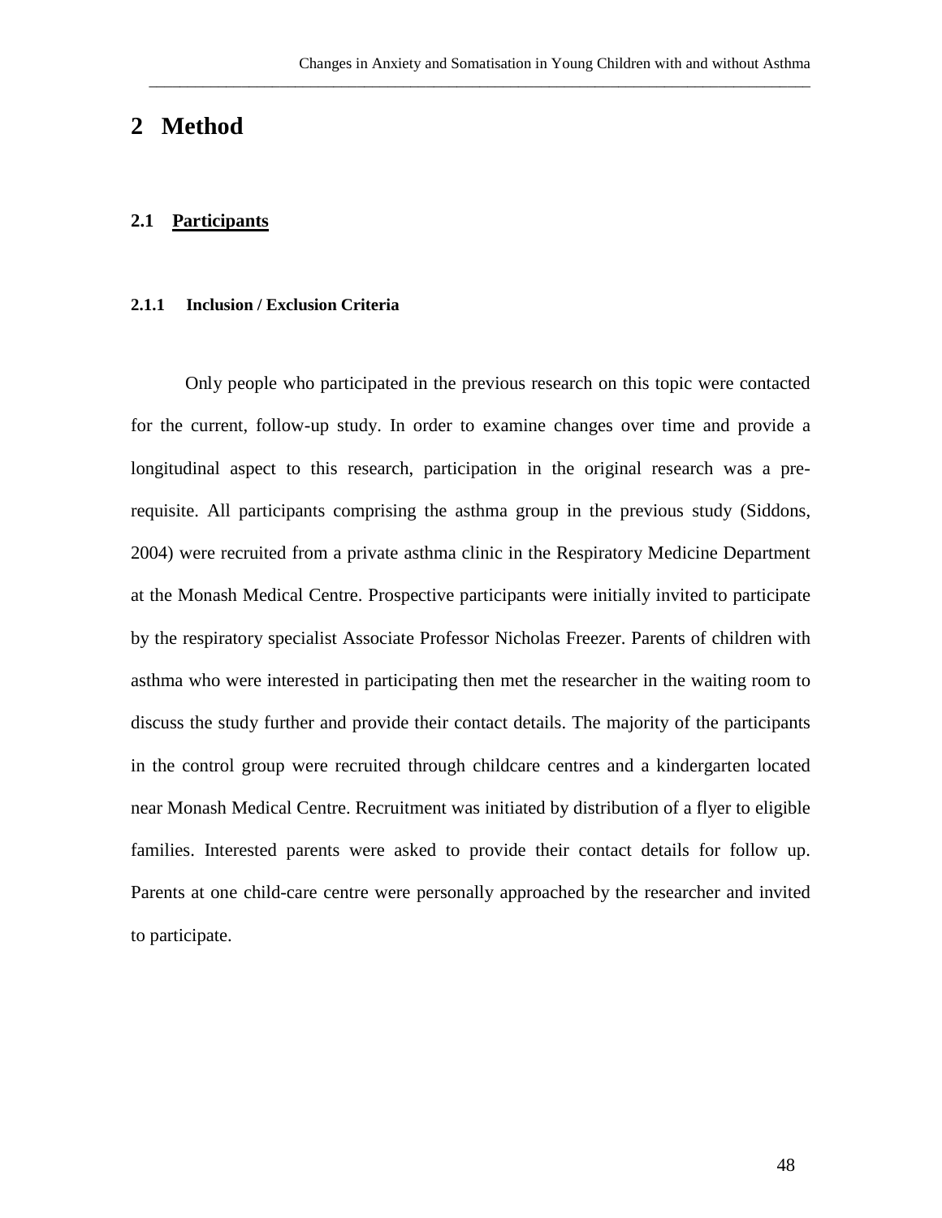# 2 Method

## 2.1 Participants

### 2.1.1 Inclusion / Exclusion Criteria

Only people who participated in the previous research on this topic were contacted for the current, follow-up study. In order to examine changes over time and provide a longitudinal aspect to this research, participation in the original research was a pre-requisite. All participants comprising the asthma group in the previous study (Siddons, 2004) were recruited from a private asthma clinic in the Respiratory Medicine Department at the Monash Medical Centre. Prospective participants were initially invited to participate by the respiratory specialist Associate Professor Nicholas Freezer. Parents of children with asthma who were interested in participating then met the researcher in the waiting room to discuss the study further and provide their contact details. The majority of the participants in the control group were recruited through childcare centres and a kindergarten located near Monash Medical Centre. Recruitment was initiated by distribution of a flyer to eligible families. Interested parents were asked to provide their contact details for follow up. Parents at one child-care centre were personally approached by the researcher and invited to participate.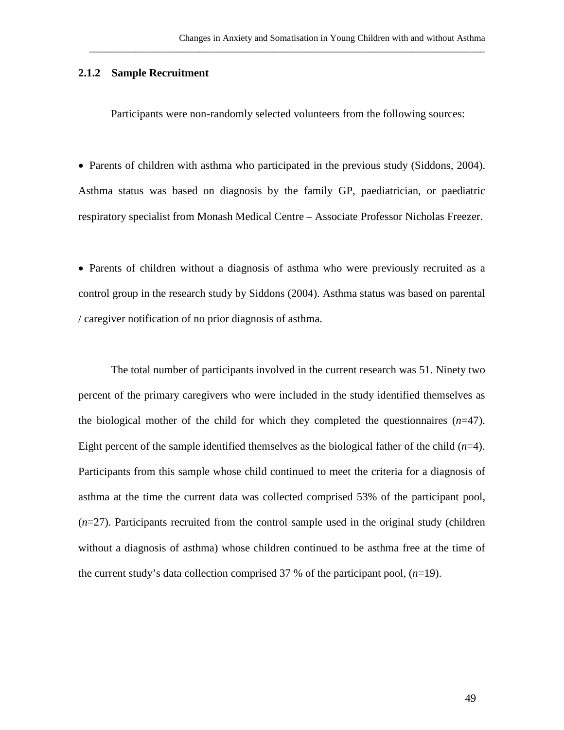### 2.1.2 Sample Recruitment

Participants were non-randomly selected volunteers from the following sources:

- Parents of children with asthma who participated in the previous study (Siddons, 2004). Asthma status was based on diagnosis by the family GP, paediatrician, or paediatric respiratory specialist from Monash Medical Centre – Associate Professor Nicholas Freezer.

- Parents of children without a diagnosis of asthma who were previously recruited as a control group in the research study by Siddons (2004). Asthma status was based on parental / caregiver notification of no prior diagnosis of asthma.

The total number of participants involved in the current research was 51. Ninety two percent of the primary caregivers who were included in the study identified themselves as the biological mother of the child for which they completed the questionnaires ($n$=47). Eight percent of the sample identified themselves as the biological father of the child ($n$=4). Participants from this sample whose child continued to meet the criteria for a diagnosis of asthma at the time the current data was collected comprised 53% of the participant pool, ($n$=27). Participants recruited from the control sample used in the original study (children without a diagnosis of asthma) whose children continued to be asthma free at the time of the current study's data collection comprised 37 % of the participant pool, ($n$=19).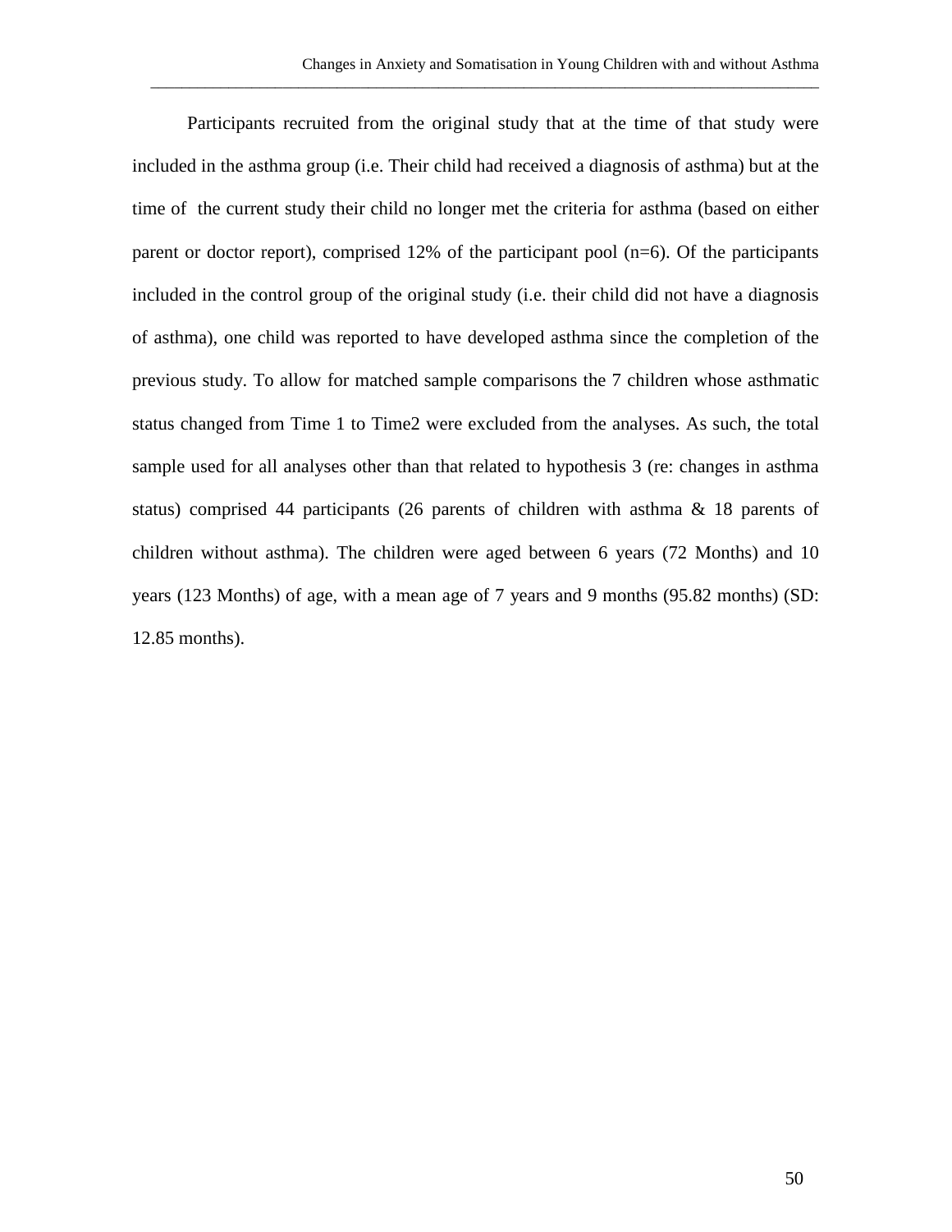Participants recruited from the original study that at the time of that study were included in the asthma group (i.e. Their child had received a diagnosis of asthma) but at the time of  the current study their child no longer met the criteria for asthma (based on either parent or doctor report), comprised 12% of the participant pool (n=6). Of the participants included in the control group of the original study (i.e. their child did not have a diagnosis of asthma), one child was reported to have developed asthma since the completion of the previous study. To allow for matched sample comparisons the 7 children whose asthmatic status changed from Time 1 to Time2 were excluded from the analyses. As such, the total sample used for all analyses other than that related to hypothesis 3 (re: changes in asthma status) comprised 44 participants (26 parents of children with asthma & 18 parents of children without asthma). The children were aged between 6 years (72 Months) and 10 years (123 Months) of age, with a mean age of 7 years and 9 months (95.82 months) (SD: 12.85 months).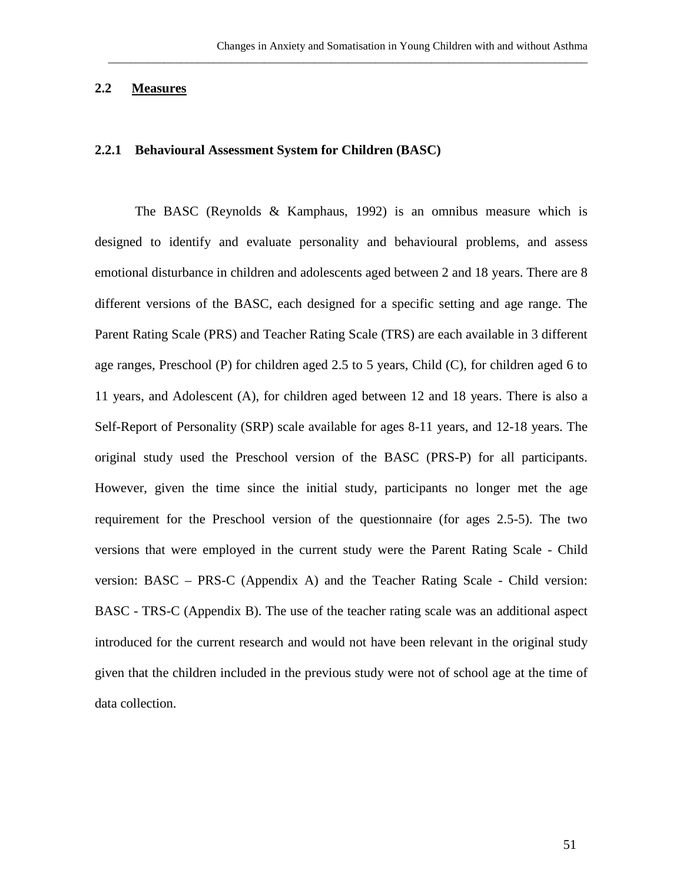## 2.2 Measures

### 2.2.1 Behavioural Assessment System for Children (BASC)

The BASC (Reynolds & Kamphaus, 1992) is an omnibus measure which is designed to identify and evaluate personality and behavioural problems, and assess emotional disturbance in children and adolescents aged between 2 and 18 years. There are 8 different versions of the BASC, each designed for a specific setting and age range. The Parent Rating Scale (PRS) and Teacher Rating Scale (TRS) are each available in 3 different age ranges, Preschool (P) for children aged 2.5 to 5 years, Child (C), for children aged 6 to 11 years, and Adolescent (A), for children aged between 12 and 18 years. There is also a Self-Report of Personality (SRP) scale available for ages 8-11 years, and 12-18 years. The original study used the Preschool version of the BASC (PRS-P) for all participants. However, given the time since the initial study, participants no longer met the age requirement for the Preschool version of the questionnaire (for ages 2.5-5). The two versions that were employed in the current study were the Parent Rating Scale - Child version: BASC – PRS-C (Appendix A) and the Teacher Rating Scale - Child version: BASC - TRS-C (Appendix B). The use of the teacher rating scale was an additional aspect introduced for the current research and would not have been relevant in the original study given that the children included in the previous study were not of school age at the time of data collection.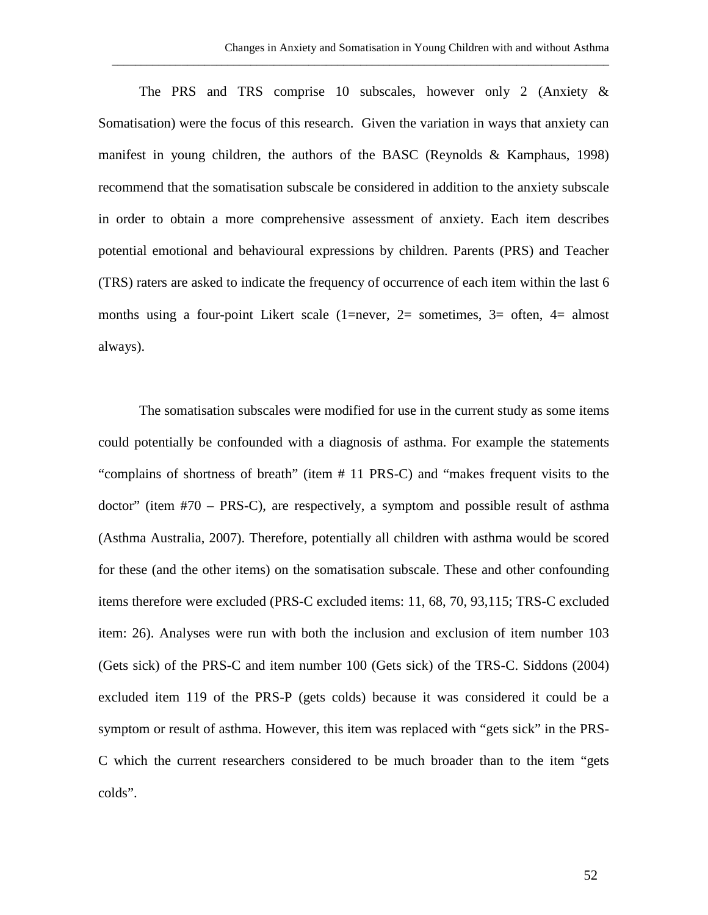The PRS and TRS comprise 10 subscales, however only 2 (Anxiety & Somatisation) were the focus of this research. Given the variation in ways that anxiety can manifest in young children, the authors of the BASC (Reynolds & Kamphaus, 1998) recommend that the somatisation subscale be considered in addition to the anxiety subscale in order to obtain a more comprehensive assessment of anxiety. Each item describes potential emotional and behavioural expressions by children. Parents (PRS) and Teacher (TRS) raters are asked to indicate the frequency of occurrence of each item within the last 6 months using a four-point Likert scale (1=never, 2= sometimes, 3= often, 4= almost always).

The somatisation subscales were modified for use in the current study as some items could potentially be confounded with a diagnosis of asthma. For example the statements "complains of shortness of breath" (item # 11 PRS-C) and "makes frequent visits to the doctor" (item #70 – PRS-C), are respectively, a symptom and possible result of asthma (Asthma Australia, 2007). Therefore, potentially all children with asthma would be scored for these (and the other items) on the somatisation subscale. These and other confounding items therefore were excluded (PRS-C excluded items: 11, 68, 70, 93,115; TRS-C excluded item: 26). Analyses were run with both the inclusion and exclusion of item number 103 (Gets sick) of the PRS-C and item number 100 (Gets sick) of the TRS-C. Siddons (2004) excluded item 119 of the PRS-P (gets colds) because it was considered it could be a symptom or result of asthma. However, this item was replaced with "gets sick" in the PRS-C which the current researchers considered to be much broader than to the item "gets colds".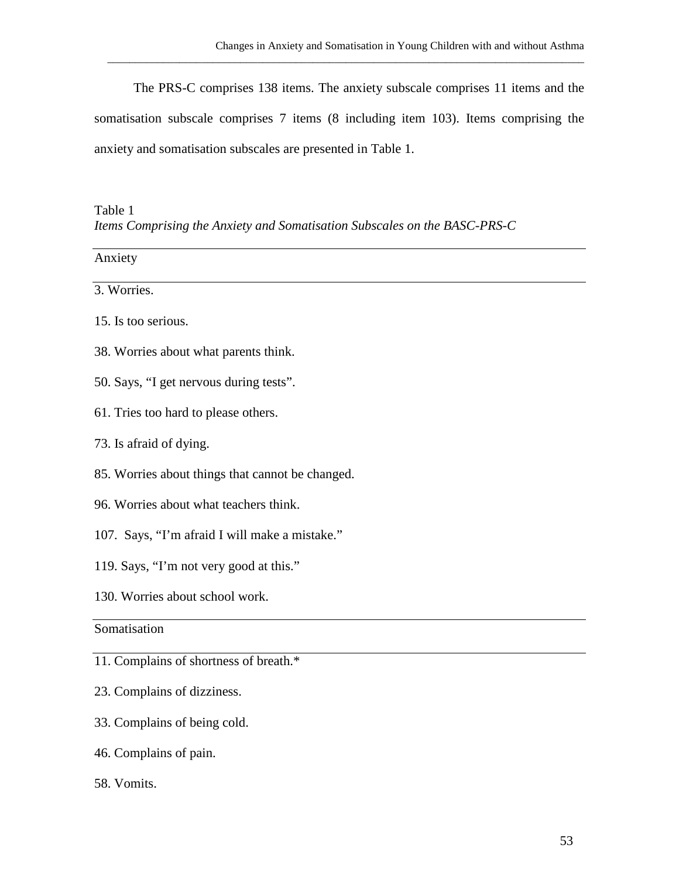The PRS-C comprises 138 items. The anxiety subscale comprises 11 items and the somatisation subscale comprises 7 items (8 including item 103). Items comprising the anxiety and somatisation subscales are presented in Table 1.

Table 1
*Items Comprising the Anxiety and Somatisation Subscales on the BASC-PRS-C*

| Anxiety |
|---|
| 3. Worries. |
| 15. Is too serious. |
| 38. Worries about what parents think. |
| 50. Says, "I get nervous during tests". |
| 61. Tries too hard to please others. |
| 73. Is afraid of dying. |
| 85. Worries about things that cannot be changed. |
| 96. Worries about what teachers think. |
| 107. Says, "I'm afraid I will make a mistake." |
| 119. Says, "I'm not very good at this." |
| 130. Worries about school work. |
| **Somatisation** |
| 11. Complains of shortness of breath.* |
| 23. Complains of dizziness. |
| 33. Complains of being cold. |
| 46. Complains of pain. |
| 58. Vomits. |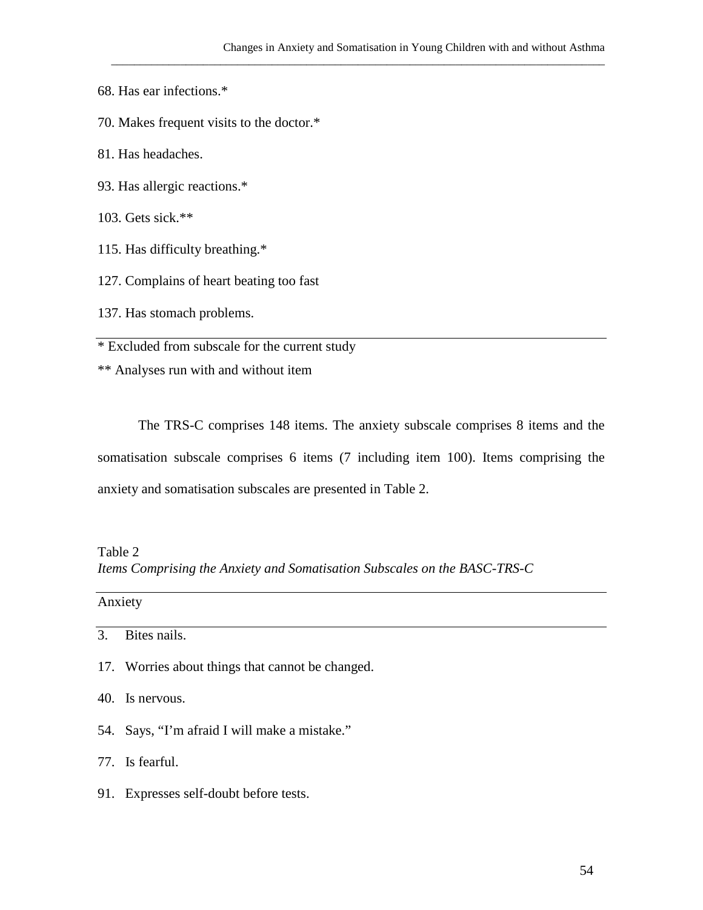68. Has ear infections.*

70. Makes frequent visits to the doctor.*

81. Has headaches.

93. Has allergic reactions.*

103. Gets sick.**

115. Has difficulty breathing.*

127. Complains of heart beating too fast

137. Has stomach problems.

---

* Excluded from subscale for the current study

** Analyses run with and without item

The TRS-C comprises 148 items. The anxiety subscale comprises 8 items and the somatisation subscale comprises 6 items (7 including item 100). Items comprising the anxiety and somatisation subscales are presented in Table 2.

Table 2
*Items Comprising the Anxiety and Somatisation Subscales on the BASC-TRS-C*

| Anxiety |
| --- |
| 3. Bites nails. |
| 17. Worries about things that cannot be changed. |
| 40. Is nervous. |
| 54. Says, "I'm afraid I will make a mistake." |
| 77. Is fearful. |
| 91. Expresses self-doubt before tests. |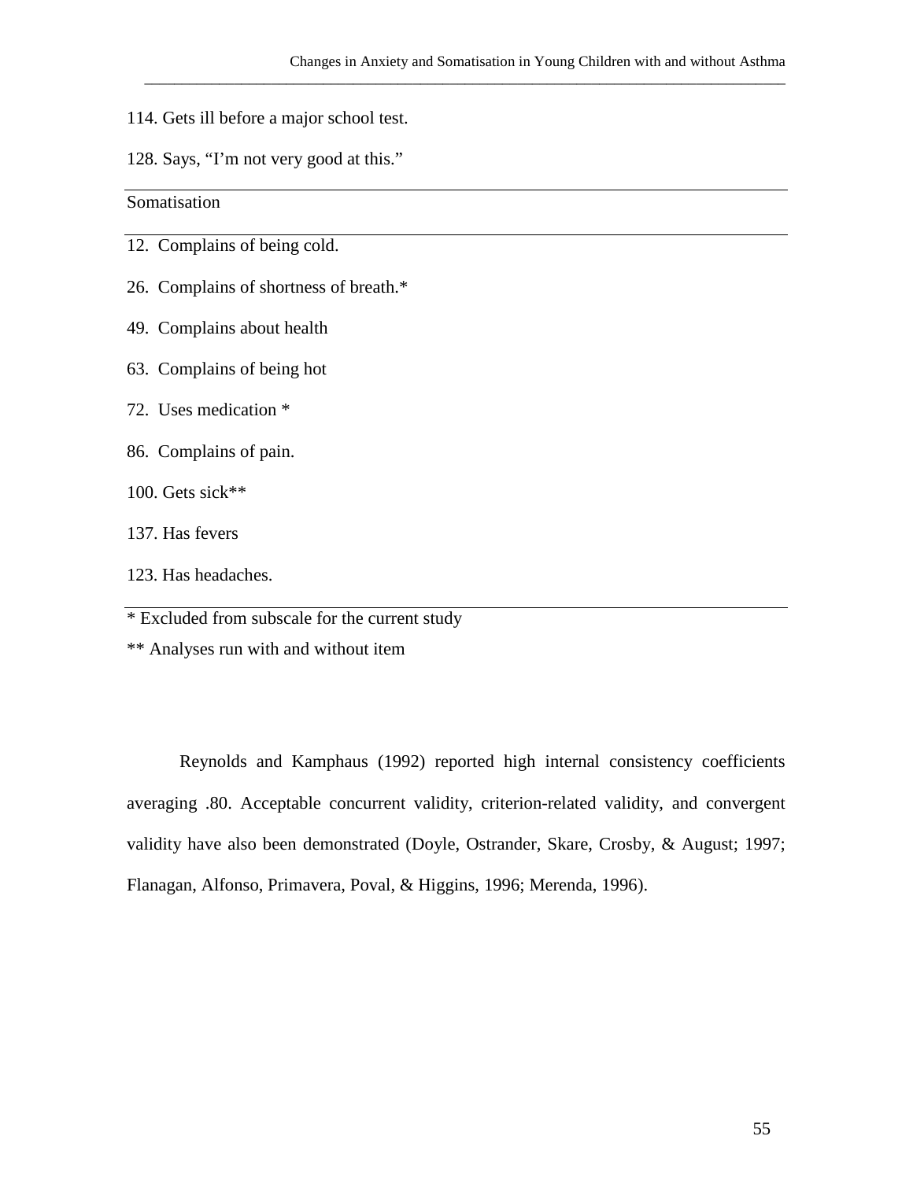114. Gets ill before a major school test.

128. Says, “I’m not very good at this.”

| Somatisation |
|---|
| 12. Complains of being cold. |
| 26. Complains of shortness of breath.* |
| 49. Complains about health |
| 63. Complains of being hot |
| 72. Uses medication * |
| 86. Complains of pain. |
| 100. Gets sick** |
| 137. Has fevers |
| 123. Has headaches. |

\* Excluded from subscale for the current study

** Analyses run with and without item

Reynolds and Kamphaus (1992) reported high internal consistency coefficients averaging .80. Acceptable concurrent validity, criterion-related validity, and convergent validity have also been demonstrated (Doyle, Ostrander, Skare, Crosby, & August; 1997; Flanagan, Alfonso, Primavera, Poval, & Higgins, 1996; Merenda, 1996).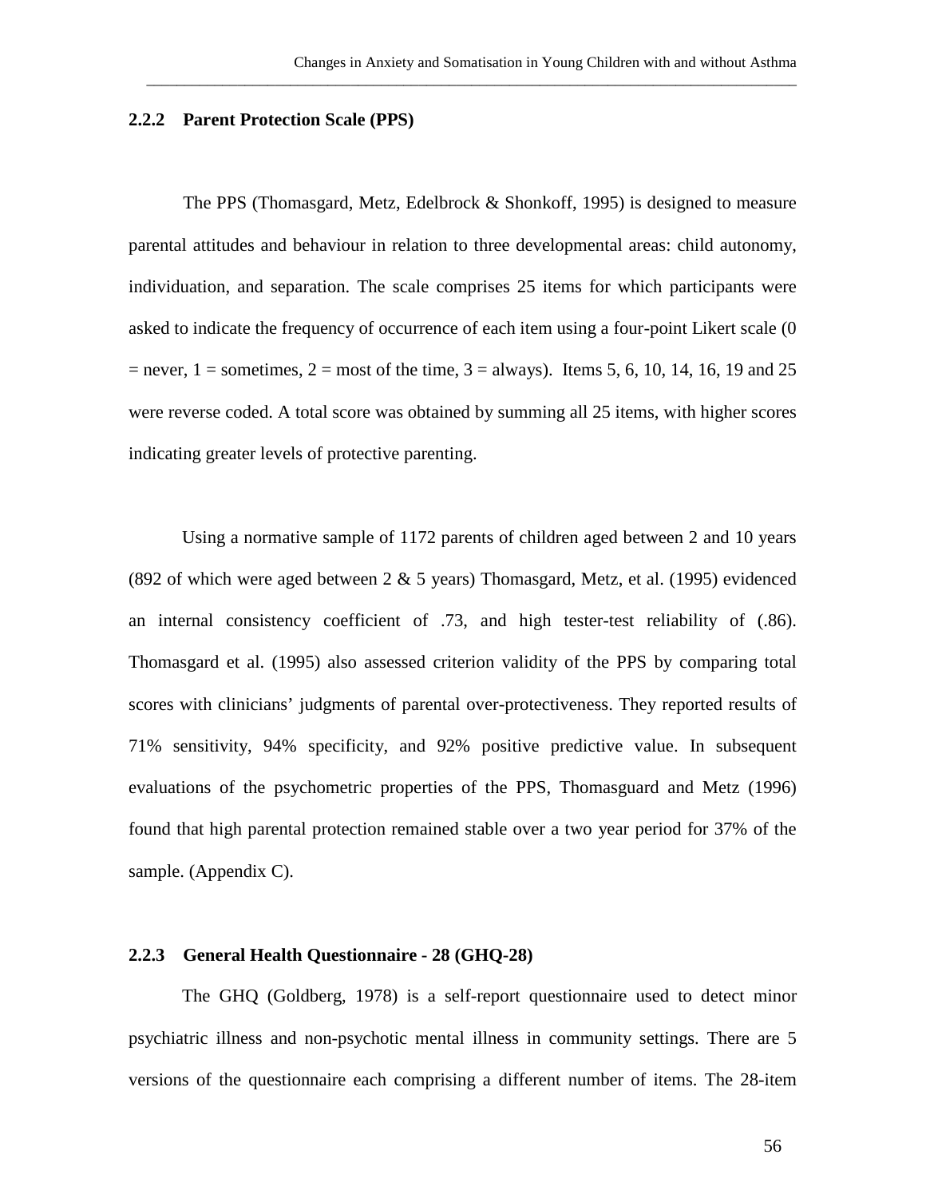### 2.2.2 Parent Protection Scale (PPS)

The PPS (Thomasgard, Metz, Edelbrock & Shonkoff, 1995) is designed to measure parental attitudes and behaviour in relation to three developmental areas: child autonomy, individuation, and separation. The scale comprises 25 items for which participants were asked to indicate the frequency of occurrence of each item using a four-point Likert scale (0 = never, 1 = sometimes, 2 = most of the time, 3 = always). Items 5, 6, 10, 14, 16, 19 and 25 were reverse coded. A total score was obtained by summing all 25 items, with higher scores indicating greater levels of protective parenting.

Using a normative sample of 1172 parents of children aged between 2 and 10 years (892 of which were aged between 2 & 5 years) Thomasgard, Metz, et al. (1995) evidenced an internal consistency coefficient of .73, and high tester-test reliability of (.86). Thomasgard et al. (1995) also assessed criterion validity of the PPS by comparing total scores with clinicians' judgments of parental over-protectiveness. They reported results of 71% sensitivity, 94% specificity, and 92% positive predictive value. In subsequent evaluations of the psychometric properties of the PPS, Thomasguard and Metz (1996) found that high parental protection remained stable over a two year period for 37% of the sample. (Appendix C).

### 2.2.3 General Health Questionnaire - 28 (GHQ-28)

The GHQ (Goldberg, 1978) is a self-report questionnaire used to detect minor psychiatric illness and non-psychotic mental illness in community settings. There are 5 versions of the questionnaire each comprising a different number of items. The 28-item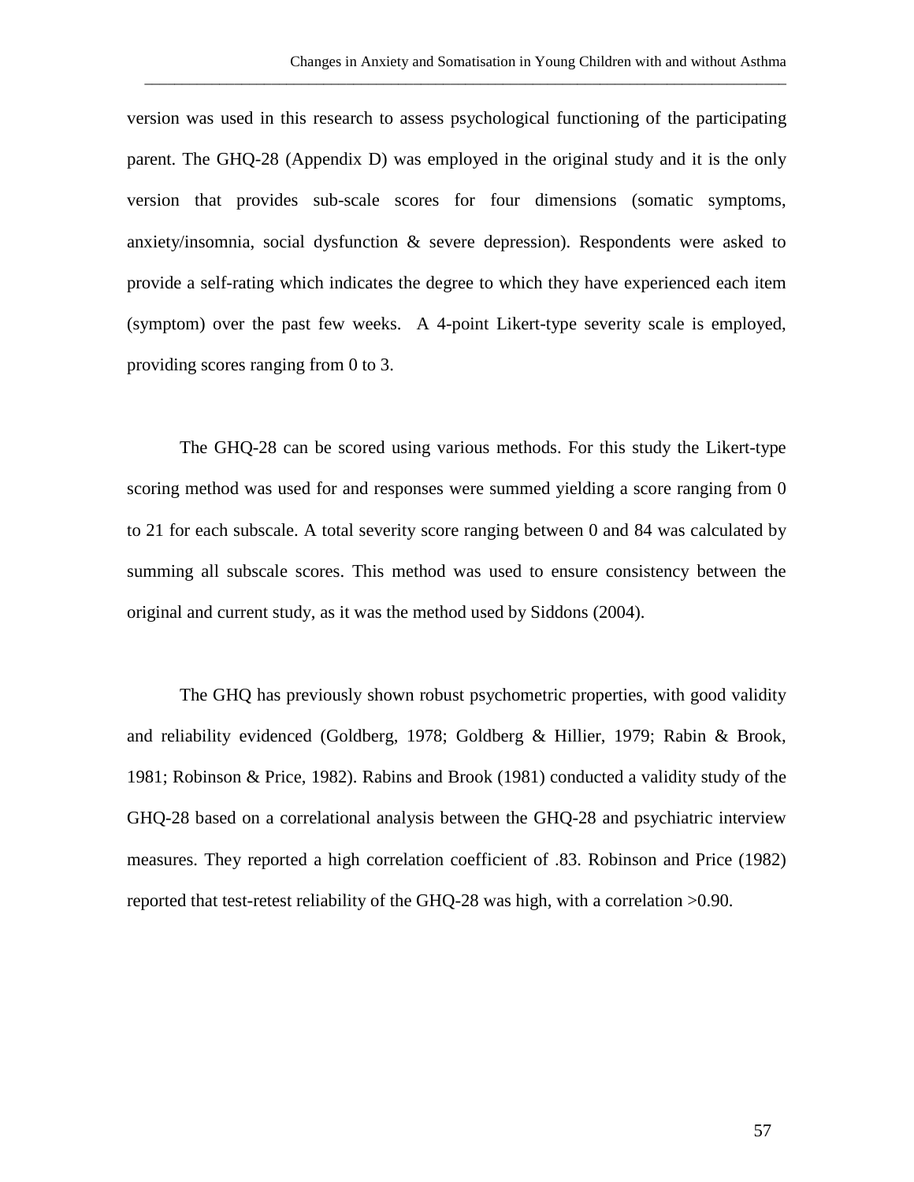version was used in this research to assess psychological functioning of the participating parent. The GHQ-28 (Appendix D) was employed in the original study and it is the only version that provides sub-scale scores for four dimensions (somatic symptoms, anxiety/insomnia, social dysfunction & severe depression). Respondents were asked to provide a self-rating which indicates the degree to which they have experienced each item (symptom) over the past few weeks. A 4-point Likert-type severity scale is employed, providing scores ranging from 0 to 3.

The GHQ-28 can be scored using various methods. For this study the Likert-type scoring method was used for and responses were summed yielding a score ranging from 0 to 21 for each subscale. A total severity score ranging between 0 and 84 was calculated by summing all subscale scores. This method was used to ensure consistency between the original and current study, as it was the method used by Siddons (2004).

The GHQ has previously shown robust psychometric properties, with good validity and reliability evidenced (Goldberg, 1978; Goldberg & Hillier, 1979; Rabin & Brook, 1981; Robinson & Price, 1982). Rabins and Brook (1981) conducted a validity study of the GHQ-28 based on a correlational analysis between the GHQ-28 and psychiatric interview measures. They reported a high correlation coefficient of .83. Robinson and Price (1982) reported that test-retest reliability of the GHQ-28 was high, with a correlation >0.90.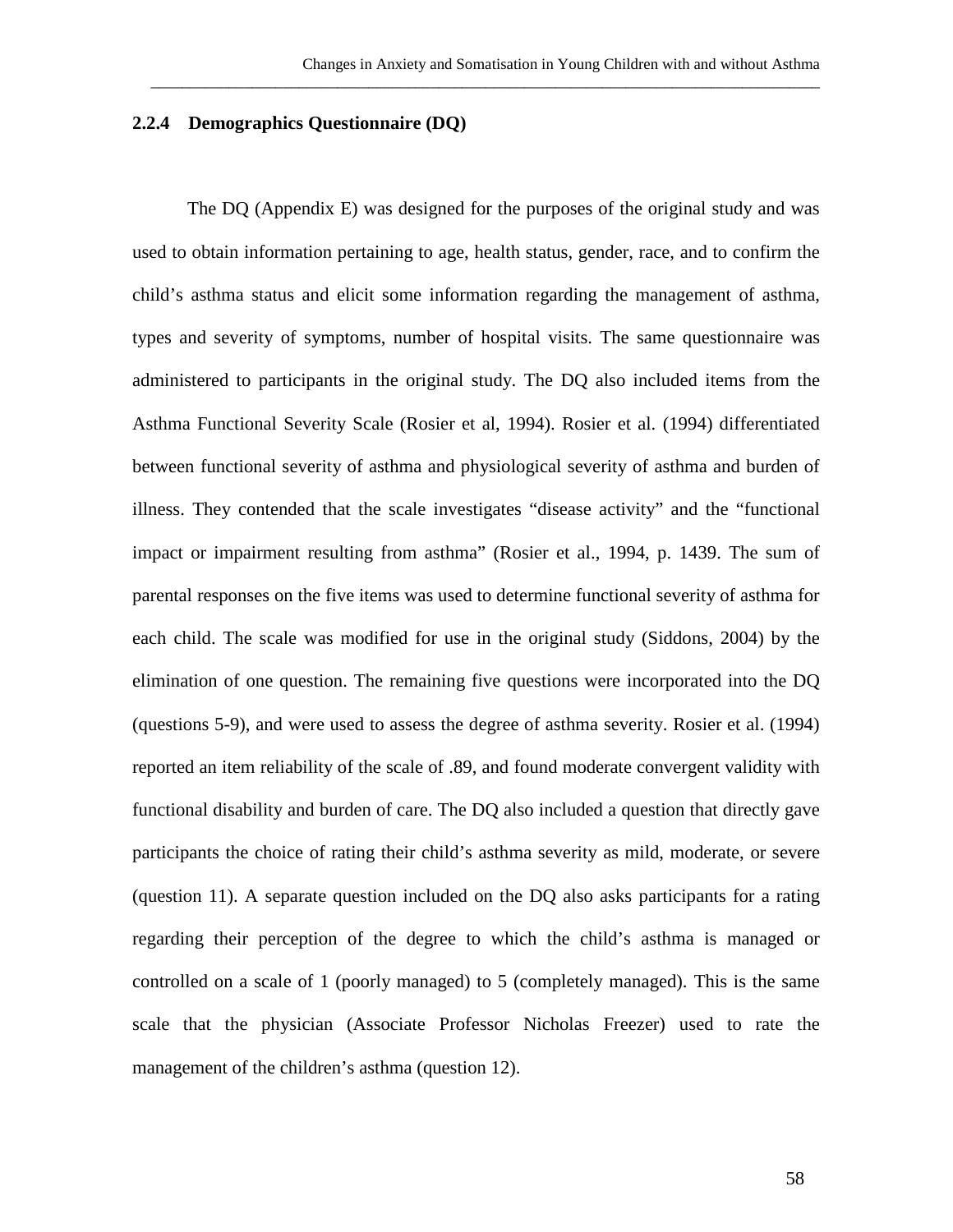### 2.2.4 Demographics Questionnaire (DQ)

The DQ (Appendix E) was designed for the purposes of the original study and was used to obtain information pertaining to age, health status, gender, race, and to confirm the child's asthma status and elicit some information regarding the management of asthma, types and severity of symptoms, number of hospital visits. The same questionnaire was administered to participants in the original study. The DQ also included items from the Asthma Functional Severity Scale (Rosier et al, 1994). Rosier et al. (1994) differentiated between functional severity of asthma and physiological severity of asthma and burden of illness. They contended that the scale investigates "disease activity" and the "functional impact or impairment resulting from asthma" (Rosier et al., 1994, p. 1439. The sum of parental responses on the five items was used to determine functional severity of asthma for each child. The scale was modified for use in the original study (Siddons, 2004) by the elimination of one question. The remaining five questions were incorporated into the DQ (questions 5-9), and were used to assess the degree of asthma severity. Rosier et al. (1994) reported an item reliability of the scale of .89, and found moderate convergent validity with functional disability and burden of care. The DQ also included a question that directly gave participants the choice of rating their child's asthma severity as mild, moderate, or severe (question 11). A separate question included on the DQ also asks participants for a rating regarding their perception of the degree to which the child's asthma is managed or controlled on a scale of 1 (poorly managed) to 5 (completely managed). This is the same scale that the physician (Associate Professor Nicholas Freezer) used to rate the management of the children's asthma (question 12).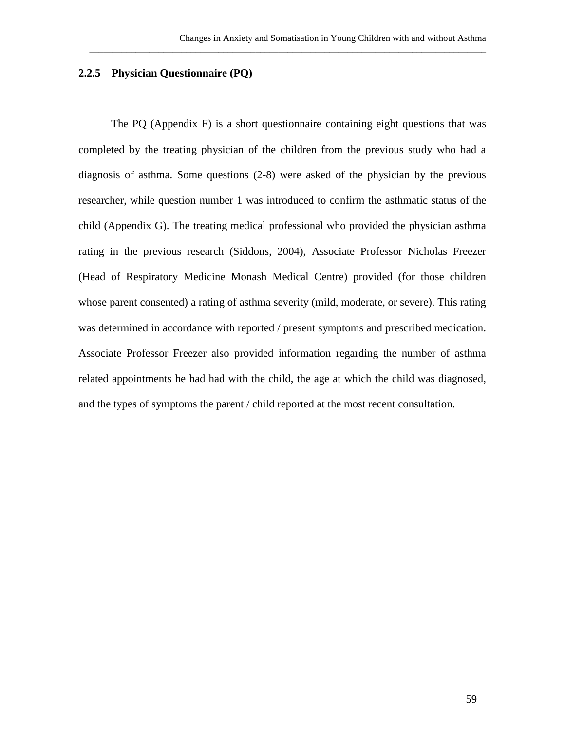### 2.2.5 Physician Questionnaire (PQ)

The PQ (Appendix F) is a short questionnaire containing eight questions that was completed by the treating physician of the children from the previous study who had a diagnosis of asthma. Some questions (2-8) were asked of the physician by the previous researcher, while question number 1 was introduced to confirm the asthmatic status of the child (Appendix G). The treating medical professional who provided the physician asthma rating in the previous research (Siddons, 2004), Associate Professor Nicholas Freezer (Head of Respiratory Medicine Monash Medical Centre) provided (for those children whose parent consented) a rating of asthma severity (mild, moderate, or severe). This rating was determined in accordance with reported / present symptoms and prescribed medication. Associate Professor Freezer also provided information regarding the number of asthma related appointments he had had with the child, the age at which the child was diagnosed, and the types of symptoms the parent / child reported at the most recent consultation.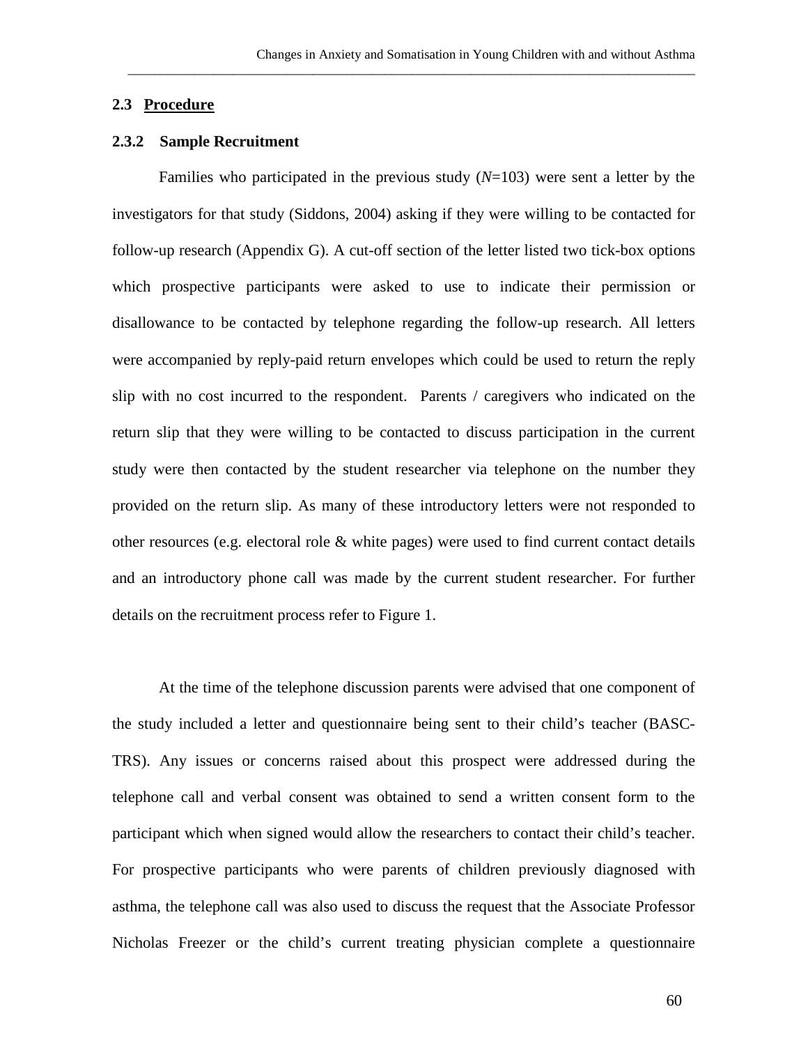## 2.3 Procedure

### 2.3.2 Sample Recruitment

Families who participated in the previous study (*N*=103) were sent a letter by the investigators for that study (Siddons, 2004) asking if they were willing to be contacted for follow-up research (Appendix G). A cut-off section of the letter listed two tick-box options which prospective participants were asked to use to indicate their permission or disallowance to be contacted by telephone regarding the follow-up research. All letters were accompanied by reply-paid return envelopes which could be used to return the reply slip with no cost incurred to the respondent. Parents / caregivers who indicated on the return slip that they were willing to be contacted to discuss participation in the current study were then contacted by the student researcher via telephone on the number they provided on the return slip. As many of these introductory letters were not responded to other resources (e.g. electoral role & white pages) were used to find current contact details and an introductory phone call was made by the current student researcher. For further details on the recruitment process refer to Figure 1.

At the time of the telephone discussion parents were advised that one component of the study included a letter and questionnaire being sent to their child's teacher (BASC-TRS). Any issues or concerns raised about this prospect were addressed during the telephone call and verbal consent was obtained to send a written consent form to the participant which when signed would allow the researchers to contact their child's teacher. For prospective participants who were parents of children previously diagnosed with asthma, the telephone call was also used to discuss the request that the Associate Professor Nicholas Freezer or the child's current treating physician complete a questionnaire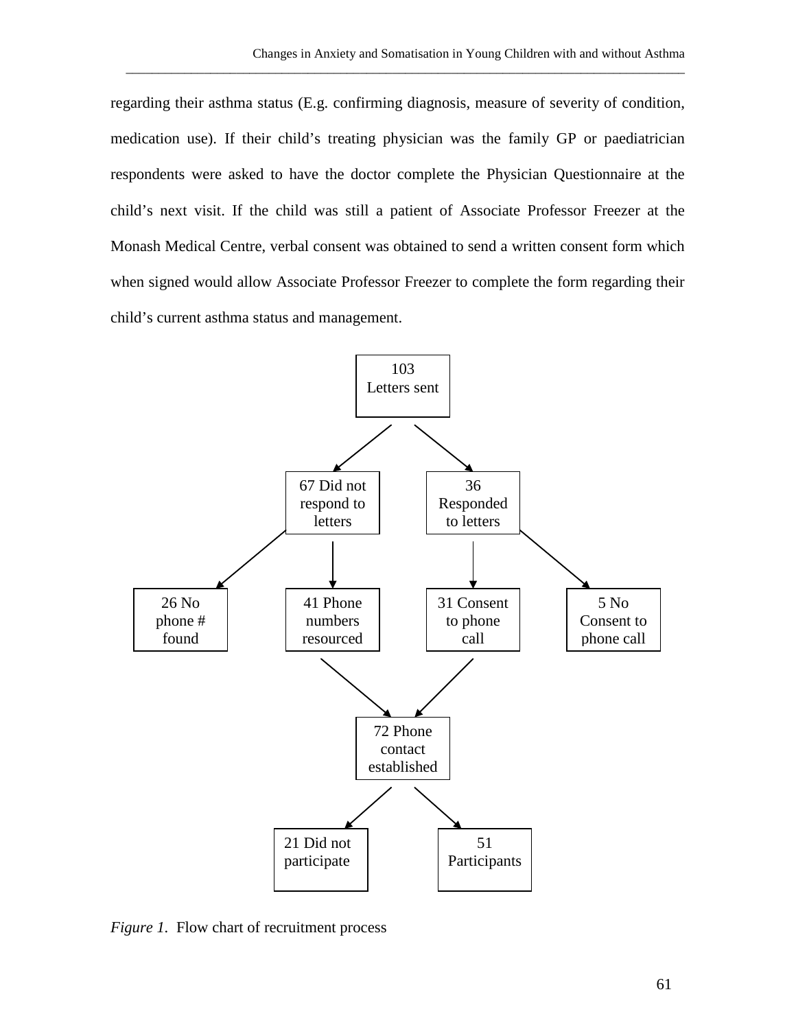regarding their asthma status (E.g. confirming diagnosis, measure of severity of condition, medication use). If their child's treating physician was the family GP or paediatrician respondents were asked to have the doctor complete the Physician Questionnaire at the child's next visit. If the child was still a patient of Associate Professor Freezer at the Monash Medical Centre, verbal consent was obtained to send a written consent form which when signed would allow Associate Professor Freezer to complete the form regarding their child's current asthma status and management.

- 103 Letters sent
  - 67 Did not respond to letters
    - 26 No phone # found
    - 41 Phone numbers resourced
  - 36 Responded to letters
    - 31 Consent to phone call
    - 5 No Consent to phone call
- 41 Phone numbers resourced + 31 Consent to phone call → 72 Phone contact established
  - 21 Did not participate
  - 51 Participants

*Figure 1.* Flow chart of recruitment process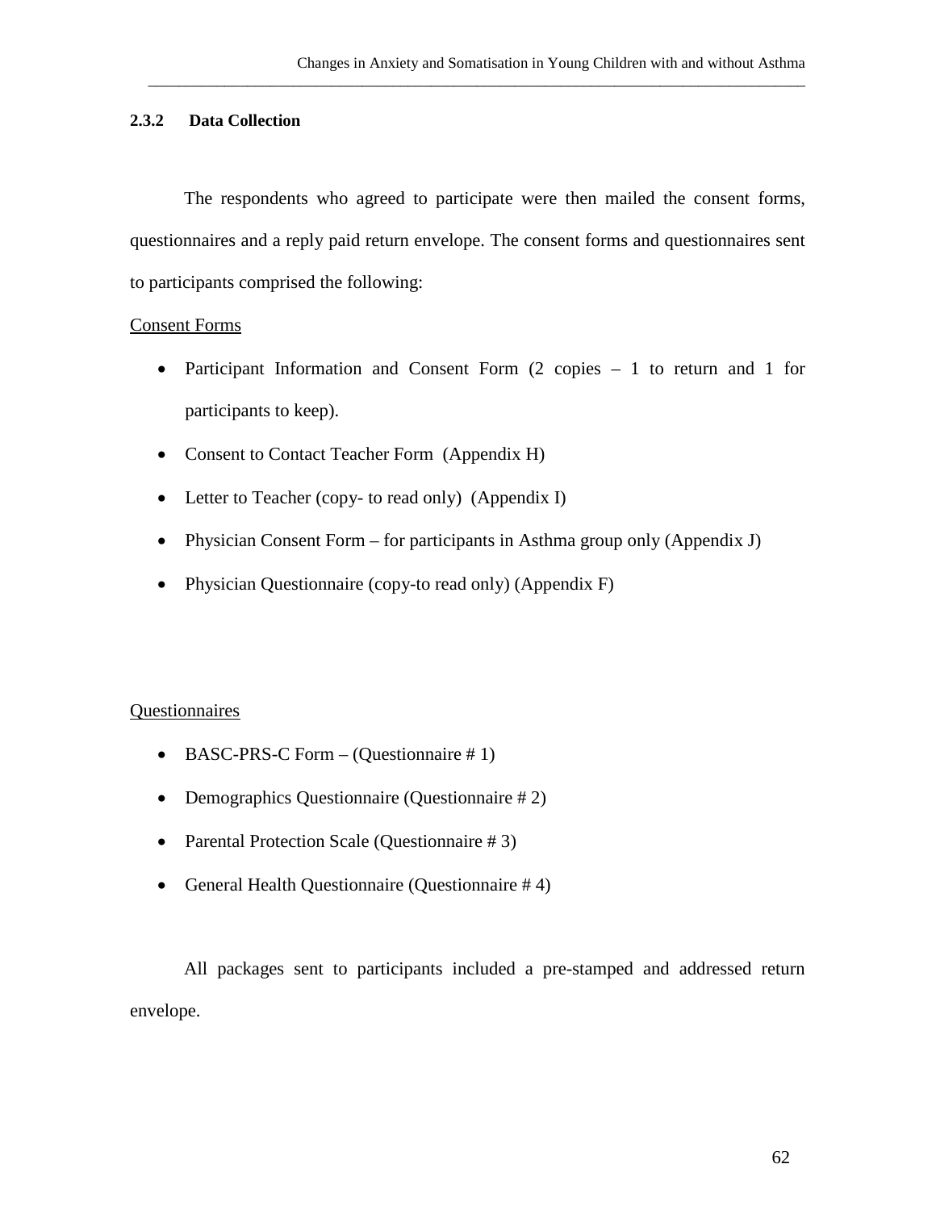### 2.3.2 Data Collection

The respondents who agreed to participate were then mailed the consent forms, questionnaires and a reply paid return envelope. The consent forms and questionnaires sent to participants comprised the following:

<u>Consent Forms</u>

- Participant Information and Consent Form (2 copies – 1 to return and 1 for participants to keep).
- Consent to Contact Teacher Form (Appendix H)
- Letter to Teacher (copy- to read only) (Appendix I)
- Physician Consent Form – for participants in Asthma group only (Appendix J)
- Physician Questionnaire (copy-to read only) (Appendix F)

<u>Questionnaires</u>

- BASC-PRS-C Form – (Questionnaire # 1)
- Demographics Questionnaire (Questionnaire # 2)
- Parental Protection Scale (Questionnaire # 3)
- General Health Questionnaire (Questionnaire # 4)

All packages sent to participants included a pre-stamped and addressed return envelope.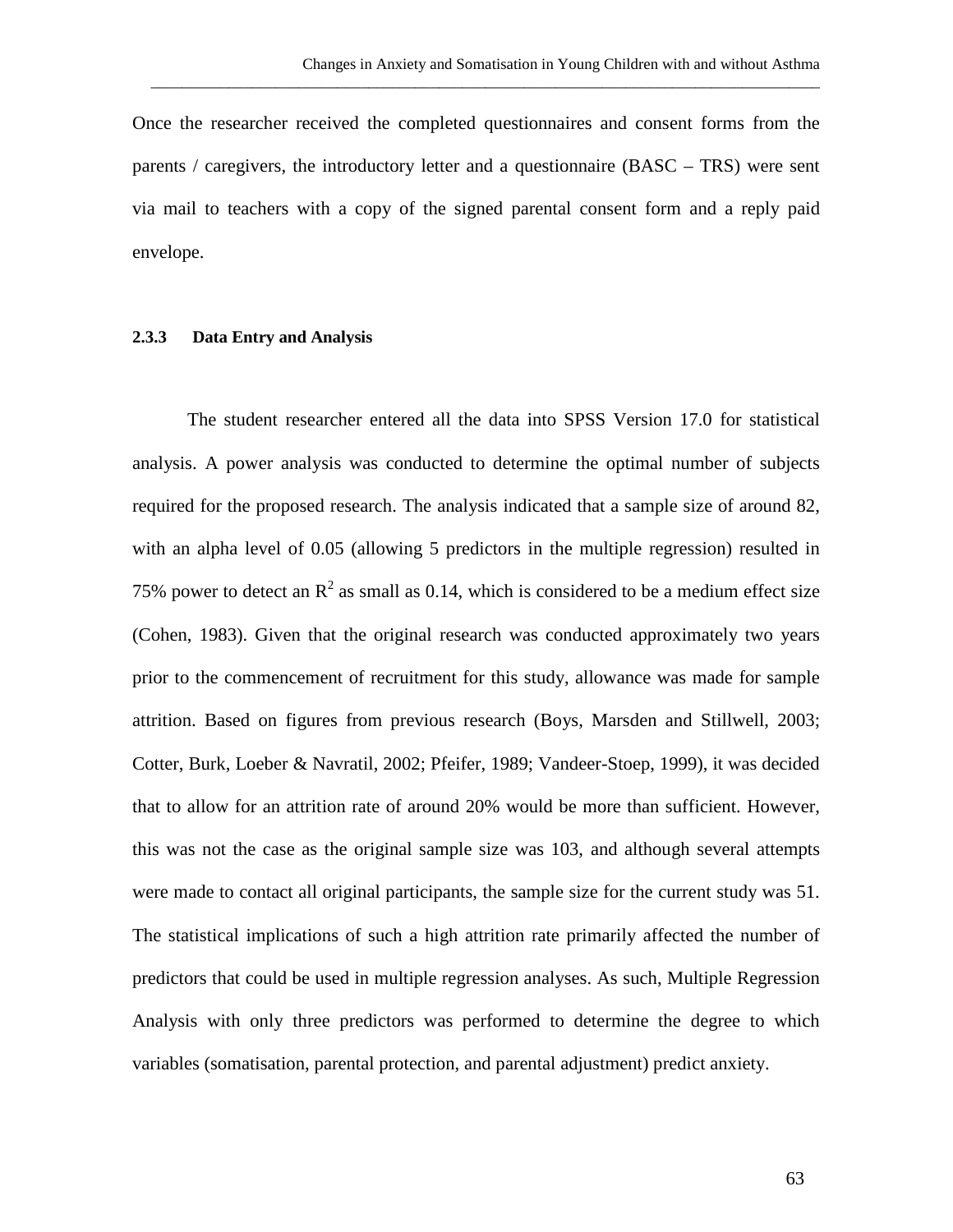Once the researcher received the completed questionnaires and consent forms from the parents / caregivers, the introductory letter and a questionnaire (BASC – TRS) were sent via mail to teachers with a copy of the signed parental consent form and a reply paid envelope.

### 2.3.3 Data Entry and Analysis

The student researcher entered all the data into SPSS Version 17.0 for statistical analysis. A power analysis was conducted to determine the optimal number of subjects required for the proposed research. The analysis indicated that a sample size of around 82, with an alpha level of 0.05 (allowing 5 predictors in the multiple regression) resulted in 75% power to detect an $R^2$ as small as 0.14, which is considered to be a medium effect size (Cohen, 1983). Given that the original research was conducted approximately two years prior to the commencement of recruitment for this study, allowance was made for sample attrition. Based on figures from previous research (Boys, Marsden and Stillwell, 2003; Cotter, Burk, Loeber & Navratil, 2002; Pfeifer, 1989; Vandeer-Stoep, 1999), it was decided that to allow for an attrition rate of around 20% would be more than sufficient. However, this was not the case as the original sample size was 103, and although several attempts were made to contact all original participants, the sample size for the current study was 51. The statistical implications of such a high attrition rate primarily affected the number of predictors that could be used in multiple regression analyses. As such, Multiple Regression Analysis with only three predictors was performed to determine the degree to which variables (somatisation, parental protection, and parental adjustment) predict anxiety.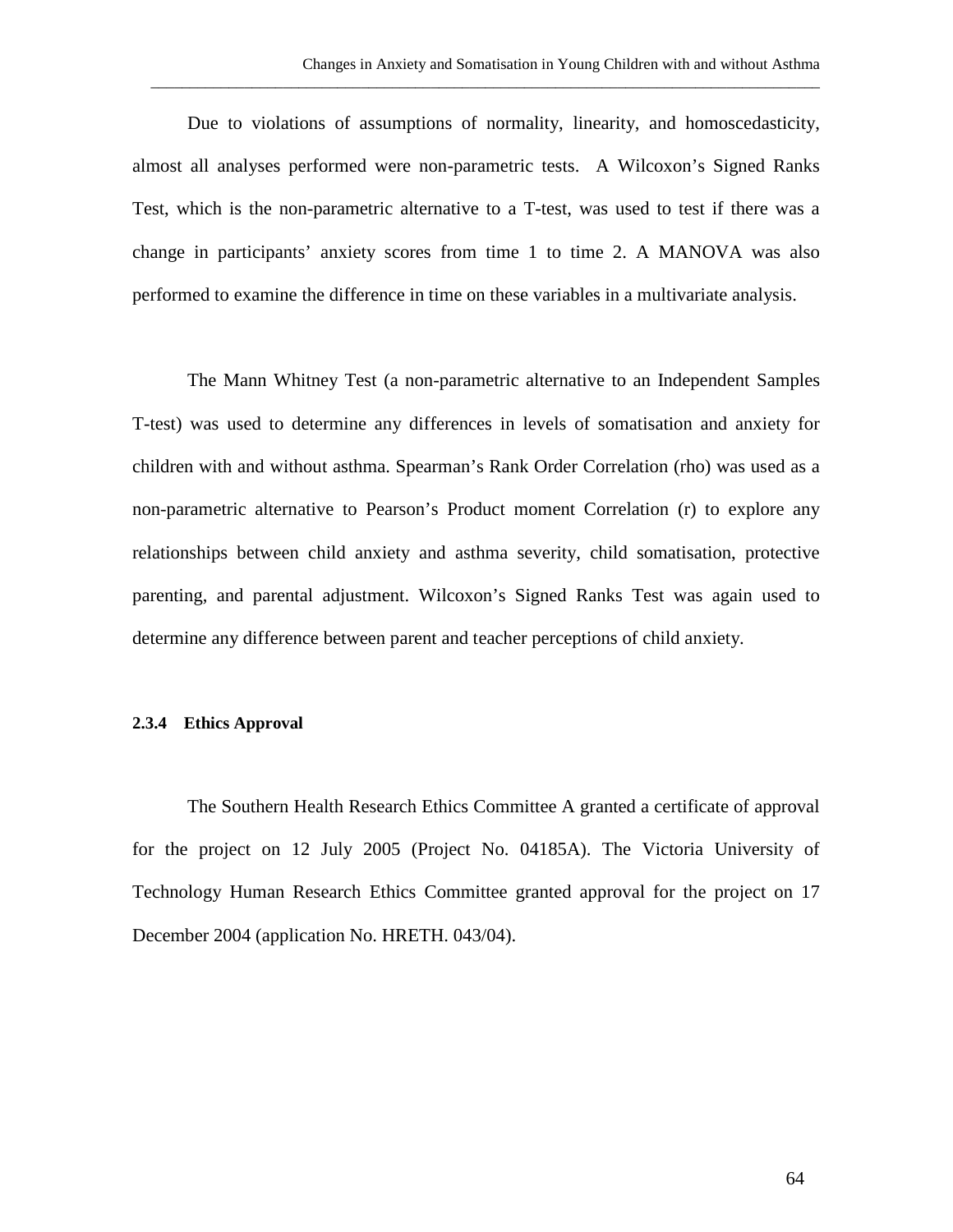Due to violations of assumptions of normality, linearity, and homoscedasticity, almost all analyses performed were non-parametric tests. A Wilcoxon's Signed Ranks Test, which is the non-parametric alternative to a T-test, was used to test if there was a change in participants' anxiety scores from time 1 to time 2. A MANOVA was also performed to examine the difference in time on these variables in a multivariate analysis.

The Mann Whitney Test (a non-parametric alternative to an Independent Samples T-test) was used to determine any differences in levels of somatisation and anxiety for children with and without asthma. Spearman's Rank Order Correlation (rho) was used as a non-parametric alternative to Pearson's Product moment Correlation (r) to explore any relationships between child anxiety and asthma severity, child somatisation, protective parenting, and parental adjustment. Wilcoxon's Signed Ranks Test was again used to determine any difference between parent and teacher perceptions of child anxiety.

#### 2.3.4 Ethics Approval

The Southern Health Research Ethics Committee A granted a certificate of approval for the project on 12 July 2005 (Project No. 04185A). The Victoria University of Technology Human Research Ethics Committee granted approval for the project on 17 December 2004 (application No. HRETH. 043/04).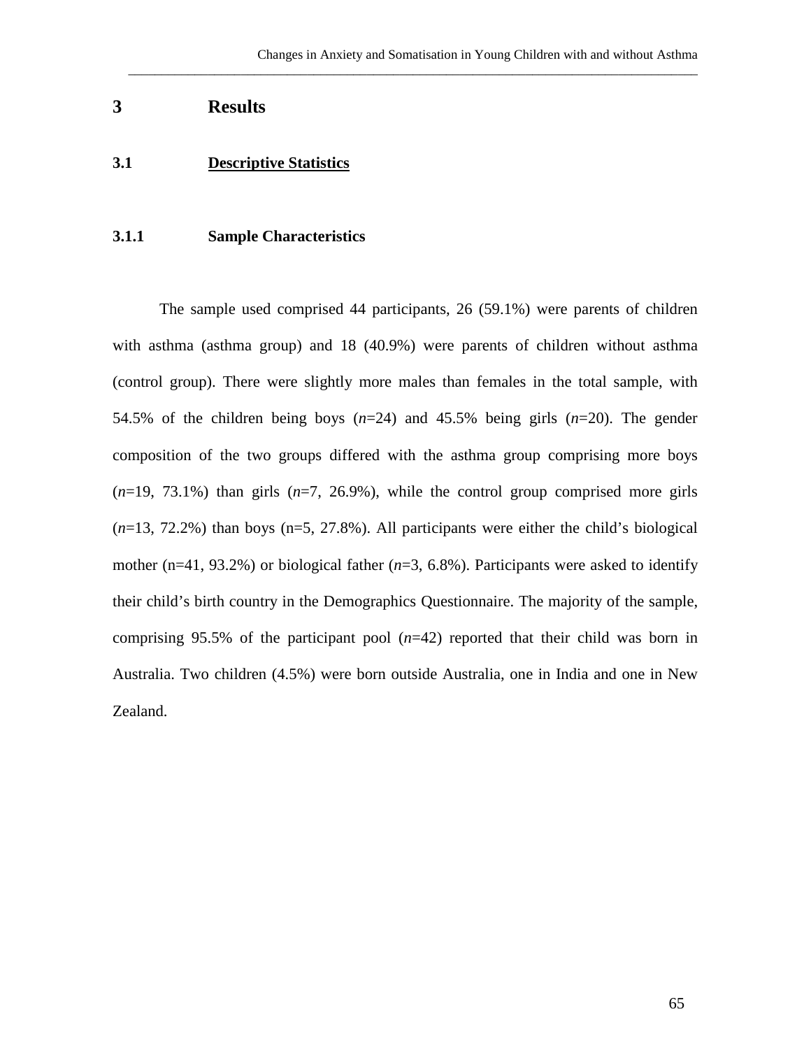# 3 Results

## 3.1 Descriptive Statistics

### 3.1.1 Sample Characteristics

The sample used comprised 44 participants, 26 (59.1%) were parents of children with asthma (asthma group) and 18 (40.9%) were parents of children without asthma (control group). There were slightly more males than females in the total sample, with 54.5% of the children being boys (*n*=24) and 45.5% being girls (*n*=20). The gender composition of the two groups differed with the asthma group comprising more boys (*n*=19, 73.1%) than girls (*n*=7, 26.9%), while the control group comprised more girls (*n*=13, 72.2%) than boys (n=5, 27.8%). All participants were either the child's biological mother (n=41, 93.2%) or biological father (*n*=3, 6.8%). Participants were asked to identify their child's birth country in the Demographics Questionnaire. The majority of the sample, comprising 95.5% of the participant pool (*n*=42) reported that their child was born in Australia. Two children (4.5%) were born outside Australia, one in India and one in New Zealand.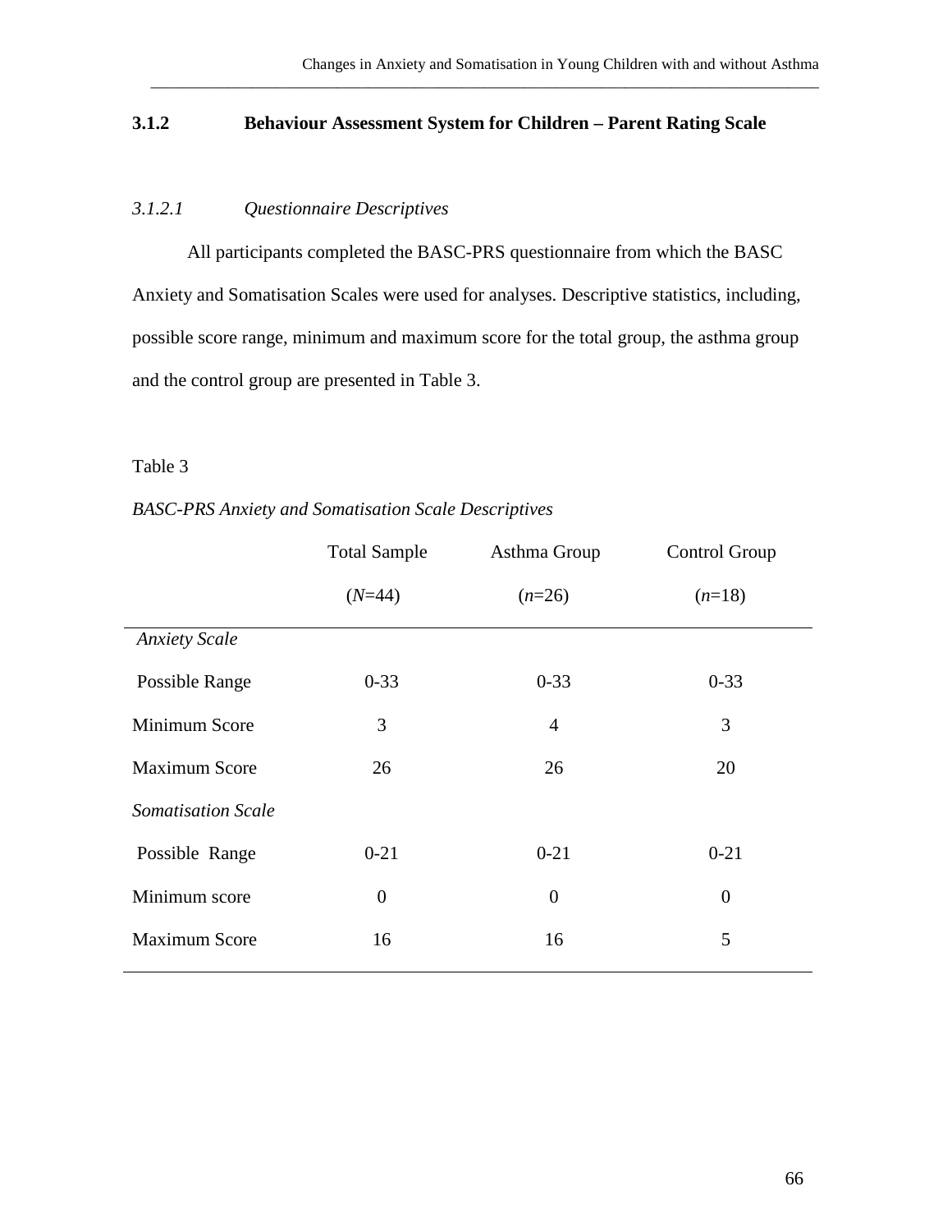### 3.1.2 Behaviour Assessment System for Children – Parent Rating Scale

#### *3.1.2.1 Questionnaire Descriptives*

All participants completed the BASC-PRS questionnaire from which the BASC Anxiety and Somatisation Scales were used for analyses. Descriptive statistics, including, possible score range, minimum and maximum score for the total group, the asthma group and the control group are presented in Table 3.

Table 3

*BASC-PRS Anxiety and Somatisation Scale Descriptives*

| | Total Sample (*N*=44) | Asthma Group (*n*=26) | Control Group (*n*=18) |
|---|---|---|---|
| *Anxiety Scale* | | | |
| Possible Range | 0-33 | 0-33 | 0-33 |
| Minimum Score | 3 | 4 | 3 |
| Maximum Score | 26 | 26 | 20 |
| *Somatisation Scale* | | | |
| Possible Range | 0-21 | 0-21 | 0-21 |
| Minimum score | 0 | 0 | 0 |
| Maximum Score | 16 | 16 | 5 |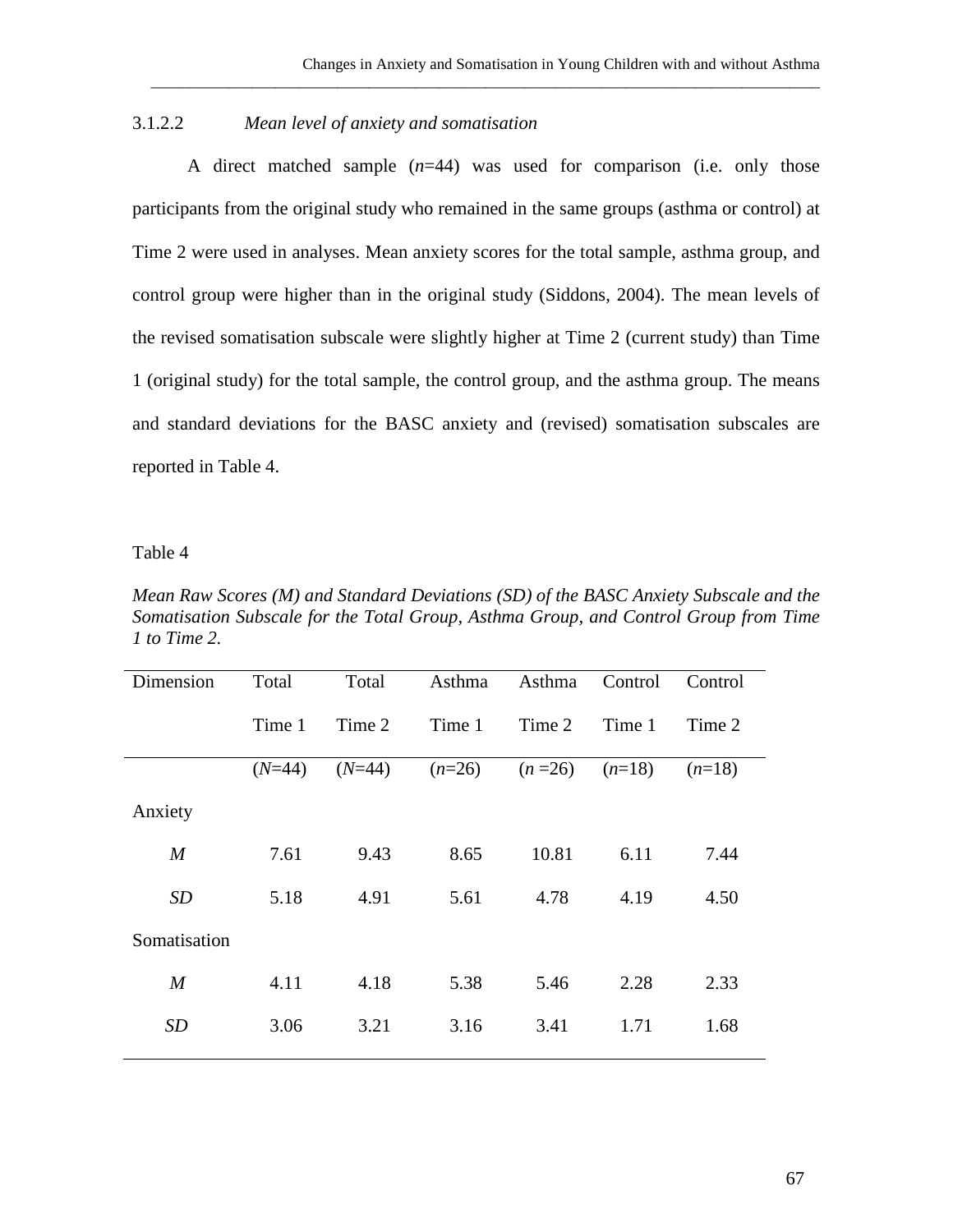#### 3.1.2.2 *Mean level of anxiety and somatisation*

A direct matched sample (*n*=44) was used for comparison (i.e. only those participants from the original study who remained in the same groups (asthma or control) at Time 2 were used in analyses. Mean anxiety scores for the total sample, asthma group, and control group were higher than in the original study (Siddons, 2004). The mean levels of the revised somatisation subscale were slightly higher at Time 2 (current study) than Time 1 (original study) for the total sample, the control group, and the asthma group. The means and standard deviations for the BASC anxiety and (revised) somatisation subscales are reported in Table 4.

Table 4

*Mean Raw Scores (M) and Standard Deviations (SD) of the BASC Anxiety Subscale and the Somatisation Subscale for the Total Group, Asthma Group, and Control Group from Time 1 to Time 2.*

| Dimension | Total Time 1 | Total Time 2 | Asthma Time 1 | Asthma Time 2 | Control Time 1 | Control Time 2 |
|---|---|---|---|---|---|---|
| | (*N*=44) | (*N*=44) | (*n*=26) | (*n* =26) | (*n*=18) | (*n*=18) |
| Anxiety | | | | | | |
| *M* | 7.61 | 9.43 | 8.65 | 10.81 | 6.11 | 7.44 |
| *SD* | 5.18 | 4.91 | 5.61 | 4.78 | 4.19 | 4.50 |
| Somatisation | | | | | | |
| *M* | 4.11 | 4.18 | 5.38 | 5.46 | 2.28 | 2.33 |
| *SD* | 3.06 | 3.21 | 3.16 | 3.41 | 1.71 | 1.68 |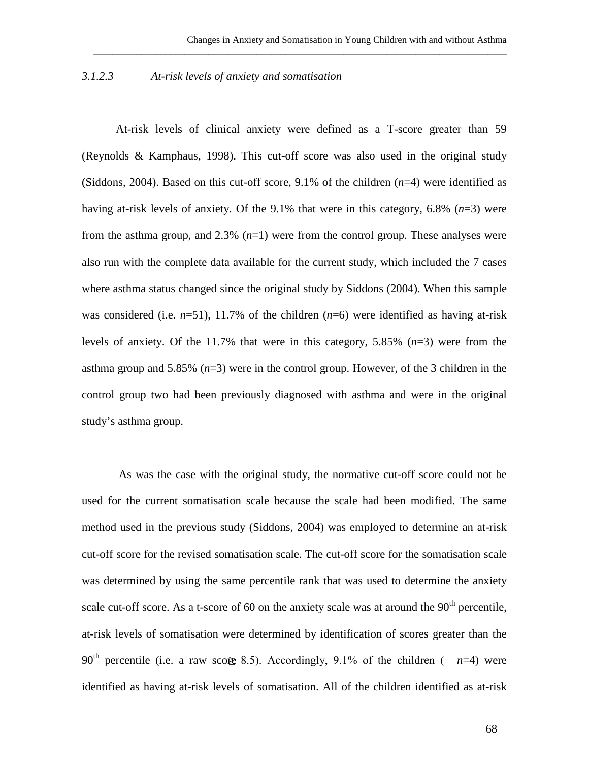### *3.1.2.3 At-risk levels of anxiety and somatisation*

At-risk levels of clinical anxiety were defined as a T-score greater than 59 (Reynolds & Kamphaus, 1998). This cut-off score was also used in the original study (Siddons, 2004). Based on this cut-off score, 9.1% of the children (*n*=4) were identified as having at-risk levels of anxiety. Of the 9.1% that were in this category, 6.8% (*n*=3) were from the asthma group, and 2.3% (*n*=1) were from the control group. These analyses were also run with the complete data available for the current study, which included the 7 cases where asthma status changed since the original study by Siddons (2004). When this sample was considered (i.e. *n*=51), 11.7% of the children (*n*=6) were identified as having at-risk levels of anxiety. Of the 11.7% that were in this category, 5.85% (*n*=3) were from the asthma group and 5.85% (*n*=3) were in the control group. However, of the 3 children in the control group two had been previously diagnosed with asthma and were in the original study's asthma group.

As was the case with the original study, the normative cut-off score could not be used for the current somatisation scale because the scale had been modified. The same method used in the previous study (Siddons, 2004) was employed to determine an at-risk cut-off score for the revised somatisation scale. The cut-off score for the somatisation scale was determined by using the same percentile rank that was used to determine the anxiety scale cut-off score. As a t-score of 60 on the anxiety scale was at around the 90th percentile, at-risk levels of somatisation were determined by identification of scores greater than the 90th percentile (i.e. a raw score $\geq$ 8.5). Accordingly, 9.1% of the children (*n*=4) were identified as having at-risk levels of somatisation. All of the children identified as at-risk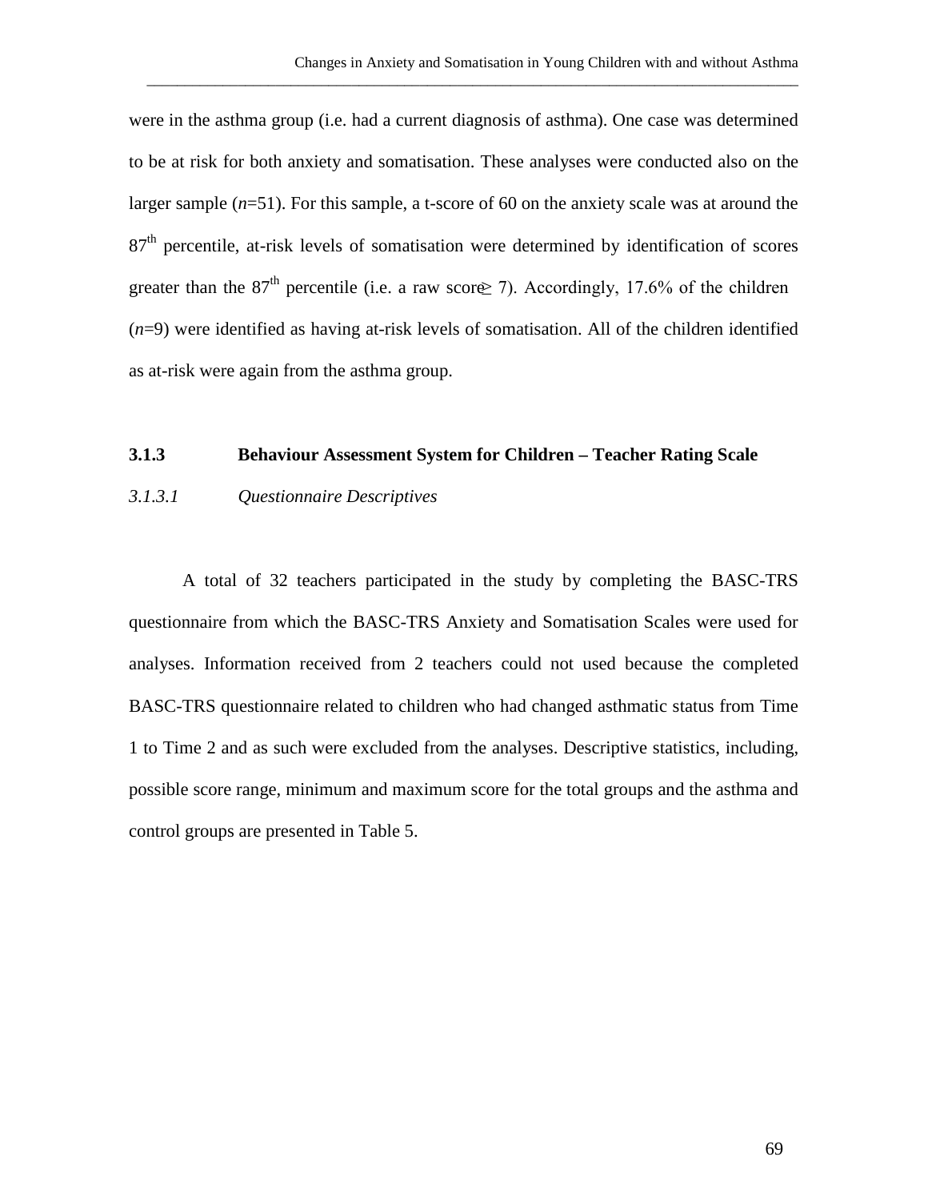were in the asthma group (i.e. had a current diagnosis of asthma). One case was determined to be at risk for both anxiety and somatisation. These analyses were conducted also on the larger sample (*n*=51). For this sample, a t-score of 60 on the anxiety scale was at around the 87$^{th}$ percentile, at-risk levels of somatisation were determined by identification of scores greater than the 87$^{th}$ percentile (i.e. a raw score $\geq 7$). Accordingly, 17.6% of the children (*n*=9) were identified as having at-risk levels of somatisation. All of the children identified as at-risk were again from the asthma group.

### 3.1.3 Behaviour Assessment System for Children – Teacher Rating Scale

#### *3.1.3.1 Questionnaire Descriptives*

A total of 32 teachers participated in the study by completing the BASC-TRS questionnaire from which the BASC-TRS Anxiety and Somatisation Scales were used for analyses. Information received from 2 teachers could not used because the completed BASC-TRS questionnaire related to children who had changed asthmatic status from Time 1 to Time 2 and as such were excluded from the analyses. Descriptive statistics, including, possible score range, minimum and maximum score for the total groups and the asthma and control groups are presented in Table 5.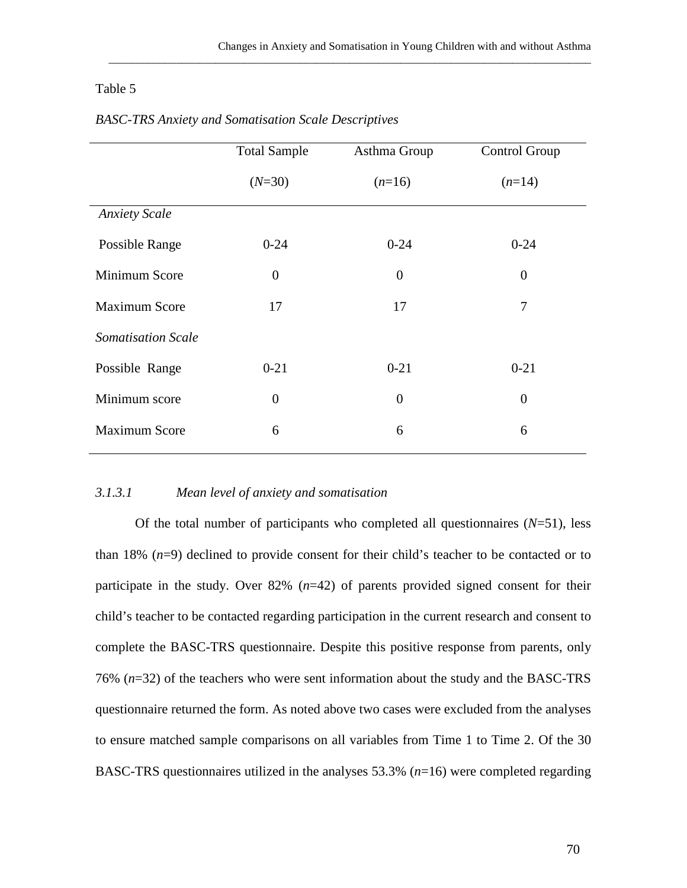Table 5

*BASC-TRS Anxiety and Somatisation Scale Descriptives*

| | Total Sample (*N*=30) | Asthma Group (*n*=16) | Control Group (*n*=14) |
|---|---|---|---|
| *Anxiety Scale* | | | |
| Possible Range | 0-24 | 0-24 | 0-24 |
| Minimum Score | 0 | 0 | 0 |
| Maximum Score | 17 | 17 | 7 |
| *Somatisation Scale* | | | |
| Possible Range | 0-21 | 0-21 | 0-21 |
| Minimum score | 0 | 0 | 0 |
| Maximum Score | 6 | 6 | 6 |

#### *3.1.3.1 Mean level of anxiety and somatisation*

Of the total number of participants who completed all questionnaires (*N*=51), less than 18% (*n*=9) declined to provide consent for their child's teacher to be contacted or to participate in the study. Over 82% (*n*=42) of parents provided signed consent for their child's teacher to be contacted regarding participation in the current research and consent to complete the BASC-TRS questionnaire. Despite this positive response from parents, only 76% (*n*=32) of the teachers who were sent information about the study and the BASC-TRS questionnaire returned the form. As noted above two cases were excluded from the analyses to ensure matched sample comparisons on all variables from Time 1 to Time 2. Of the 30 BASC-TRS questionnaires utilized in the analyses 53.3% (*n*=16) were completed regarding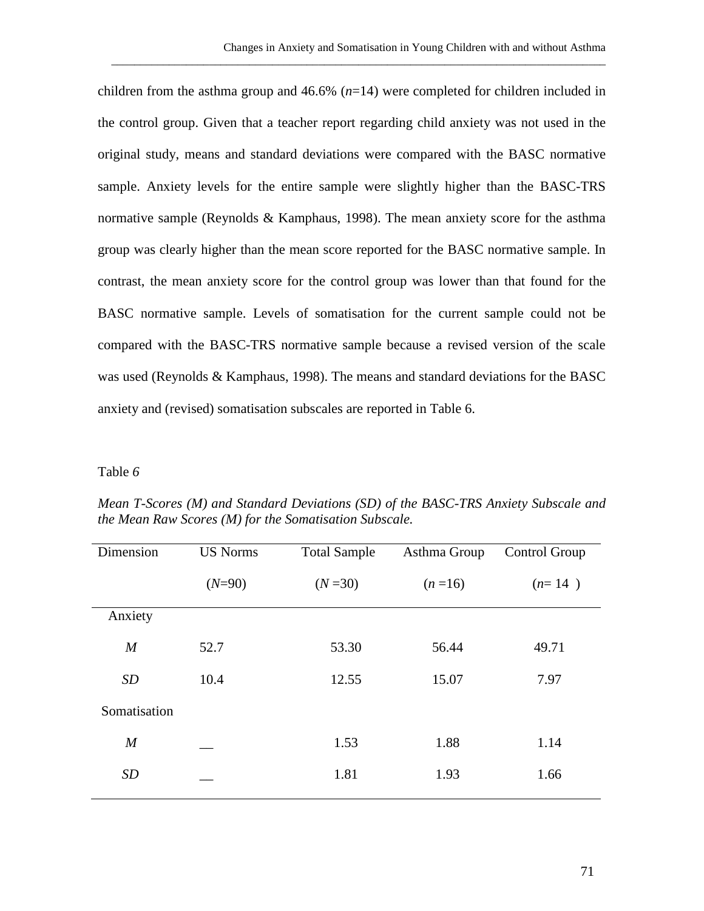children from the asthma group and 46.6% (*n*=14) were completed for children included in the control group. Given that a teacher report regarding child anxiety was not used in the original study, means and standard deviations were compared with the BASC normative sample. Anxiety levels for the entire sample were slightly higher than the BASC-TRS normative sample (Reynolds & Kamphaus, 1998). The mean anxiety score for the asthma group was clearly higher than the mean score reported for the BASC normative sample. In contrast, the mean anxiety score for the control group was lower than that found for the BASC normative sample. Levels of somatisation for the current sample could not be compared with the BASC-TRS normative sample because a revised version of the scale was used (Reynolds & Kamphaus, 1998). The means and standard deviations for the BASC anxiety and (revised) somatisation subscales are reported in Table 6.

Table *6*

*Mean T-Scores (M) and Standard Deviations (SD) of the BASC-TRS Anxiety Subscale and the Mean Raw Scores (M) for the Somatisation Subscale.*

| Dimension | US Norms (*N*=90) | Total Sample (*N* =30) | Asthma Group (*n* =16) | Control Group (*n*= 14 ) |
|---|---|---|---|---|
| Anxiety | | | | |
| *M* | 52.7 | 53.30 | 56.44 | 49.71 |
| *SD* | 10.4 | 12.55 | 15.07 | 7.97 |
| Somatisation | | | | |
| *M* | __ | 1.53 | 1.88 | 1.14 |
| *SD* | __ | 1.81 | 1.93 | 1.66 |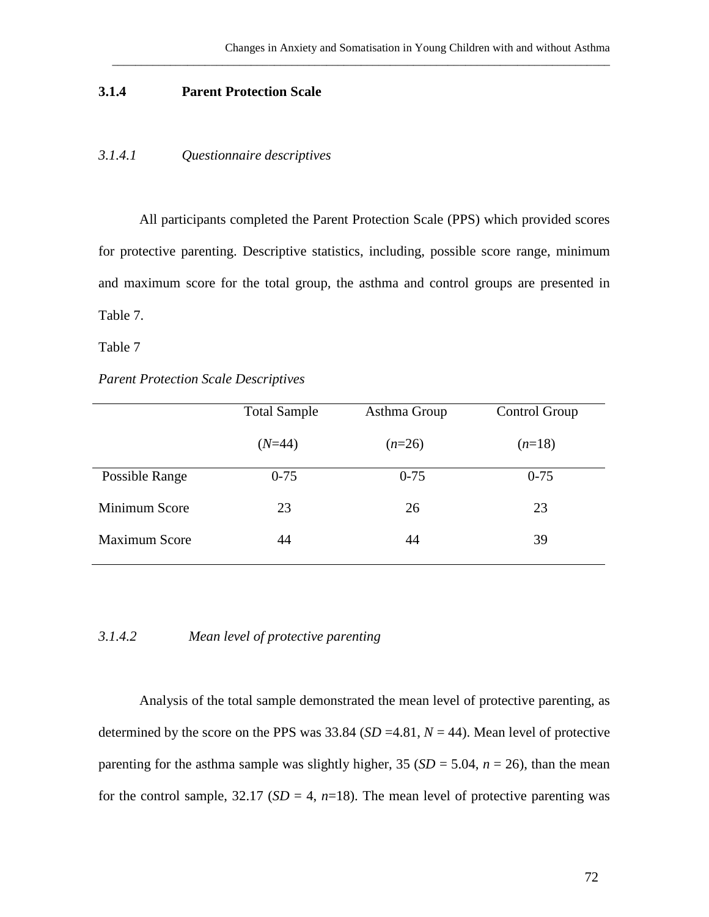### 3.1.4 Parent Protection Scale

#### *3.1.4.1 Questionnaire descriptives*

All participants completed the Parent Protection Scale (PPS) which provided scores for protective parenting. Descriptive statistics, including, possible score range, minimum and maximum score for the total group, the asthma and control groups are presented in Table 7.

Table 7

*Parent Protection Scale Descriptives*

| | Total Sample (*N*=44) | Asthma Group (*n*=26) | Control Group (*n*=18) |
|---|---|---|---|
| Possible Range | 0-75 | 0-75 | 0-75 |
| Minimum Score | 23 | 26 | 23 |
| Maximum Score | 44 | 44 | 39 |

#### *3.1.4.2 Mean level of protective parenting*

Analysis of the total sample demonstrated the mean level of protective parenting, as determined by the score on the PPS was 33.84 (*SD* =4.81, *N* = 44). Mean level of protective parenting for the asthma sample was slightly higher, 35 (*SD* = 5.04, *n* = 26), than the mean for the control sample, 32.17 (*SD* = 4, *n*=18). The mean level of protective parenting was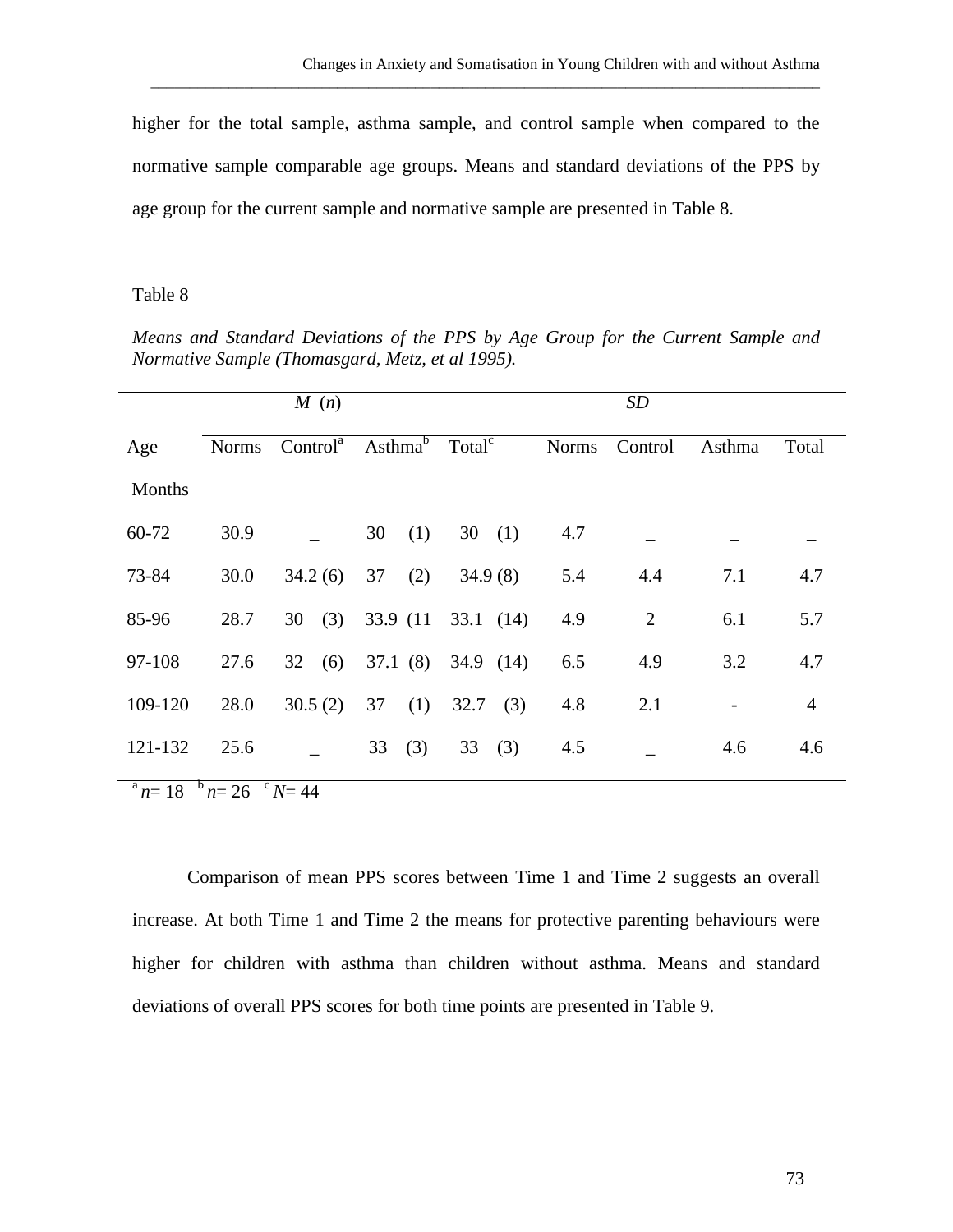higher for the total sample, asthma sample, and control sample when compared to the normative sample comparable age groups. Means and standard deviations of the PPS by age group for the current sample and normative sample are presented in Table 8.

Table 8

*Means and Standard Deviations of the PPS by Age Group for the Current Sample and Normative Sample (Thomasgard, Metz, et al 1995).*

| | *M* (*n*) | | | | *SD* | | | |
|---|---|---|---|---|---|---|---|---|
| Age Months | Norms | Control[a] | Asthma[b] | Total[c] | Norms | Control | Asthma | Total |
| 60-72 | 30.9 | _ | 30 (1) | 30 (1) | 4.7 | _ | _ | _ |
| 73-84 | 30.0 | 34.2 (6) | 37 (2) | 34.9 (8) | 5.4 | 4.4 | 7.1 | 4.7 |
| 85-96 | 28.7 | 30 (3) | 33.9 (11 | 33.1 (14) | 4.9 | 2 | 6.1 | 5.7 |
| 97-108 | 27.6 | 32 (6) | 37.1 (8) | 34.9 (14) | 6.5 | 4.9 | 3.2 | 4.7 |
| 109-120 | 28.0 | 30.5 (2) | 37 (1) | 32.7 (3) | 4.8 | 2.1 | - | 4 |
| 121-132 | 25.6 | _ | 33 (3) | 33 (3) | 4.5 | _ | 4.6 | 4.6 |

[a] *n*= 18 [b] *n*= 26 [c] *N*= 44

Comparison of mean PPS scores between Time 1 and Time 2 suggests an overall increase. At both Time 1 and Time 2 the means for protective parenting behaviours were higher for children with asthma than children without asthma. Means and standard deviations of overall PPS scores for both time points are presented in Table 9.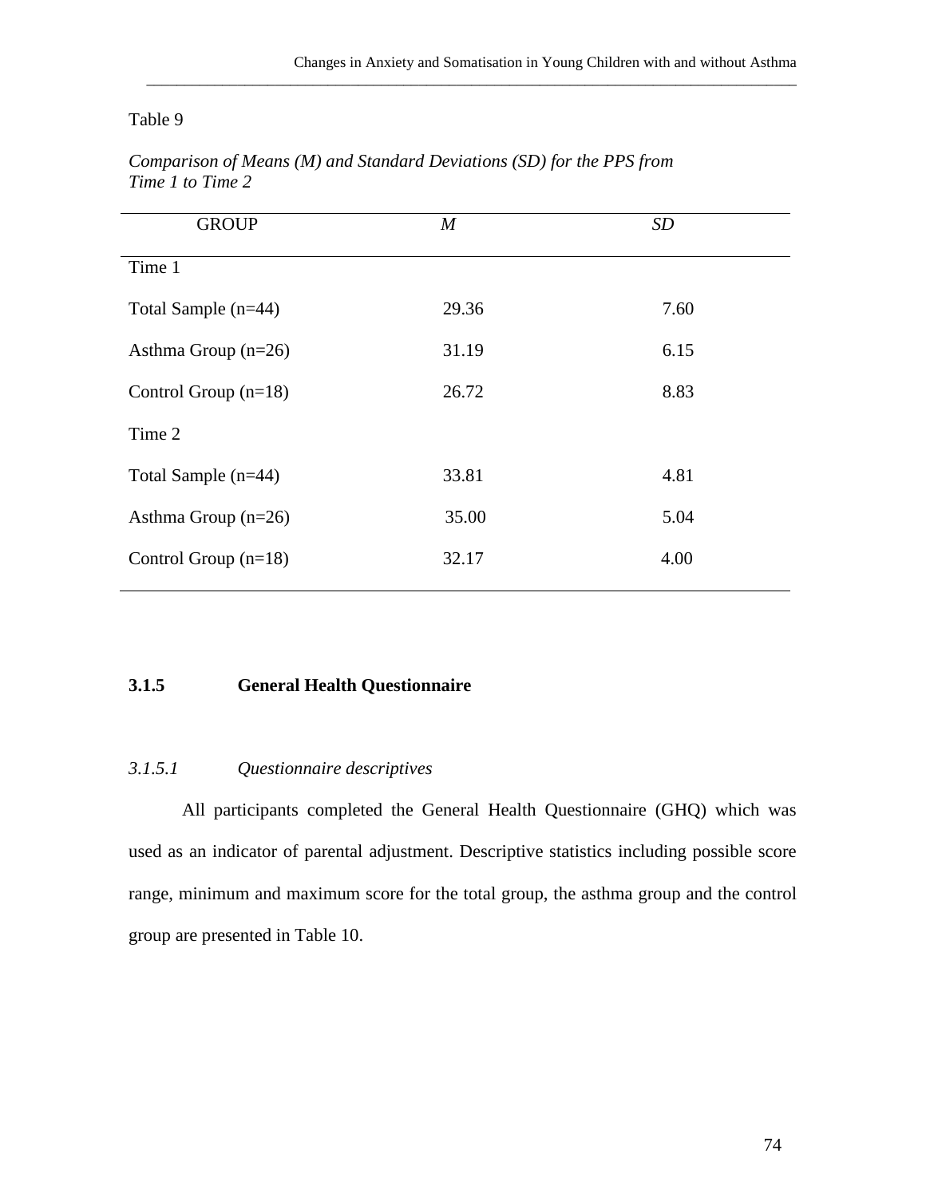Table 9

*Comparison of Means (M) and Standard Deviations (SD) for the PPS from Time 1 to Time 2*

| GROUP | *M* | *SD* |
|---|---|---|
| Time 1 | | |
| Total Sample (n=44) | 29.36 | 7.60 |
| Asthma Group (n=26) | 31.19 | 6.15 |
| Control Group (n=18) | 26.72 | 8.83 |
| Time 2 | | |
| Total Sample (n=44) | 33.81 | 4.81 |
| Asthma Group (n=26) | 35.00 | 5.04 |
| Control Group (n=18) | 32.17 | 4.00 |

### 3.1.5 General Health Questionnaire

#### *3.1.5.1 Questionnaire descriptives*

All participants completed the General Health Questionnaire (GHQ) which was used as an indicator of parental adjustment. Descriptive statistics including possible score range, minimum and maximum score for the total group, the asthma group and the control group are presented in Table 10.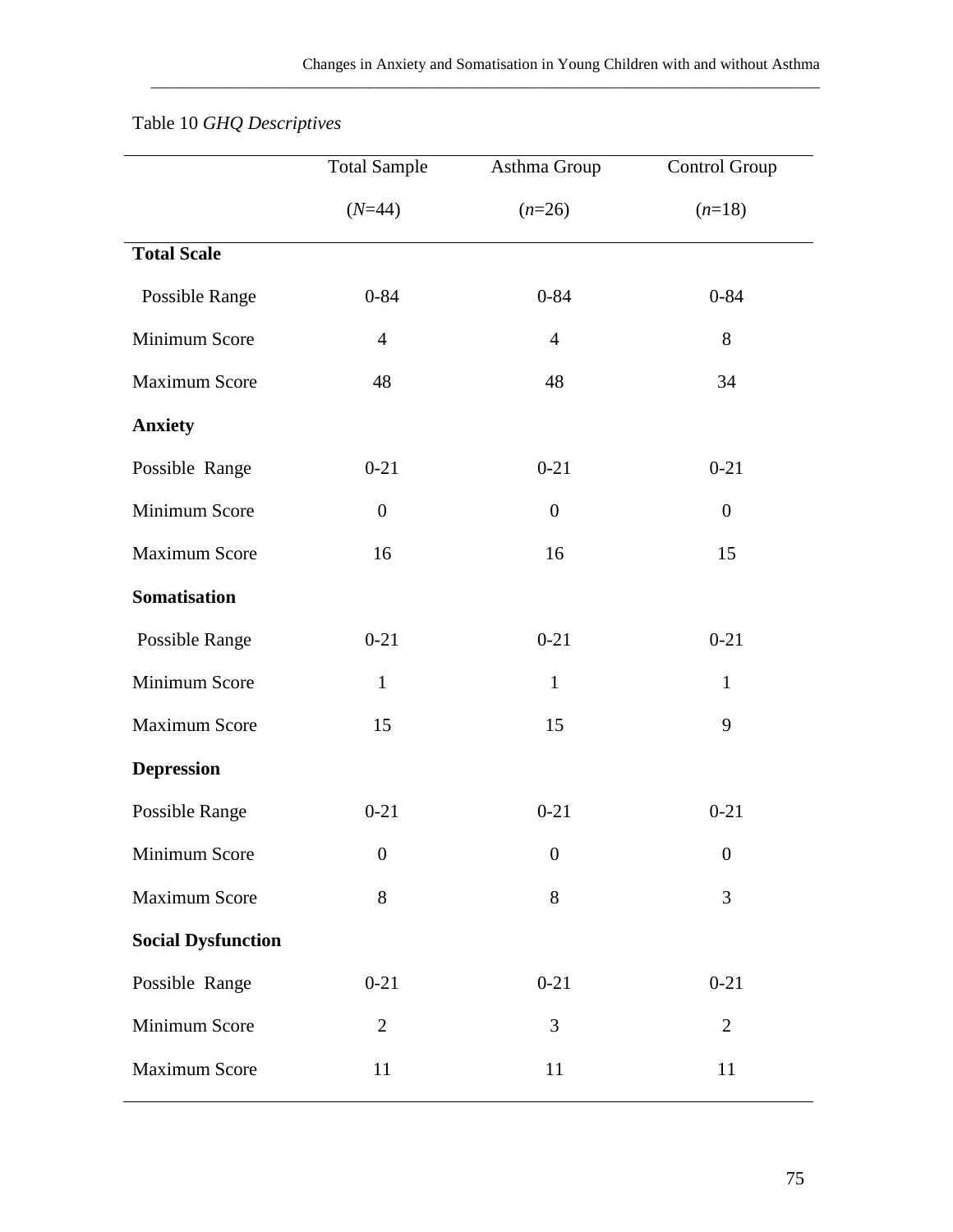Table 10 *GHQ Descriptives*

| | Total Sample (*N*=44) | Asthma Group (*n*=26) | Control Group (*n*=18) |
|---|---|---|---|
| **Total Scale** | | | |
| Possible Range | 0-84 | 0-84 | 0-84 |
| Minimum Score | 4 | 4 | 8 |
| Maximum Score | 48 | 48 | 34 |
| **Anxiety** | | | |
| Possible Range | 0-21 | 0-21 | 0-21 |
| Minimum Score | 0 | 0 | 0 |
| Maximum Score | 16 | 16 | 15 |
| **Somatisation** | | | |
| Possible Range | 0-21 | 0-21 | 0-21 |
| Minimum Score | 1 | 1 | 1 |
| Maximum Score | 15 | 15 | 9 |
| **Depression** | | | |
| Possible Range | 0-21 | 0-21 | 0-21 |
| Minimum Score | 0 | 0 | 0 |
| Maximum Score | 8 | 8 | 3 |
| **Social Dysfunction** | | | |
| Possible Range | 0-21 | 0-21 | 0-21 |
| Minimum Score | 2 | 3 | 2 |
| Maximum Score | 11 | 11 | 11 |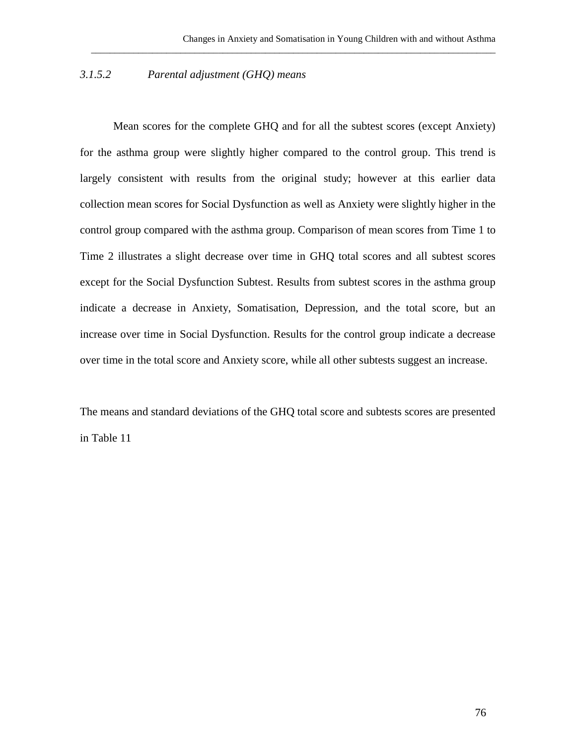#### *3.1.5.2 Parental adjustment (GHQ) means*

Mean scores for the complete GHQ and for all the subtest scores (except Anxiety) for the asthma group were slightly higher compared to the control group. This trend is largely consistent with results from the original study; however at this earlier data collection mean scores for Social Dysfunction as well as Anxiety were slightly higher in the control group compared with the asthma group. Comparison of mean scores from Time 1 to Time 2 illustrates a slight decrease over time in GHQ total scores and all subtest scores except for the Social Dysfunction Subtest. Results from subtest scores in the asthma group indicate a decrease in Anxiety, Somatisation, Depression, and the total score, but an increase over time in Social Dysfunction. Results for the control group indicate a decrease over time in the total score and Anxiety score, while all other subtests suggest an increase.

The means and standard deviations of the GHQ total score and subtests scores are presented in Table 11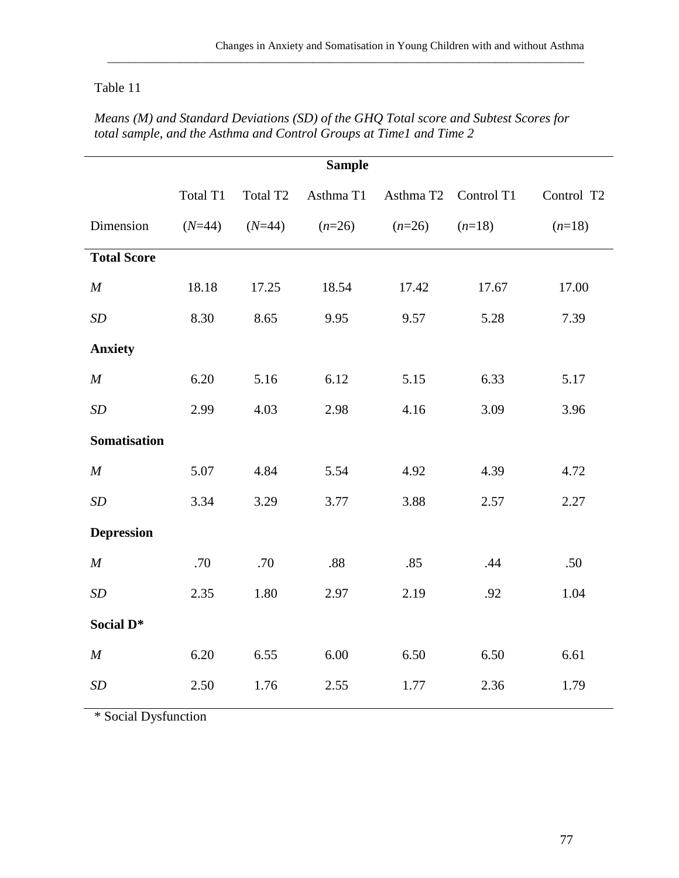Table 11

*Means (M) and Standard Deviations (SD) of the GHQ Total score and Subtest Scores for total sample, and the Asthma and Control Groups at Time1 and Time 2*

| | Sample | | | | | |
|---|---|---|---|---|---|---|
| | Total T1 | Total T2 | Asthma T1 | Asthma T2 | Control T1 | Control T2 |
| Dimension | (*N*=44) | (*N*=44) | (*n*=26) | (*n*=26) | (*n*=18) | (*n*=18) |
| **Total Score** | | | | | | |
| *M* | 18.18 | 17.25 | 18.54 | 17.42 | 17.67 | 17.00 |
| *SD* | 8.30 | 8.65 | 9.95 | 9.57 | 5.28 | 7.39 |
| **Anxiety** | | | | | | |
| *M* | 6.20 | 5.16 | 6.12 | 5.15 | 6.33 | 5.17 |
| *SD* | 2.99 | 4.03 | 2.98 | 4.16 | 3.09 | 3.96 |
| **Somatisation** | | | | | | |
| *M* | 5.07 | 4.84 | 5.54 | 4.92 | 4.39 | 4.72 |
| *SD* | 3.34 | 3.29 | 3.77 | 3.88 | 2.57 | 2.27 |
| **Depression** | | | | | | |
| *M* | .70 | .70 | .88 | .85 | .44 | .50 |
| *SD* | 2.35 | 1.80 | 2.97 | 2.19 | .92 | 1.04 |
| **Social D*** | | | | | | |
| *M* | 6.20 | 6.55 | 6.00 | 6.50 | 6.50 | 6.61 |
| *SD* | 2.50 | 1.76 | 2.55 | 1.77 | 2.36 | 1.79 |

* Social Dysfunction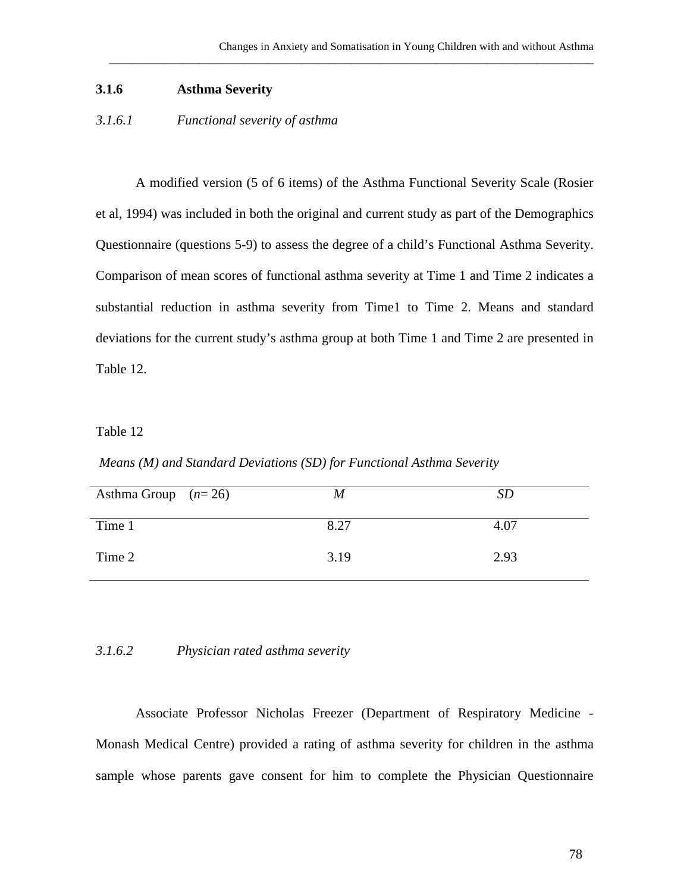### 3.1.6 Asthma Severity

*3.1.6.1 Functional severity of asthma*

A modified version (5 of 6 items) of the Asthma Functional Severity Scale (Rosier et al, 1994) was included in both the original and current study as part of the Demographics Questionnaire (questions 5-9) to assess the degree of a child's Functional Asthma Severity. Comparison of mean scores of functional asthma severity at Time 1 and Time 2 indicates a substantial reduction in asthma severity from Time1 to Time 2. Means and standard deviations for the current study's asthma group at both Time 1 and Time 2 are presented in Table 12.

Table 12

*Means (M) and Standard Deviations (SD) for Functional Asthma Severity*

| Asthma Group ($n$= 26) | *M* | *SD* |
|---|---|---|
| Time 1 | 8.27 | 4.07 |
| Time 2 | 3.19 | 2.93 |

*3.1.6.2 Physician rated asthma severity*

Associate Professor Nicholas Freezer (Department of Respiratory Medicine - Monash Medical Centre) provided a rating of asthma severity for children in the asthma sample whose parents gave consent for him to complete the Physician Questionnaire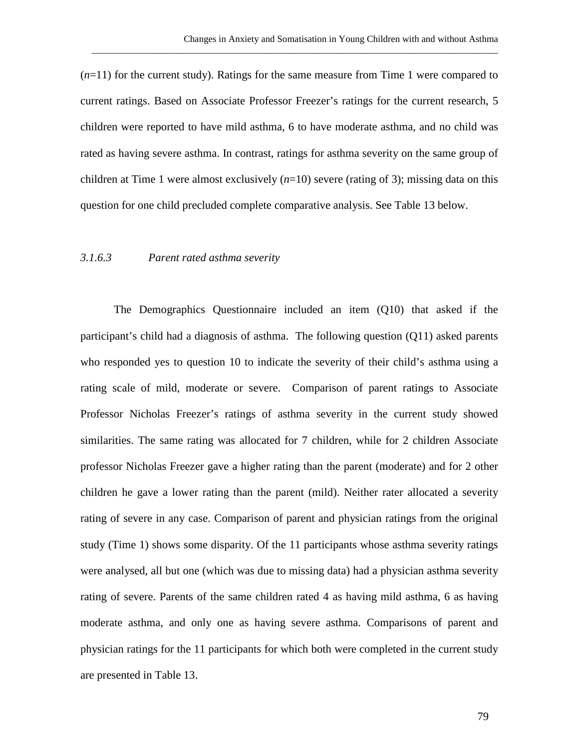(*n*=11) for the current study). Ratings for the same measure from Time 1 were compared to current ratings. Based on Associate Professor Freezer's ratings for the current research, 5 children were reported to have mild asthma, 6 to have moderate asthma, and no child was rated as having severe asthma. In contrast, ratings for asthma severity on the same group of children at Time 1 were almost exclusively (*n*=10) severe (rating of 3); missing data on this question for one child precluded complete comparative analysis. See Table 13 below.

### *3.1.6.3 Parent rated asthma severity*

The Demographics Questionnaire included an item (Q10) that asked if the participant's child had a diagnosis of asthma. The following question (Q11) asked parents who responded yes to question 10 to indicate the severity of their child's asthma using a rating scale of mild, moderate or severe. Comparison of parent ratings to Associate Professor Nicholas Freezer's ratings of asthma severity in the current study showed similarities. The same rating was allocated for 7 children, while for 2 children Associate professor Nicholas Freezer gave a higher rating than the parent (moderate) and for 2 other children he gave a lower rating than the parent (mild). Neither rater allocated a severity rating of severe in any case. Comparison of parent and physician ratings from the original study (Time 1) shows some disparity. Of the 11 participants whose asthma severity ratings were analysed, all but one (which was due to missing data) had a physician asthma severity rating of severe. Parents of the same children rated 4 as having mild asthma, 6 as having moderate asthma, and only one as having severe asthma. Comparisons of parent and physician ratings for the 11 participants for which both were completed in the current study are presented in Table 13.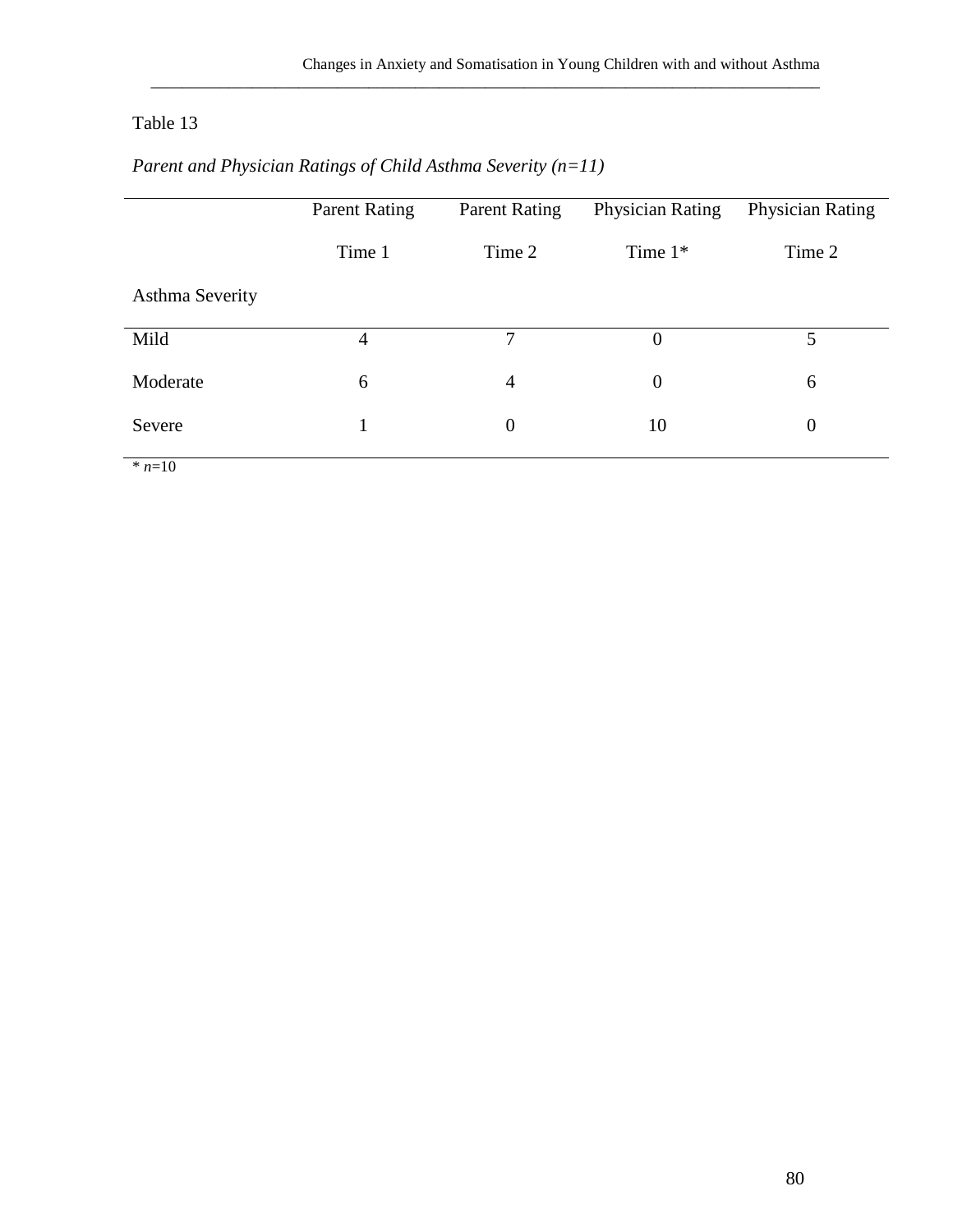Table 13

*Parent and Physician Ratings of Child Asthma Severity (n=11)*

| Asthma Severity | Parent Rating Time 1 | Parent Rating Time 2 | Physician Rating Time 1* | Physician Rating Time 2 |
|---|---|---|---|---|
| Mild | 4 | 7 | 0 | 5 |
| Moderate | 6 | 4 | 0 | 6 |
| Severe | 1 | 0 | 10 | 0 |

\* *n*=10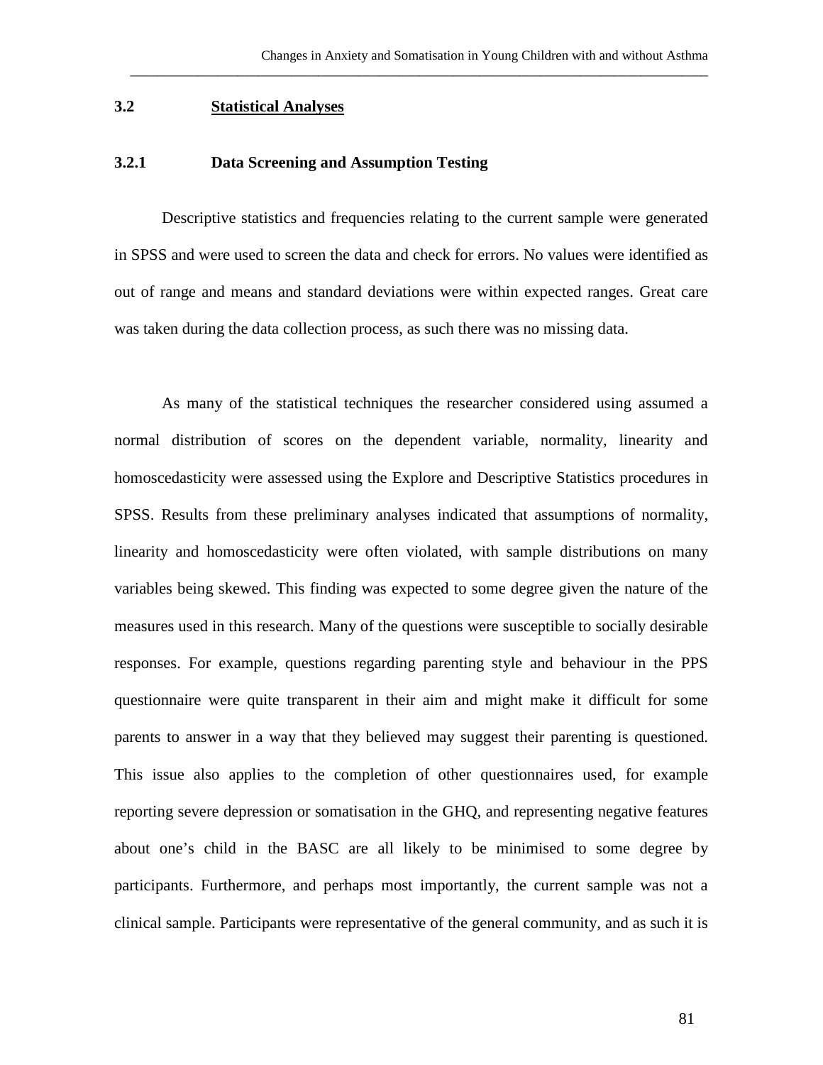## 3.2 Statistical Analyses

### 3.2.1 Data Screening and Assumption Testing

Descriptive statistics and frequencies relating to the current sample were generated in SPSS and were used to screen the data and check for errors. No values were identified as out of range and means and standard deviations were within expected ranges. Great care was taken during the data collection process, as such there was no missing data.

As many of the statistical techniques the researcher considered using assumed a normal distribution of scores on the dependent variable, normality, linearity and homoscedasticity were assessed using the Explore and Descriptive Statistics procedures in SPSS. Results from these preliminary analyses indicated that assumptions of normality, linearity and homoscedasticity were often violated, with sample distributions on many variables being skewed. This finding was expected to some degree given the nature of the measures used in this research. Many of the questions were susceptible to socially desirable responses. For example, questions regarding parenting style and behaviour in the PPS questionnaire were quite transparent in their aim and might make it difficult for some parents to answer in a way that they believed may suggest their parenting is questioned. This issue also applies to the completion of other questionnaires used, for example reporting severe depression or somatisation in the GHQ, and representing negative features about one's child in the BASC are all likely to be minimised to some degree by participants. Furthermore, and perhaps most importantly, the current sample was not a clinical sample. Participants were representative of the general community, and as such it is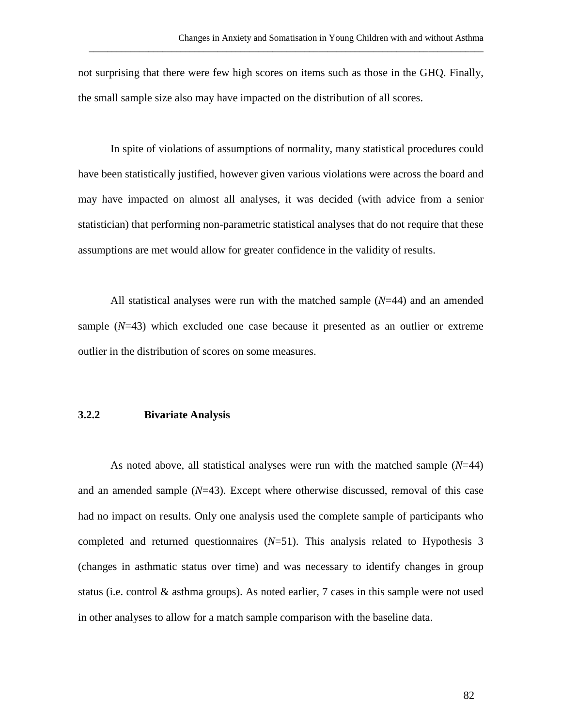not surprising that there were few high scores on items such as those in the GHQ. Finally, the small sample size also may have impacted on the distribution of all scores.

In spite of violations of assumptions of normality, many statistical procedures could have been statistically justified, however given various violations were across the board and may have impacted on almost all analyses, it was decided (with advice from a senior statistician) that performing non-parametric statistical analyses that do not require that these assumptions are met would allow for greater confidence in the validity of results.

All statistical analyses were run with the matched sample (*N*=44) and an amended sample (*N*=43) which excluded one case because it presented as an outlier or extreme outlier in the distribution of scores on some measures.

### 3.2.2 Bivariate Analysis

As noted above, all statistical analyses were run with the matched sample (*N*=44) and an amended sample (*N*=43). Except where otherwise discussed, removal of this case had no impact on results. Only one analysis used the complete sample of participants who completed and returned questionnaires (*N*=51). This analysis related to Hypothesis 3 (changes in asthmatic status over time) and was necessary to identify changes in group status (i.e. control & asthma groups). As noted earlier, 7 cases in this sample were not used in other analyses to allow for a match sample comparison with the baseline data.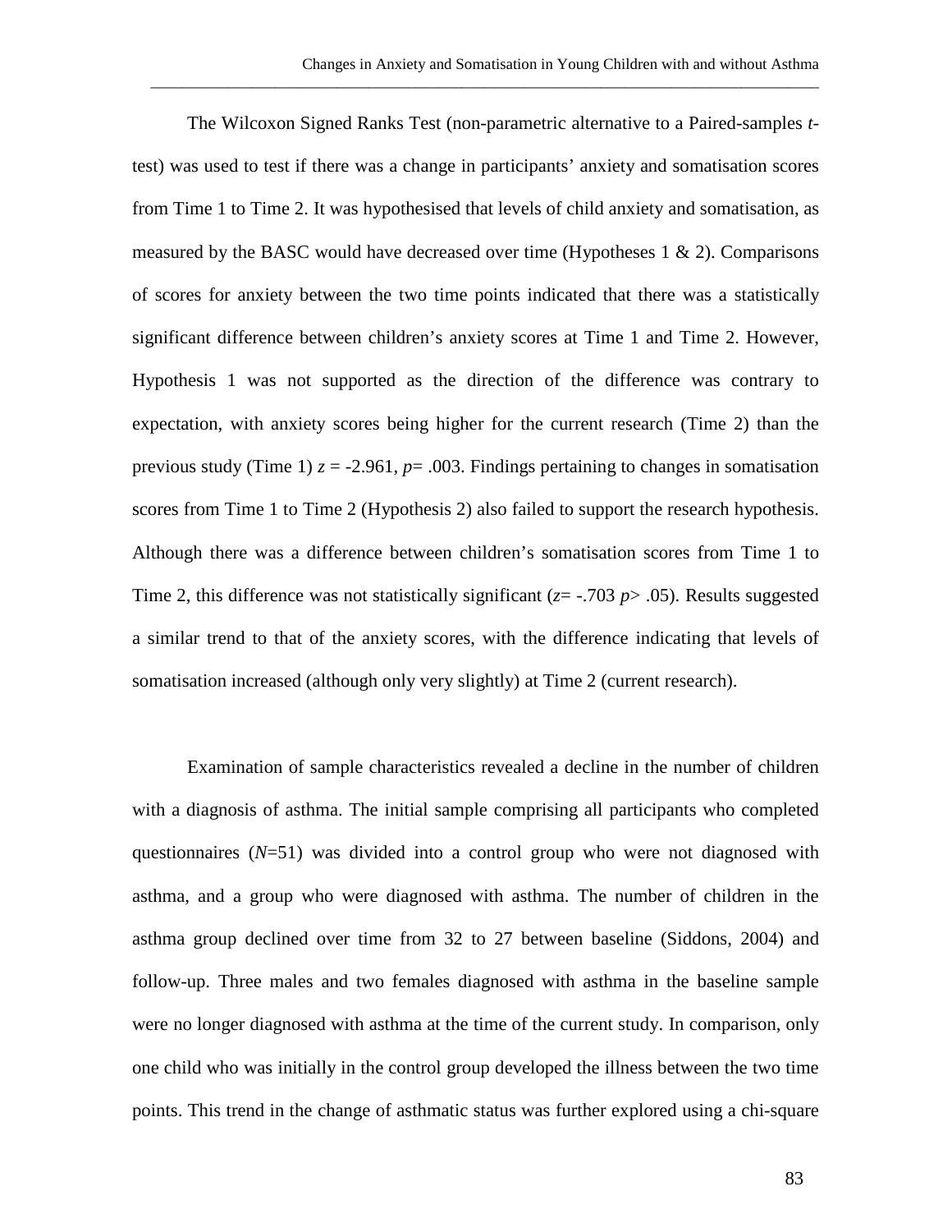The Wilcoxon Signed Ranks Test (non-parametric alternative to a Paired-samples *t*-test) was used to test if there was a change in participants' anxiety and somatisation scores from Time 1 to Time 2. It was hypothesised that levels of child anxiety and somatisation, as measured by the BASC would have decreased over time (Hypotheses 1 & 2). Comparisons of scores for anxiety between the two time points indicated that there was a statistically significant difference between children's anxiety scores at Time 1 and Time 2. However, Hypothesis 1 was not supported as the direction of the difference was contrary to expectation, with anxiety scores being higher for the current research (Time 2) than the previous study (Time 1) $z = -2.961$, $p = .003$. Findings pertaining to changes in somatisation scores from Time 1 to Time 2 (Hypothesis 2) also failed to support the research hypothesis. Although there was a difference between children's somatisation scores from Time 1 to Time 2, this difference was not statistically significant ($z = -.703$ $p > .05$). Results suggested a similar trend to that of the anxiety scores, with the difference indicating that levels of somatisation increased (although only very slightly) at Time 2 (current research).

Examination of sample characteristics revealed a decline in the number of children with a diagnosis of asthma. The initial sample comprising all participants who completed questionnaires ($N$=51) was divided into a control group who were not diagnosed with asthma, and a group who were diagnosed with asthma. The number of children in the asthma group declined over time from 32 to 27 between baseline (Siddons, 2004) and follow-up. Three males and two females diagnosed with asthma in the baseline sample were no longer diagnosed with asthma at the time of the current study. In comparison, only one child who was initially in the control group developed the illness between the two time points. This trend in the change of asthmatic status was further explored using a chi-square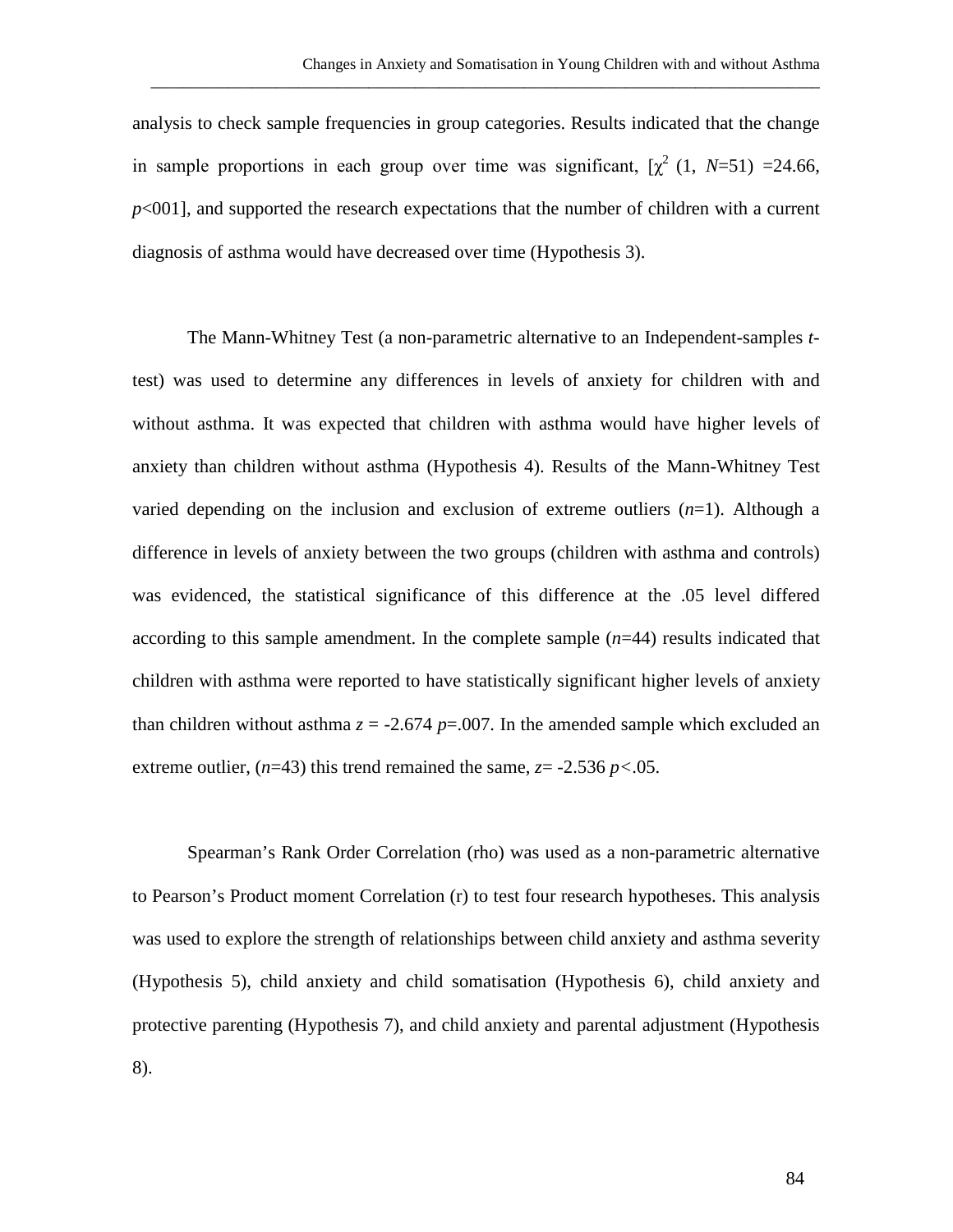analysis to check sample frequencies in group categories. Results indicated that the change in sample proportions in each group over time was significant, [$\chi^2$ (1, $N$=51) =24.66, $p$<001], and supported the research expectations that the number of children with a current diagnosis of asthma would have decreased over time (Hypothesis 3).

The Mann-Whitney Test (a non-parametric alternative to an Independent-samples *t*-test) was used to determine any differences in levels of anxiety for children with and without asthma. It was expected that children with asthma would have higher levels of anxiety than children without asthma (Hypothesis 4). Results of the Mann-Whitney Test varied depending on the inclusion and exclusion of extreme outliers ($n$=1). Although a difference in levels of anxiety between the two groups (children with asthma and controls) was evidenced, the statistical significance of this difference at the .05 level differed according to this sample amendment. In the complete sample ($n$=44) results indicated that children with asthma were reported to have statistically significant higher levels of anxiety than children without asthma $z$ = -2.674 $p$=.007. In the amended sample which excluded an extreme outlier, ($n$=43) this trend remained the same, $z$= -2.536 $p$<.05.

Spearman's Rank Order Correlation (rho) was used as a non-parametric alternative to Pearson's Product moment Correlation (r) to test four research hypotheses. This analysis was used to explore the strength of relationships between child anxiety and asthma severity (Hypothesis 5), child anxiety and child somatisation (Hypothesis 6), child anxiety and protective parenting (Hypothesis 7), and child anxiety and parental adjustment (Hypothesis 8).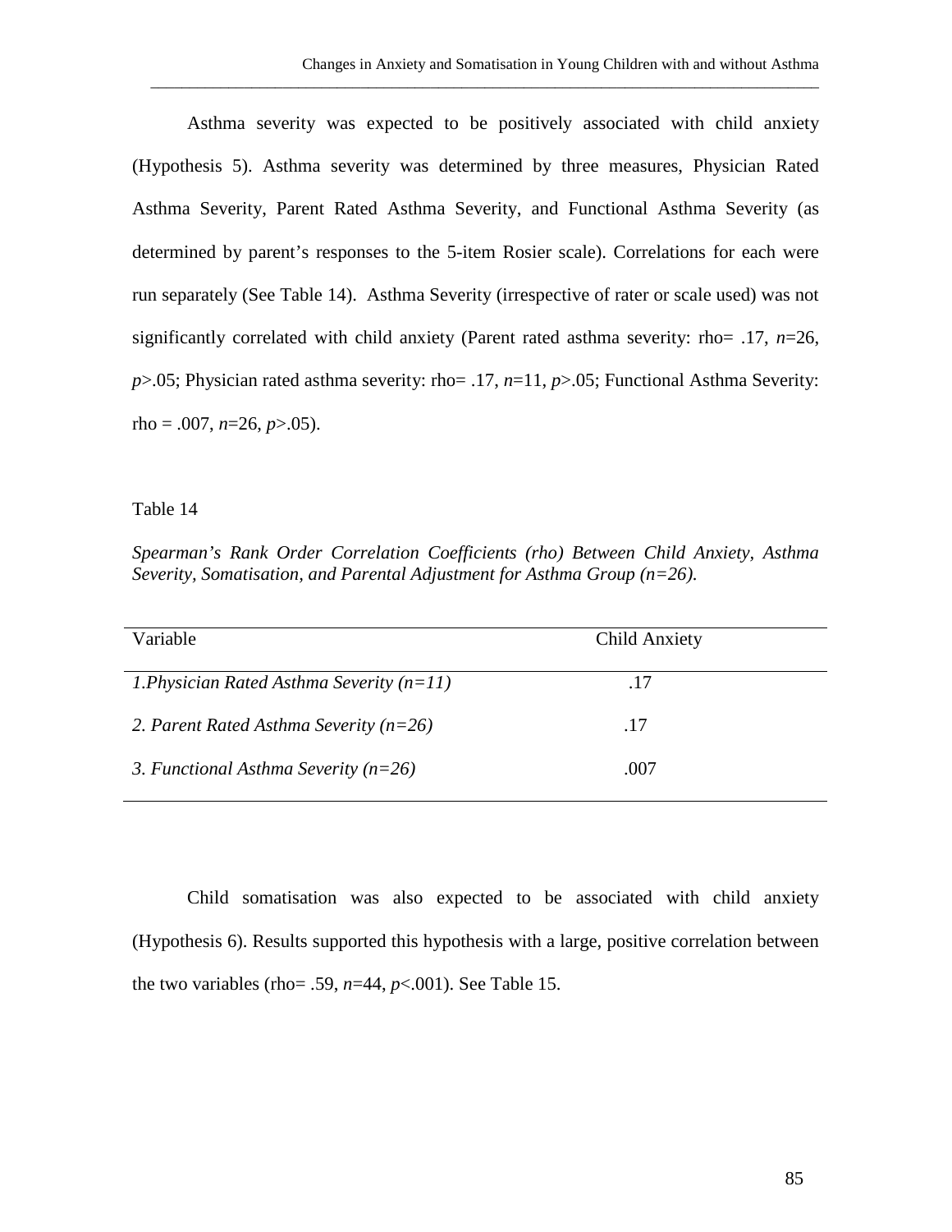Asthma severity was expected to be positively associated with child anxiety (Hypothesis 5). Asthma severity was determined by three measures, Physician Rated Asthma Severity, Parent Rated Asthma Severity, and Functional Asthma Severity (as determined by parent's responses to the 5-item Rosier scale). Correlations for each were run separately (See Table 14). Asthma Severity (irrespective of rater or scale used) was not significantly correlated with child anxiety (Parent rated asthma severity: rho= .17, $n$=26, $p$>.05; Physician rated asthma severity: rho= .17, $n$=11, $p$>.05; Functional Asthma Severity: rho = .007, $n$=26, $p$>.05).

Table 14

*Spearman's Rank Order Correlation Coefficients (rho) Between Child Anxiety, Asthma Severity, Somatisation, and Parental Adjustment for Asthma Group (n=26).*

| Variable | Child Anxiety |
|---|---|
| *1.Physician Rated Asthma Severity (n=11)* | .17 |
| *2. Parent Rated Asthma Severity (n=26)* | .17 |
| *3. Functional Asthma Severity (n=26)* | .007 |

Child somatisation was also expected to be associated with child anxiety (Hypothesis 6). Results supported this hypothesis with a large, positive correlation between the two variables (rho= .59, $n$=44, $p$<.001). See Table 15.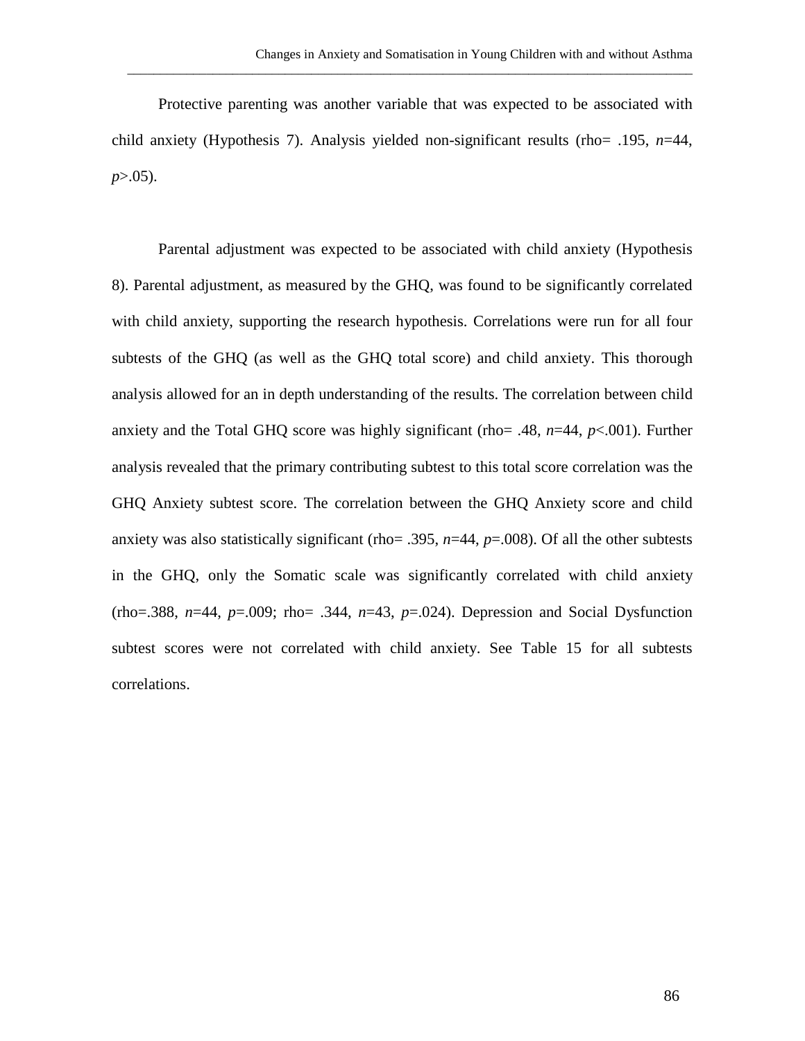Protective parenting was another variable that was expected to be associated with child anxiety (Hypothesis 7). Analysis yielded non-significant results (rho= .195, $n$=44, $p$>.05).

Parental adjustment was expected to be associated with child anxiety (Hypothesis 8). Parental adjustment, as measured by the GHQ, was found to be significantly correlated with child anxiety, supporting the research hypothesis. Correlations were run for all four subtests of the GHQ (as well as the GHQ total score) and child anxiety. This thorough analysis allowed for an in depth understanding of the results. The correlation between child anxiety and the Total GHQ score was highly significant (rho= .48, $n$=44, $p$<.001). Further analysis revealed that the primary contributing subtest to this total score correlation was the GHQ Anxiety subtest score. The correlation between the GHQ Anxiety score and child anxiety was also statistically significant (rho= .395, $n$=44, $p$=.008). Of all the other subtests in the GHQ, only the Somatic scale was significantly correlated with child anxiety (rho=.388, $n$=44, $p$=.009; rho= .344, $n$=43, $p$=.024). Depression and Social Dysfunction subtest scores were not correlated with child anxiety. See Table 15 for all subtests correlations.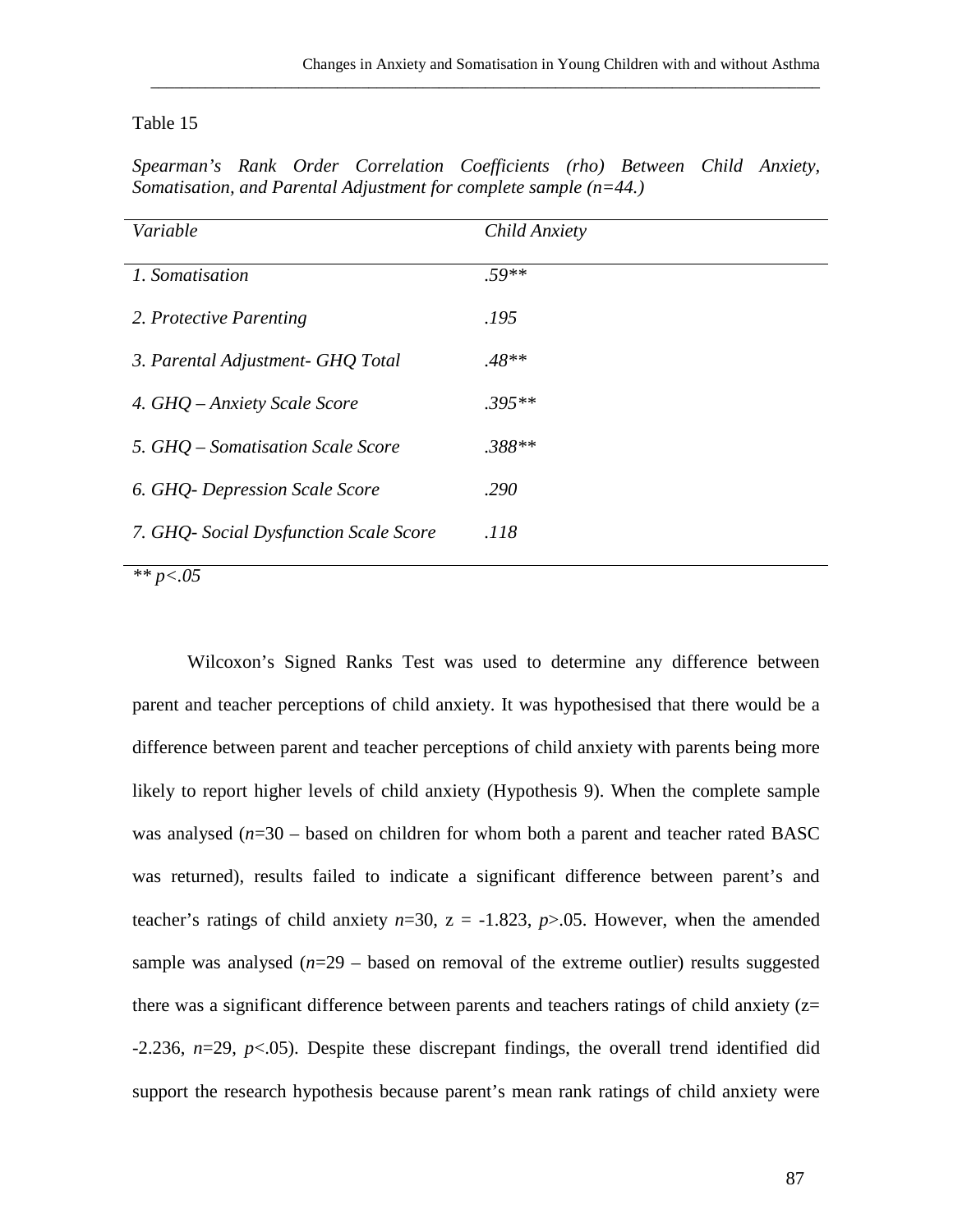Table 15

*Spearman's Rank Order Correlation Coefficients (rho) Between Child Anxiety, Somatisation, and Parental Adjustment for complete sample (n=44.)*

| *Variable* | *Child Anxiety* |
|---|---|
| *1. Somatisation* | *.59*** |
| *2. Protective Parenting* | *.195* |
| *3. Parental Adjustment- GHQ Total* | *.48*** |
| *4. GHQ – Anxiety Scale Score* | *.395*** |
| *5. GHQ – Somatisation Scale Score* | *.388*** |
| *6. GHQ- Depression Scale Score* | *.290* |
| *7. GHQ- Social Dysfunction Scale Score* | *.118* |

*** $p<.05$*

Wilcoxon's Signed Ranks Test was used to determine any difference between parent and teacher perceptions of child anxiety. It was hypothesised that there would be a difference between parent and teacher perceptions of child anxiety with parents being more likely to report higher levels of child anxiety (Hypothesis 9). When the complete sample was analysed ($n$=30 – based on children for whom both a parent and teacher rated BASC was returned), results failed to indicate a significant difference between parent's and teacher's ratings of child anxiety $n$=30, $z = -1.823$, $p>.05$. However, when the amended sample was analysed ($n$=29 – based on removal of the extreme outlier) results suggested there was a significant difference between parents and teachers ratings of child anxiety ($z = -2.236$, $n$=29, $p<.05$). Despite these discrepant findings, the overall trend identified did support the research hypothesis because parent's mean rank ratings of child anxiety were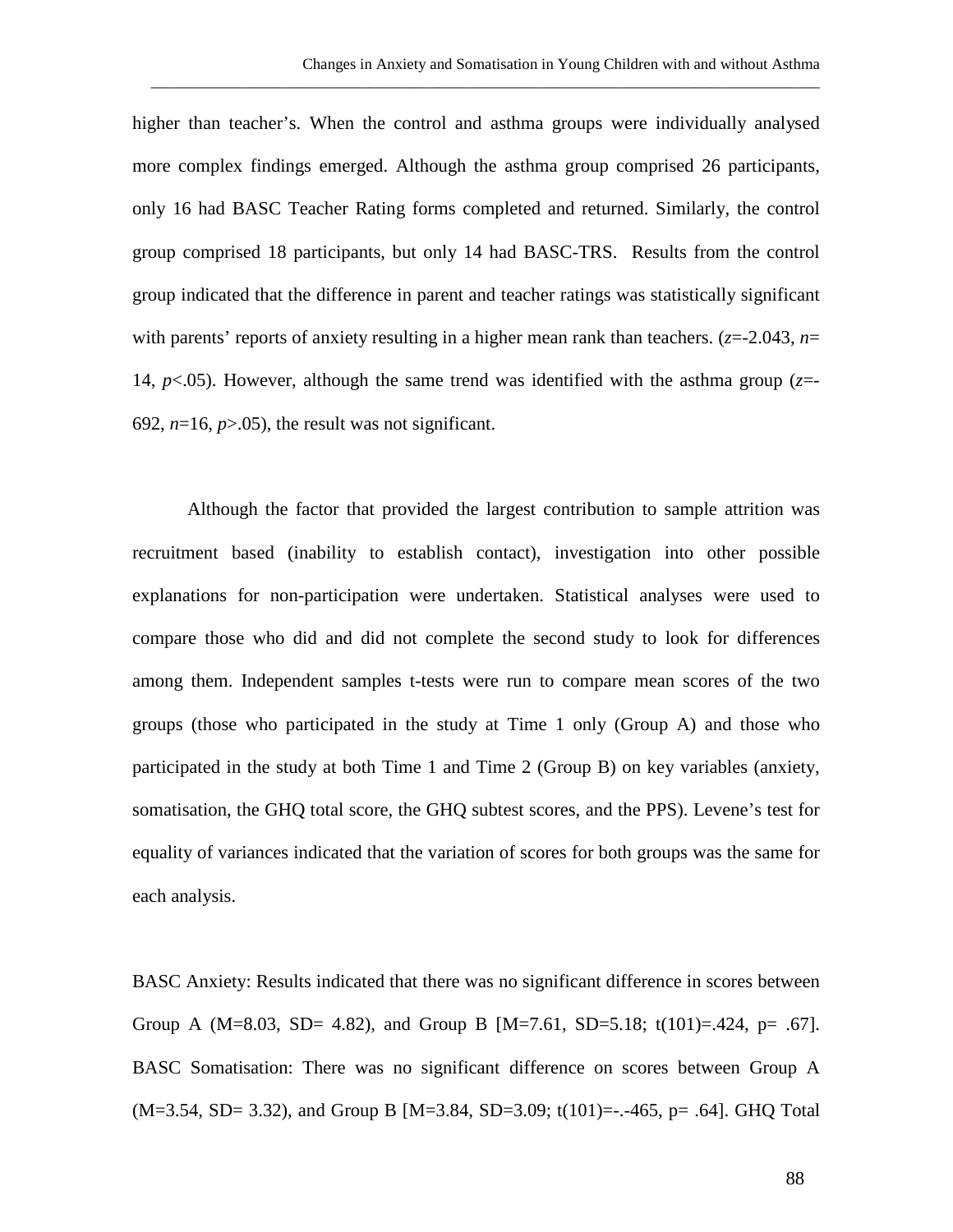higher than teacher's. When the control and asthma groups were individually analysed more complex findings emerged. Although the asthma group comprised 26 participants, only 16 had BASC Teacher Rating forms completed and returned. Similarly, the control group comprised 18 participants, but only 14 had BASC-TRS. Results from the control group indicated that the difference in parent and teacher ratings was statistically significant with parents' reports of anxiety resulting in a higher mean rank than teachers. ($z$=-2.043, $n$= 14, $p$<.05). However, although the same trend was identified with the asthma group ($z$=-692, $n$=16, $p$>.05), the result was not significant.

Although the factor that provided the largest contribution to sample attrition was recruitment based (inability to establish contact), investigation into other possible explanations for non-participation were undertaken. Statistical analyses were used to compare those who did and did not complete the second study to look for differences among them. Independent samples t-tests were run to compare mean scores of the two groups (those who participated in the study at Time 1 only (Group A) and those who participated in the study at both Time 1 and Time 2 (Group B) on key variables (anxiety, somatisation, the GHQ total score, the GHQ subtest scores, and the PPS). Levene's test for equality of variances indicated that the variation of scores for both groups was the same for each analysis.

BASC Anxiety: Results indicated that there was no significant difference in scores between Group A (M=8.03, SD= 4.82), and Group B [M=7.61, SD=5.18; t(101)=.424, p= .67]. BASC Somatisation: There was no significant difference on scores between Group A (M=3.54, SD= 3.32), and Group B [M=3.84, SD=3.09; t(101)=-.-465, p= .64]. GHQ Total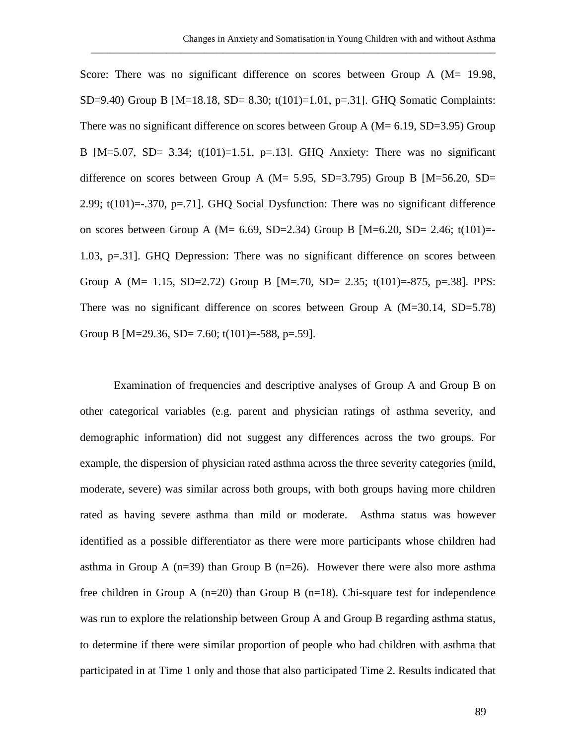Score: There was no significant difference on scores between Group A ($M= 19.98$, $SD=9.40$) Group B [$M=18.18$, $SD= 8.30$; $t(101)=1.01$, $p=.31$]. GHQ Somatic Complaints: There was no significant difference on scores between Group A ($M= 6.19$, $SD=3.95$) Group B [$M=5.07$, $SD= 3.34$; $t(101)=1.51$, $p=.13$]. GHQ Anxiety: There was no significant difference on scores between Group A ($M= 5.95$, $SD=3.795$) Group B [$M=56.20$, $SD= 2.99$; $t(101)=-.370$, $p=.71$]. GHQ Social Dysfunction: There was no significant difference on scores between Group A ($M= 6.69$, $SD=2.34$) Group B [$M=6.20$, $SD= 2.46$; $t(101)=-1.03$, $p=.31$]. GHQ Depression: There was no significant difference on scores between Group A ($M= 1.15$, $SD=2.72$) Group B [$M=.70$, $SD= 2.35$; $t(101)=-875$, $p=.38$]. PPS: There was no significant difference on scores between Group A ($M=30.14$, $SD=5.78$) Group B [$M=29.36$, $SD= 7.60$; $t(101)=-588$, $p=.59$].

Examination of frequencies and descriptive analyses of Group A and Group B on other categorical variables (e.g. parent and physician ratings of asthma severity, and demographic information) did not suggest any differences across the two groups. For example, the dispersion of physician rated asthma across the three severity categories (mild, moderate, severe) was similar across both groups, with both groups having more children rated as having severe asthma than mild or moderate. Asthma status was however identified as a possible differentiator as there were more participants whose children had asthma in Group A ($n=39$) than Group B ($n=26$). However there were also more asthma free children in Group A ($n=20$) than Group B ($n=18$). Chi-square test for independence was run to explore the relationship between Group A and Group B regarding asthma status, to determine if there were similar proportion of people who had children with asthma that participated in at Time 1 only and those that also participated Time 2. Results indicated that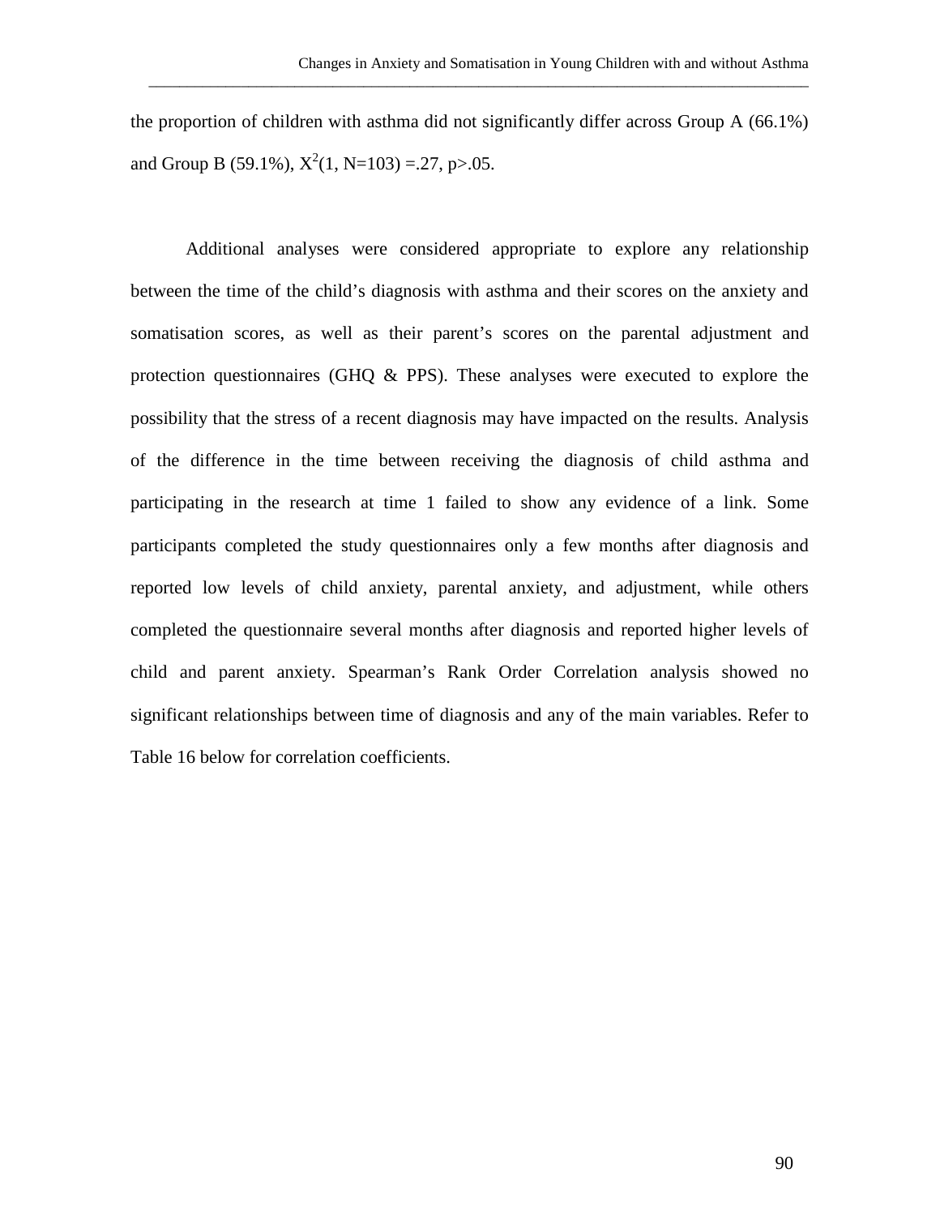the proportion of children with asthma did not significantly differ across Group A (66.1%) and Group B (59.1%), $X^2(1, N=103) = .27$, $p > .05$.

Additional analyses were considered appropriate to explore any relationship between the time of the child's diagnosis with asthma and their scores on the anxiety and somatisation scores, as well as their parent's scores on the parental adjustment and protection questionnaires (GHQ & PPS). These analyses were executed to explore the possibility that the stress of a recent diagnosis may have impacted on the results. Analysis of the difference in the time between receiving the diagnosis of child asthma and participating in the research at time 1 failed to show any evidence of a link. Some participants completed the study questionnaires only a few months after diagnosis and reported low levels of child anxiety, parental anxiety, and adjustment, while others completed the questionnaire several months after diagnosis and reported higher levels of child and parent anxiety. Spearman's Rank Order Correlation analysis showed no significant relationships between time of diagnosis and any of the main variables. Refer to Table 16 below for correlation coefficients.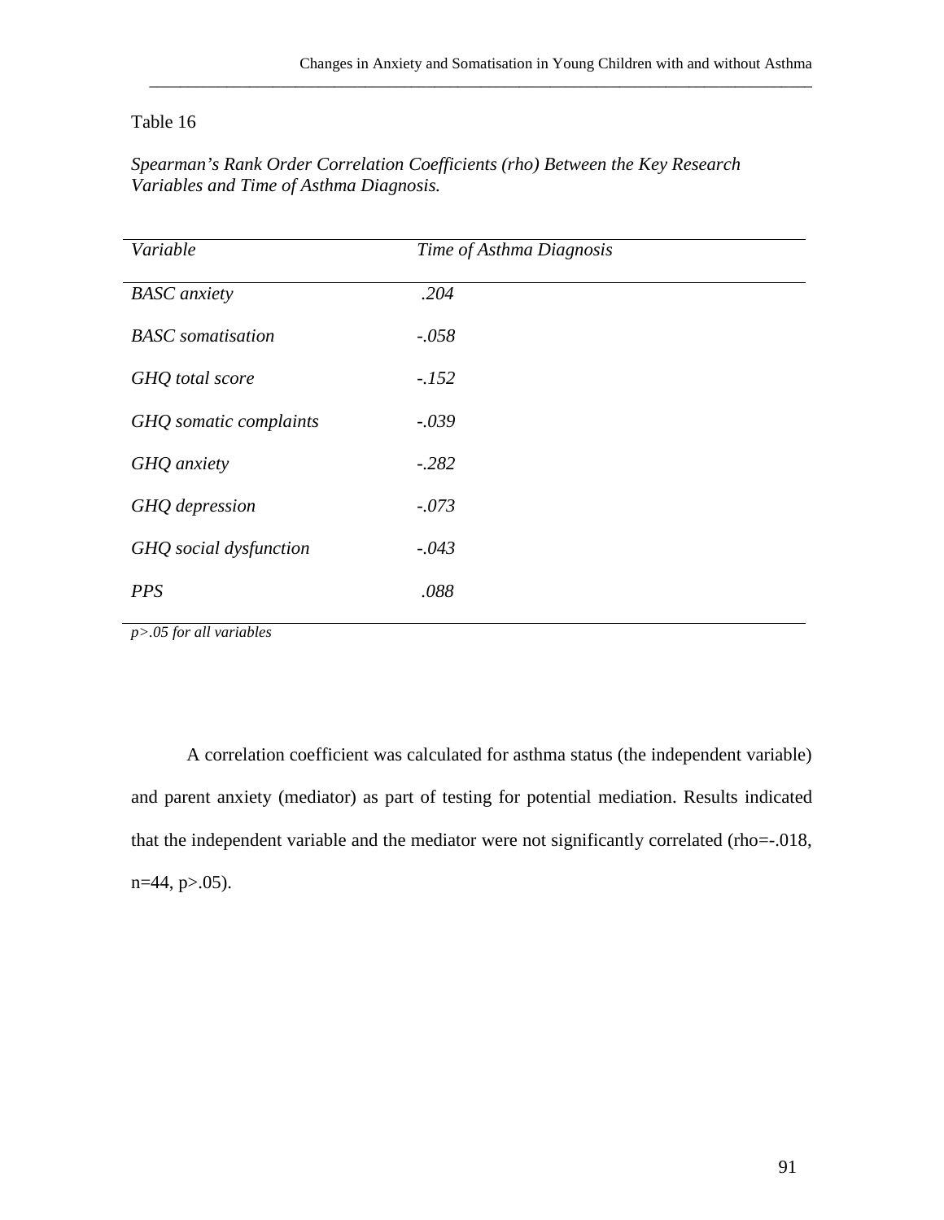Table 16

*Spearman's Rank Order Correlation Coefficients (rho) Between the Key Research Variables and Time of Asthma Diagnosis.*

| *Variable* | *Time of Asthma Diagnosis* |
|---|---|
| *BASC anxiety* | *.204* |
| *BASC somatisation* | *-.058* |
| *GHQ total score* | *-.152* |
| *GHQ somatic complaints* | *-.039* |
| *GHQ anxiety* | *-.282* |
| *GHQ depression* | *-.073* |
| *GHQ social dysfunction* | *-.043* |
| *PPS* | *.088* |

*p>.05 for all variables*

A correlation coefficient was calculated for asthma status (the independent variable) and parent anxiety (mediator) as part of testing for potential mediation. Results indicated that the independent variable and the mediator were not significantly correlated (rho=-.018, n=44, p>.05).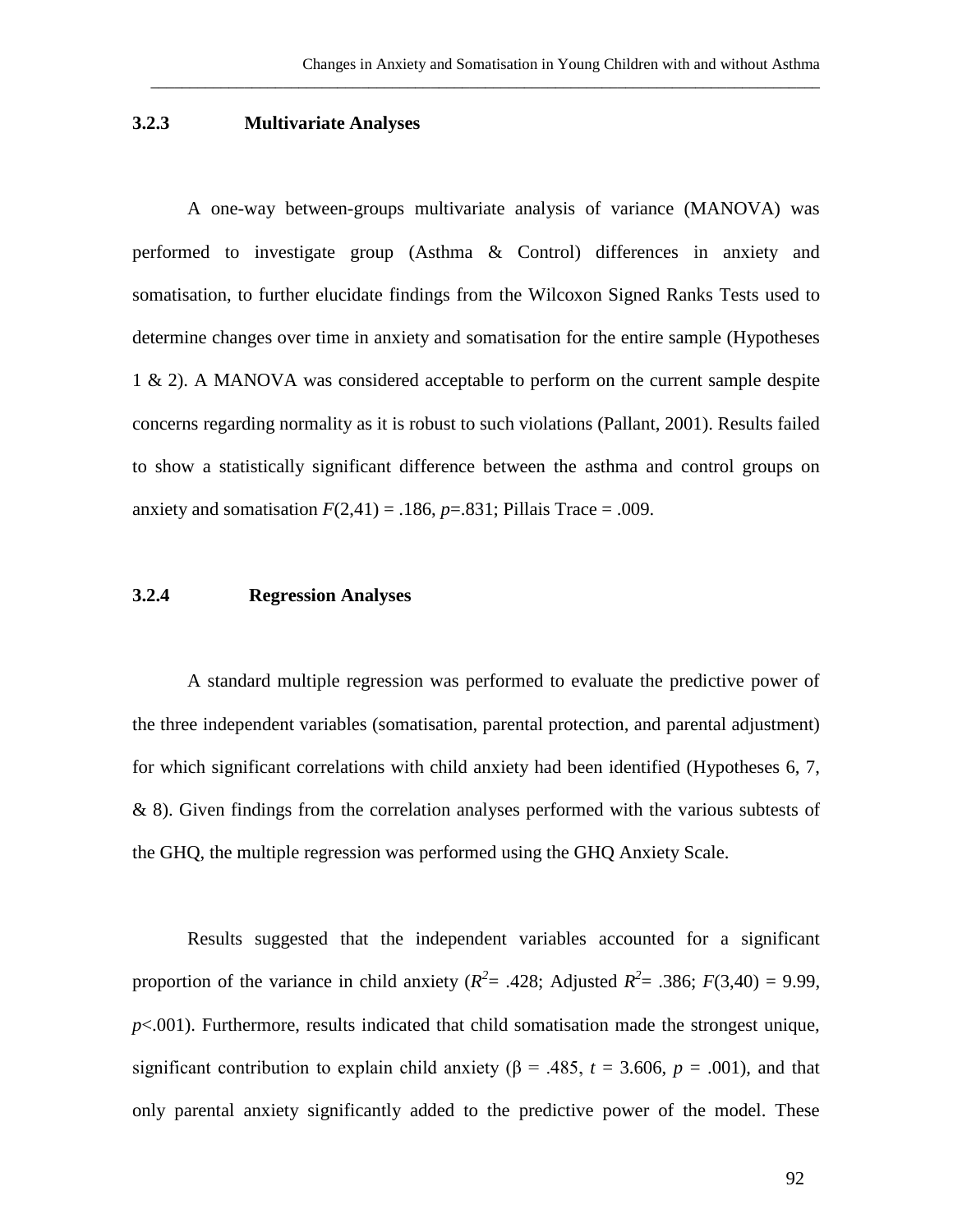### 3.2.3 Multivariate Analyses

A one-way between-groups multivariate analysis of variance (MANOVA) was performed to investigate group (Asthma & Control) differences in anxiety and somatisation, to further elucidate findings from the Wilcoxon Signed Ranks Tests used to determine changes over time in anxiety and somatisation for the entire sample (Hypotheses 1 & 2). A MANOVA was considered acceptable to perform on the current sample despite concerns regarding normality as it is robust to such violations (Pallant, 2001). Results failed to show a statistically significant difference between the asthma and control groups on anxiety and somatisation $F(2,41) = .186$, $p=.831$; Pillais Trace = .009.

### 3.2.4 Regression Analyses

A standard multiple regression was performed to evaluate the predictive power of the three independent variables (somatisation, parental protection, and parental adjustment) for which significant correlations with child anxiety had been identified (Hypotheses 6, 7, & 8). Given findings from the correlation analyses performed with the various subtests of the GHQ, the multiple regression was performed using the GHQ Anxiety Scale.

Results suggested that the independent variables accounted for a significant proportion of the variance in child anxiety ($R^2= .428$; Adjusted $R^2= .386$; $F(3,40) = 9.99$, $p<.001$). Furthermore, results indicated that child somatisation made the strongest unique, significant contribution to explain child anxiety ($\beta = .485$, $t = 3.606$, $p = .001$), and that only parental anxiety significantly added to the predictive power of the model. These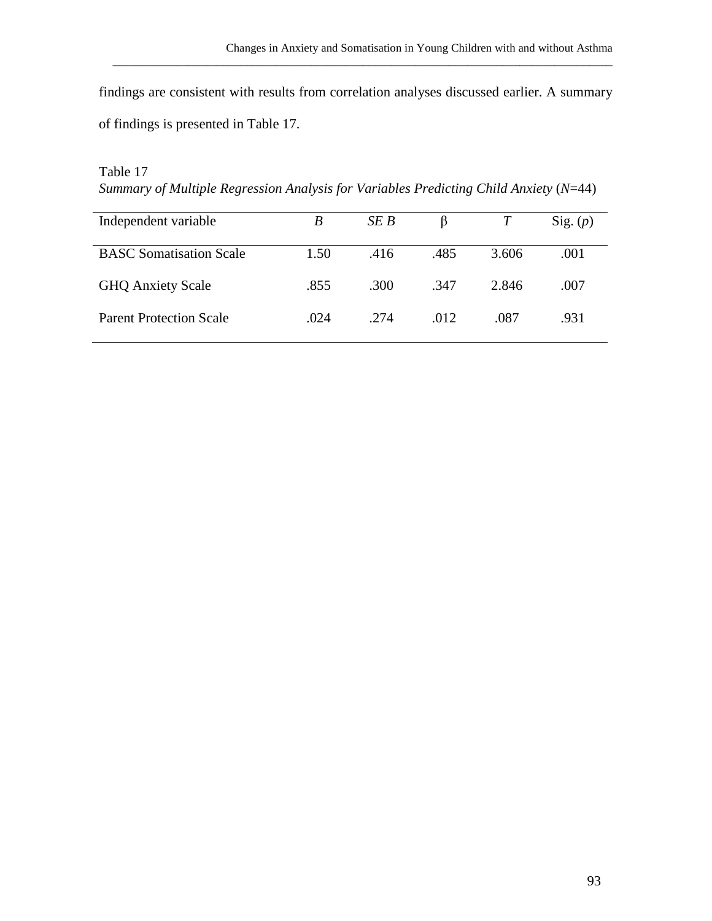findings are consistent with results from correlation analyses discussed earlier. A summary of findings is presented in Table 17.

Table 17
*Summary of Multiple Regression Analysis for Variables Predicting Child Anxiety* ($N$=44)

| Independent variable | *B* | *SE B* | β | *T* | Sig. (*p*) |
|---|---|---|---|---|---|
| BASC Somatisation Scale | 1.50 | .416 | .485 | 3.606 | .001 |
| GHQ Anxiety Scale | .855 | .300 | .347 | 2.846 | .007 |
| Parent Protection Scale | .024 | .274 | .012 | .087 | .931 |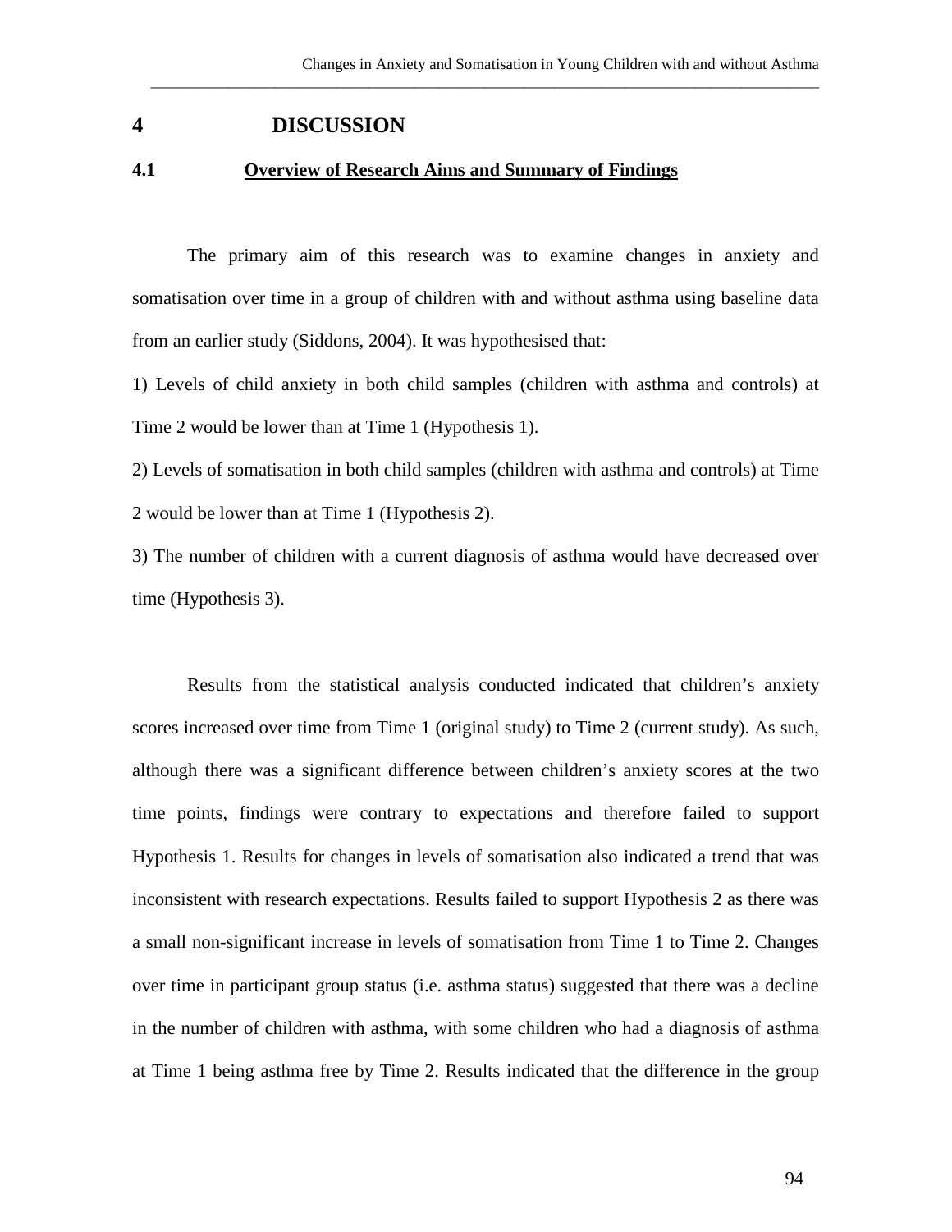# 4 DISCUSSION

## 4.1 Overview of Research Aims and Summary of Findings

The primary aim of this research was to examine changes in anxiety and somatisation over time in a group of children with and without asthma using baseline data from an earlier study (Siddons, 2004). It was hypothesised that:

1) Levels of child anxiety in both child samples (children with asthma and controls) at Time 2 would be lower than at Time 1 (Hypothesis 1).

2) Levels of somatisation in both child samples (children with asthma and controls) at Time 2 would be lower than at Time 1 (Hypothesis 2).

3) The number of children with a current diagnosis of asthma would have decreased over time (Hypothesis 3).

Results from the statistical analysis conducted indicated that children's anxiety scores increased over time from Time 1 (original study) to Time 2 (current study). As such, although there was a significant difference between children's anxiety scores at the two time points, findings were contrary to expectations and therefore failed to support Hypothesis 1. Results for changes in levels of somatisation also indicated a trend that was inconsistent with research expectations. Results failed to support Hypothesis 2 as there was a small non-significant increase in levels of somatisation from Time 1 to Time 2. Changes over time in participant group status (i.e. asthma status) suggested that there was a decline in the number of children with asthma, with some children who had a diagnosis of asthma at Time 1 being asthma free by Time 2. Results indicated that the difference in the group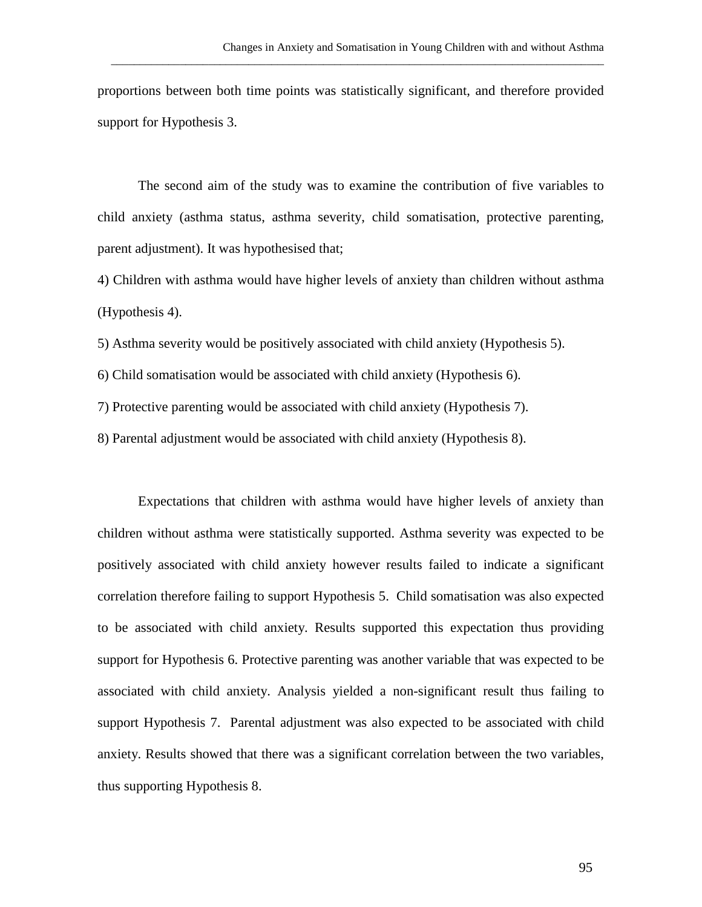proportions between both time points was statistically significant, and therefore provided support for Hypothesis 3.

The second aim of the study was to examine the contribution of five variables to child anxiety (asthma status, asthma severity, child somatisation, protective parenting, parent adjustment). It was hypothesised that;

4) Children with asthma would have higher levels of anxiety than children without asthma (Hypothesis 4).

5) Asthma severity would be positively associated with child anxiety (Hypothesis 5).

6) Child somatisation would be associated with child anxiety (Hypothesis 6).

7) Protective parenting would be associated with child anxiety (Hypothesis 7).

8) Parental adjustment would be associated with child anxiety (Hypothesis 8).

Expectations that children with asthma would have higher levels of anxiety than children without asthma were statistically supported. Asthma severity was expected to be positively associated with child anxiety however results failed to indicate a significant correlation therefore failing to support Hypothesis 5. Child somatisation was also expected to be associated with child anxiety. Results supported this expectation thus providing support for Hypothesis 6. Protective parenting was another variable that was expected to be associated with child anxiety. Analysis yielded a non-significant result thus failing to support Hypothesis 7. Parental adjustment was also expected to be associated with child anxiety. Results showed that there was a significant correlation between the two variables, thus supporting Hypothesis 8.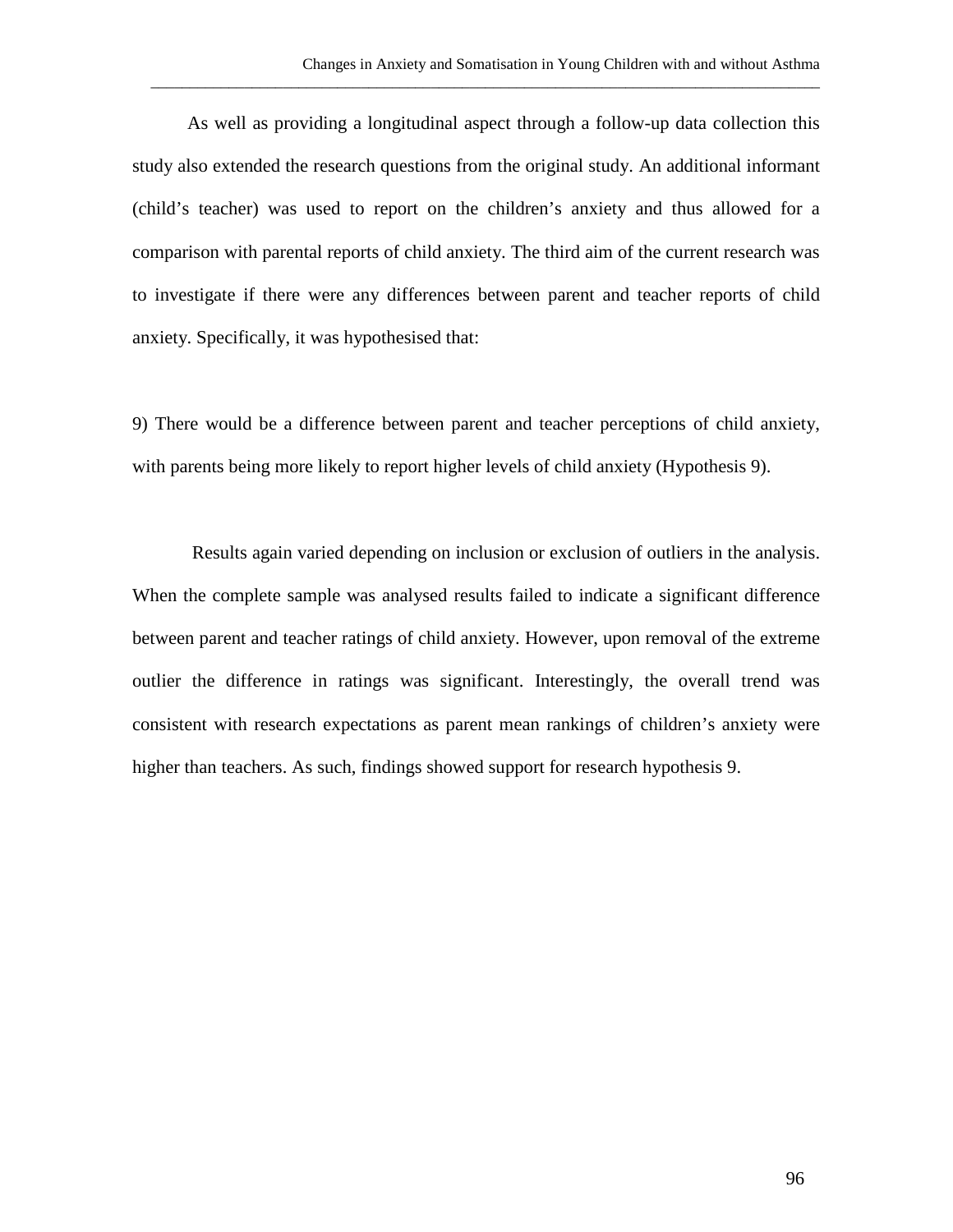As well as providing a longitudinal aspect through a follow-up data collection this study also extended the research questions from the original study. An additional informant (child's teacher) was used to report on the children's anxiety and thus allowed for a comparison with parental reports of child anxiety. The third aim of the current research was to investigate if there were any differences between parent and teacher reports of child anxiety. Specifically, it was hypothesised that:

9) There would be a difference between parent and teacher perceptions of child anxiety, with parents being more likely to report higher levels of child anxiety (Hypothesis 9).

Results again varied depending on inclusion or exclusion of outliers in the analysis. When the complete sample was analysed results failed to indicate a significant difference between parent and teacher ratings of child anxiety. However, upon removal of the extreme outlier the difference in ratings was significant. Interestingly, the overall trend was consistent with research expectations as parent mean rankings of children's anxiety were higher than teachers. As such, findings showed support for research hypothesis 9.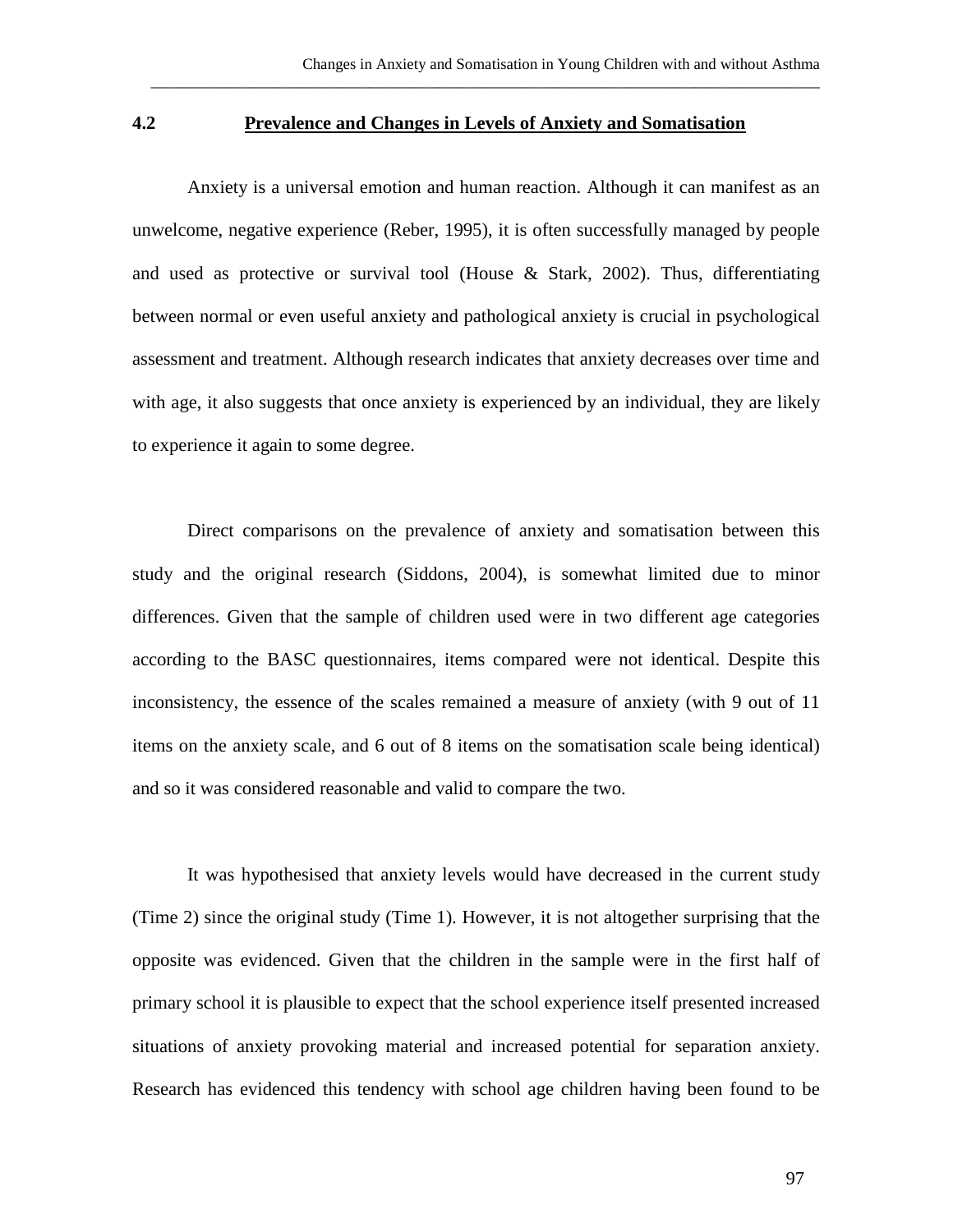## 4.2 Prevalence and Changes in Levels of Anxiety and Somatisation

Anxiety is a universal emotion and human reaction. Although it can manifest as an unwelcome, negative experience (Reber, 1995), it is often successfully managed by people and used as protective or survival tool (House & Stark, 2002). Thus, differentiating between normal or even useful anxiety and pathological anxiety is crucial in psychological assessment and treatment. Although research indicates that anxiety decreases over time and with age, it also suggests that once anxiety is experienced by an individual, they are likely to experience it again to some degree.

Direct comparisons on the prevalence of anxiety and somatisation between this study and the original research (Siddons, 2004), is somewhat limited due to minor differences. Given that the sample of children used were in two different age categories according to the BASC questionnaires, items compared were not identical. Despite this inconsistency, the essence of the scales remained a measure of anxiety (with 9 out of 11 items on the anxiety scale, and 6 out of 8 items on the somatisation scale being identical) and so it was considered reasonable and valid to compare the two.

It was hypothesised that anxiety levels would have decreased in the current study (Time 2) since the original study (Time 1). However, it is not altogether surprising that the opposite was evidenced. Given that the children in the sample were in the first half of primary school it is plausible to expect that the school experience itself presented increased situations of anxiety provoking material and increased potential for separation anxiety. Research has evidenced this tendency with school age children having been found to be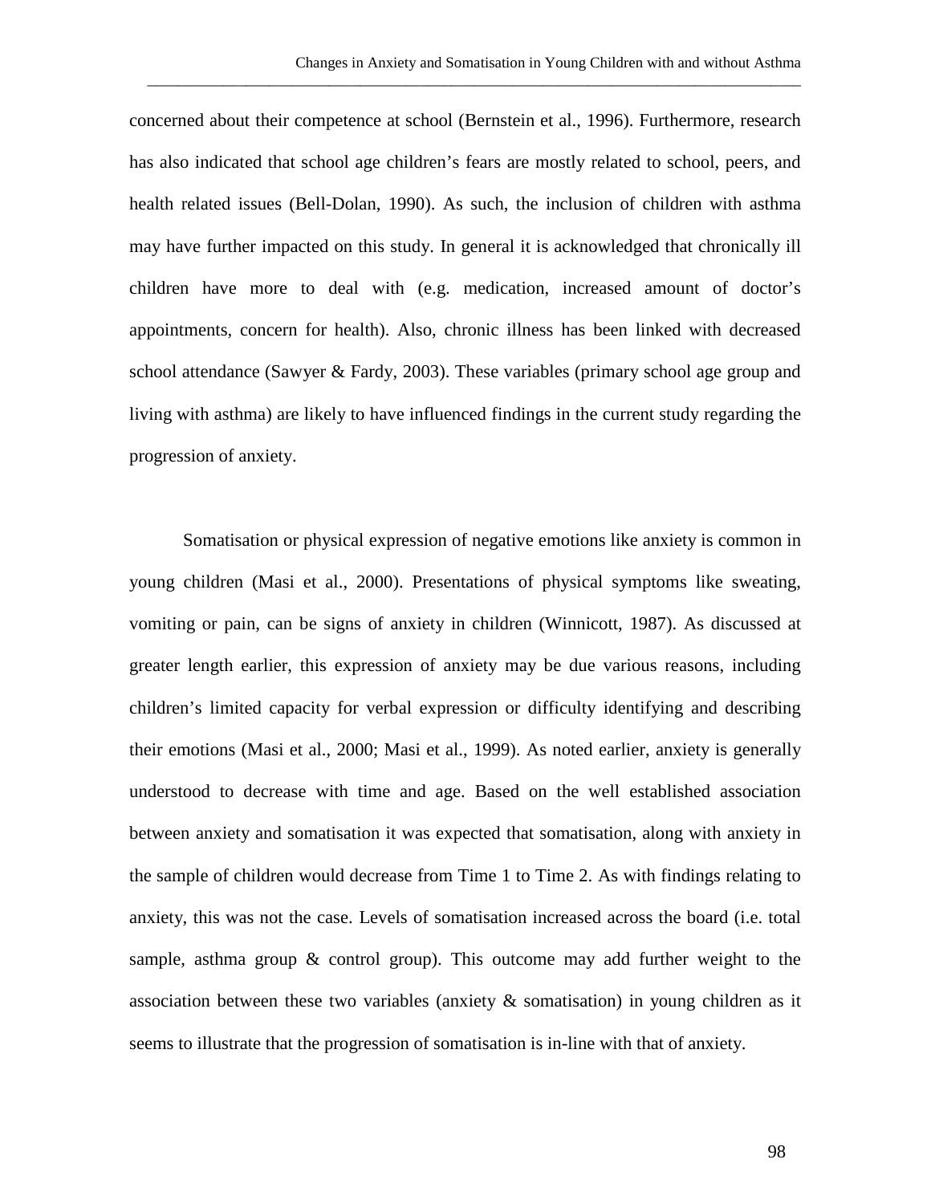concerned about their competence at school (Bernstein et al., 1996). Furthermore, research has also indicated that school age children's fears are mostly related to school, peers, and health related issues (Bell-Dolan, 1990). As such, the inclusion of children with asthma may have further impacted on this study. In general it is acknowledged that chronically ill children have more to deal with (e.g. medication, increased amount of doctor's appointments, concern for health). Also, chronic illness has been linked with decreased school attendance (Sawyer & Fardy, 2003). These variables (primary school age group and living with asthma) are likely to have influenced findings in the current study regarding the progression of anxiety.

Somatisation or physical expression of negative emotions like anxiety is common in young children (Masi et al., 2000). Presentations of physical symptoms like sweating, vomiting or pain, can be signs of anxiety in children (Winnicott, 1987). As discussed at greater length earlier, this expression of anxiety may be due various reasons, including children's limited capacity for verbal expression or difficulty identifying and describing their emotions (Masi et al., 2000; Masi et al., 1999). As noted earlier, anxiety is generally understood to decrease with time and age. Based on the well established association between anxiety and somatisation it was expected that somatisation, along with anxiety in the sample of children would decrease from Time 1 to Time 2. As with findings relating to anxiety, this was not the case. Levels of somatisation increased across the board (i.e. total sample, asthma group & control group). This outcome may add further weight to the association between these two variables (anxiety & somatisation) in young children as it seems to illustrate that the progression of somatisation is in-line with that of anxiety.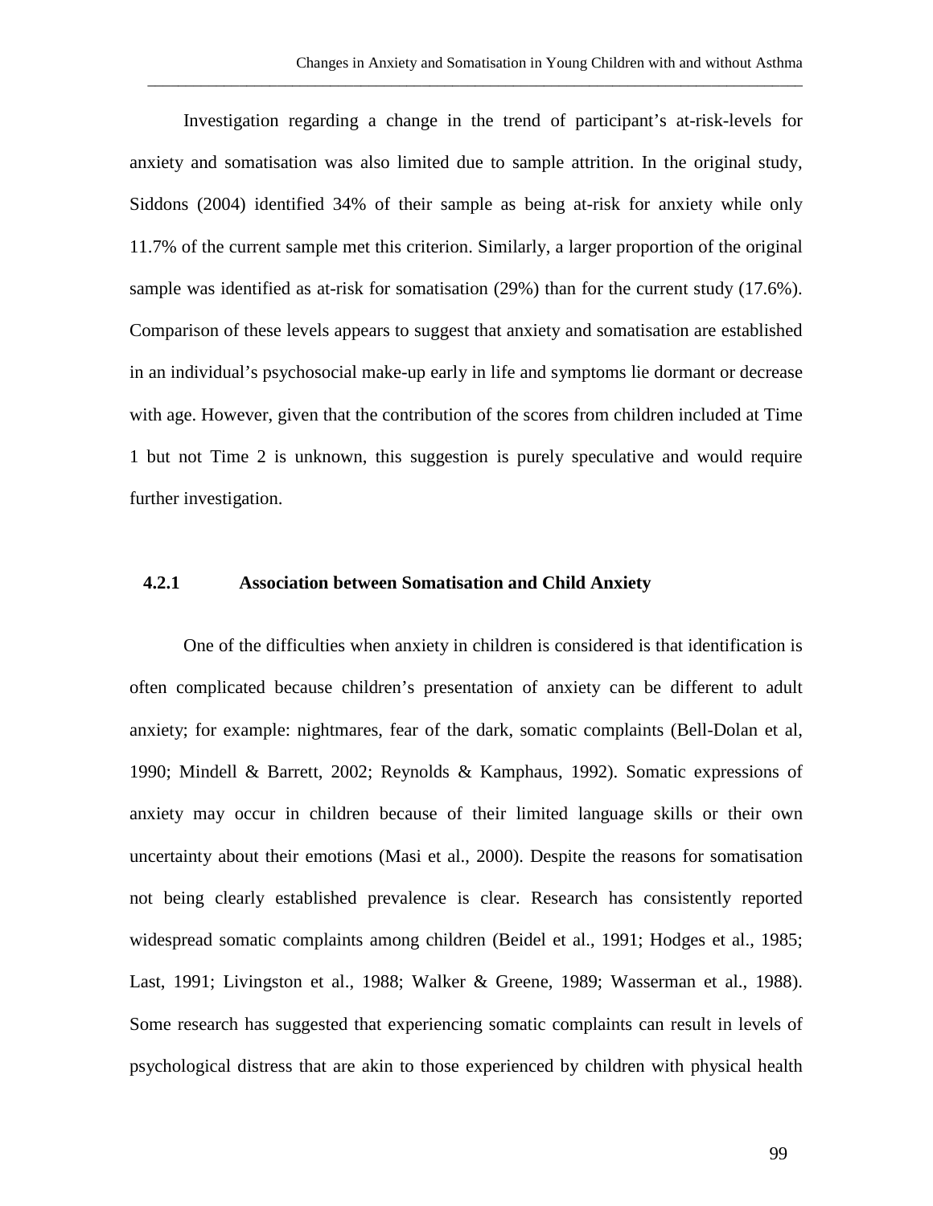Investigation regarding a change in the trend of participant's at-risk-levels for anxiety and somatisation was also limited due to sample attrition. In the original study, Siddons (2004) identified 34% of their sample as being at-risk for anxiety while only 11.7% of the current sample met this criterion. Similarly, a larger proportion of the original sample was identified as at-risk for somatisation (29%) than for the current study (17.6%). Comparison of these levels appears to suggest that anxiety and somatisation are established in an individual's psychosocial make-up early in life and symptoms lie dormant or decrease with age. However, given that the contribution of the scores from children included at Time 1 but not Time 2 is unknown, this suggestion is purely speculative and would require further investigation.

### 4.2.1 Association between Somatisation and Child Anxiety

One of the difficulties when anxiety in children is considered is that identification is often complicated because children's presentation of anxiety can be different to adult anxiety; for example: nightmares, fear of the dark, somatic complaints (Bell-Dolan et al, 1990; Mindell & Barrett, 2002; Reynolds & Kamphaus, 1992). Somatic expressions of anxiety may occur in children because of their limited language skills or their own uncertainty about their emotions (Masi et al., 2000). Despite the reasons for somatisation not being clearly established prevalence is clear. Research has consistently reported widespread somatic complaints among children (Beidel et al., 1991; Hodges et al., 1985; Last, 1991; Livingston et al., 1988; Walker & Greene, 1989; Wasserman et al., 1988). Some research has suggested that experiencing somatic complaints can result in levels of psychological distress that are akin to those experienced by children with physical health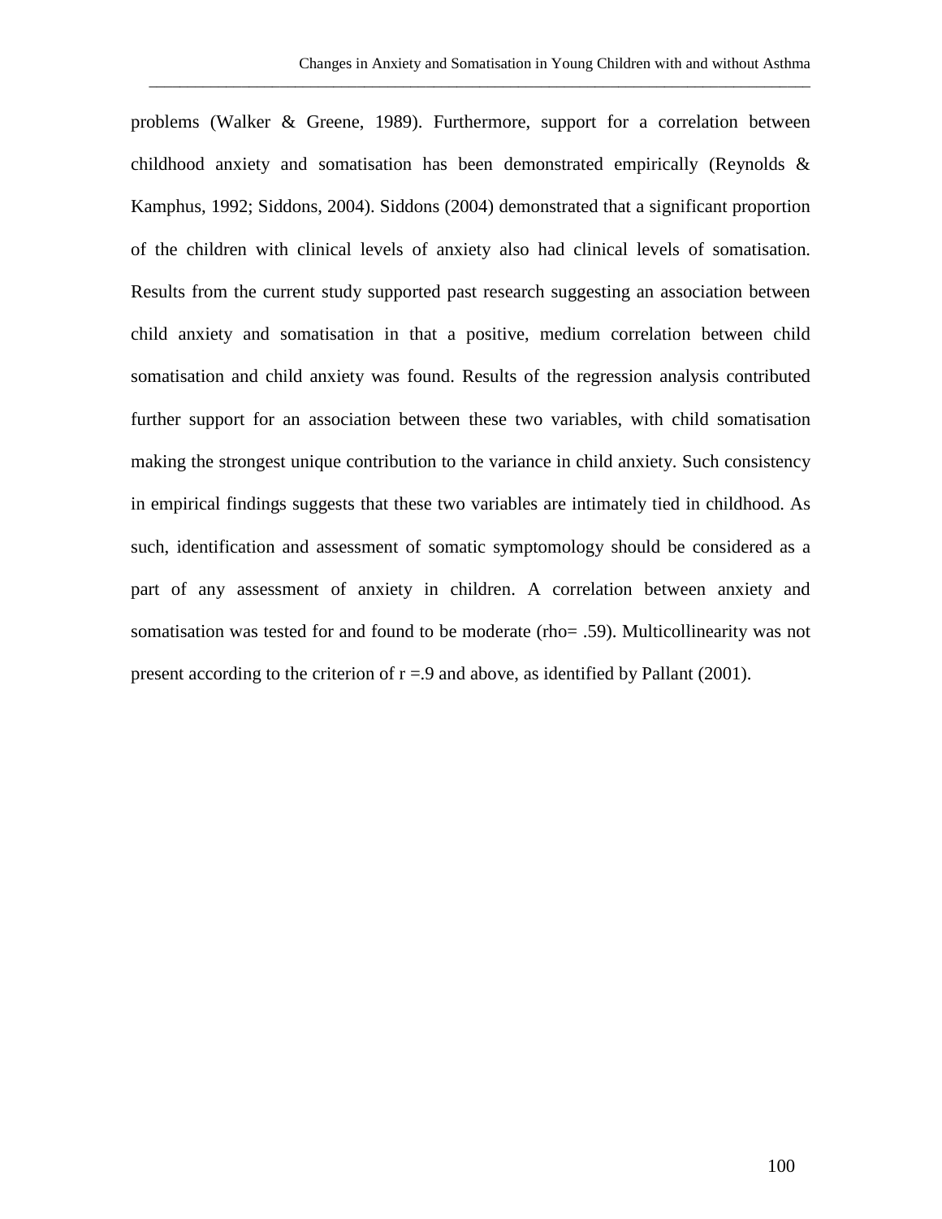problems (Walker & Greene, 1989). Furthermore, support for a correlation between childhood anxiety and somatisation has been demonstrated empirically (Reynolds & Kamphus, 1992; Siddons, 2004). Siddons (2004) demonstrated that a significant proportion of the children with clinical levels of anxiety also had clinical levels of somatisation. Results from the current study supported past research suggesting an association between child anxiety and somatisation in that a positive, medium correlation between child somatisation and child anxiety was found. Results of the regression analysis contributed further support for an association between these two variables, with child somatisation making the strongest unique contribution to the variance in child anxiety. Such consistency in empirical findings suggests that these two variables are intimately tied in childhood. As such, identification and assessment of somatic symptomology should be considered as a part of any assessment of anxiety in children. A correlation between anxiety and somatisation was tested for and found to be moderate (rho= .59). Multicollinearity was not present according to the criterion of r =.9 and above, as identified by Pallant (2001).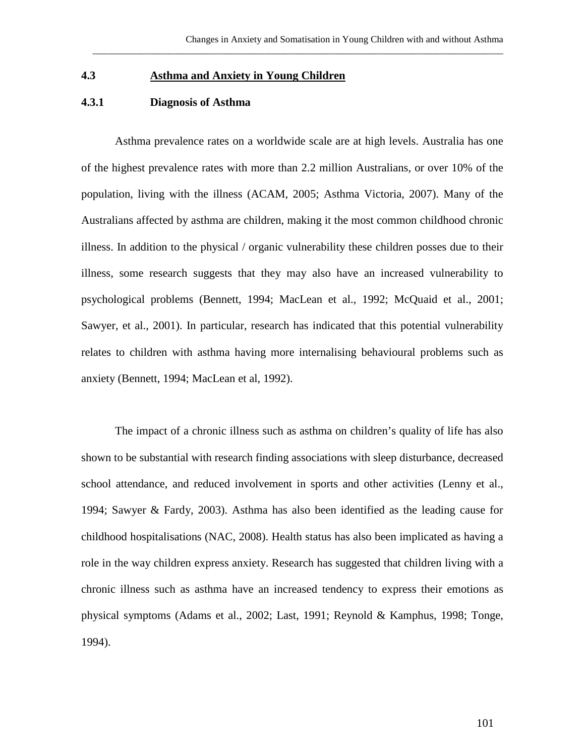## 4.3 Asthma and Anxiety in Young Children

### 4.3.1 Diagnosis of Asthma

Asthma prevalence rates on a worldwide scale are at high levels. Australia has one of the highest prevalence rates with more than 2.2 million Australians, or over 10% of the population, living with the illness (ACAM, 2005; Asthma Victoria, 2007). Many of the Australians affected by asthma are children, making it the most common childhood chronic illness. In addition to the physical / organic vulnerability these children posses due to their illness, some research suggests that they may also have an increased vulnerability to psychological problems (Bennett, 1994; MacLean et al., 1992; McQuaid et al., 2001; Sawyer, et al., 2001). In particular, research has indicated that this potential vulnerability relates to children with asthma having more internalising behavioural problems such as anxiety (Bennett, 1994; MacLean et al, 1992).

The impact of a chronic illness such as asthma on children's quality of life has also shown to be substantial with research finding associations with sleep disturbance, decreased school attendance, and reduced involvement in sports and other activities (Lenny et al., 1994; Sawyer & Fardy, 2003). Asthma has also been identified as the leading cause for childhood hospitalisations (NAC, 2008). Health status has also been implicated as having a role in the way children express anxiety. Research has suggested that children living with a chronic illness such as asthma have an increased tendency to express their emotions as physical symptoms (Adams et al., 2002; Last, 1991; Reynold & Kamphus, 1998; Tonge, 1994).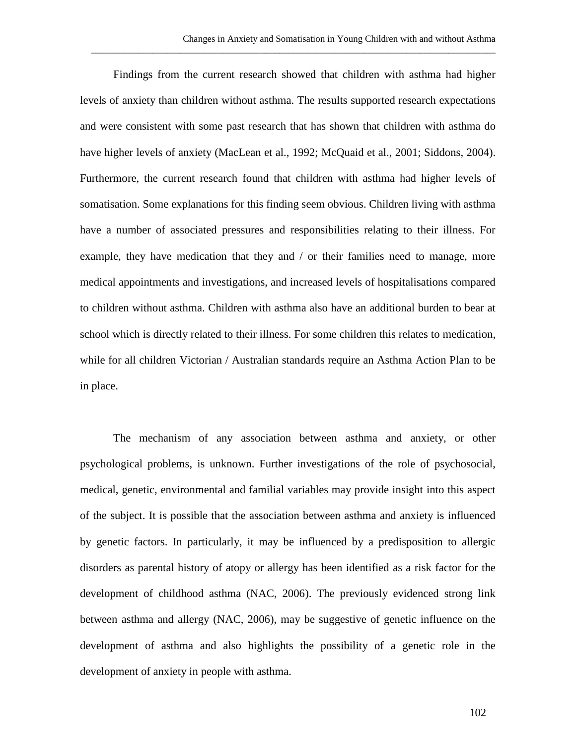Findings from the current research showed that children with asthma had higher levels of anxiety than children without asthma. The results supported research expectations and were consistent with some past research that has shown that children with asthma do have higher levels of anxiety (MacLean et al., 1992; McQuaid et al., 2001; Siddons, 2004). Furthermore, the current research found that children with asthma had higher levels of somatisation. Some explanations for this finding seem obvious. Children living with asthma have a number of associated pressures and responsibilities relating to their illness. For example, they have medication that they and / or their families need to manage, more medical appointments and investigations, and increased levels of hospitalisations compared to children without asthma. Children with asthma also have an additional burden to bear at school which is directly related to their illness. For some children this relates to medication, while for all children Victorian / Australian standards require an Asthma Action Plan to be in place.

The mechanism of any association between asthma and anxiety, or other psychological problems, is unknown. Further investigations of the role of psychosocial, medical, genetic, environmental and familial variables may provide insight into this aspect of the subject. It is possible that the association between asthma and anxiety is influenced by genetic factors. In particularly, it may be influenced by a predisposition to allergic disorders as parental history of atopy or allergy has been identified as a risk factor for the development of childhood asthma (NAC, 2006). The previously evidenced strong link between asthma and allergy (NAC, 2006), may be suggestive of genetic influence on the development of asthma and also highlights the possibility of a genetic role in the development of anxiety in people with asthma.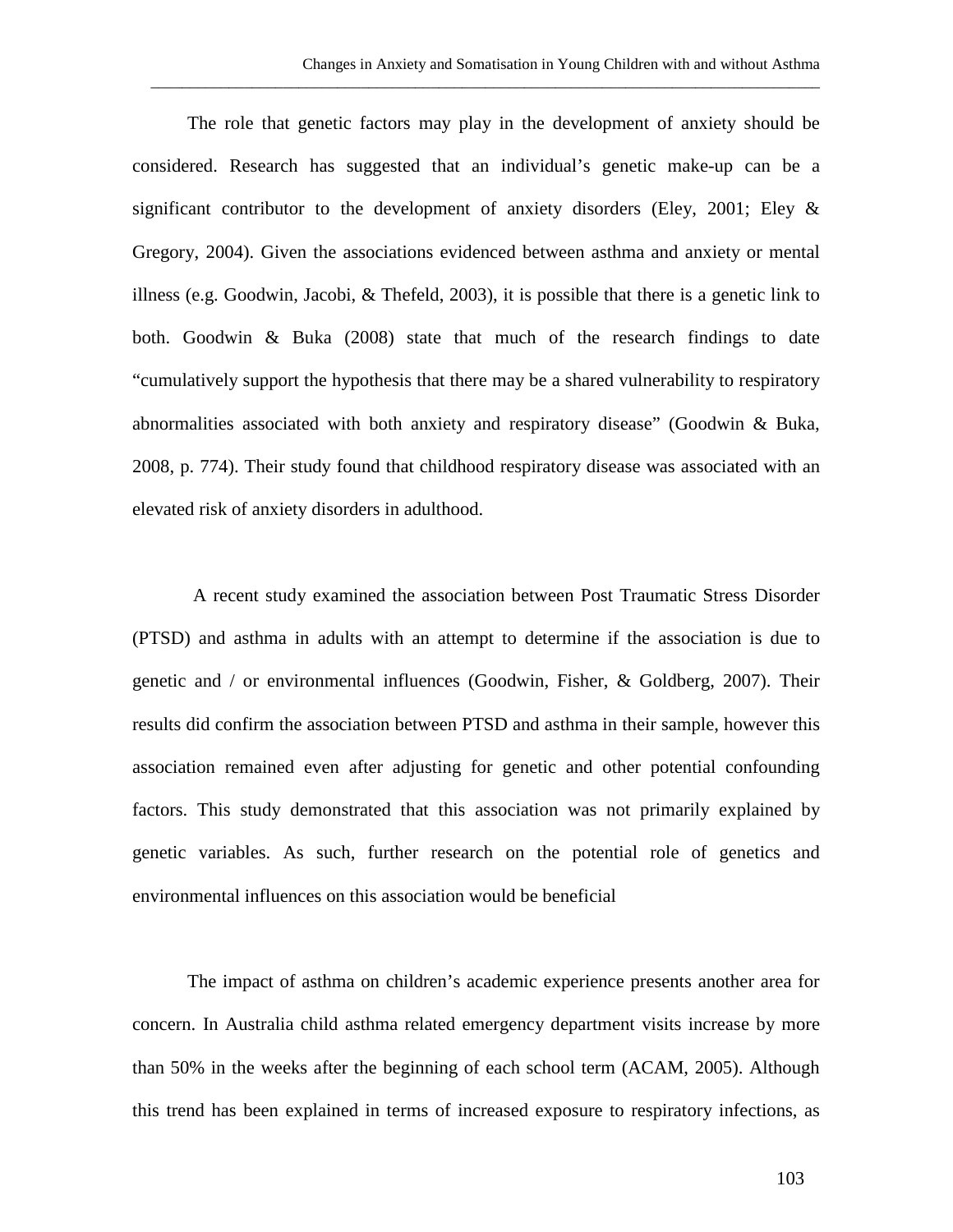The role that genetic factors may play in the development of anxiety should be considered. Research has suggested that an individual's genetic make-up can be a significant contributor to the development of anxiety disorders (Eley, 2001; Eley & Gregory, 2004). Given the associations evidenced between asthma and anxiety or mental illness (e.g. Goodwin, Jacobi, & Thefeld, 2003), it is possible that there is a genetic link to both. Goodwin & Buka (2008) state that much of the research findings to date "cumulatively support the hypothesis that there may be a shared vulnerability to respiratory abnormalities associated with both anxiety and respiratory disease" (Goodwin & Buka, 2008, p. 774). Their study found that childhood respiratory disease was associated with an elevated risk of anxiety disorders in adulthood.

A recent study examined the association between Post Traumatic Stress Disorder (PTSD) and asthma in adults with an attempt to determine if the association is due to genetic and / or environmental influences (Goodwin, Fisher, & Goldberg, 2007). Their results did confirm the association between PTSD and asthma in their sample, however this association remained even after adjusting for genetic and other potential confounding factors. This study demonstrated that this association was not primarily explained by genetic variables. As such, further research on the potential role of genetics and environmental influences on this association would be beneficial

The impact of asthma on children's academic experience presents another area for concern. In Australia child asthma related emergency department visits increase by more than 50% in the weeks after the beginning of each school term (ACAM, 2005). Although this trend has been explained in terms of increased exposure to respiratory infections, as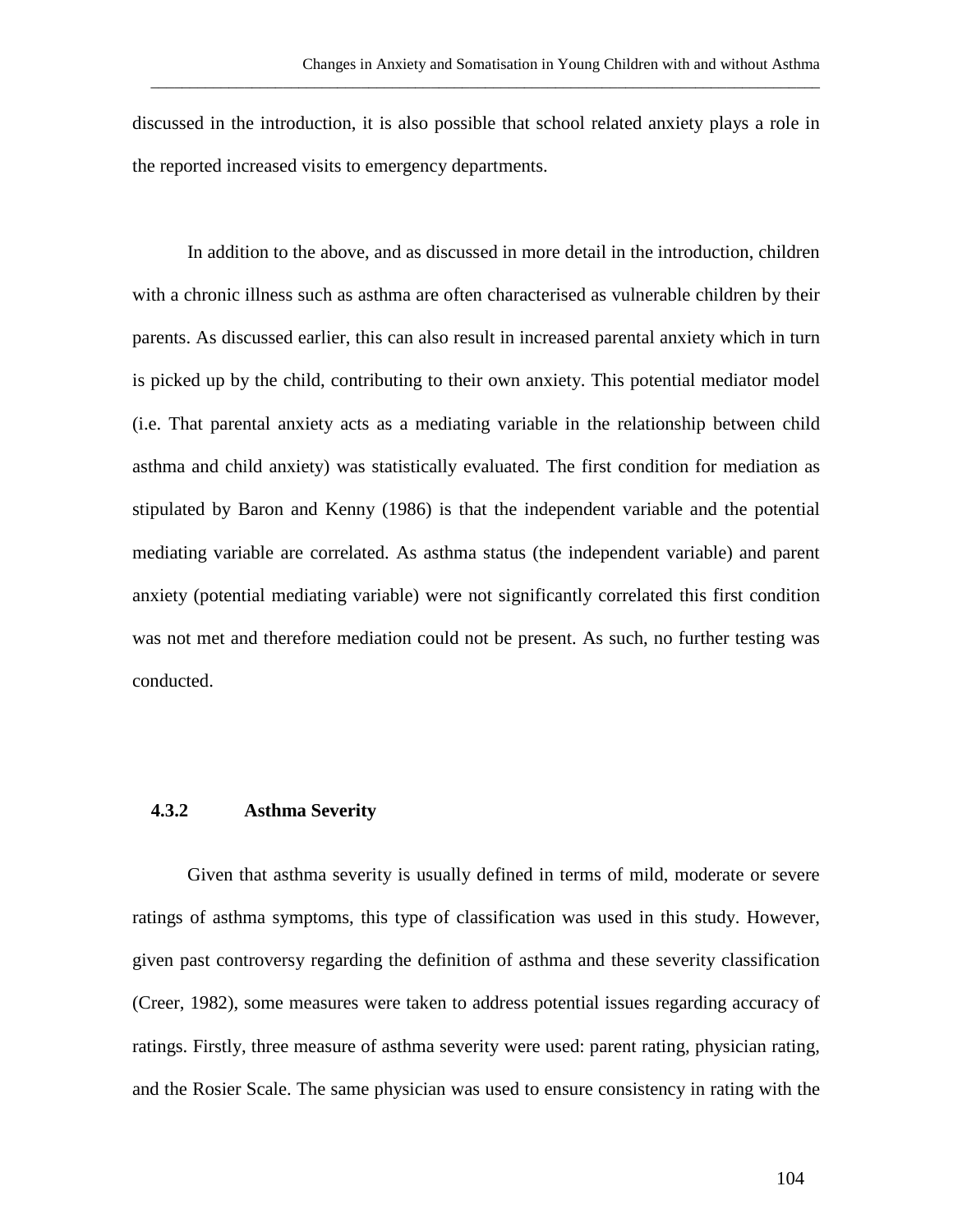discussed in the introduction, it is also possible that school related anxiety plays a role in the reported increased visits to emergency departments.

In addition to the above, and as discussed in more detail in the introduction, children with a chronic illness such as asthma are often characterised as vulnerable children by their parents. As discussed earlier, this can also result in increased parental anxiety which in turn is picked up by the child, contributing to their own anxiety. This potential mediator model (i.e. That parental anxiety acts as a mediating variable in the relationship between child asthma and child anxiety) was statistically evaluated. The first condition for mediation as stipulated by Baron and Kenny (1986) is that the independent variable and the potential mediating variable are correlated. As asthma status (the independent variable) and parent anxiety (potential mediating variable) were not significantly correlated this first condition was not met and therefore mediation could not be present. As such, no further testing was conducted.

### 4.3.2 Asthma Severity

Given that asthma severity is usually defined in terms of mild, moderate or severe ratings of asthma symptoms, this type of classification was used in this study. However, given past controversy regarding the definition of asthma and these severity classification (Creer, 1982), some measures were taken to address potential issues regarding accuracy of ratings. Firstly, three measure of asthma severity were used: parent rating, physician rating, and the Rosier Scale. The same physician was used to ensure consistency in rating with the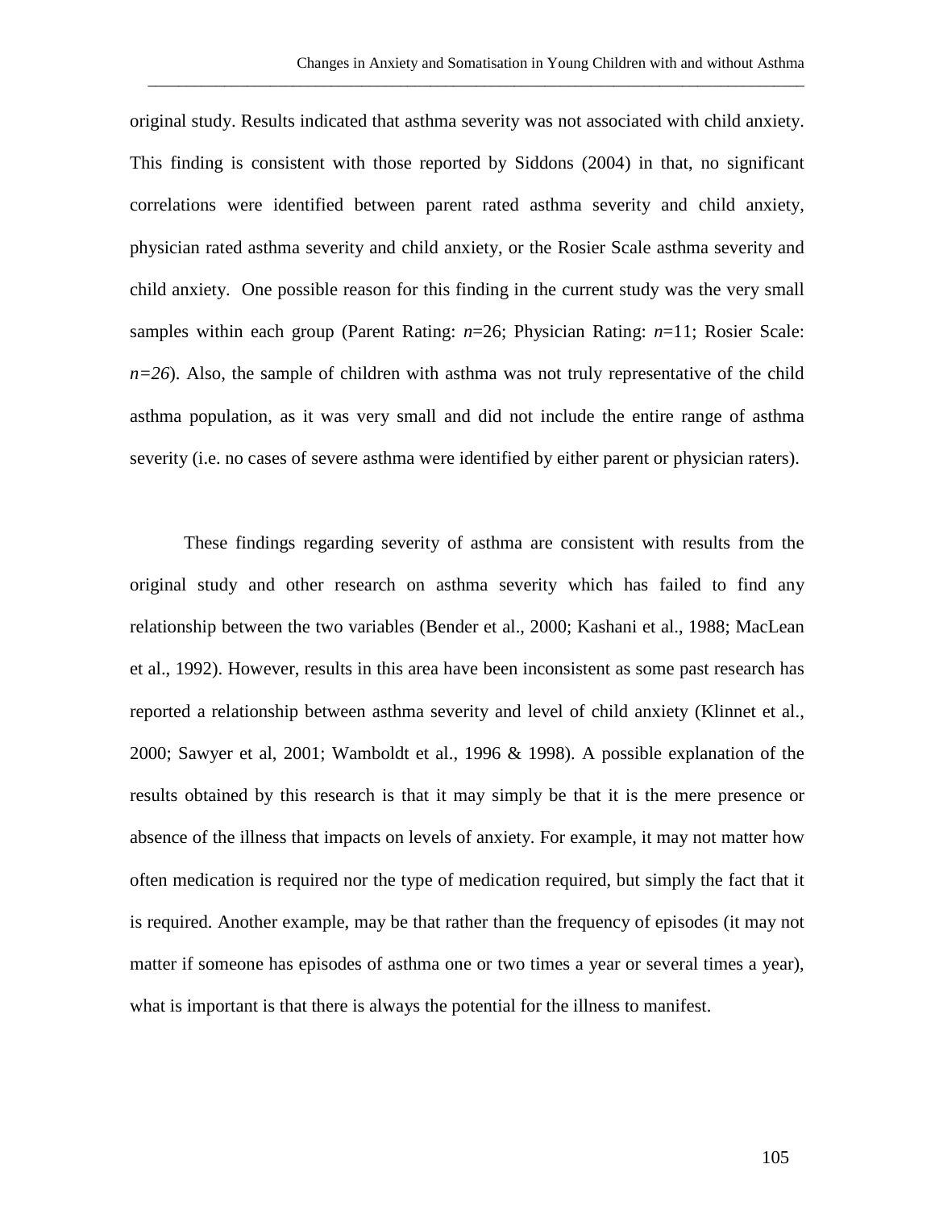original study. Results indicated that asthma severity was not associated with child anxiety. This finding is consistent with those reported by Siddons (2004) in that, no significant correlations were identified between parent rated asthma severity and child anxiety, physician rated asthma severity and child anxiety, or the Rosier Scale asthma severity and child anxiety. One possible reason for this finding in the current study was the very small samples within each group (Parent Rating: *n*=26; Physician Rating: *n*=11; Rosier Scale: *n=26*). Also, the sample of children with asthma was not truly representative of the child asthma population, as it was very small and did not include the entire range of asthma severity (i.e. no cases of severe asthma were identified by either parent or physician raters).

These findings regarding severity of asthma are consistent with results from the original study and other research on asthma severity which has failed to find any relationship between the two variables (Bender et al., 2000; Kashani et al., 1988; MacLean et al., 1992). However, results in this area have been inconsistent as some past research has reported a relationship between asthma severity and level of child anxiety (Klinnet et al., 2000; Sawyer et al, 2001; Wamboldt et al., 1996 & 1998). A possible explanation of the results obtained by this research is that it may simply be that it is the mere presence or absence of the illness that impacts on levels of anxiety. For example, it may not matter how often medication is required nor the type of medication required, but simply the fact that it is required. Another example, may be that rather than the frequency of episodes (it may not matter if someone has episodes of asthma one or two times a year or several times a year), what is important is that there is always the potential for the illness to manifest.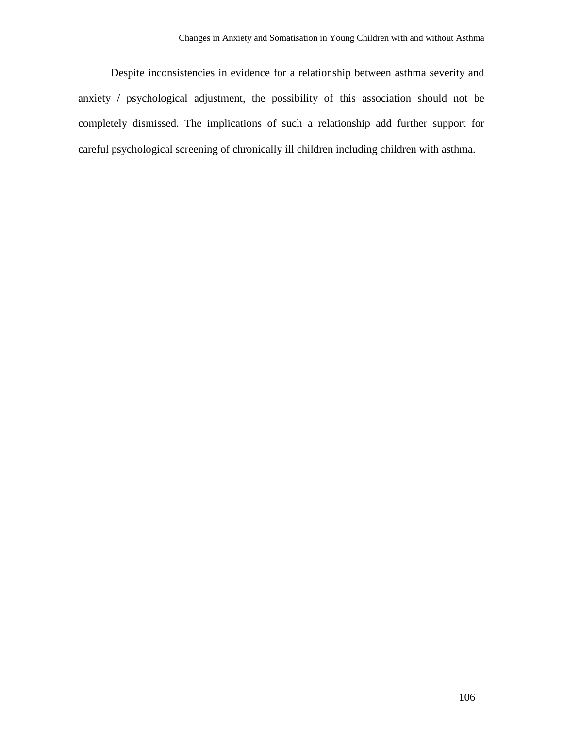Despite inconsistencies in evidence for a relationship between asthma severity and anxiety / psychological adjustment, the possibility of this association should not be completely dismissed. The implications of such a relationship add further support for careful psychological screening of chronically ill children including children with asthma.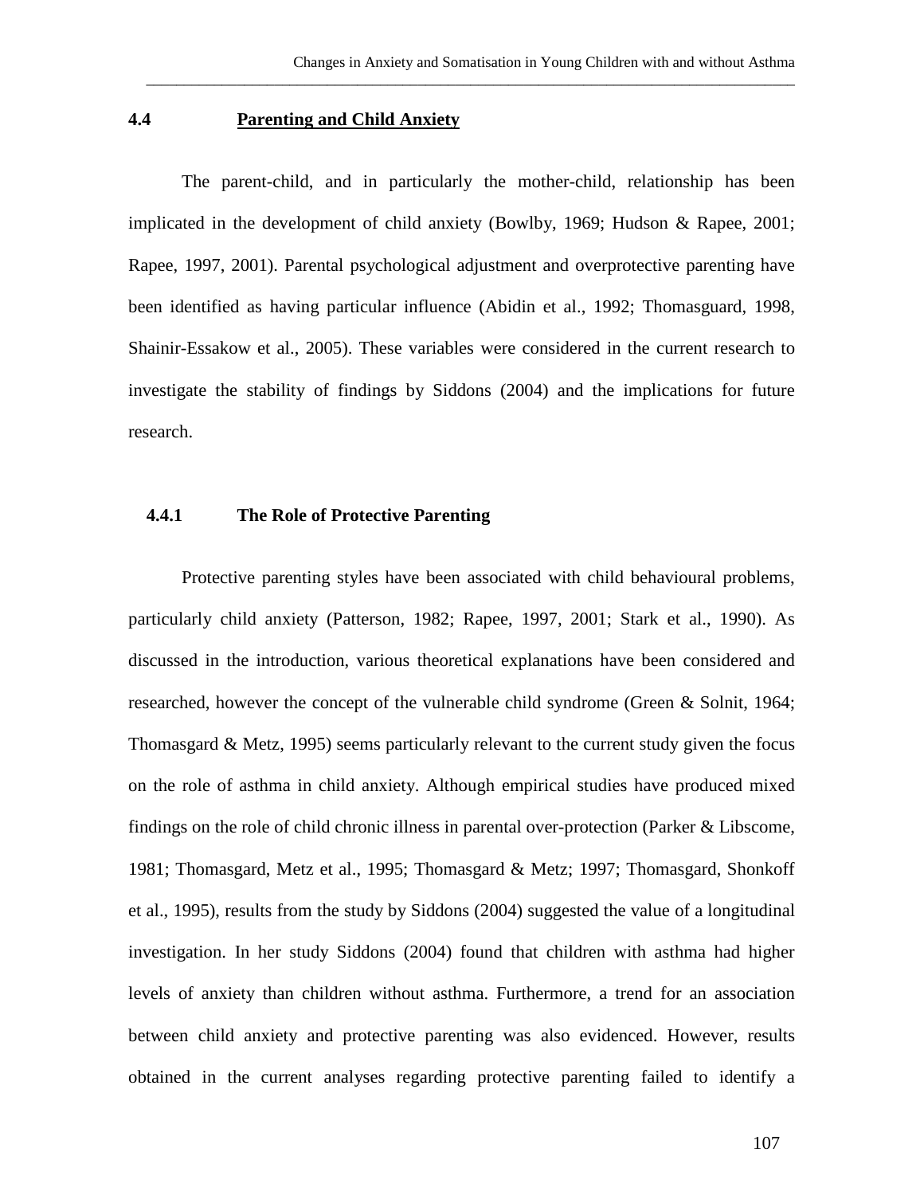## 4.4 Parenting and Child Anxiety

The parent-child, and in particularly the mother-child, relationship has been implicated in the development of child anxiety (Bowlby, 1969; Hudson & Rapee, 2001; Rapee, 1997, 2001). Parental psychological adjustment and overprotective parenting have been identified as having particular influence (Abidin et al., 1992; Thomasguard, 1998, Shainir-Essakow et al., 2005). These variables were considered in the current research to investigate the stability of findings by Siddons (2004) and the implications for future research.

### 4.4.1 The Role of Protective Parenting

Protective parenting styles have been associated with child behavioural problems, particularly child anxiety (Patterson, 1982; Rapee, 1997, 2001; Stark et al., 1990). As discussed in the introduction, various theoretical explanations have been considered and researched, however the concept of the vulnerable child syndrome (Green & Solnit, 1964; Thomasgard & Metz, 1995) seems particularly relevant to the current study given the focus on the role of asthma in child anxiety. Although empirical studies have produced mixed findings on the role of child chronic illness in parental over-protection (Parker & Libscome, 1981; Thomasgard, Metz et al., 1995; Thomasgard & Metz; 1997; Thomasgard, Shonkoff et al., 1995), results from the study by Siddons (2004) suggested the value of a longitudinal investigation. In her study Siddons (2004) found that children with asthma had higher levels of anxiety than children without asthma. Furthermore, a trend for an association between child anxiety and protective parenting was also evidenced. However, results obtained in the current analyses regarding protective parenting failed to identify a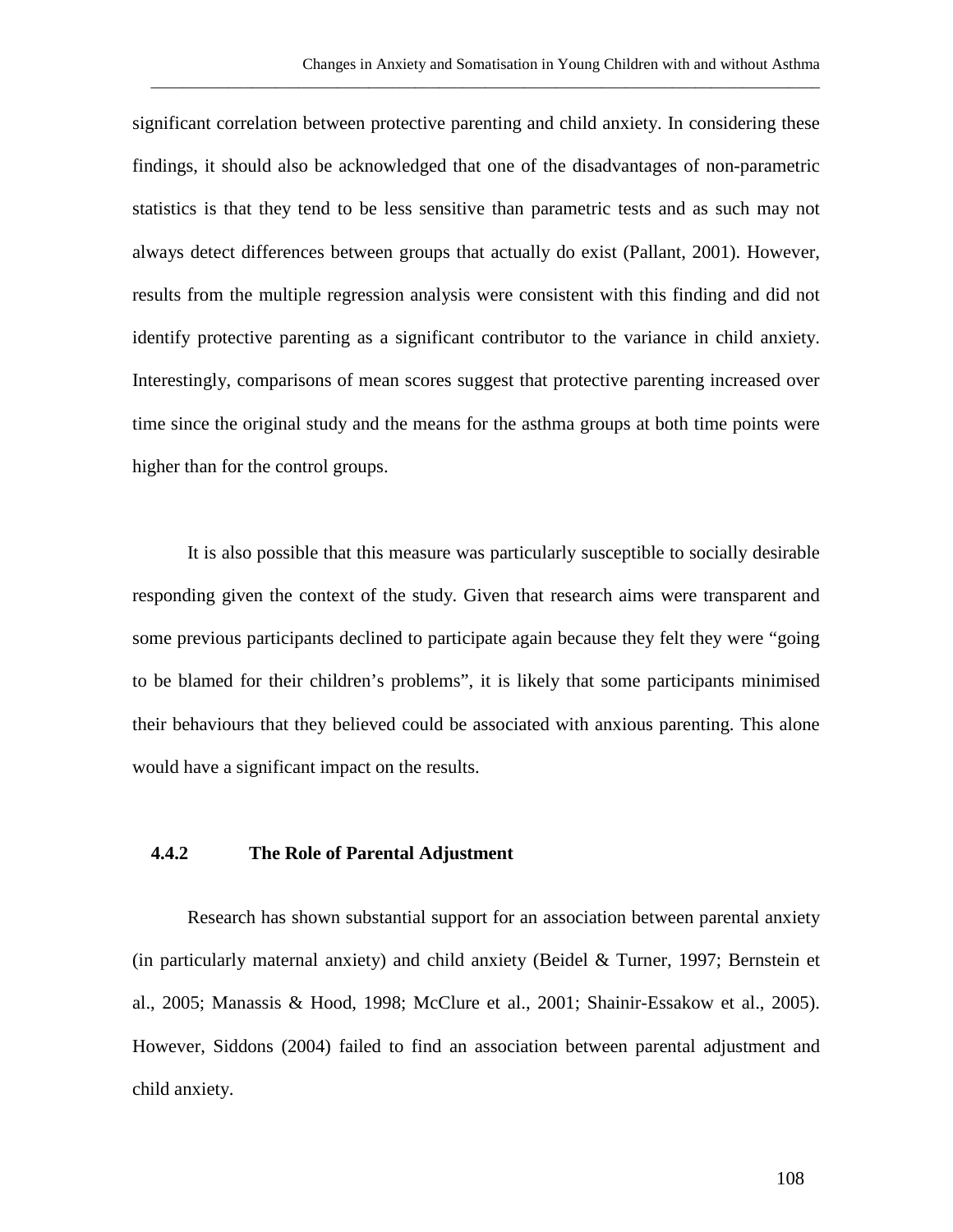significant correlation between protective parenting and child anxiety. In considering these findings, it should also be acknowledged that one of the disadvantages of non-parametric statistics is that they tend to be less sensitive than parametric tests and as such may not always detect differences between groups that actually do exist (Pallant, 2001). However, results from the multiple regression analysis were consistent with this finding and did not identify protective parenting as a significant contributor to the variance in child anxiety. Interestingly, comparisons of mean scores suggest that protective parenting increased over time since the original study and the means for the asthma groups at both time points were higher than for the control groups.

It is also possible that this measure was particularly susceptible to socially desirable responding given the context of the study. Given that research aims were transparent and some previous participants declined to participate again because they felt they were "going to be blamed for their children's problems", it is likely that some participants minimised their behaviours that they believed could be associated with anxious parenting. This alone would have a significant impact on the results.

### 4.4.2 The Role of Parental Adjustment

Research has shown substantial support for an association between parental anxiety (in particularly maternal anxiety) and child anxiety (Beidel & Turner, 1997; Bernstein et al., 2005; Manassis & Hood, 1998; McClure et al., 2001; Shainir-Essakow et al., 2005). However, Siddons (2004) failed to find an association between parental adjustment and child anxiety.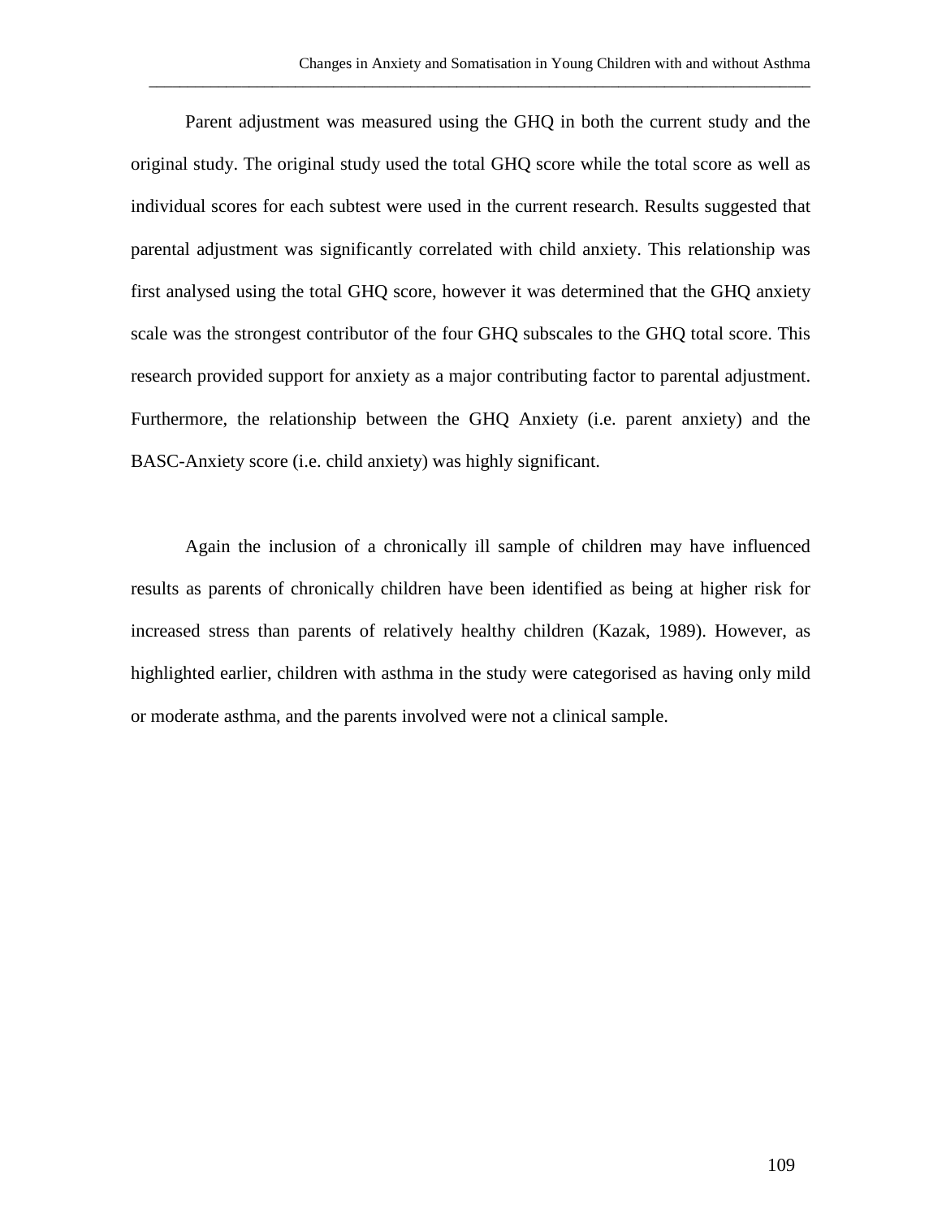Parent adjustment was measured using the GHQ in both the current study and the original study. The original study used the total GHQ score while the total score as well as individual scores for each subtest were used in the current research. Results suggested that parental adjustment was significantly correlated with child anxiety. This relationship was first analysed using the total GHQ score, however it was determined that the GHQ anxiety scale was the strongest contributor of the four GHQ subscales to the GHQ total score. This research provided support for anxiety as a major contributing factor to parental adjustment. Furthermore, the relationship between the GHQ Anxiety (i.e. parent anxiety) and the BASC-Anxiety score (i.e. child anxiety) was highly significant.

Again the inclusion of a chronically ill sample of children may have influenced results as parents of chronically children have been identified as being at higher risk for increased stress than parents of relatively healthy children (Kazak, 1989). However, as highlighted earlier, children with asthma in the study were categorised as having only mild or moderate asthma, and the parents involved were not a clinical sample.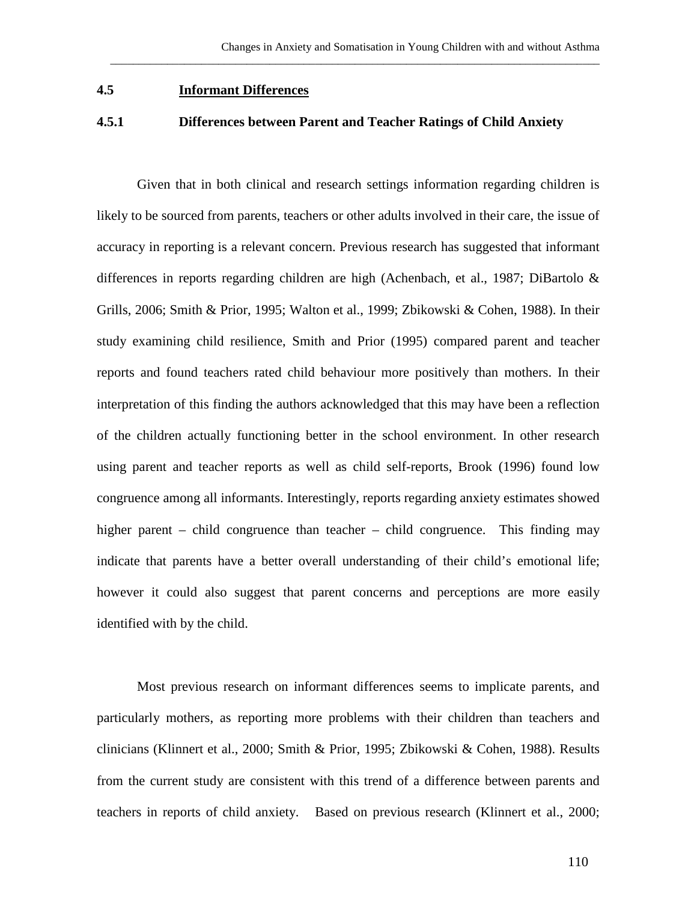## 4.5 Informant Differences

### 4.5.1 Differences between Parent and Teacher Ratings of Child Anxiety

Given that in both clinical and research settings information regarding children is likely to be sourced from parents, teachers or other adults involved in their care, the issue of accuracy in reporting is a relevant concern. Previous research has suggested that informant differences in reports regarding children are high (Achenbach, et al., 1987; DiBartolo & Grills, 2006; Smith & Prior, 1995; Walton et al., 1999; Zbikowski & Cohen, 1988). In their study examining child resilience, Smith and Prior (1995) compared parent and teacher reports and found teachers rated child behaviour more positively than mothers. In their interpretation of this finding the authors acknowledged that this may have been a reflection of the children actually functioning better in the school environment. In other research using parent and teacher reports as well as child self-reports, Brook (1996) found low congruence among all informants. Interestingly, reports regarding anxiety estimates showed higher parent – child congruence than teacher – child congruence. This finding may indicate that parents have a better overall understanding of their child's emotional life; however it could also suggest that parent concerns and perceptions are more easily identified with by the child.

Most previous research on informant differences seems to implicate parents, and particularly mothers, as reporting more problems with their children than teachers and clinicians (Klinnert et al., 2000; Smith & Prior, 1995; Zbikowski & Cohen, 1988). Results from the current study are consistent with this trend of a difference between parents and teachers in reports of child anxiety. Based on previous research (Klinnert et al., 2000;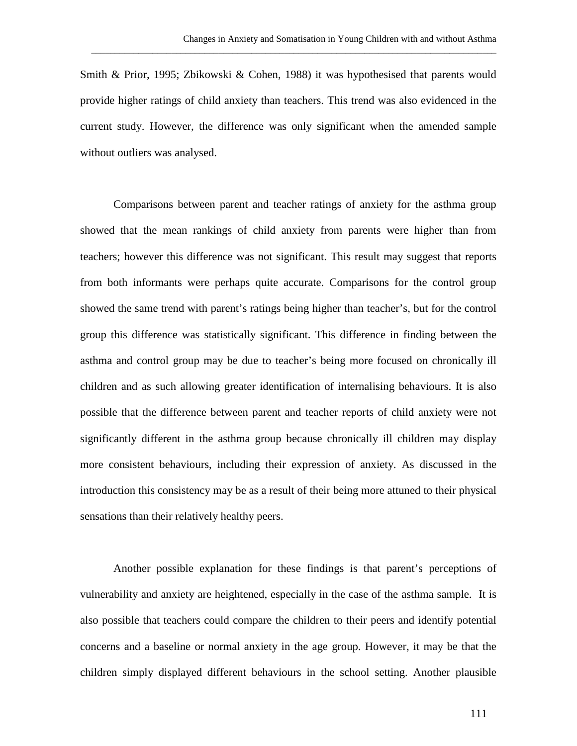Smith & Prior, 1995; Zbikowski & Cohen, 1988) it was hypothesised that parents would provide higher ratings of child anxiety than teachers. This trend was also evidenced in the current study. However, the difference was only significant when the amended sample without outliers was analysed.

Comparisons between parent and teacher ratings of anxiety for the asthma group showed that the mean rankings of child anxiety from parents were higher than from teachers; however this difference was not significant. This result may suggest that reports from both informants were perhaps quite accurate. Comparisons for the control group showed the same trend with parent's ratings being higher than teacher's, but for the control group this difference was statistically significant. This difference in finding between the asthma and control group may be due to teacher's being more focused on chronically ill children and as such allowing greater identification of internalising behaviours. It is also possible that the difference between parent and teacher reports of child anxiety were not significantly different in the asthma group because chronically ill children may display more consistent behaviours, including their expression of anxiety. As discussed in the introduction this consistency may be as a result of their being more attuned to their physical sensations than their relatively healthy peers.

Another possible explanation for these findings is that parent's perceptions of vulnerability and anxiety are heightened, especially in the case of the asthma sample. It is also possible that teachers could compare the children to their peers and identify potential concerns and a baseline or normal anxiety in the age group. However, it may be that the children simply displayed different behaviours in the school setting. Another plausible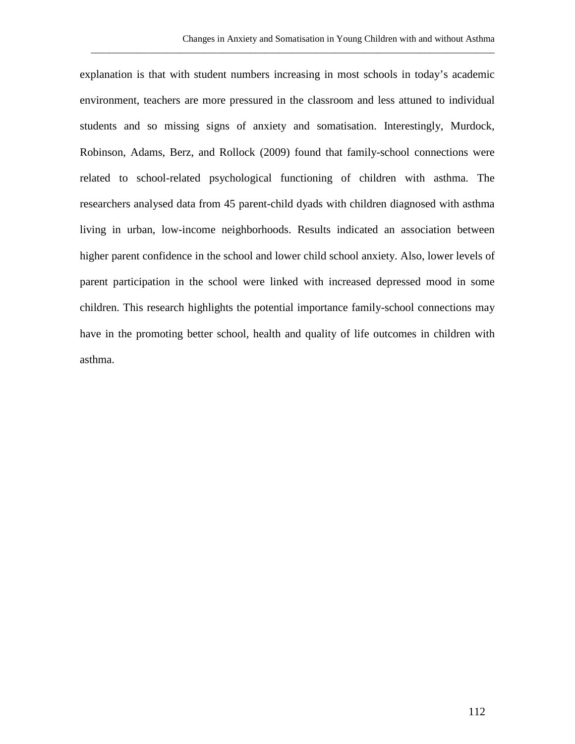explanation is that with student numbers increasing in most schools in today's academic environment, teachers are more pressured in the classroom and less attuned to individual students and so missing signs of anxiety and somatisation. Interestingly, Murdock, Robinson, Adams, Berz, and Rollock (2009) found that family-school connections were related to school-related psychological functioning of children with asthma. The researchers analysed data from 45 parent-child dyads with children diagnosed with asthma living in urban, low-income neighborhoods. Results indicated an association between higher parent confidence in the school and lower child school anxiety. Also, lower levels of parent participation in the school were linked with increased depressed mood in some children. This research highlights the potential importance family-school connections may have in the promoting better school, health and quality of life outcomes in children with asthma.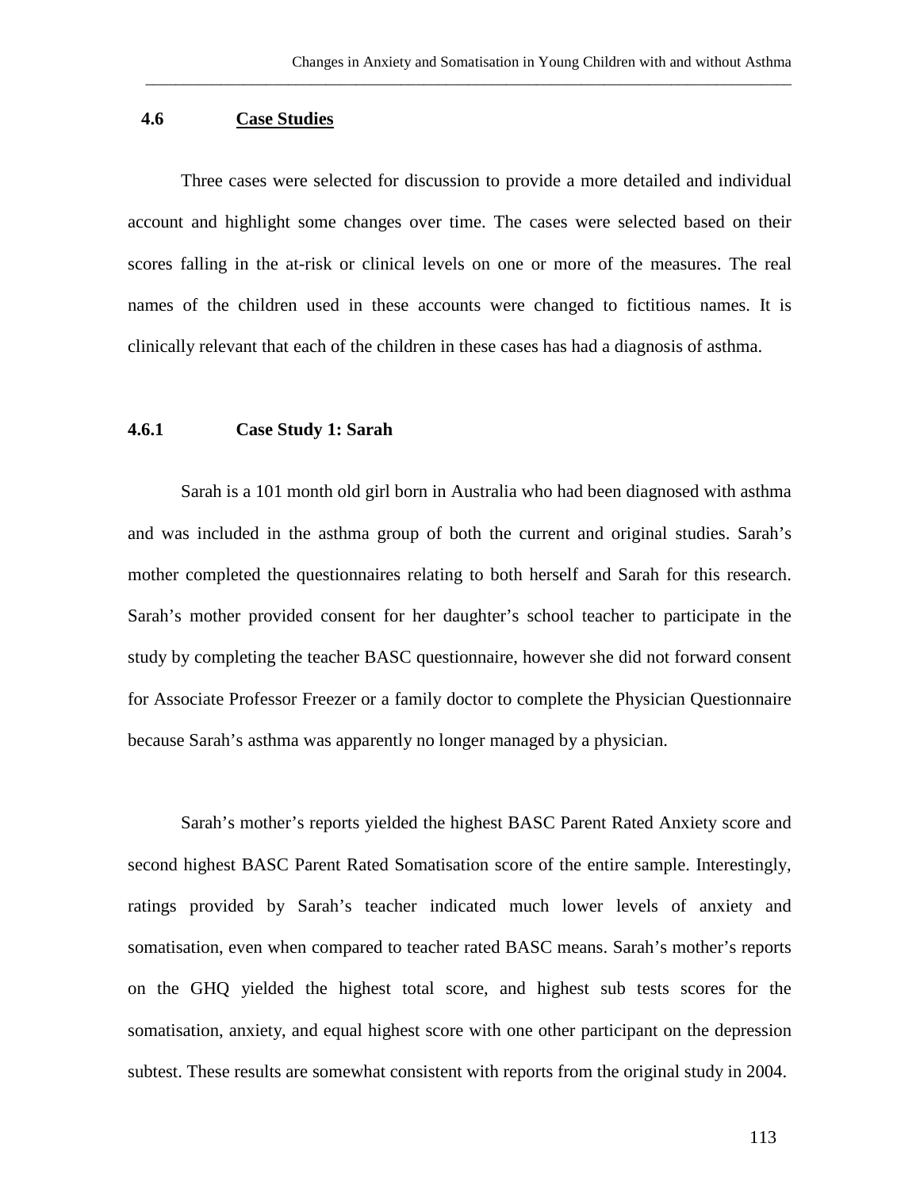### 4.6 Case Studies

Three cases were selected for discussion to provide a more detailed and individual account and highlight some changes over time. The cases were selected based on their scores falling in the at-risk or clinical levels on one or more of the measures. The real names of the children used in these accounts were changed to fictitious names. It is clinically relevant that each of the children in these cases has had a diagnosis of asthma.

#### 4.6.1 Case Study 1: Sarah

Sarah is a 101 month old girl born in Australia who had been diagnosed with asthma and was included in the asthma group of both the current and original studies. Sarah's mother completed the questionnaires relating to both herself and Sarah for this research. Sarah's mother provided consent for her daughter's school teacher to participate in the study by completing the teacher BASC questionnaire, however she did not forward consent for Associate Professor Freezer or a family doctor to complete the Physician Questionnaire because Sarah's asthma was apparently no longer managed by a physician.

Sarah's mother's reports yielded the highest BASC Parent Rated Anxiety score and second highest BASC Parent Rated Somatisation score of the entire sample. Interestingly, ratings provided by Sarah's teacher indicated much lower levels of anxiety and somatisation, even when compared to teacher rated BASC means. Sarah's mother's reports on the GHQ yielded the highest total score, and highest sub tests scores for the somatisation, anxiety, and equal highest score with one other participant on the depression subtest. These results are somewhat consistent with reports from the original study in 2004.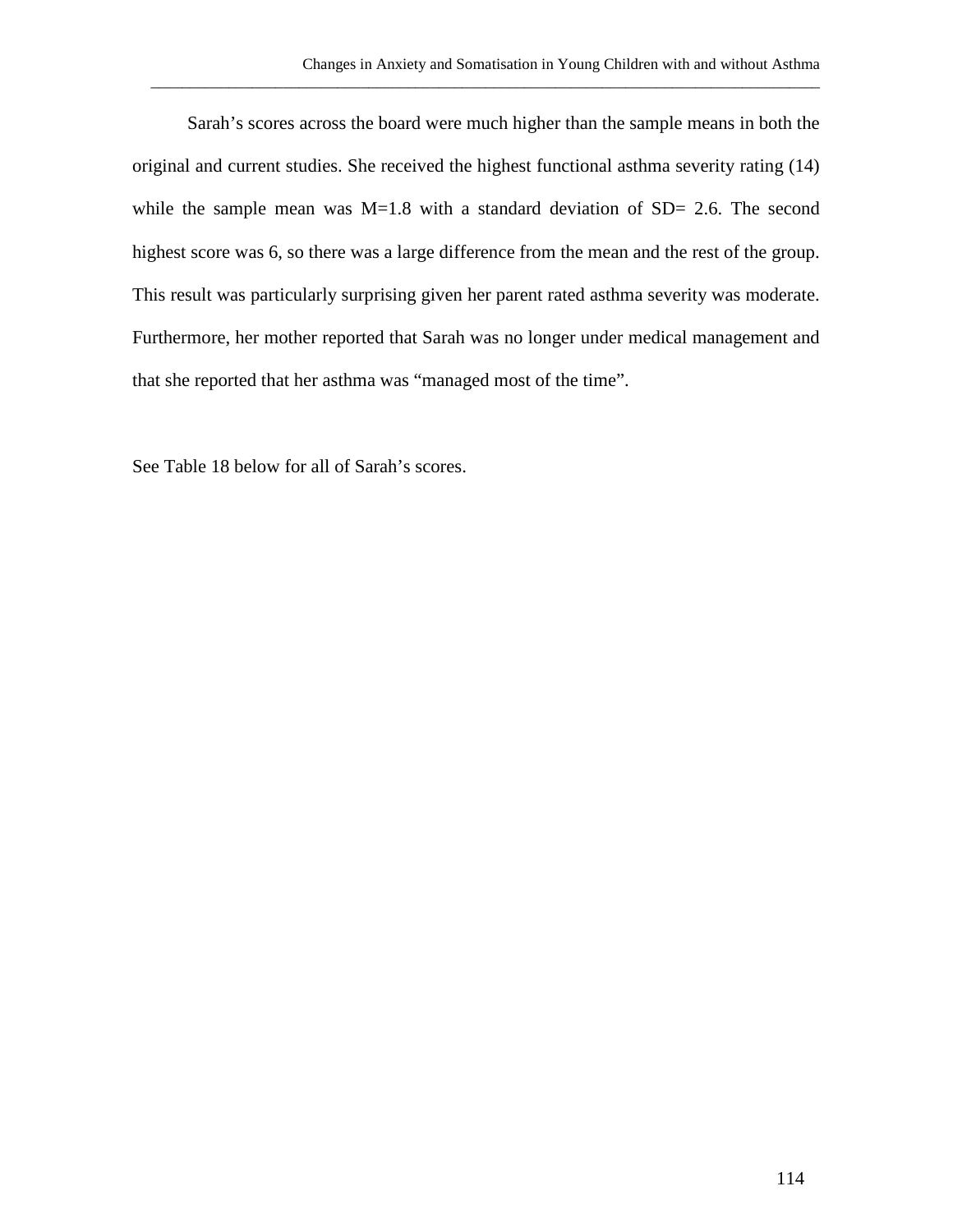Sarah’s scores across the board were much higher than the sample means in both the original and current studies. She received the highest functional asthma severity rating (14) while the sample mean was M=1.8 with a standard deviation of SD= 2.6. The second highest score was 6, so there was a large difference from the mean and the rest of the group. This result was particularly surprising given her parent rated asthma severity was moderate. Furthermore, her mother reported that Sarah was no longer under medical management and that she reported that her asthma was “managed most of the time”.

See Table 18 below for all of Sarah’s scores.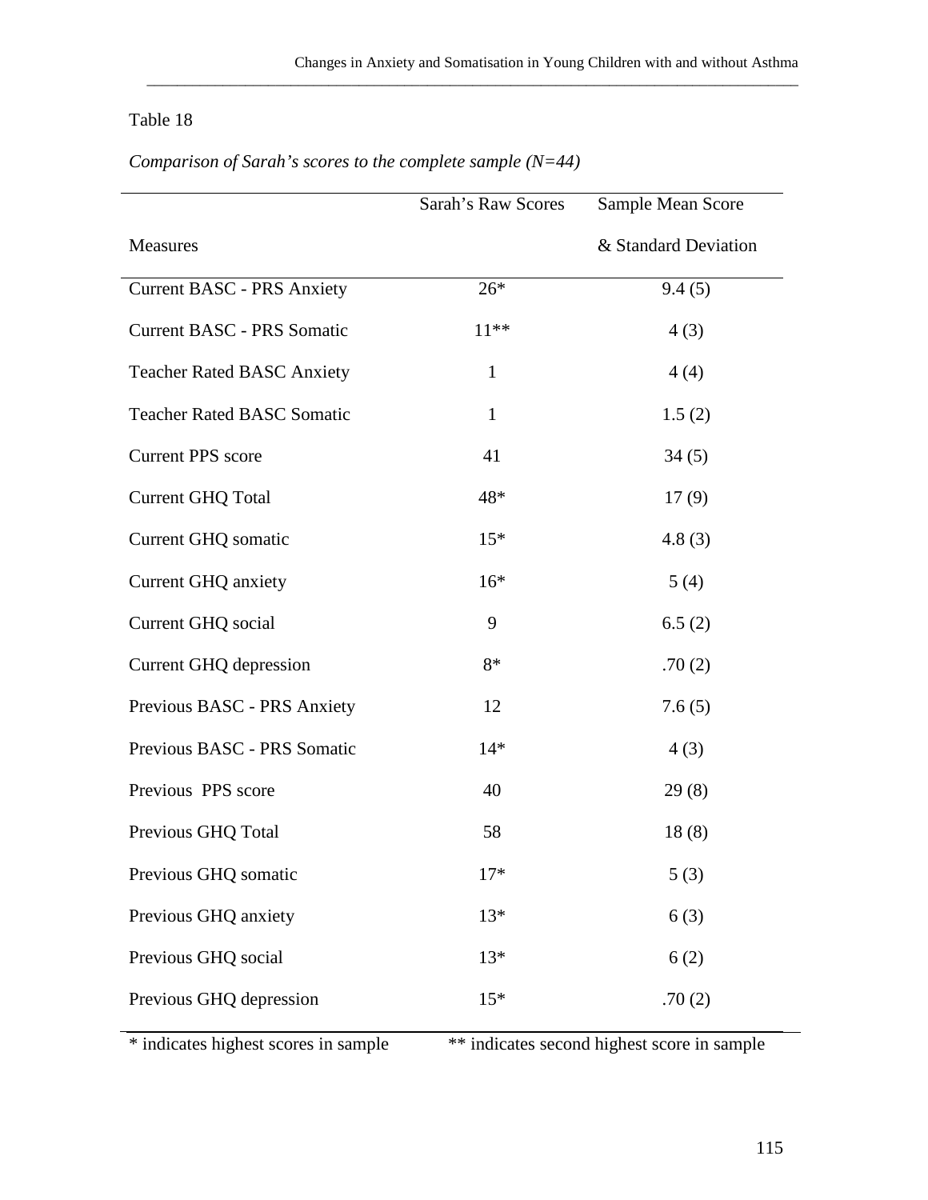Table 18

*Comparison of Sarah's scores to the complete sample (N=44)*

| Measures | Sarah's Raw Scores | Sample Mean Score & Standard Deviation |
|---|---|---|
| Current BASC - PRS Anxiety | 26* | 9.4 (5) |
| Current BASC - PRS Somatic | 11** | 4 (3) |
| Teacher Rated BASC Anxiety | 1 | 4 (4) |
| Teacher Rated BASC Somatic | 1 | 1.5 (2) |
| Current PPS score | 41 | 34 (5) |
| Current GHQ Total | 48* | 17 (9) |
| Current GHQ somatic | 15* | 4.8 (3) |
| Current GHQ anxiety | 16* | 5 (4) |
| Current GHQ social | 9 | 6.5 (2) |
| Current GHQ depression | 8* | .70 (2) |
| Previous BASC - PRS Anxiety | 12 | 7.6 (5) |
| Previous BASC - PRS Somatic | 14* | 4 (3) |
| Previous PPS score | 40 | 29 (8) |
| Previous GHQ Total | 58 | 18 (8) |
| Previous GHQ somatic | 17* | 5 (3) |
| Previous GHQ anxiety | 13* | 6 (3) |
| Previous GHQ social | 13* | 6 (2) |
| Previous GHQ depression | 15* | .70 (2) |

\* indicates highest scores in sample ** indicates second highest score in sample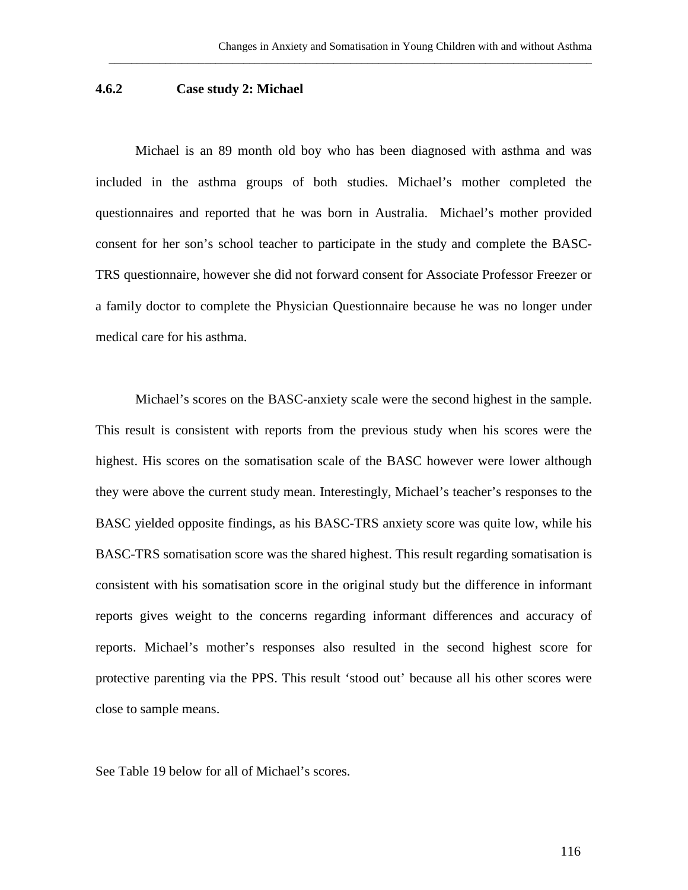### 4.6.2 Case study 2: Michael

Michael is an 89 month old boy who has been diagnosed with asthma and was included in the asthma groups of both studies. Michael's mother completed the questionnaires and reported that he was born in Australia. Michael's mother provided consent for her son's school teacher to participate in the study and complete the BASC-TRS questionnaire, however she did not forward consent for Associate Professor Freezer or a family doctor to complete the Physician Questionnaire because he was no longer under medical care for his asthma.

Michael's scores on the BASC-anxiety scale were the second highest in the sample. This result is consistent with reports from the previous study when his scores were the highest. His scores on the somatisation scale of the BASC however were lower although they were above the current study mean. Interestingly, Michael's teacher's responses to the BASC yielded opposite findings, as his BASC-TRS anxiety score was quite low, while his BASC-TRS somatisation score was the shared highest. This result regarding somatisation is consistent with his somatisation score in the original study but the difference in informant reports gives weight to the concerns regarding informant differences and accuracy of reports. Michael's mother's responses also resulted in the second highest score for protective parenting via the PPS. This result 'stood out' because all his other scores were close to sample means.

See Table 19 below for all of Michael's scores.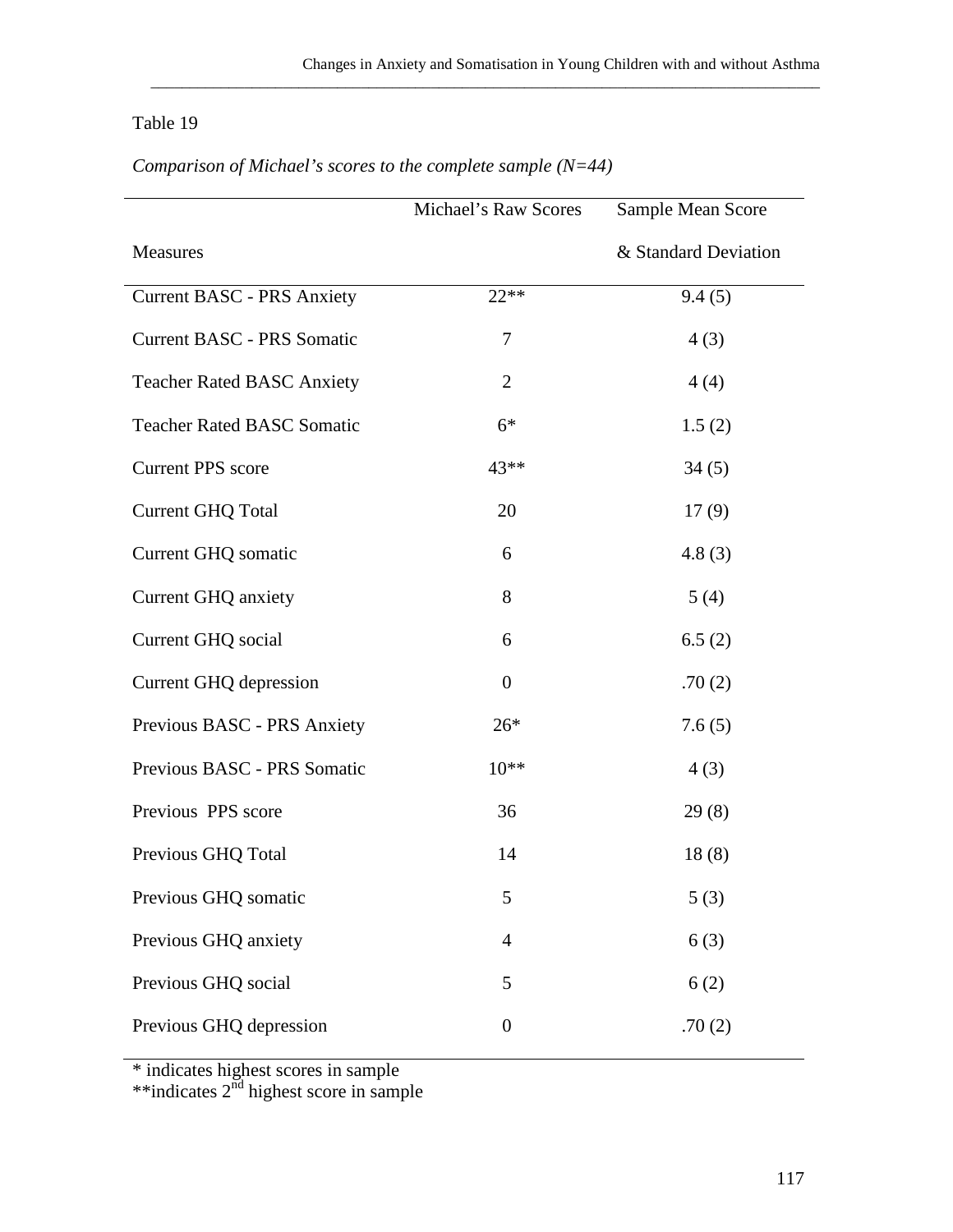Table 19

*Comparison of Michael's scores to the complete sample (N=44)*

| Measures | Michael's Raw Scores | Sample Mean Score & Standard Deviation |
|---|---|---|
| Current BASC - PRS Anxiety | 22** | 9.4 (5) |
| Current BASC - PRS Somatic | 7 | 4 (3) |
| Teacher Rated BASC Anxiety | 2 | 4 (4) |
| Teacher Rated BASC Somatic | 6* | 1.5 (2) |
| Current PPS score | 43** | 34 (5) |
| Current GHQ Total | 20 | 17 (9) |
| Current GHQ somatic | 6 | 4.8 (3) |
| Current GHQ anxiety | 8 | 5 (4) |
| Current GHQ social | 6 | 6.5 (2) |
| Current GHQ depression | 0 | .70 (2) |
| Previous BASC - PRS Anxiety | 26* | 7.6 (5) |
| Previous BASC - PRS Somatic | 10** | 4 (3) |
| Previous PPS score | 36 | 29 (8) |
| Previous GHQ Total | 14 | 18 (8) |
| Previous GHQ somatic | 5 | 5 (3) |
| Previous GHQ anxiety | 4 | 6 (3) |
| Previous GHQ social | 5 | 6 (2) |
| Previous GHQ depression | 0 | .70 (2) |

\* indicates highest scores in sample
**indicates 2nd highest score in sample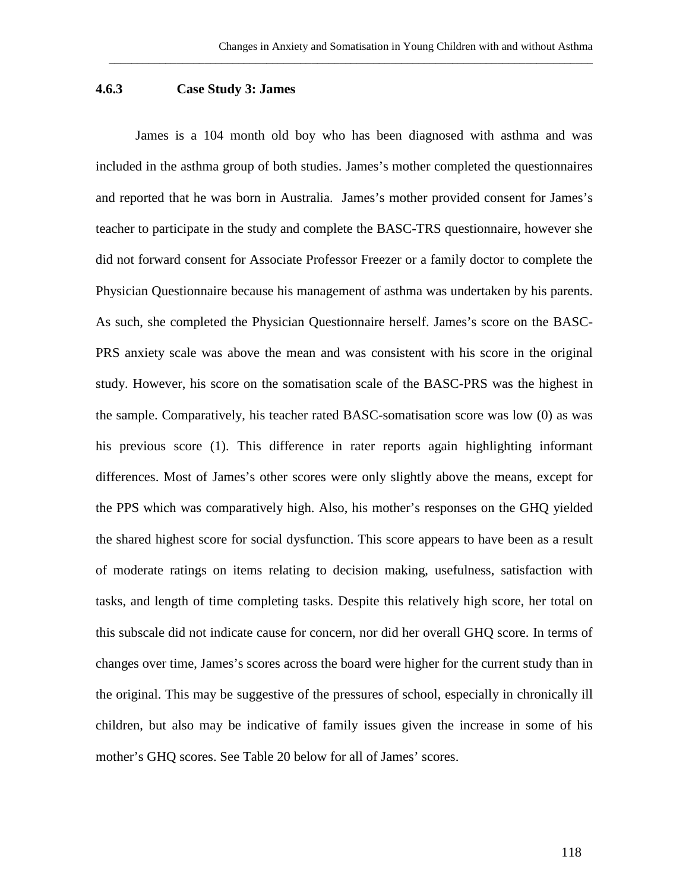### 4.6.3 Case Study 3: James

James is a 104 month old boy who has been diagnosed with asthma and was included in the asthma group of both studies. James's mother completed the questionnaires and reported that he was born in Australia. James's mother provided consent for James's teacher to participate in the study and complete the BASC-TRS questionnaire, however she did not forward consent for Associate Professor Freezer or a family doctor to complete the Physician Questionnaire because his management of asthma was undertaken by his parents. As such, she completed the Physician Questionnaire herself. James's score on the BASC-PRS anxiety scale was above the mean and was consistent with his score in the original study. However, his score on the somatisation scale of the BASC-PRS was the highest in the sample. Comparatively, his teacher rated BASC-somatisation score was low (0) as was his previous score (1). This difference in rater reports again highlighting informant differences. Most of James's other scores were only slightly above the means, except for the PPS which was comparatively high. Also, his mother's responses on the GHQ yielded the shared highest score for social dysfunction. This score appears to have been as a result of moderate ratings on items relating to decision making, usefulness, satisfaction with tasks, and length of time completing tasks. Despite this relatively high score, her total on this subscale did not indicate cause for concern, nor did her overall GHQ score. In terms of changes over time, James's scores across the board were higher for the current study than in the original. This may be suggestive of the pressures of school, especially in chronically ill children, but also may be indicative of family issues given the increase in some of his mother's GHQ scores. See Table 20 below for all of James' scores.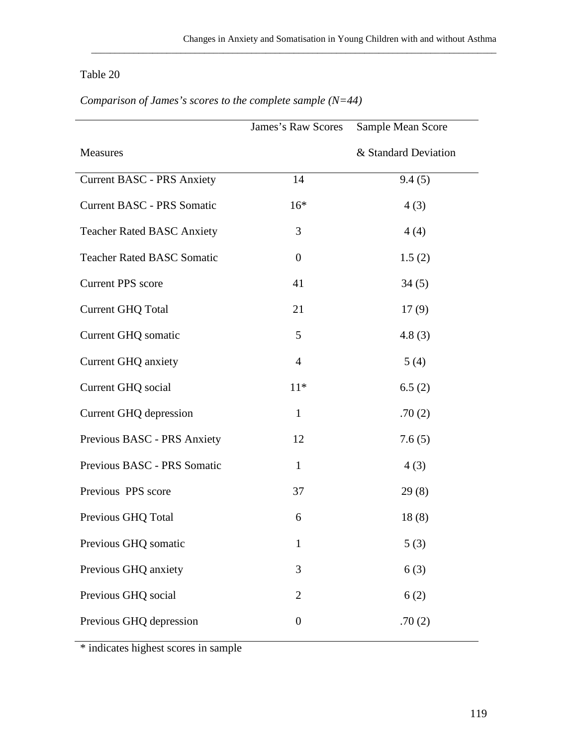Table 20

*Comparison of James's scores to the complete sample (N=44)*

| Measures | James's Raw Scores | Sample Mean Score & Standard Deviation |
|---|---|---|
| Current BASC - PRS Anxiety | 14 | 9.4 (5) |
| Current BASC - PRS Somatic | 16* | 4 (3) |
| Teacher Rated BASC Anxiety | 3 | 4 (4) |
| Teacher Rated BASC Somatic | 0 | 1.5 (2) |
| Current PPS score | 41 | 34 (5) |
| Current GHQ Total | 21 | 17 (9) |
| Current GHQ somatic | 5 | 4.8 (3) |
| Current GHQ anxiety | 4 | 5 (4) |
| Current GHQ social | 11* | 6.5 (2) |
| Current GHQ depression | 1 | .70 (2) |
| Previous BASC - PRS Anxiety | 12 | 7.6 (5) |
| Previous BASC - PRS Somatic | 1 | 4 (3) |
| Previous PPS score | 37 | 29 (8) |
| Previous GHQ Total | 6 | 18 (8) |
| Previous GHQ somatic | 1 | 5 (3) |
| Previous GHQ anxiety | 3 | 6 (3) |
| Previous GHQ social | 2 | 6 (2) |
| Previous GHQ depression | 0 | .70 (2) |

* indicates highest scores in sample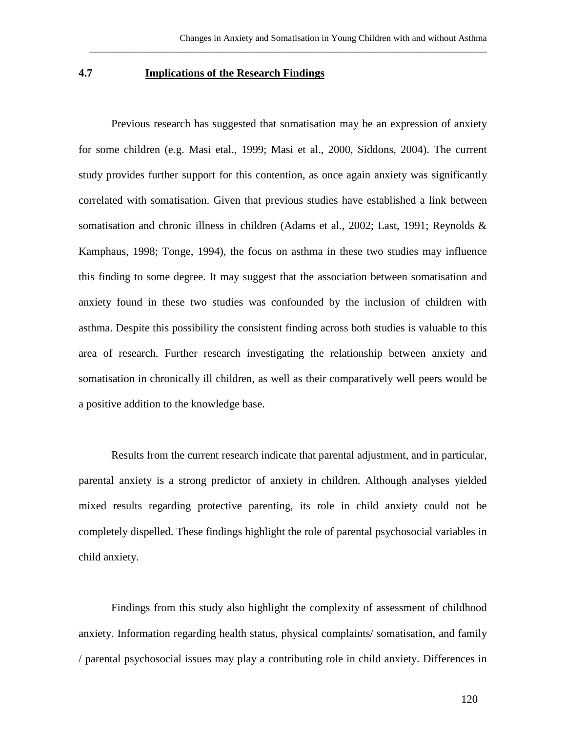## 4.7 Implications of the Research Findings

Previous research has suggested that somatisation may be an expression of anxiety for some children (e.g. Masi etal., 1999; Masi et al., 2000, Siddons, 2004). The current study provides further support for this contention, as once again anxiety was significantly correlated with somatisation. Given that previous studies have established a link between somatisation and chronic illness in children (Adams et al., 2002; Last, 1991; Reynolds & Kamphaus, 1998; Tonge, 1994), the focus on asthma in these two studies may influence this finding to some degree. It may suggest that the association between somatisation and anxiety found in these two studies was confounded by the inclusion of children with asthma. Despite this possibility the consistent finding across both studies is valuable to this area of research. Further research investigating the relationship between anxiety and somatisation in chronically ill children, as well as their comparatively well peers would be a positive addition to the knowledge base.

Results from the current research indicate that parental adjustment, and in particular, parental anxiety is a strong predictor of anxiety in children. Although analyses yielded mixed results regarding protective parenting, its role in child anxiety could not be completely dispelled. These findings highlight the role of parental psychosocial variables in child anxiety.

Findings from this study also highlight the complexity of assessment of childhood anxiety. Information regarding health status, physical complaints/ somatisation, and family / parental psychosocial issues may play a contributing role in child anxiety. Differences in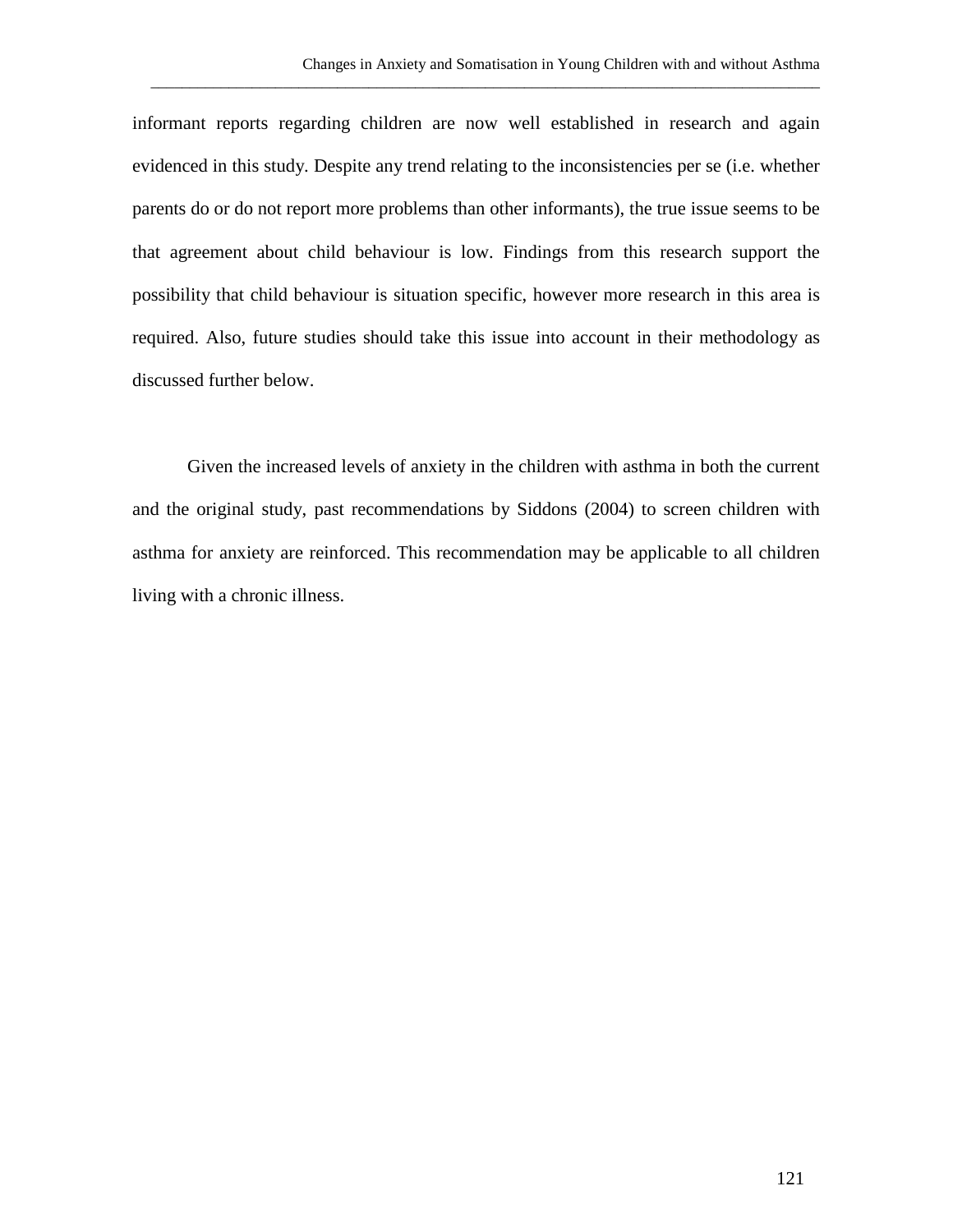informant reports regarding children are now well established in research and again evidenced in this study. Despite any trend relating to the inconsistencies per se (i.e. whether parents do or do not report more problems than other informants), the true issue seems to be that agreement about child behaviour is low. Findings from this research support the possibility that child behaviour is situation specific, however more research in this area is required. Also, future studies should take this issue into account in their methodology as discussed further below.

Given the increased levels of anxiety in the children with asthma in both the current and the original study, past recommendations by Siddons (2004) to screen children with asthma for anxiety are reinforced. This recommendation may be applicable to all children living with a chronic illness.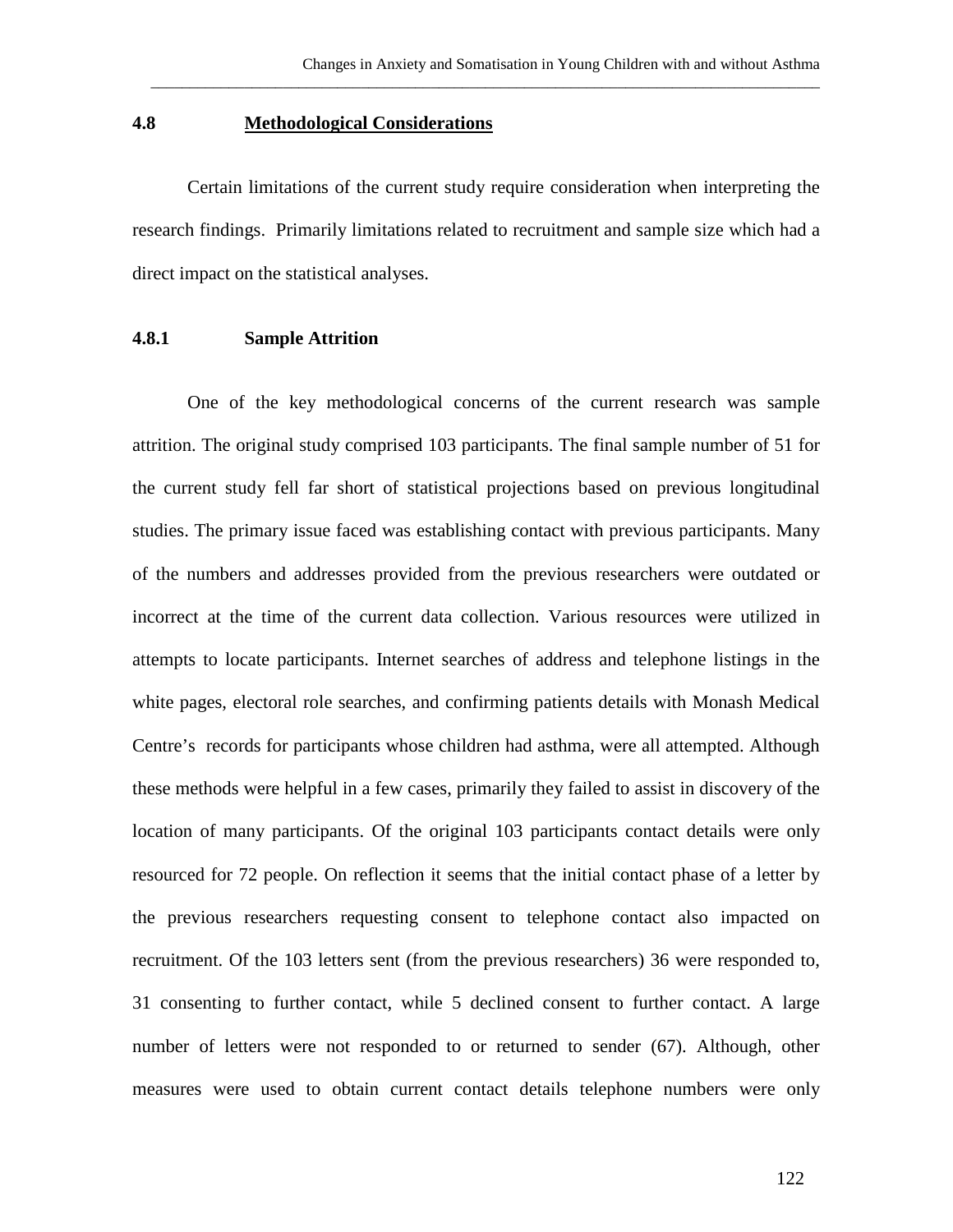## 4.8 Methodological Considerations

Certain limitations of the current study require consideration when interpreting the research findings. Primarily limitations related to recruitment and sample size which had a direct impact on the statistical analyses.

### 4.8.1 Sample Attrition

One of the key methodological concerns of the current research was sample attrition. The original study comprised 103 participants. The final sample number of 51 for the current study fell far short of statistical projections based on previous longitudinal studies. The primary issue faced was establishing contact with previous participants. Many of the numbers and addresses provided from the previous researchers were outdated or incorrect at the time of the current data collection. Various resources were utilized in attempts to locate participants. Internet searches of address and telephone listings in the white pages, electoral role searches, and confirming patients details with Monash Medical Centre's records for participants whose children had asthma, were all attempted. Although these methods were helpful in a few cases, primarily they failed to assist in discovery of the location of many participants. Of the original 103 participants contact details were only resourced for 72 people. On reflection it seems that the initial contact phase of a letter by the previous researchers requesting consent to telephone contact also impacted on recruitment. Of the 103 letters sent (from the previous researchers) 36 were responded to, 31 consenting to further contact, while 5 declined consent to further contact. A large number of letters were not responded to or returned to sender (67). Although, other measures were used to obtain current contact details telephone numbers were only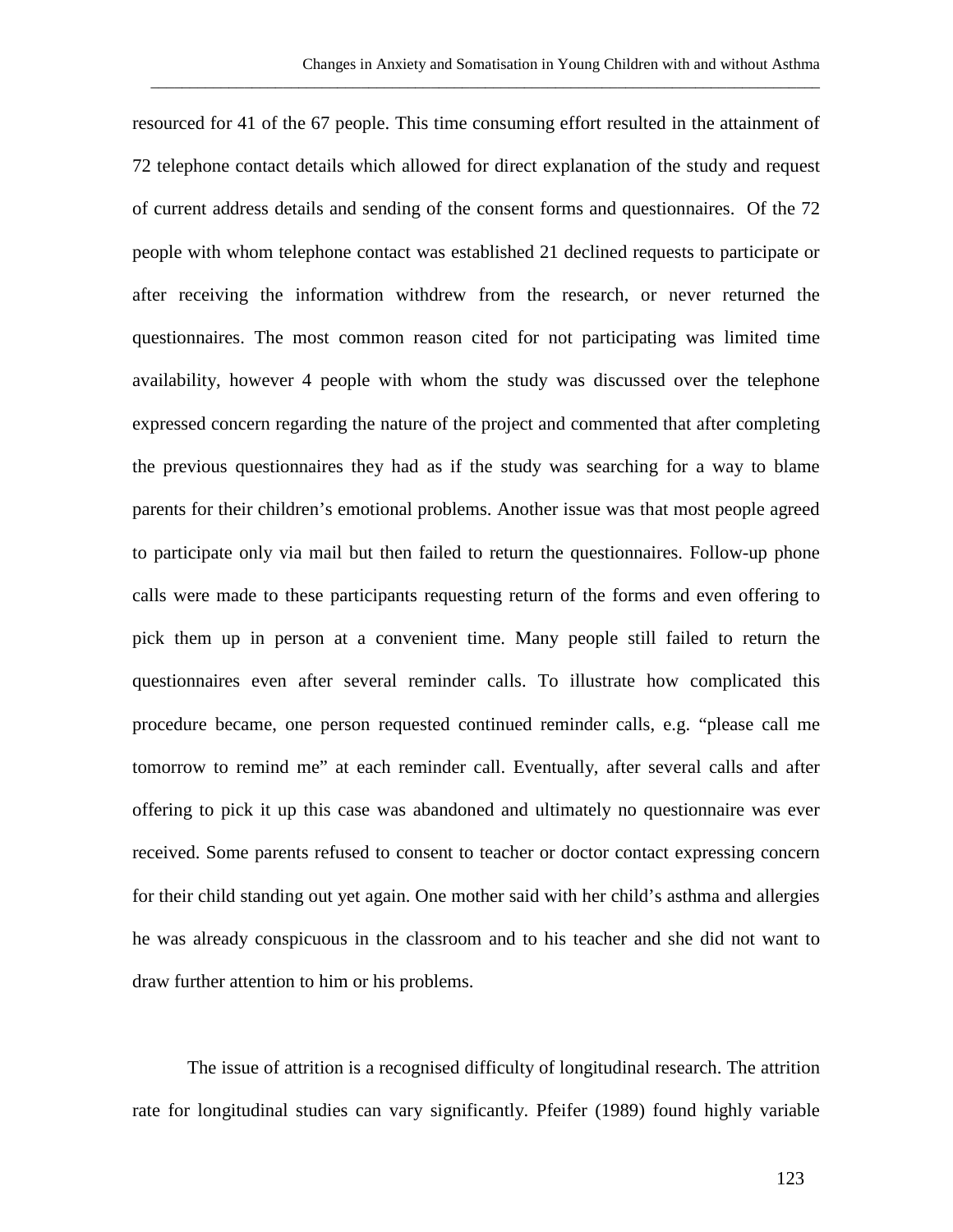resourced for 41 of the 67 people. This time consuming effort resulted in the attainment of 72 telephone contact details which allowed for direct explanation of the study and request of current address details and sending of the consent forms and questionnaires.  Of the 72 people with whom telephone contact was established 21 declined requests to participate or after receiving the information withdrew from the research, or never returned the questionnaires. The most common reason cited for not participating was limited time availability, however 4 people with whom the study was discussed over the telephone expressed concern regarding the nature of the project and commented that after completing the previous questionnaires they had as if the study was searching for a way to blame parents for their children's emotional problems. Another issue was that most people agreed to participate only via mail but then failed to return the questionnaires. Follow-up phone calls were made to these participants requesting return of the forms and even offering to pick them up in person at a convenient time. Many people still failed to return the questionnaires even after several reminder calls. To illustrate how complicated this procedure became, one person requested continued reminder calls, e.g. "please call me tomorrow to remind me" at each reminder call. Eventually, after several calls and after offering to pick it up this case was abandoned and ultimately no questionnaire was ever received. Some parents refused to consent to teacher or doctor contact expressing concern for their child standing out yet again. One mother said with her child's asthma and allergies he was already conspicuous in the classroom and to his teacher and she did not want to draw further attention to him or his problems.

The issue of attrition is a recognised difficulty of longitudinal research. The attrition rate for longitudinal studies can vary significantly. Pfeifer (1989) found highly variable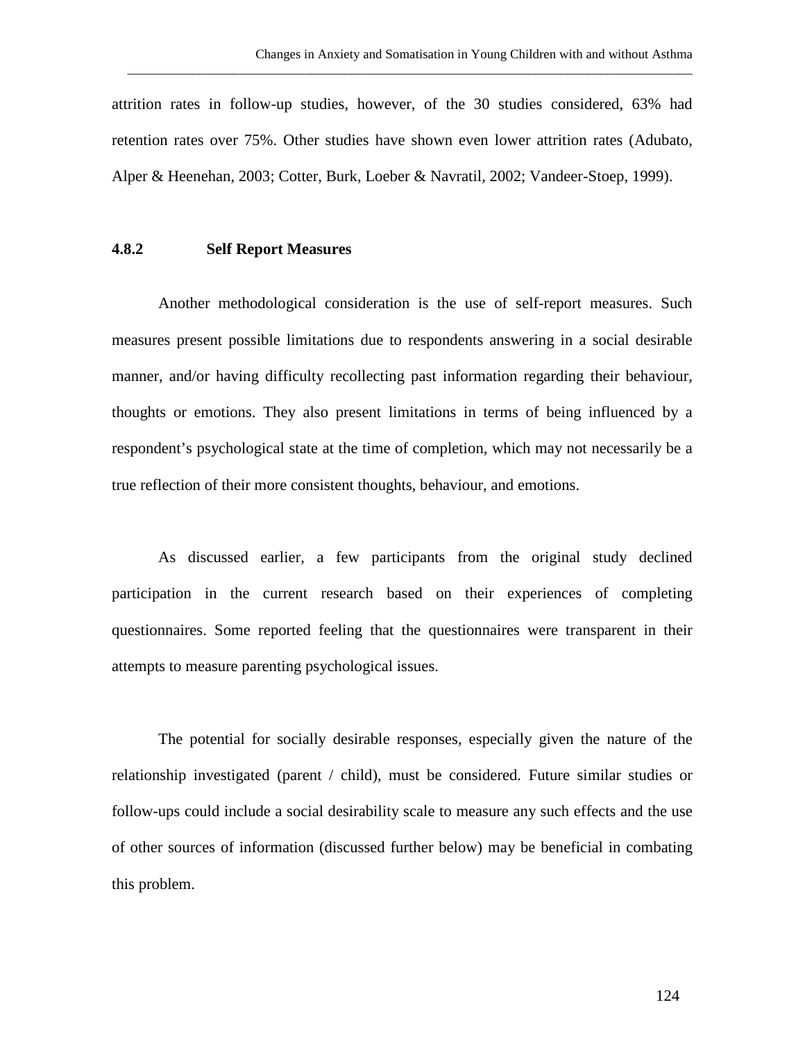attrition rates in follow-up studies, however, of the 30 studies considered, 63% had retention rates over 75%. Other studies have shown even lower attrition rates (Adubato, Alper & Heenehan, 2003; Cotter, Burk, Loeber & Navratil, 2002; Vandeer-Stoep, 1999).

### 4.8.2 Self Report Measures

Another methodological consideration is the use of self-report measures. Such measures present possible limitations due to respondents answering in a social desirable manner, and/or having difficulty recollecting past information regarding their behaviour, thoughts or emotions. They also present limitations in terms of being influenced by a respondent's psychological state at the time of completion, which may not necessarily be a true reflection of their more consistent thoughts, behaviour, and emotions.

As discussed earlier, a few participants from the original study declined participation in the current research based on their experiences of completing questionnaires. Some reported feeling that the questionnaires were transparent in their attempts to measure parenting psychological issues.

The potential for socially desirable responses, especially given the nature of the relationship investigated (parent / child), must be considered. Future similar studies or follow-ups could include a social desirability scale to measure any such effects and the use of other sources of information (discussed further below) may be beneficial in combating this problem.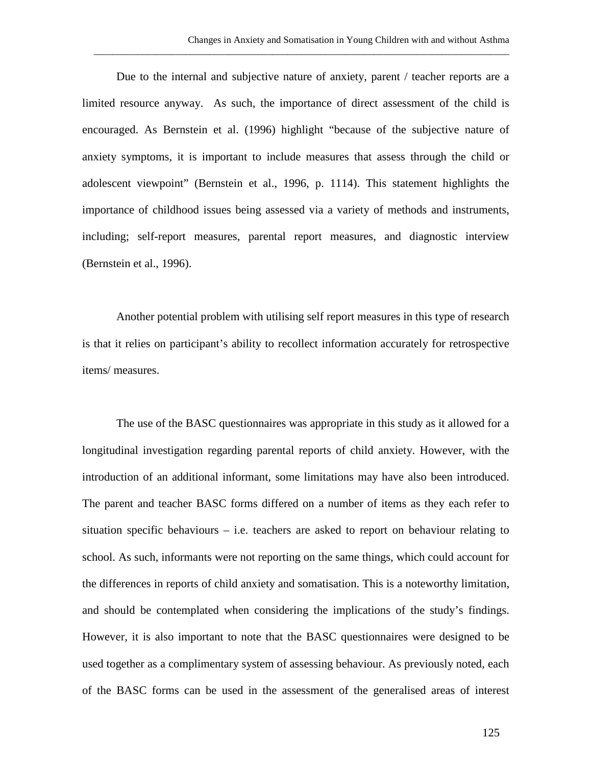Due to the internal and subjective nature of anxiety, parent / teacher reports are a limited resource anyway. As such, the importance of direct assessment of the child is encouraged. As Bernstein et al. (1996) highlight "because of the subjective nature of anxiety symptoms, it is important to include measures that assess through the child or adolescent viewpoint" (Bernstein et al., 1996, p. 1114). This statement highlights the importance of childhood issues being assessed via a variety of methods and instruments, including; self-report measures, parental report measures, and diagnostic interview (Bernstein et al., 1996).

Another potential problem with utilising self report measures in this type of research is that it relies on participant's ability to recollect information accurately for retrospective items/ measures.

The use of the BASC questionnaires was appropriate in this study as it allowed for a longitudinal investigation regarding parental reports of child anxiety. However, with the introduction of an additional informant, some limitations may have also been introduced. The parent and teacher BASC forms differed on a number of items as they each refer to situation specific behaviours – i.e. teachers are asked to report on behaviour relating to school. As such, informants were not reporting on the same things, which could account for the differences in reports of child anxiety and somatisation. This is a noteworthy limitation, and should be contemplated when considering the implications of the study's findings. However, it is also important to note that the BASC questionnaires were designed to be used together as a complimentary system of assessing behaviour. As previously noted, each of the BASC forms can be used in the assessment of the generalised areas of interest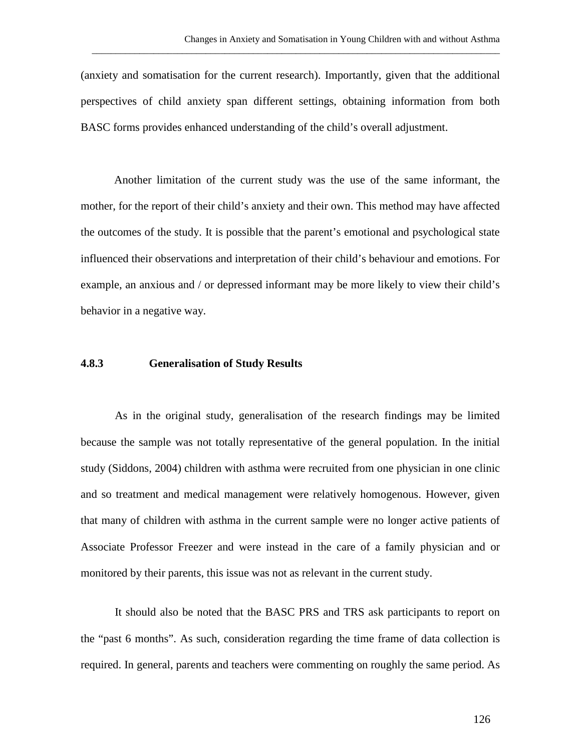(anxiety and somatisation for the current research). Importantly, given that the additional perspectives of child anxiety span different settings, obtaining information from both BASC forms provides enhanced understanding of the child's overall adjustment.

Another limitation of the current study was the use of the same informant, the mother, for the report of their child's anxiety and their own. This method may have affected the outcomes of the study. It is possible that the parent's emotional and psychological state influenced their observations and interpretation of their child's behaviour and emotions. For example, an anxious and / or depressed informant may be more likely to view their child's behavior in a negative way.

### 4.8.3 Generalisation of Study Results

As in the original study, generalisation of the research findings may be limited because the sample was not totally representative of the general population. In the initial study (Siddons, 2004) children with asthma were recruited from one physician in one clinic and so treatment and medical management were relatively homogenous. However, given that many of children with asthma in the current sample were no longer active patients of Associate Professor Freezer and were instead in the care of a family physician and or monitored by their parents, this issue was not as relevant in the current study.

It should also be noted that the BASC PRS and TRS ask participants to report on the "past 6 months". As such, consideration regarding the time frame of data collection is required. In general, parents and teachers were commenting on roughly the same period. As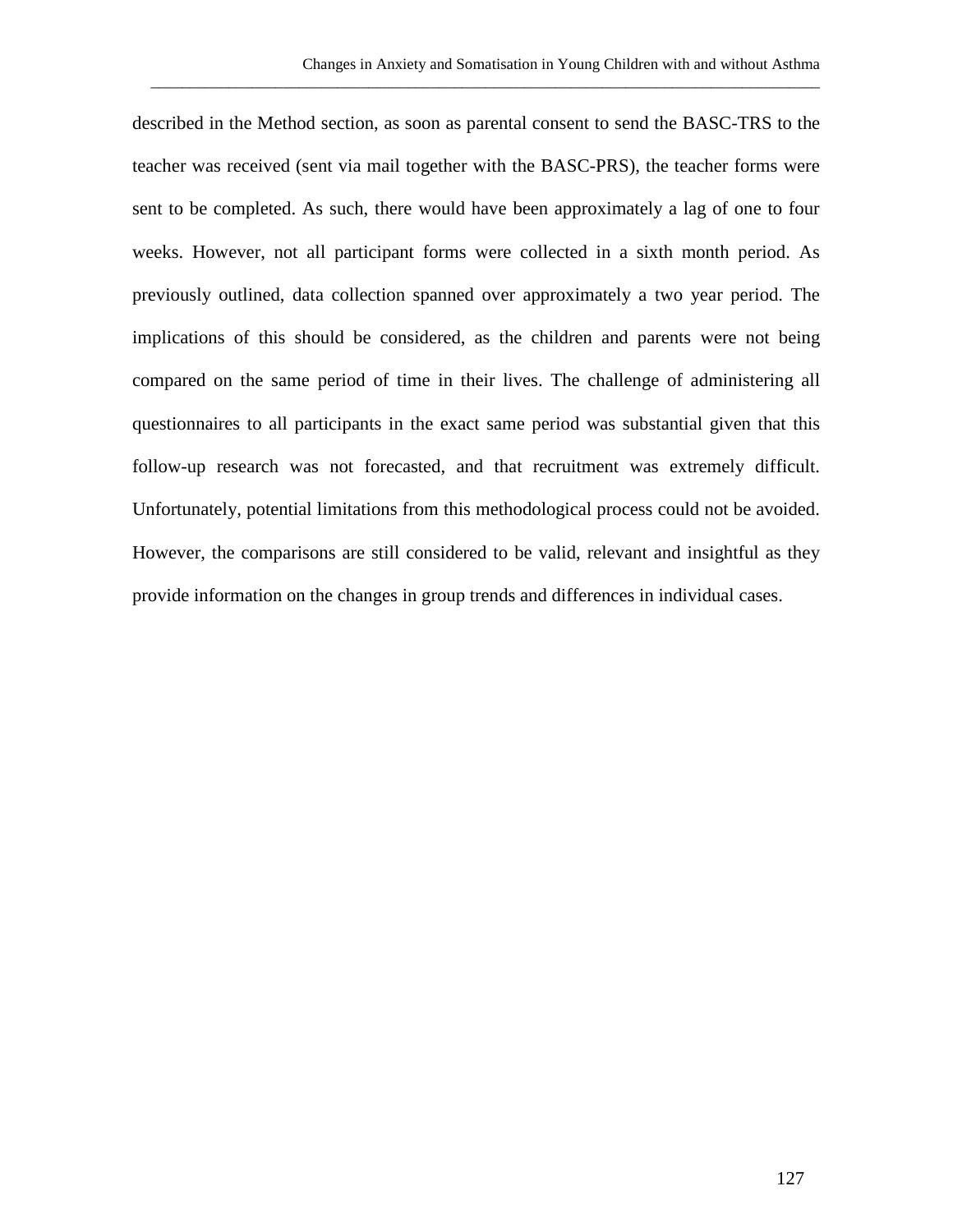described in the Method section, as soon as parental consent to send the BASC-TRS to the teacher was received (sent via mail together with the BASC-PRS), the teacher forms were sent to be completed. As such, there would have been approximately a lag of one to four weeks. However, not all participant forms were collected in a sixth month period. As previously outlined, data collection spanned over approximately a two year period. The implications of this should be considered, as the children and parents were not being compared on the same period of time in their lives. The challenge of administering all questionnaires to all participants in the exact same period was substantial given that this follow-up research was not forecasted, and that recruitment was extremely difficult. Unfortunately, potential limitations from this methodological process could not be avoided. However, the comparisons are still considered to be valid, relevant and insightful as they provide information on the changes in group trends and differences in individual cases.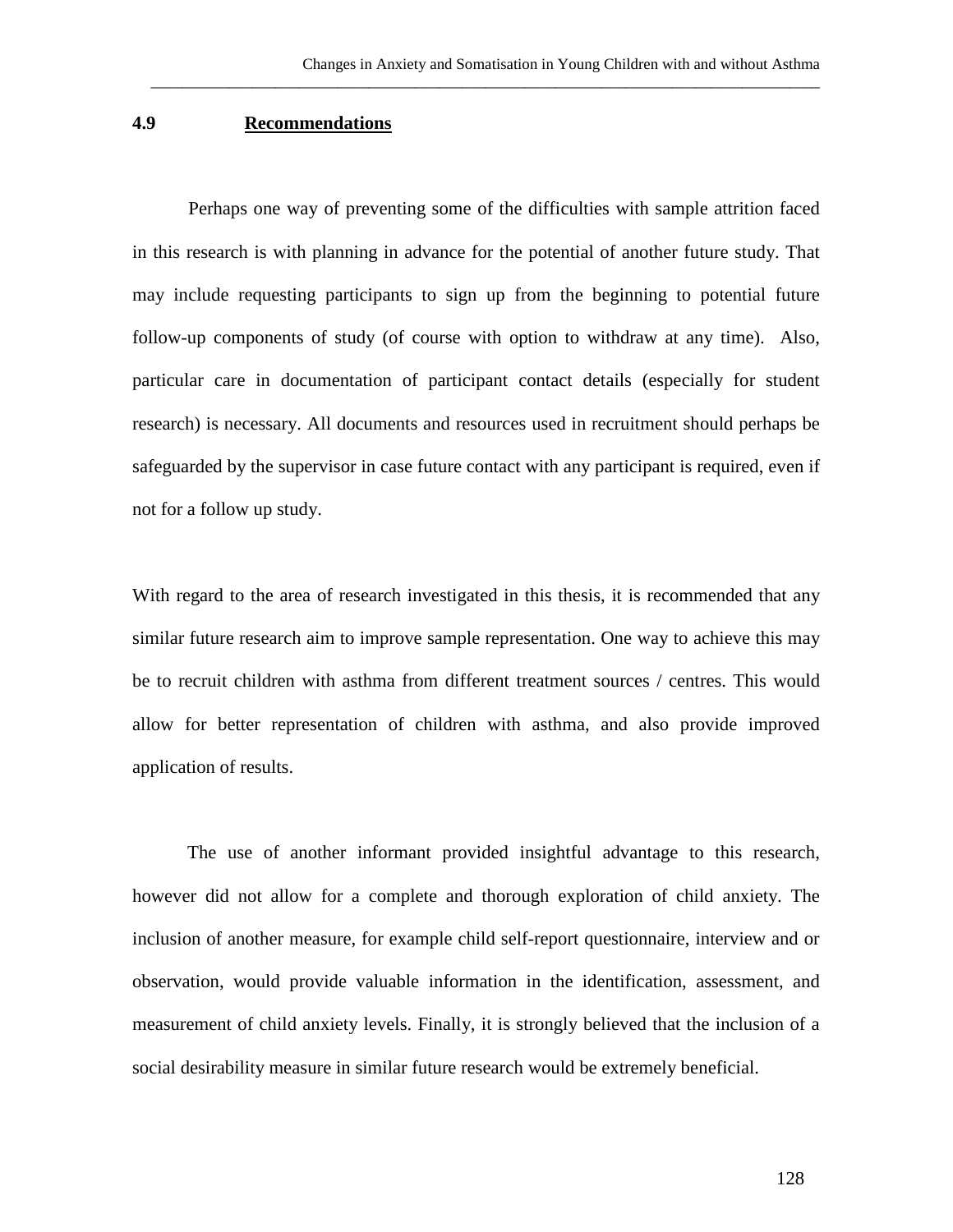## 4.9 Recommendations

Perhaps one way of preventing some of the difficulties with sample attrition faced in this research is with planning in advance for the potential of another future study. That may include requesting participants to sign up from the beginning to potential future follow-up components of study (of course with option to withdraw at any time). Also, particular care in documentation of participant contact details (especially for student research) is necessary. All documents and resources used in recruitment should perhaps be safeguarded by the supervisor in case future contact with any participant is required, even if not for a follow up study.

With regard to the area of research investigated in this thesis, it is recommended that any similar future research aim to improve sample representation. One way to achieve this may be to recruit children with asthma from different treatment sources / centres. This would allow for better representation of children with asthma, and also provide improved application of results.

The use of another informant provided insightful advantage to this research, however did not allow for a complete and thorough exploration of child anxiety. The inclusion of another measure, for example child self-report questionnaire, interview and or observation, would provide valuable information in the identification, assessment, and measurement of child anxiety levels. Finally, it is strongly believed that the inclusion of a social desirability measure in similar future research would be extremely beneficial.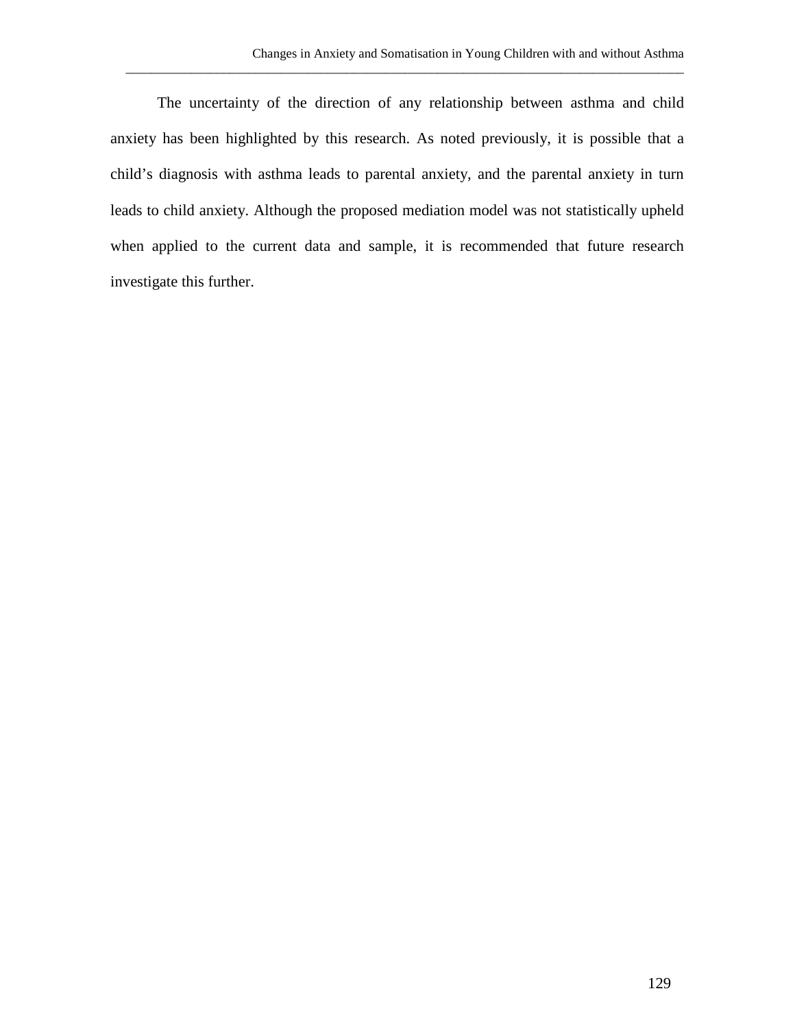The uncertainty of the direction of any relationship between asthma and child anxiety has been highlighted by this research. As noted previously, it is possible that a child's diagnosis with asthma leads to parental anxiety, and the parental anxiety in turn leads to child anxiety. Although the proposed mediation model was not statistically upheld when applied to the current data and sample, it is recommended that future research investigate this further.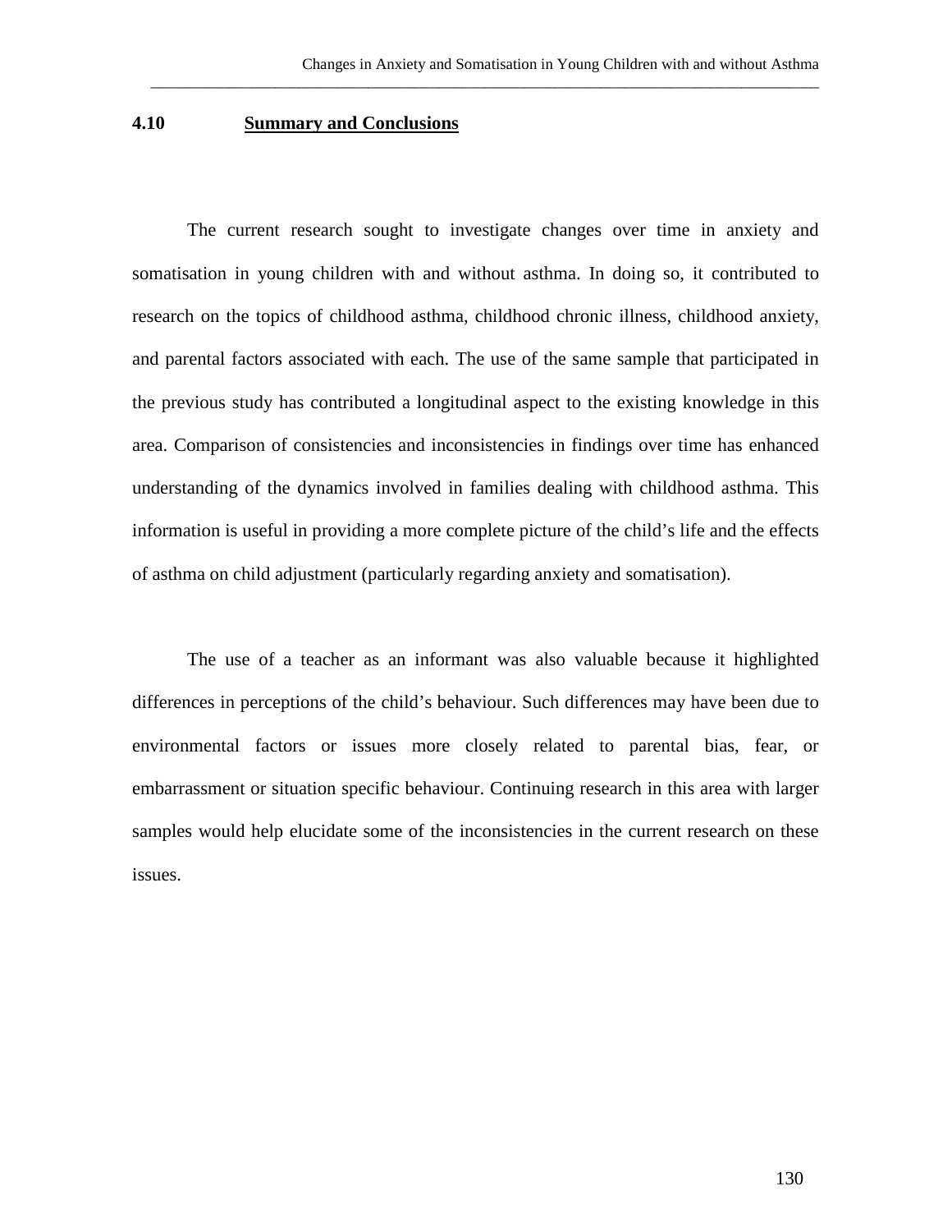## 4.10 Summary and Conclusions

The current research sought to investigate changes over time in anxiety and somatisation in young children with and without asthma. In doing so, it contributed to research on the topics of childhood asthma, childhood chronic illness, childhood anxiety, and parental factors associated with each. The use of the same sample that participated in the previous study has contributed a longitudinal aspect to the existing knowledge in this area. Comparison of consistencies and inconsistencies in findings over time has enhanced understanding of the dynamics involved in families dealing with childhood asthma. This information is useful in providing a more complete picture of the child's life and the effects of asthma on child adjustment (particularly regarding anxiety and somatisation).

The use of a teacher as an informant was also valuable because it highlighted differences in perceptions of the child's behaviour. Such differences may have been due to environmental factors or issues more closely related to parental bias, fear, or embarrassment or situation specific behaviour. Continuing research in this area with larger samples would help elucidate some of the inconsistencies in the current research on these issues.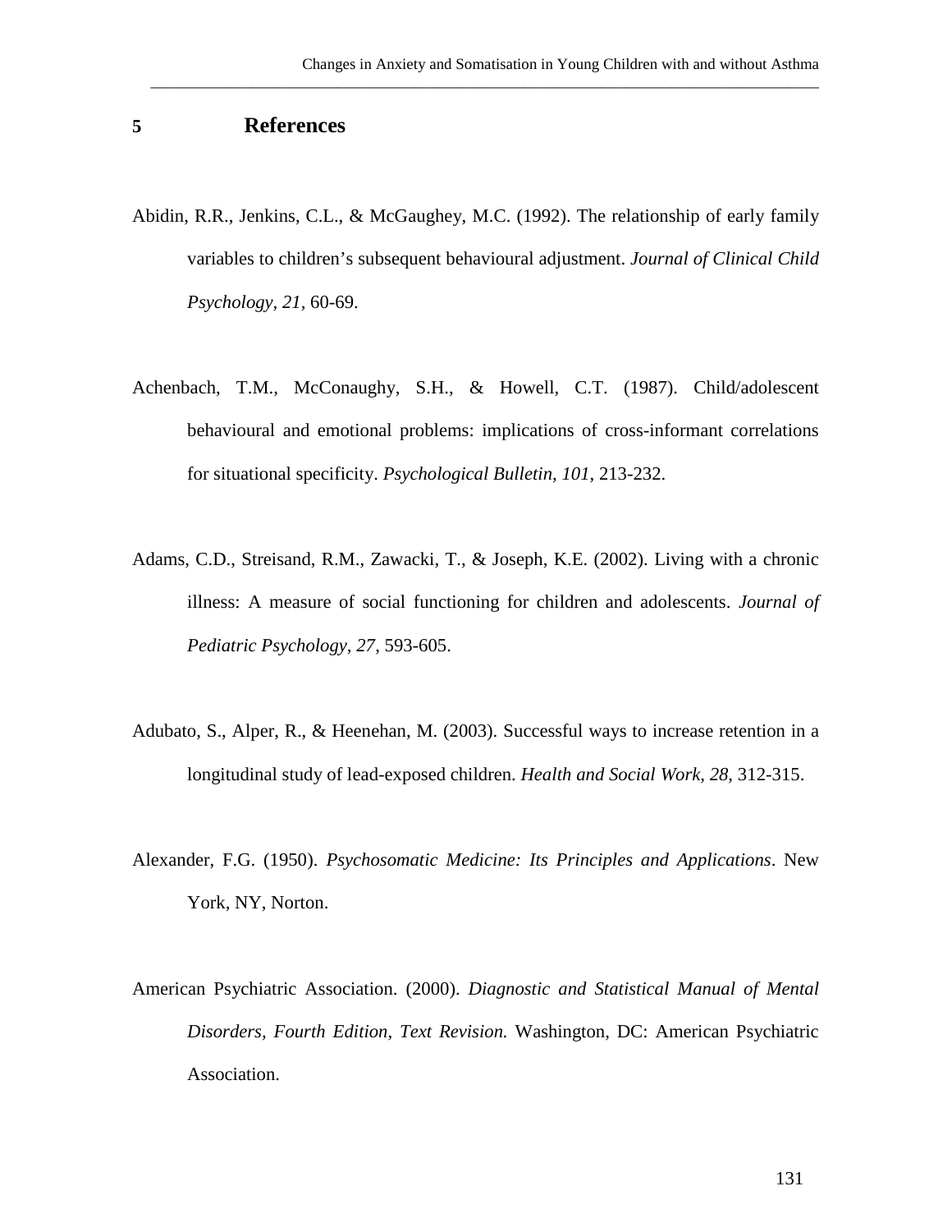# 5 References

Abidin, R.R., Jenkins, C.L., & McGaughey, M.C. (1992). The relationship of early family variables to children's subsequent behavioural adjustment. *Journal of Clinical Child Psychology, 21*, 60-69.

Achenbach, T.M., McConaughy, S.H., & Howell, C.T. (1987). Child/adolescent behavioural and emotional problems: implications of cross-informant correlations for situational specificity. *Psychological Bulletin, 101*, 213-232.

Adams, C.D., Streisand, R.M., Zawacki, T., & Joseph, K.E. (2002). Living with a chronic illness: A measure of social functioning for children and adolescents. *Journal of Pediatric Psychology, 27*, 593-605.

Adubato, S., Alper, R., & Heenehan, M. (2003). Successful ways to increase retention in a longitudinal study of lead-exposed children. *Health and Social Work, 28*, 312-315.

Alexander, F.G. (1950). *Psychosomatic Medicine: Its Principles and Applications*. New York, NY, Norton.

American Psychiatric Association. (2000). *Diagnostic and Statistical Manual of Mental Disorders, Fourth Edition, Text Revision.* Washington, DC: American Psychiatric Association.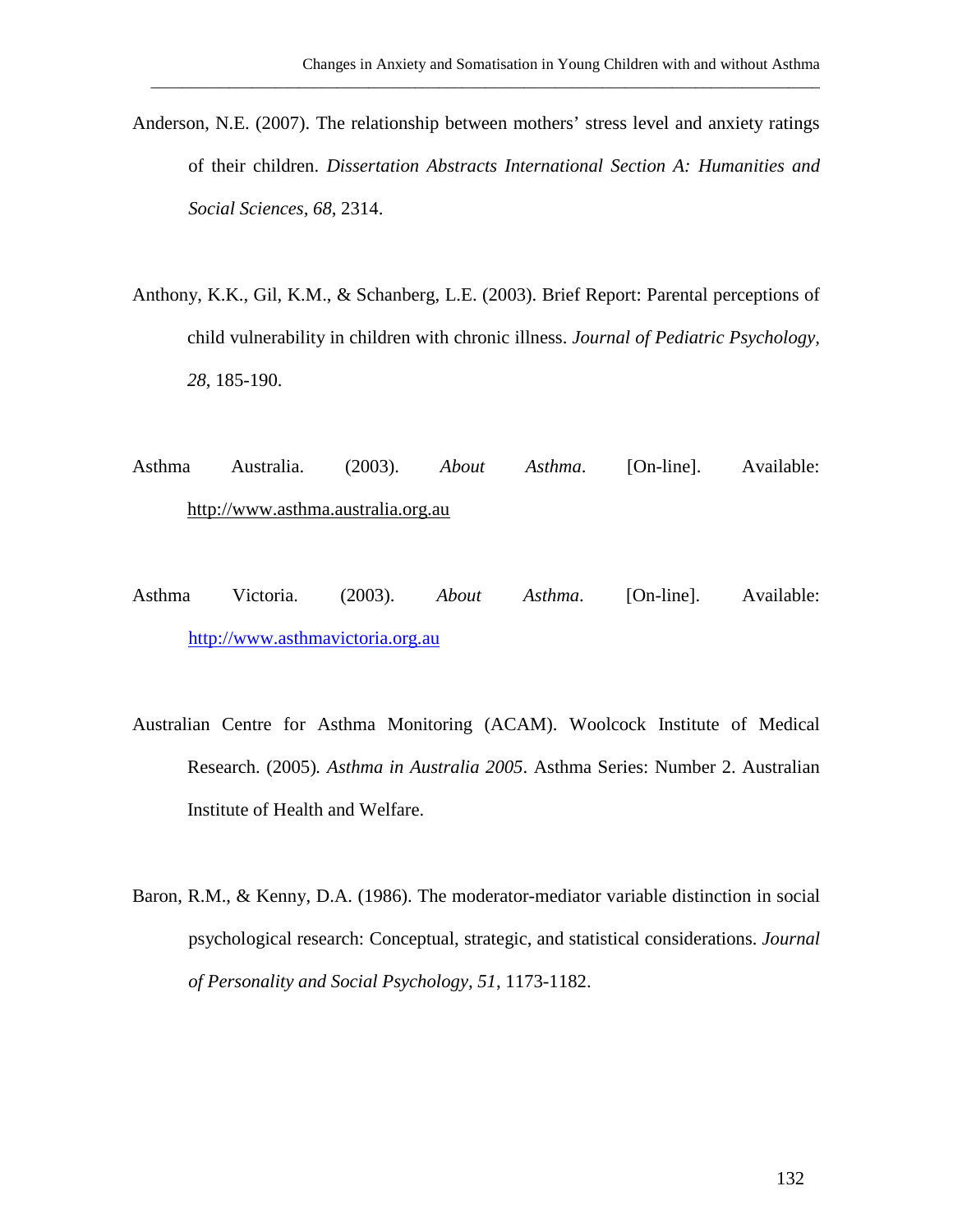Anderson, N.E. (2007). The relationship between mothers' stress level and anxiety ratings of their children. *Dissertation Abstracts International Section A: Humanities and Social Sciences*, *68*, 2314.

Anthony, K.K., Gil, K.M., & Schanberg, L.E. (2003). Brief Report: Parental perceptions of child vulnerability in children with chronic illness. *Journal of Pediatric Psychology*, *28*, 185-190.

Asthma Australia. (2003). *About Asthma*. [On-line]. Available: http://www.asthma.australia.org.au

Asthma Victoria. (2003). *About Asthma*. [On-line]. Available: http://www.asthmavictoria.org.au

Australian Centre for Asthma Monitoring (ACAM). Woolcock Institute of Medical Research. (2005). *Asthma in Australia 2005*. Asthma Series: Number 2. Australian Institute of Health and Welfare.

Baron, R.M., & Kenny, D.A. (1986). The moderator-mediator variable distinction in social psychological research: Conceptual, strategic, and statistical considerations. *Journal of Personality and Social Psychology*, *51*, 1173-1182.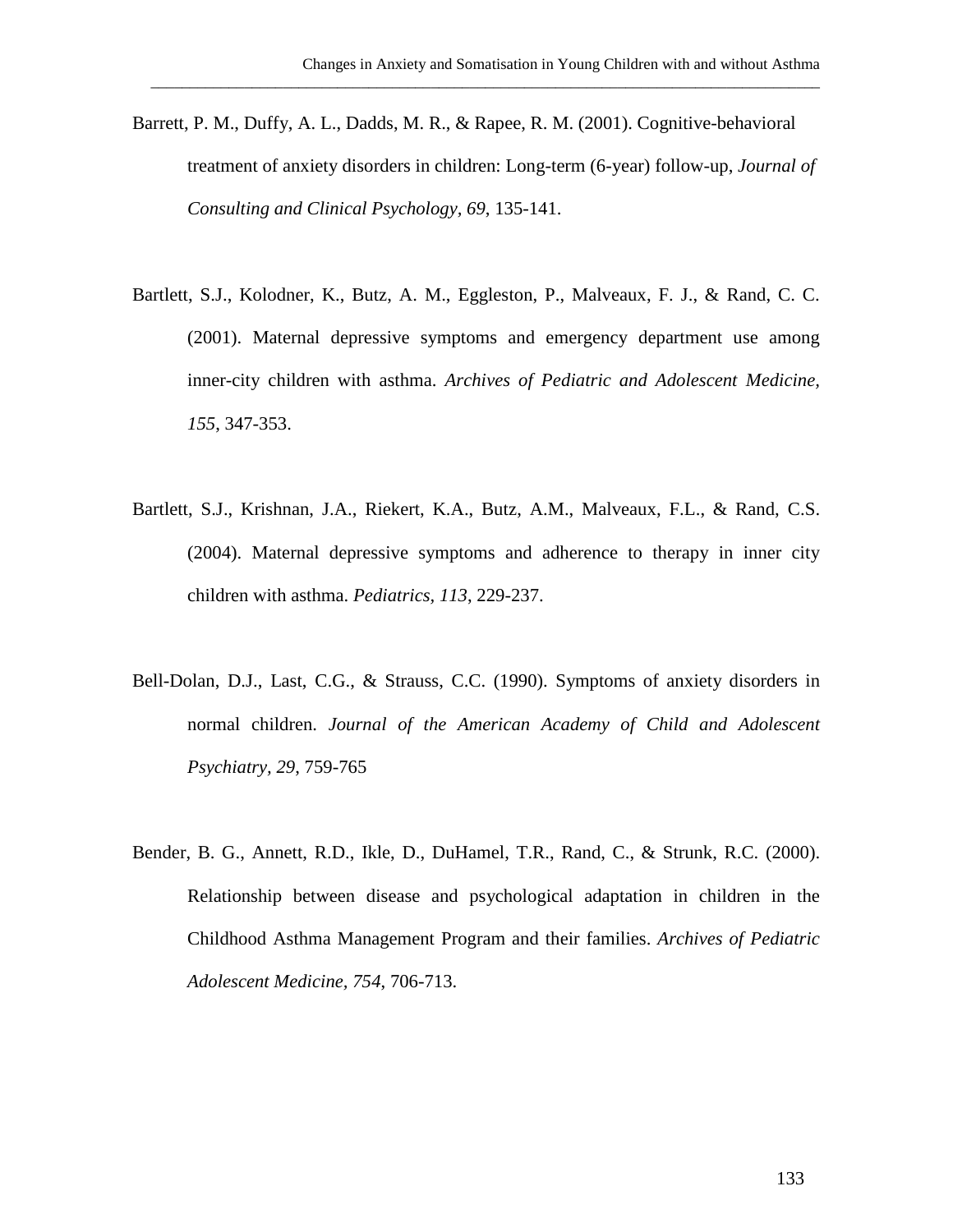Barrett, P. M., Duffy, A. L., Dadds, M. R., & Rapee, R. M. (2001). Cognitive-behavioral treatment of anxiety disorders in children: Long-term (6-year) follow-up, *Journal of Consulting and Clinical Psychology, 69*, 135-141.

Bartlett, S.J., Kolodner, K., Butz, A. M., Eggleston, P., Malveaux, F. J., & Rand, C. C. (2001). Maternal depressive symptoms and emergency department use among inner-city children with asthma. *Archives of Pediatric and Adolescent Medicine, 155*, 347-353.

Bartlett, S.J., Krishnan, J.A., Riekert, K.A., Butz, A.M., Malveaux, F.L., & Rand, C.S. (2004). Maternal depressive symptoms and adherence to therapy in inner city children with asthma. *Pediatrics, 113*, 229-237.

Bell-Dolan, D.J., Last, C.G., & Strauss, C.C. (1990). Symptoms of anxiety disorders in normal children. *Journal of the American Academy of Child and Adolescent Psychiatry, 29*, 759-765

Bender, B. G., Annett, R.D., Ikle, D., DuHamel, T.R., Rand, C., & Strunk, R.C. (2000). Relationship between disease and psychological adaptation in children in the Childhood Asthma Management Program and their families. *Archives of Pediatric Adolescent Medicine, 754*, 706-713.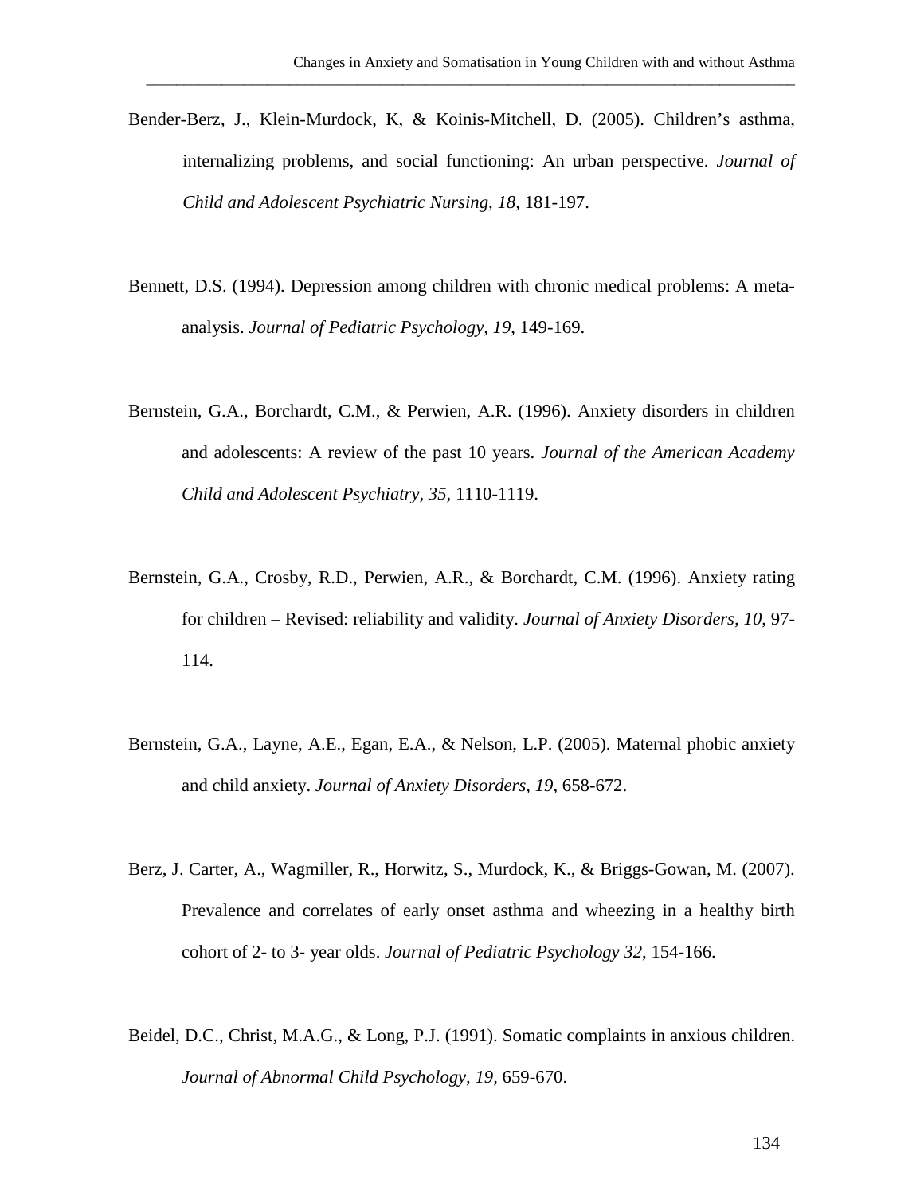Bender-Berz, J., Klein-Murdock, K, & Koinis-Mitchell, D. (2005). Children's asthma, internalizing problems, and social functioning: An urban perspective. *Journal of Child and Adolescent Psychiatric Nursing, 18*, 181-197.

Bennett, D.S. (1994). Depression among children with chronic medical problems: A meta-analysis. *Journal of Pediatric Psychology, 19*, 149-169.

Bernstein, G.A., Borchardt, C.M., & Perwien, A.R. (1996). Anxiety disorders in children and adolescents: A review of the past 10 years. *Journal of the American Academy Child and Adolescent Psychiatry, 35*, 1110-1119.

Bernstein, G.A., Crosby, R.D., Perwien, A.R., & Borchardt, C.M. (1996). Anxiety rating for children – Revised: reliability and validity. *Journal of Anxiety Disorders, 10*, 97-114.

Bernstein, G.A., Layne, A.E., Egan, E.A., & Nelson, L.P. (2005). Maternal phobic anxiety and child anxiety. *Journal of Anxiety Disorders, 19*, 658-672.

Berz, J. Carter, A., Wagmiller, R., Horwitz, S., Murdock, K., & Briggs-Gowan, M. (2007). Prevalence and correlates of early onset asthma and wheezing in a healthy birth cohort of 2- to 3- year olds. *Journal of Pediatric Psychology 32*, 154-166.

Beidel, D.C., Christ, M.A.G., & Long, P.J. (1991). Somatic complaints in anxious children. *Journal of Abnormal Child Psychology, 19*, 659-670.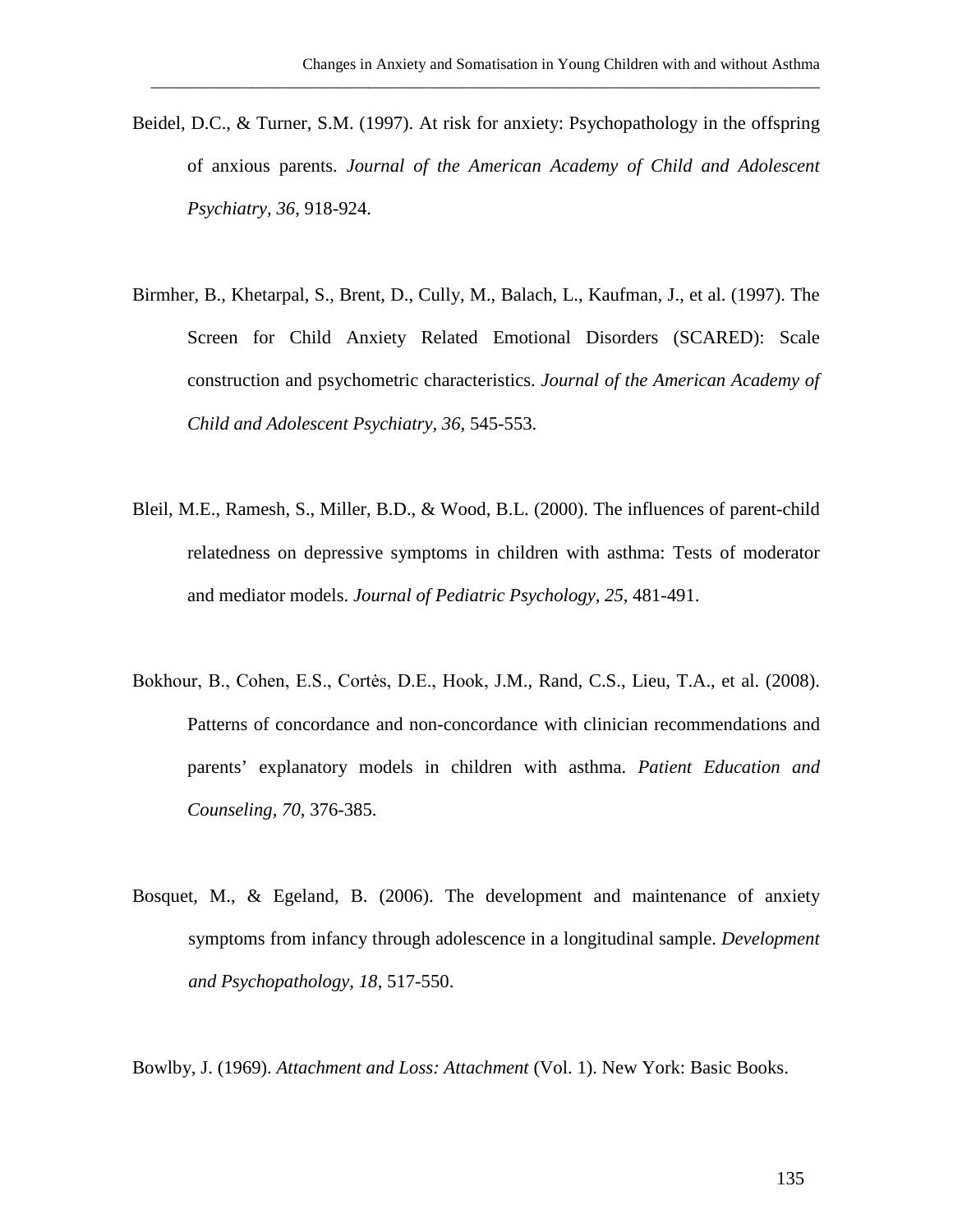Beidel, D.C., & Turner, S.M. (1997). At risk for anxiety: Psychopathology in the offspring of anxious parents. *Journal of the American Academy of Child and Adolescent Psychiatry, 36*, 918-924.

Birmher, B., Khetarpal, S., Brent, D., Cully, M., Balach, L., Kaufman, J., et al. (1997). The Screen for Child Anxiety Related Emotional Disorders (SCARED): Scale construction and psychometric characteristics. *Journal of the American Academy of Child and Adolescent Psychiatry, 36*, 545-553.

Bleil, M.E., Ramesh, S., Miller, B.D., & Wood, B.L. (2000). The influences of parent-child relatedness on depressive symptoms in children with asthma: Tests of moderator and mediator models. *Journal of Pediatric Psychology, 25*, 481-491.

Bokhour, B., Cohen, E.S., Cortės, D.E., Hook, J.M., Rand, C.S., Lieu, T.A., et al. (2008). Patterns of concordance and non-concordance with clinician recommendations and parents' explanatory models in children with asthma. *Patient Education and Counseling, 70*, 376-385.

Bosquet, M., & Egeland, B. (2006). The development and maintenance of anxiety symptoms from infancy through adolescence in a longitudinal sample. *Development and Psychopathology, 18*, 517-550.

Bowlby, J. (1969). *Attachment and Loss: Attachment* (Vol. 1). New York: Basic Books.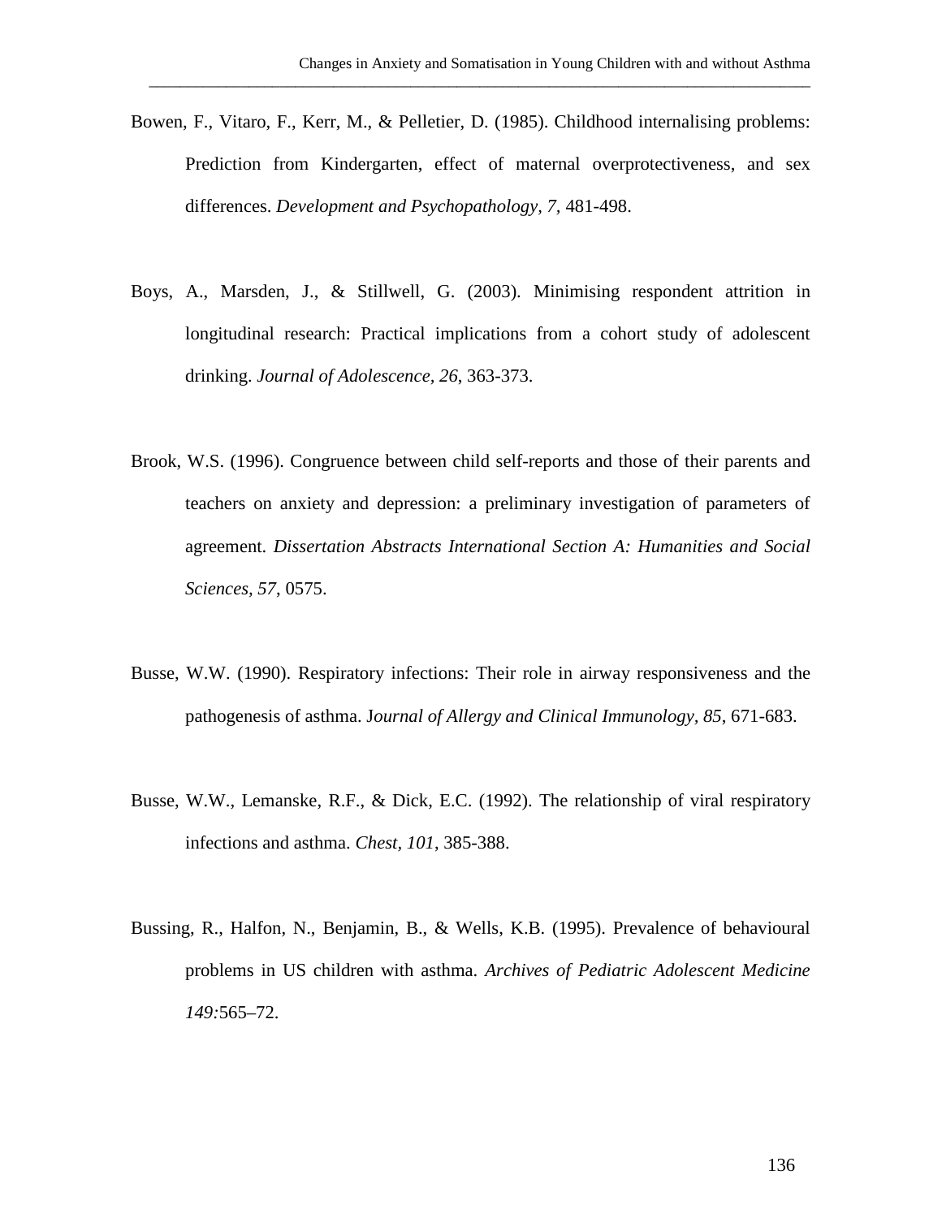Bowen, F., Vitaro, F., Kerr, M., & Pelletier, D. (1985). Childhood internalising problems: Prediction from Kindergarten, effect of maternal overprotectiveness, and sex differences. *Development and Psychopathology, 7,* 481-498.

Boys, A., Marsden, J., & Stillwell, G. (2003). Minimising respondent attrition in longitudinal research: Practical implications from a cohort study of adolescent drinking. *Journal of Adolescence, 26*, 363-373.

Brook, W.S. (1996). Congruence between child self-reports and those of their parents and teachers on anxiety and depression: a preliminary investigation of parameters of agreement. *Dissertation Abstracts International Section A: Humanities and Social Sciences, 57*, 0575.

Busse, W.W. (1990). Respiratory infections: Their role in airway responsiveness and the pathogenesis of asthma. J*ournal of Allergy and Clinical Immunology*, *85*, 671-683.

Busse, W.W., Lemanske, R.F., & Dick, E.C. (1992). The relationship of viral respiratory infections and asthma. *Chest, 101*, 385-388.

Bussing, R., Halfon, N., Benjamin, B., & Wells, K.B. (1995). Prevalence of behavioural problems in US children with asthma. *Archives of Pediatric Adolescent Medicine 149:*565–72.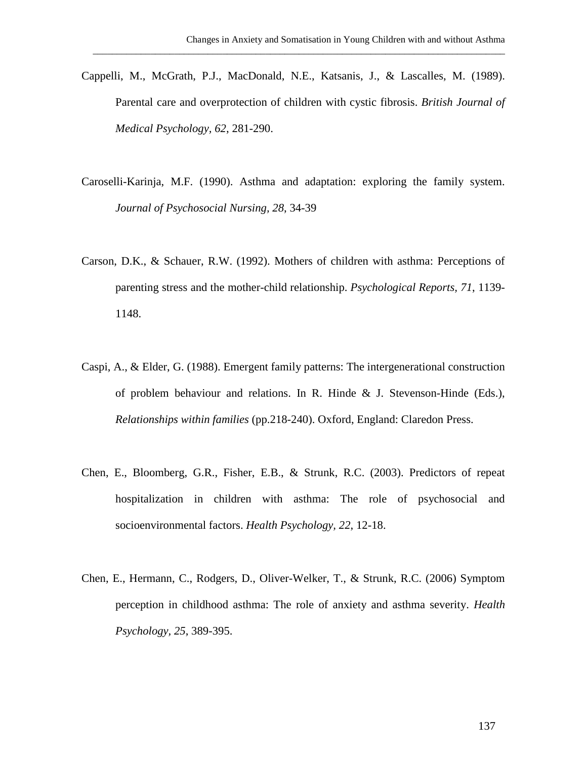Cappelli, M., McGrath, P.J., MacDonald, N.E., Katsanis, J., & Lascalles, M. (1989). Parental care and overprotection of children with cystic fibrosis. *British Journal of Medical Psychology, 62*, 281-290.

Caroselli-Karinja, M.F. (1990). Asthma and adaptation: exploring the family system. *Journal of Psychosocial Nursing, 28*, 34-39

Carson, D.K., & Schauer, R.W. (1992). Mothers of children with asthma: Perceptions of parenting stress and the mother-child relationship. *Psychological Reports, 71*, 1139-1148.

Caspi, A., & Elder, G. (1988). Emergent family patterns: The intergenerational construction of problem behaviour and relations. In R. Hinde & J. Stevenson-Hinde (Eds.), *Relationships within families* (pp.218-240). Oxford, England: Claredon Press.

Chen, E., Bloomberg, G.R., Fisher, E.B., & Strunk, R.C. (2003). Predictors of repeat hospitalization in children with asthma: The role of psychosocial and socioenvironmental factors. *Health Psychology, 22*, 12-18.

Chen, E., Hermann, C., Rodgers, D., Oliver-Welker, T., & Strunk, R.C. (2006) Symptom perception in childhood asthma: The role of anxiety and asthma severity. *Health Psychology, 25*, 389-395.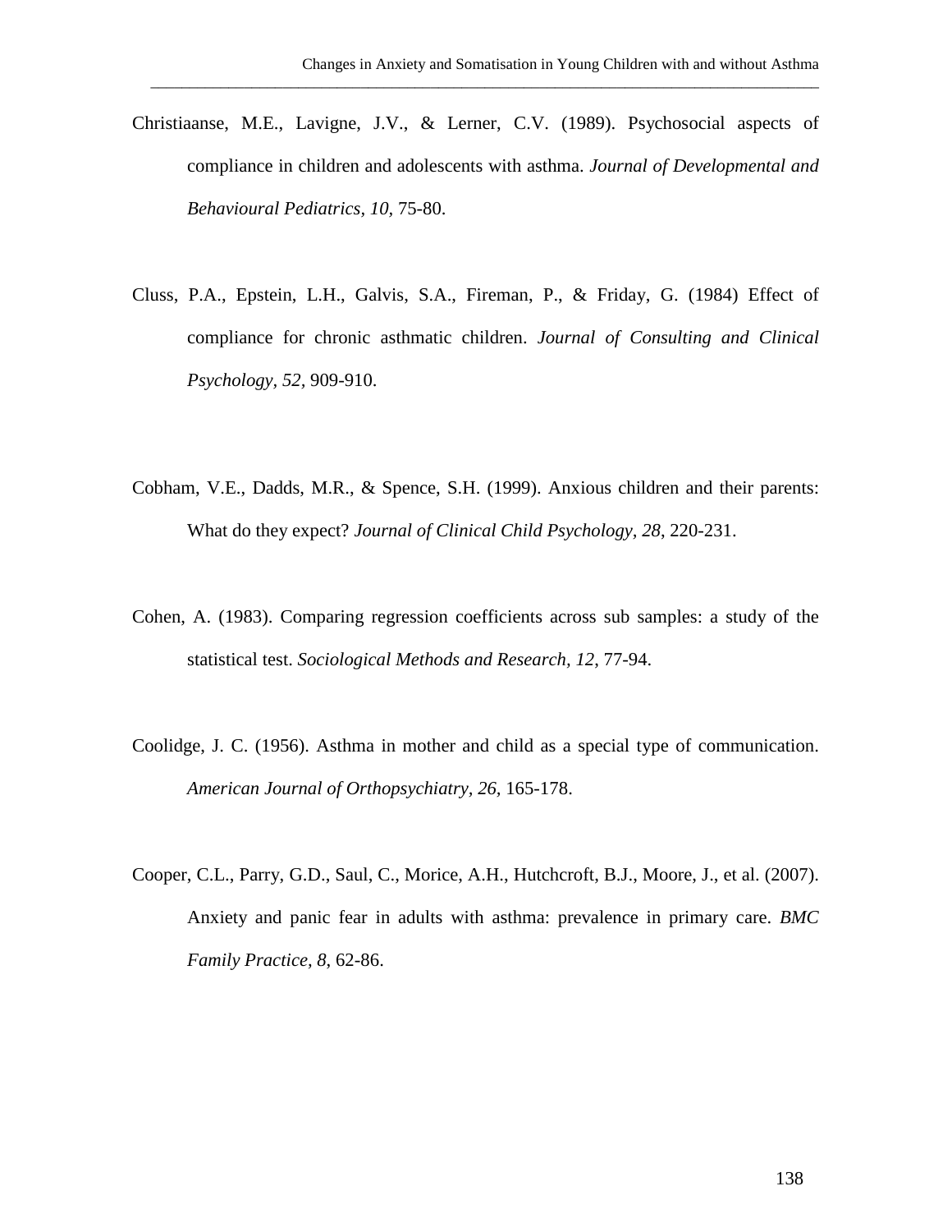Christiaanse, M.E., Lavigne, J.V., & Lerner, C.V. (1989). Psychosocial aspects of compliance in children and adolescents with asthma. *Journal of Developmental and Behavioural Pediatrics*, *10*, 75-80.

Cluss, P.A., Epstein, L.H., Galvis, S.A., Fireman, P., & Friday, G. (1984) Effect of compliance for chronic asthmatic children. *Journal of Consulting and Clinical Psychology*, *52*, 909-910.

Cobham, V.E., Dadds, M.R., & Spence, S.H. (1999). Anxious children and their parents: What do they expect? *Journal of Clinical Child Psychology*, *28*, 220-231.

Cohen, A. (1983). Comparing regression coefficients across sub samples: a study of the statistical test. *Sociological Methods and Research, 12,* 77-94.

Coolidge, J. C. (1956). Asthma in mother and child as a special type of communication. *American Journal of Orthopsychiatry, 26,* 165-178.

Cooper, C.L., Parry, G.D., Saul, C., Morice, A.H., Hutchcroft, B.J., Moore, J., et al. (2007). Anxiety and panic fear in adults with asthma: prevalence in primary care. *BMC Family Practice, 8,* 62-86.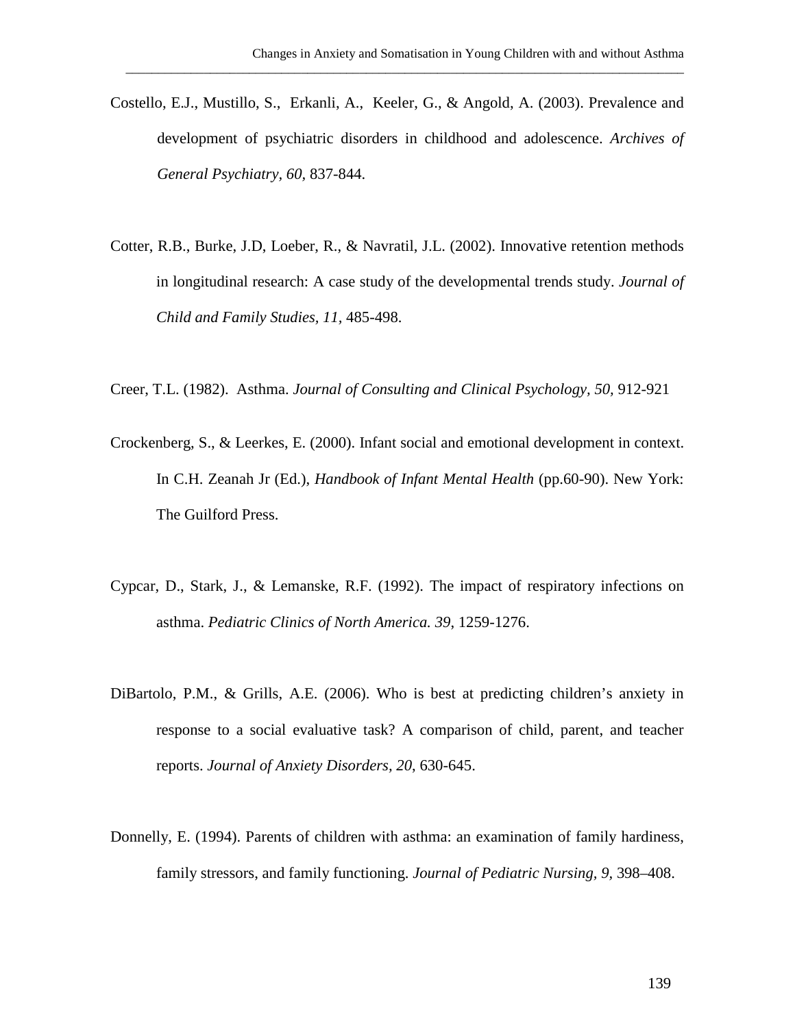Costello, E.J., Mustillo, S., Erkanli, A., Keeler, G., & Angold, A. (2003). Prevalence and development of psychiatric disorders in childhood and adolescence. *Archives of General Psychiatry*, *60*, 837-844.

Cotter, R.B., Burke, J.D, Loeber, R., & Navratil, J.L. (2002). Innovative retention methods in longitudinal research: A case study of the developmental trends study. *Journal of Child and Family Studies, 11*, 485-498.

Creer, T.L. (1982). Asthma. *Journal of Consulting and Clinical Psychology, 50*, 912-921

Crockenberg, S., & Leerkes, E. (2000). Infant social and emotional development in context. In C.H. Zeanah Jr (Ed.), *Handbook of Infant Mental Health* (pp.60-90). New York: The Guilford Press.

Cypcar, D., Stark, J., & Lemanske, R.F. (1992). The impact of respiratory infections on asthma. *Pediatric Clinics of North America. 39*, 1259-1276.

DiBartolo, P.M., & Grills, A.E. (2006). Who is best at predicting children's anxiety in response to a social evaluative task? A comparison of child, parent, and teacher reports. *Journal of Anxiety Disorders, 20*, 630-645.

Donnelly, E. (1994). Parents of children with asthma: an examination of family hardiness, family stressors, and family functioning. *Journal of Pediatric Nursing, 9*, 398–408.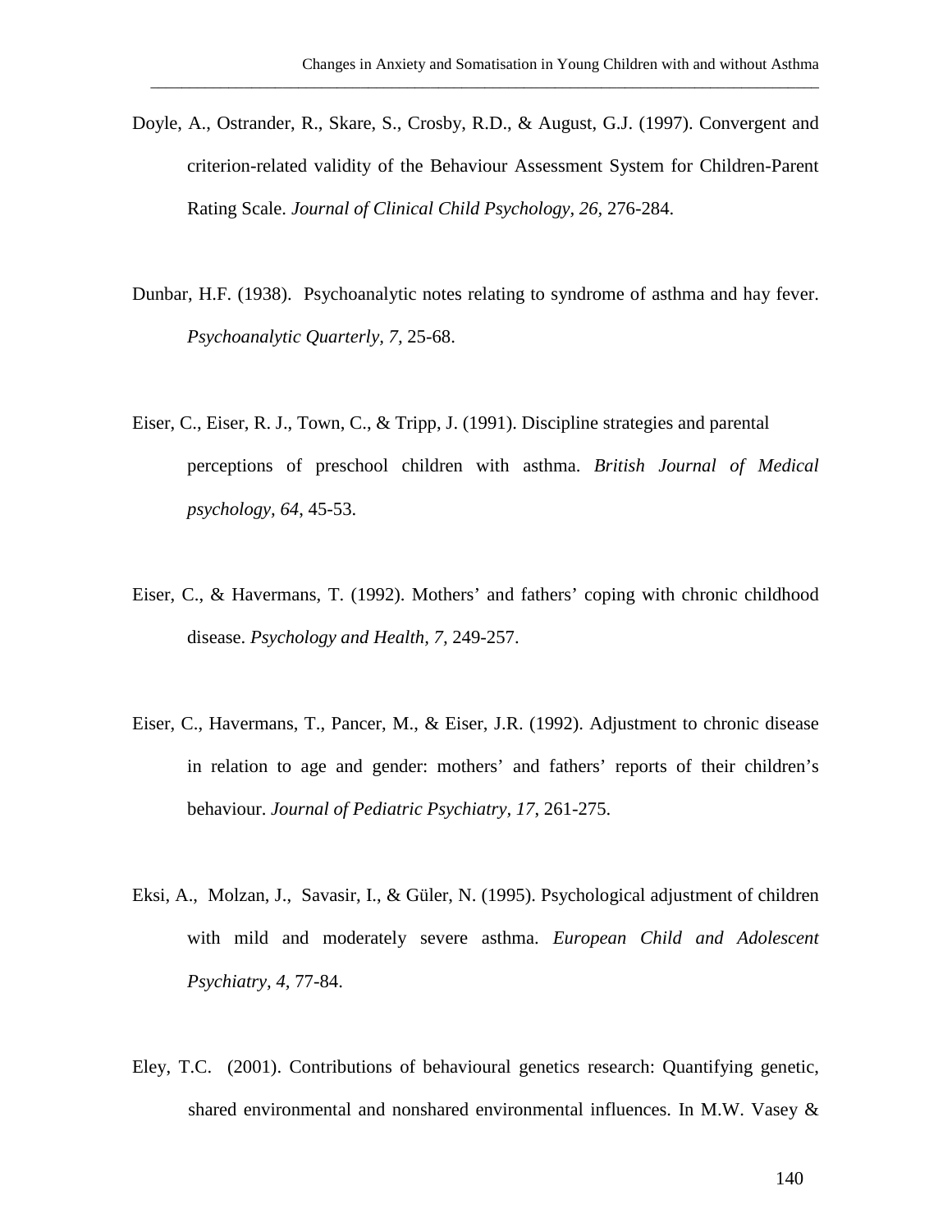Doyle, A., Ostrander, R., Skare, S., Crosby, R.D., & August, G.J. (1997). Convergent and criterion-related validity of the Behaviour Assessment System for Children-Parent Rating Scale. *Journal of Clinical Child Psychology, 26*, 276-284.

Dunbar, H.F. (1938). Psychoanalytic notes relating to syndrome of asthma and hay fever. *Psychoanalytic Quarterly, 7*, 25-68.

Eiser, C., Eiser, R. J., Town, C., & Tripp, J. (1991). Discipline strategies and parental perceptions of preschool children with asthma. *British Journal of Medical psychology, 64*, 45-53.

Eiser, C., & Havermans, T. (1992). Mothers' and fathers' coping with chronic childhood disease. *Psychology and Health, 7*, 249-257.

Eiser, C., Havermans, T., Pancer, M., & Eiser, J.R. (1992). Adjustment to chronic disease in relation to age and gender: mothers' and fathers' reports of their children's behaviour. *Journal of Pediatric Psychiatry, 17*, 261-275.

Eksi, A., Molzan, J., Savasir, I., & Güler, N. (1995). Psychological adjustment of children with mild and moderately severe asthma. *European Child and Adolescent Psychiatry, 4*, 77-84.

Eley, T.C. (2001). Contributions of behavioural genetics research: Quantifying genetic, shared environmental and nonshared environmental influences. In M.W. Vasey &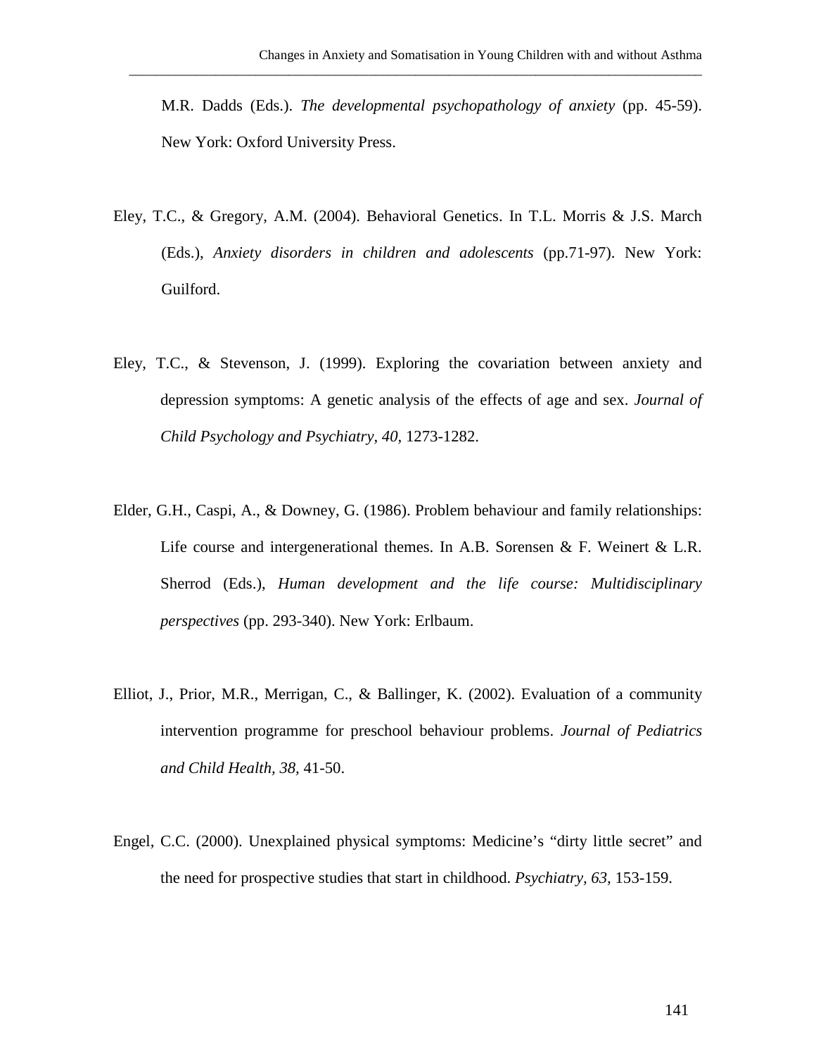M.R. Dadds (Eds.). *The developmental psychopathology of anxiety* (pp. 45-59). New York: Oxford University Press.

Eley, T.C., & Gregory, A.M. (2004). Behavioral Genetics. In T.L. Morris & J.S. March (Eds.), *Anxiety disorders in children and adolescents* (pp.71-97). New York: Guilford.

Eley, T.C., & Stevenson, J. (1999). Exploring the covariation between anxiety and depression symptoms: A genetic analysis of the effects of age and sex. *Journal of Child Psychology and Psychiatry, 40,* 1273-1282.

Elder, G.H., Caspi, A., & Downey, G. (1986). Problem behaviour and family relationships: Life course and intergenerational themes. In A.B. Sorensen & F. Weinert & L.R. Sherrod (Eds.), *Human development and the life course: Multidisciplinary perspectives* (pp. 293-340). New York: Erlbaum.

Elliot, J., Prior, M.R., Merrigan, C., & Ballinger, K. (2002). Evaluation of a community intervention programme for preschool behaviour problems. *Journal of Pediatrics and Child Health, 38,* 41-50.

Engel, C.C. (2000). Unexplained physical symptoms: Medicine's "dirty little secret" and the need for prospective studies that start in childhood. *Psychiatry, 63,* 153-159.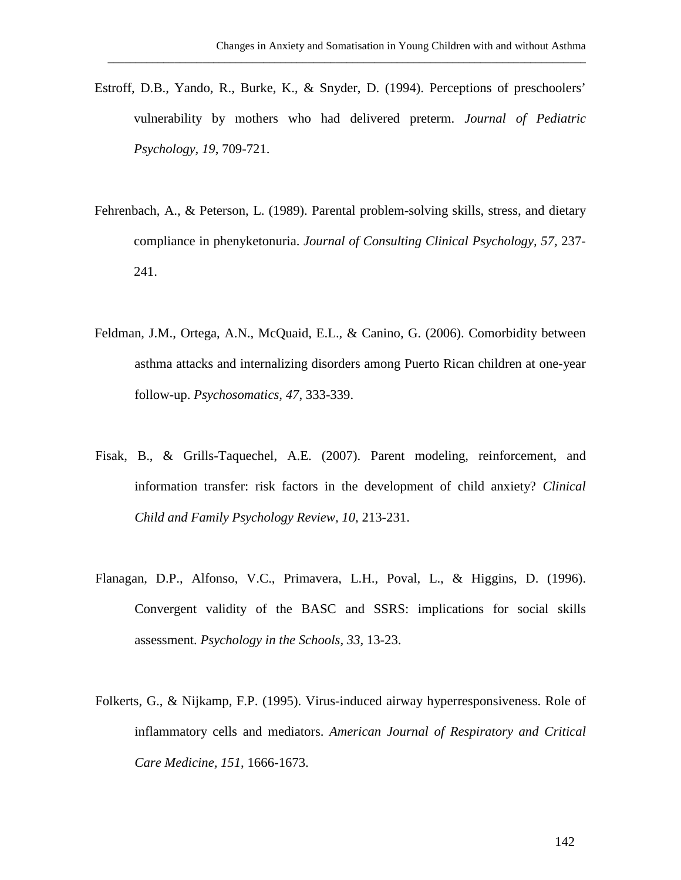Estroff, D.B., Yando, R., Burke, K., & Snyder, D. (1994). Perceptions of preschoolers' vulnerability by mothers who had delivered preterm. *Journal of Pediatric Psychology, 19*, 709-721.

Fehrenbach, A., & Peterson, L. (1989). Parental problem-solving skills, stress, and dietary compliance in phenyketonuria. *Journal of Consulting Clinical Psychology, 57*, 237-241.

Feldman, J.M., Ortega, A.N., McQuaid, E.L., & Canino, G. (2006). Comorbidity between asthma attacks and internalizing disorders among Puerto Rican children at one-year follow-up. *Psychosomatics, 47*, 333-339.

Fisak, B., & Grills-Taquechel, A.E. (2007). Parent modeling, reinforcement, and information transfer: risk factors in the development of child anxiety? *Clinical Child and Family Psychology Review, 10*, 213-231.

Flanagan, D.P., Alfonso, V.C., Primavera, L.H., Poval, L., & Higgins, D. (1996). Convergent validity of the BASC and SSRS: implications for social skills assessment. *Psychology in the Schools, 33*, 13-23.

Folkerts, G., & Nijkamp, F.P. (1995). Virus-induced airway hyperresponsiveness. Role of inflammatory cells and mediators. *American Journal of Respiratory and Critical Care Medicine, 151*, 1666-1673.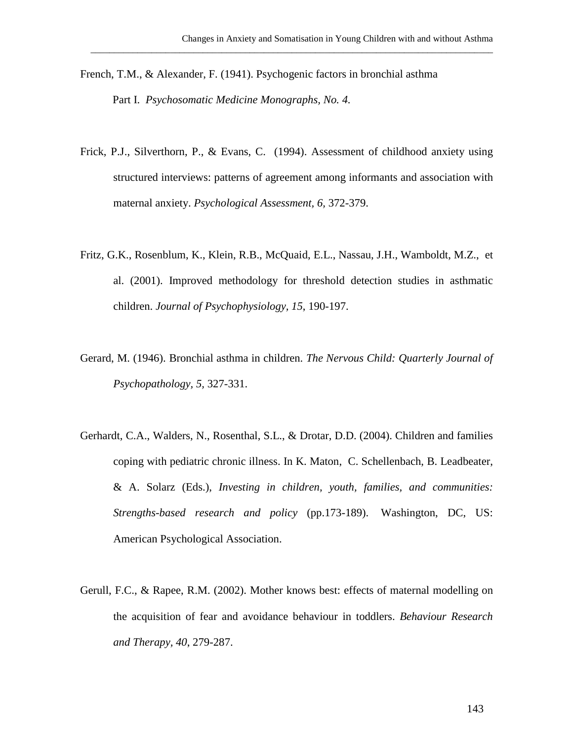French, T.M., & Alexander, F. (1941). Psychogenic factors in bronchial asthma Part I. *Psychosomatic Medicine Monographs, No. 4.*

Frick, P.J., Silverthorn, P., & Evans, C. (1994). Assessment of childhood anxiety using structured interviews: patterns of agreement among informants and association with maternal anxiety. *Psychological Assessment*, *6*, 372-379.

Fritz, G.K., Rosenblum, K., Klein, R.B., McQuaid, E.L., Nassau, J.H., Wamboldt, M.Z., et al. (2001). Improved methodology for threshold detection studies in asthmatic children. *Journal of Psychophysiology, 15*, 190-197.

Gerard, M. (1946). Bronchial asthma in children. *The Nervous Child: Quarterly Journal of Psychopathology, 5,* 327-331.

Gerhardt, C.A., Walders, N., Rosenthal, S.L., & Drotar, D.D. (2004). Children and families coping with pediatric chronic illness. In K. Maton, C. Schellenbach, B. Leadbeater, & A. Solarz (Eds.), *Investing in children, youth, families, and communities: Strengths-based research and policy* (pp.173-189). Washington, DC, US: American Psychological Association.

Gerull, F.C., & Rapee, R.M. (2002). Mother knows best: effects of maternal modelling on the acquisition of fear and avoidance behaviour in toddlers. *Behaviour Research and Therapy, 40*, 279-287.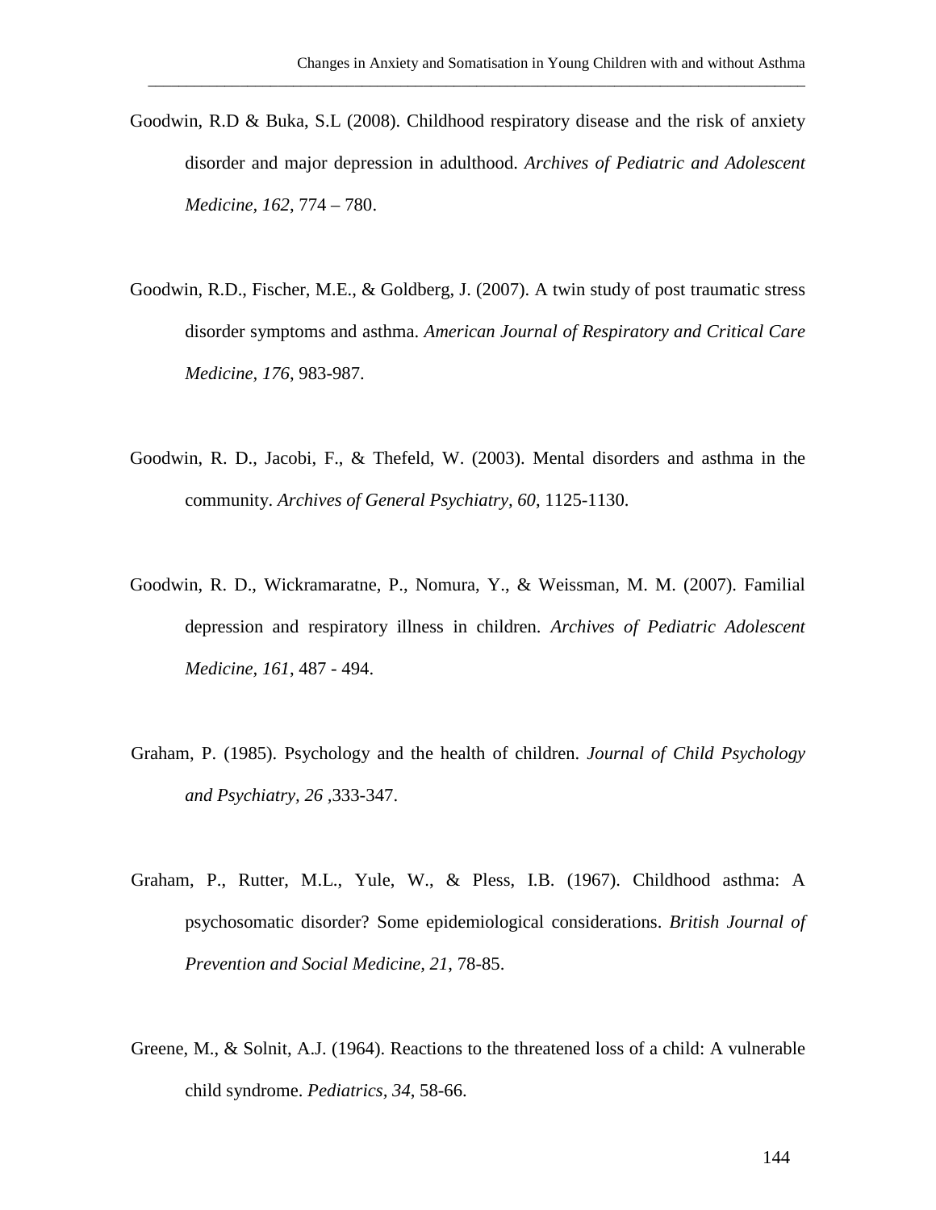Goodwin, R.D & Buka, S.L (2008). Childhood respiratory disease and the risk of anxiety disorder and major depression in adulthood. *Archives of Pediatric and Adolescent Medicine, 162*, 774 – 780.

Goodwin, R.D., Fischer, M.E., & Goldberg, J. (2007). A twin study of post traumatic stress disorder symptoms and asthma. *American Journal of Respiratory and Critical Care Medicine, 176*, 983-987.

Goodwin, R. D., Jacobi, F., & Thefeld, W. (2003). Mental disorders and asthma in the community. *Archives of General Psychiatry, 60*, 1125-1130.

Goodwin, R. D., Wickramaratne, P., Nomura, Y., & Weissman, M. M. (2007). Familial depression and respiratory illness in children. *Archives of Pediatric Adolescent Medicine, 161*, 487 - 494.

Graham, P. (1985). Psychology and the health of children. *Journal of Child Psychology and Psychiatry, 26* ,333-347.

Graham, P., Rutter, M.L., Yule, W., & Pless, I.B. (1967). Childhood asthma: A psychosomatic disorder? Some epidemiological considerations. *British Journal of Prevention and Social Medicine, 21*, 78-85.

Greene, M., & Solnit, A.J. (1964). Reactions to the threatened loss of a child: A vulnerable child syndrome. *Pediatrics, 34*, 58-66.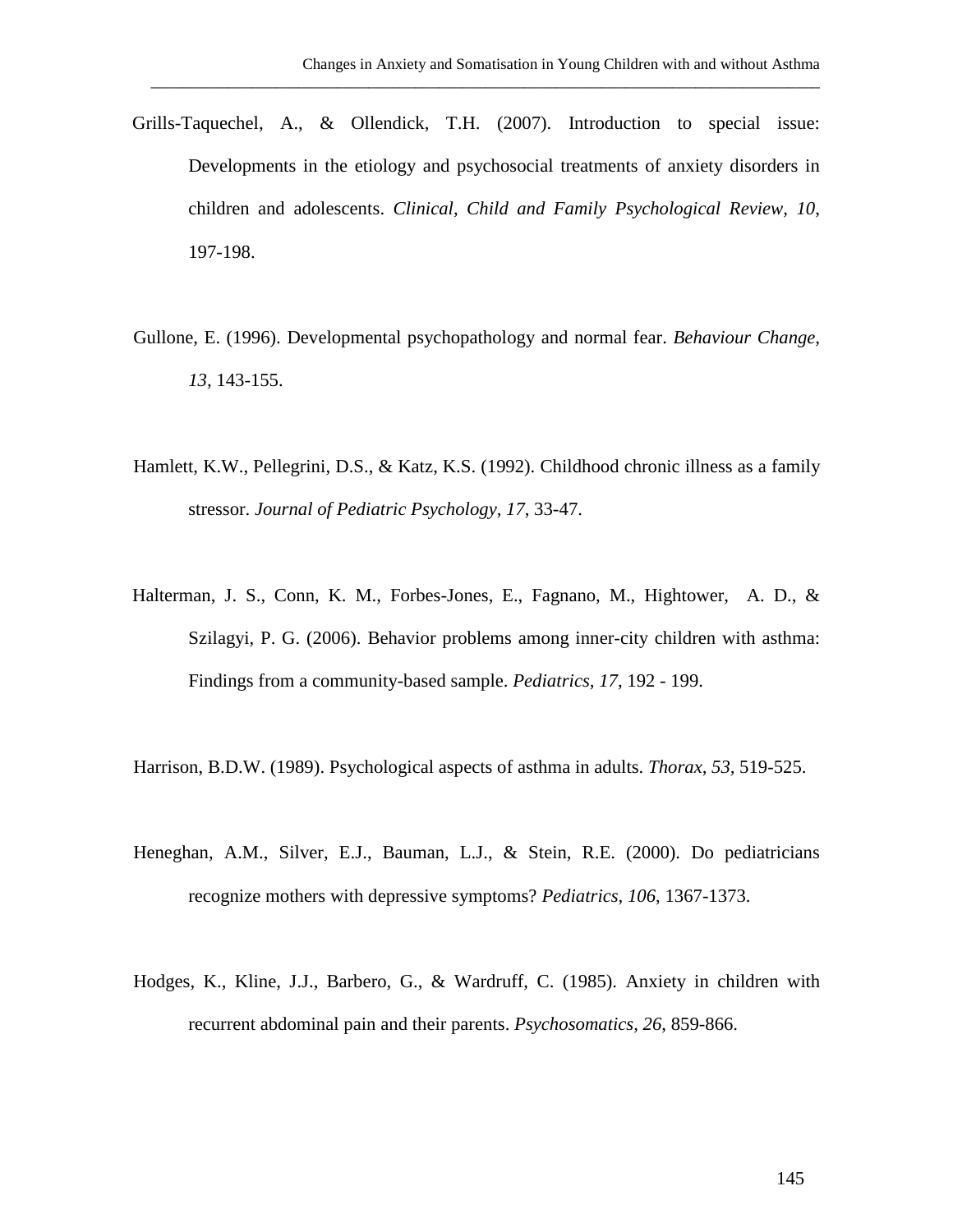Grills-Taquechel, A., & Ollendick, T.H. (2007). Introduction to special issue: Developments in the etiology and psychosocial treatments of anxiety disorders in children and adolescents. *Clinical, Child and Family Psychological Review*, *10*, 197-198.

Gullone, E. (1996). Developmental psychopathology and normal fear. *Behaviour Change*, *13*, 143-155.

Hamlett, K.W., Pellegrini, D.S., & Katz, K.S. (1992). Childhood chronic illness as a family stressor. *Journal of Pediatric Psychology*, *17*, 33-47.

Halterman, J. S., Conn, K. M., Forbes-Jones, E., Fagnano, M., Hightower, A. D., & Szilagyi, P. G. (2006). Behavior problems among inner-city children with asthma: Findings from a community-based sample. *Pediatrics*, *17*, 192 - 199.

Harrison, B.D.W. (1989). Psychological aspects of asthma in adults. *Thorax, 53*, 519-525.

Heneghan, A.M., Silver, E.J., Bauman, L.J., & Stein, R.E. (2000). Do pediatricians recognize mothers with depressive symptoms? *Pediatrics, 106*, 1367-1373.

Hodges, K., Kline, J.J., Barbero, G., & Wardruff, C. (1985). Anxiety in children with recurrent abdominal pain and their parents. *Psychosomatics, 26*, 859-866.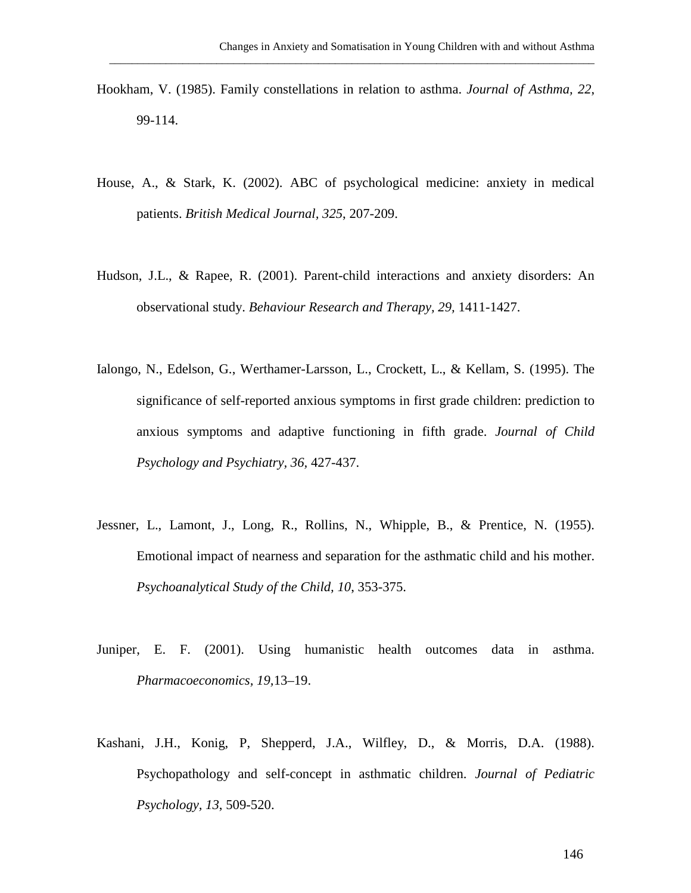Hookham, V. (1985). Family constellations in relation to asthma. *Journal of Asthma, 22*, 99-114.

House, A., & Stark, K. (2002). ABC of psychological medicine: anxiety in medical patients. *British Medical Journal, 325*, 207-209.

Hudson, J.L., & Rapee, R. (2001). Parent-child interactions and anxiety disorders: An observational study. *Behaviour Research and Therapy, 29,* 1411-1427.

Ialongo, N., Edelson, G., Werthamer-Larsson, L., Crockett, L., & Kellam, S. (1995). The significance of self-reported anxious symptoms in first grade children: prediction to anxious symptoms and adaptive functioning in fifth grade. *Journal of Child Psychology and Psychiatry, 36,* 427-437.

Jessner, L., Lamont, J., Long, R., Rollins, N., Whipple, B., & Prentice, N. (1955). Emotional impact of nearness and separation for the asthmatic child and his mother. *Psychoanalytical Study of the Child, 10*, 353-375.

Juniper, E. F. (2001). Using humanistic health outcomes data in asthma. *Pharmacoeconomics, 19,*13–19.

Kashani, J.H., Konig, P, Shepperd, J.A., Wilfley, D., & Morris, D.A. (1988). Psychopathology and self-concept in asthmatic children. *Journal of Pediatric Psychology, 13*, 509-520.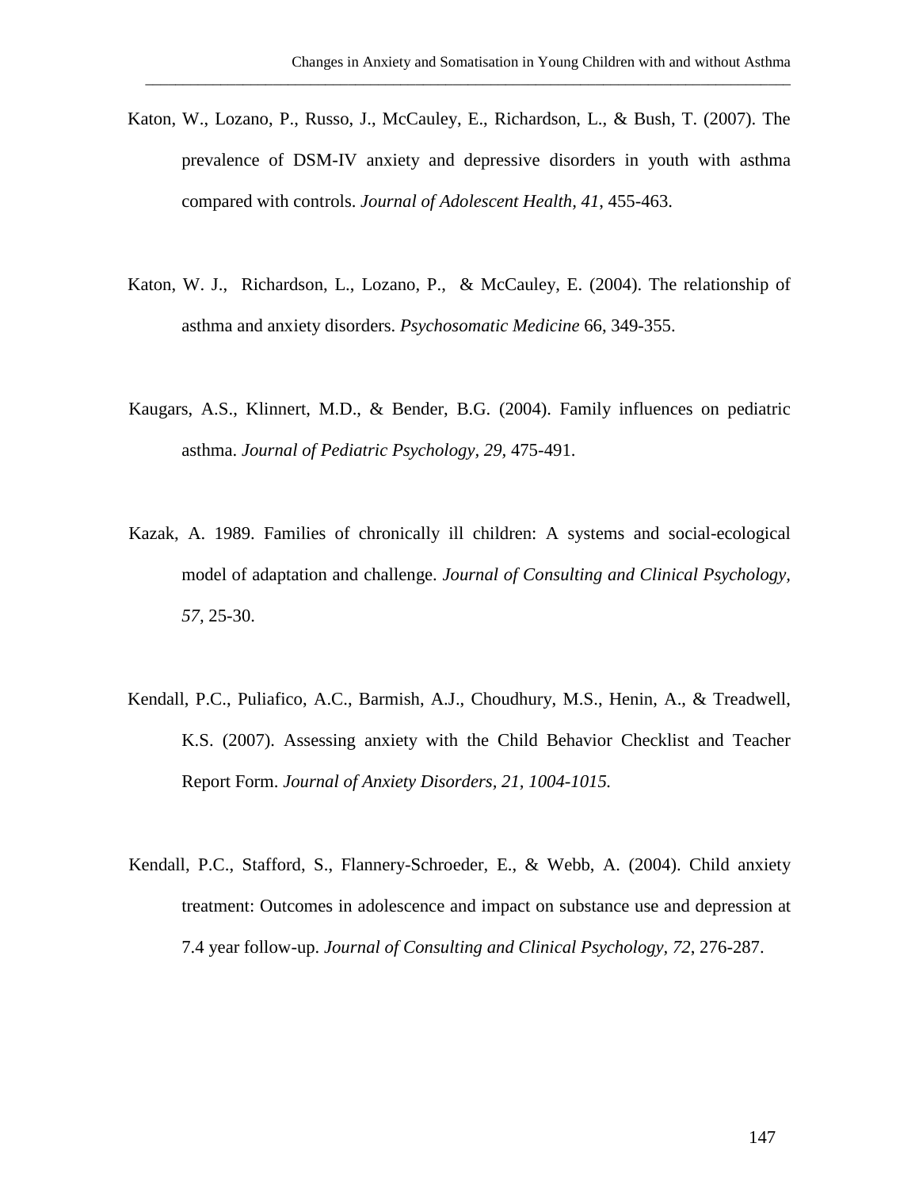Katon, W., Lozano, P., Russo, J., McCauley, E., Richardson, L., & Bush, T. (2007). The prevalence of DSM-IV anxiety and depressive disorders in youth with asthma compared with controls. *Journal of Adolescent Health, 41*, 455-463.

Katon, W. J., Richardson, L., Lozano, P., & McCauley, E. (2004). The relationship of asthma and anxiety disorders. *Psychosomatic Medicine* 66, 349-355.

Kaugars, A.S., Klinnert, M.D., & Bender, B.G. (2004). Family influences on pediatric asthma. *Journal of Pediatric Psychology, 29,* 475-491.

Kazak, A. 1989. Families of chronically ill children: A systems and social-ecological model of adaptation and challenge. *Journal of Consulting and Clinical Psychology*, *57*, 25-30.

Kendall, P.C., Puliafico, A.C., Barmish, A.J., Choudhury, M.S., Henin, A., & Treadwell, K.S. (2007). Assessing anxiety with the Child Behavior Checklist and Teacher Report Form. *Journal of Anxiety Disorders, 21, 1004-1015.*

Kendall, P.C., Stafford, S., Flannery-Schroeder, E., & Webb, A. (2004). Child anxiety treatment: Outcomes in adolescence and impact on substance use and depression at 7.4 year follow-up. *Journal of Consulting and Clinical Psychology*, *72*, 276-287.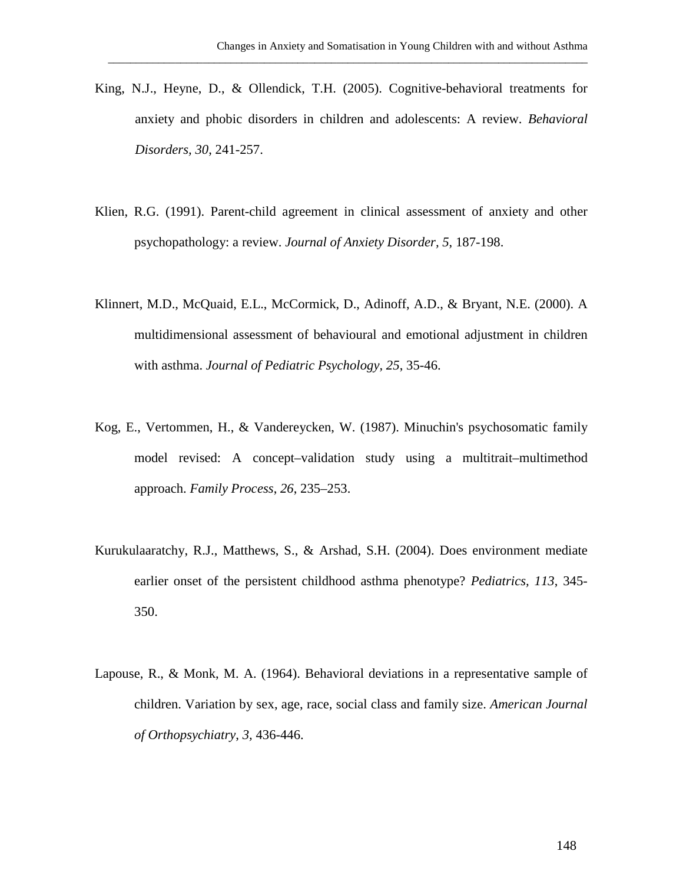King, N.J., Heyne, D., & Ollendick, T.H. (2005). Cognitive-behavioral treatments for anxiety and phobic disorders in children and adolescents: A review. *Behavioral Disorders, 30*, 241-257.

Klien, R.G. (1991). Parent-child agreement in clinical assessment of anxiety and other psychopathology: a review. *Journal of Anxiety Disorder, 5*, 187-198.

Klinnert, M.D., McQuaid, E.L., McCormick, D., Adinoff, A.D., & Bryant, N.E. (2000). A multidimensional assessment of behavioural and emotional adjustment in children with asthma. *Journal of Pediatric Psychology, 25*, 35-46.

Kog, E., Vertommen, H., & Vandereycken, W. (1987). Minuchin's psychosomatic family model revised: A concept–validation study using a multitrait–multimethod approach. *Family Process*, *26*, 235–253.

Kurukulaaratchy, R.J., Matthews, S., & Arshad, S.H. (2004). Does environment mediate earlier onset of the persistent childhood asthma phenotype? *Pediatrics, 113*, 345-350.

Lapouse, R., & Monk, M. A. (1964). Behavioral deviations in a representative sample of children. Variation by sex, age, race, social class and family size. *American Journal of Orthopsychiatry, 3*, 436-446.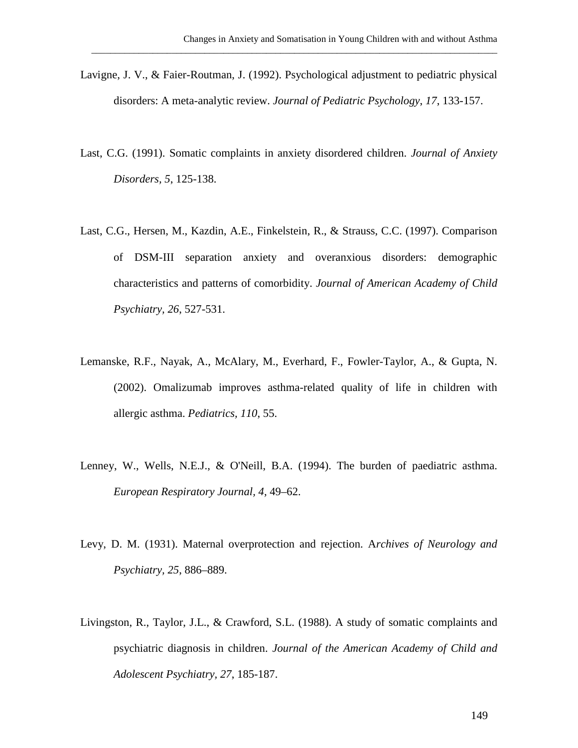Lavigne, J. V., & Faier-Routman, J. (1992). Psychological adjustment to pediatric physical disorders: A meta-analytic review. *Journal of Pediatric Psychology*, *17*, 133-157.

Last, C.G. (1991). Somatic complaints in anxiety disordered children. *Journal of Anxiety Disorders*, *5*, 125-138.

Last, C.G., Hersen, M., Kazdin, A.E., Finkelstein, R., & Strauss, C.C. (1997). Comparison of DSM-III separation anxiety and overanxious disorders: demographic characteristics and patterns of comorbidity. *Journal of American Academy of Child Psychiatry*, *26*, 527-531.

Lemanske, R.F., Nayak, A., McAlary, M., Everhard, F., Fowler-Taylor, A., & Gupta, N. (2002). Omalizumab improves asthma-related quality of life in children with allergic asthma. *Pediatrics*, *110*, 55.

Lenney, W., Wells, N.E.J., & O'Neill, B.A. (1994). The burden of paediatric asthma. *European Respiratory Journal*, *4*, 49–62.

Levy, D. M. (1931). Maternal overprotection and rejection. A*rchives of Neurology and Psychiatry*, *25*, 886–889.

Livingston, R., Taylor, J.L., & Crawford, S.L. (1988). A study of somatic complaints and psychiatric diagnosis in children. *Journal of the American Academy of Child and Adolescent Psychiatry*, *27*, 185-187.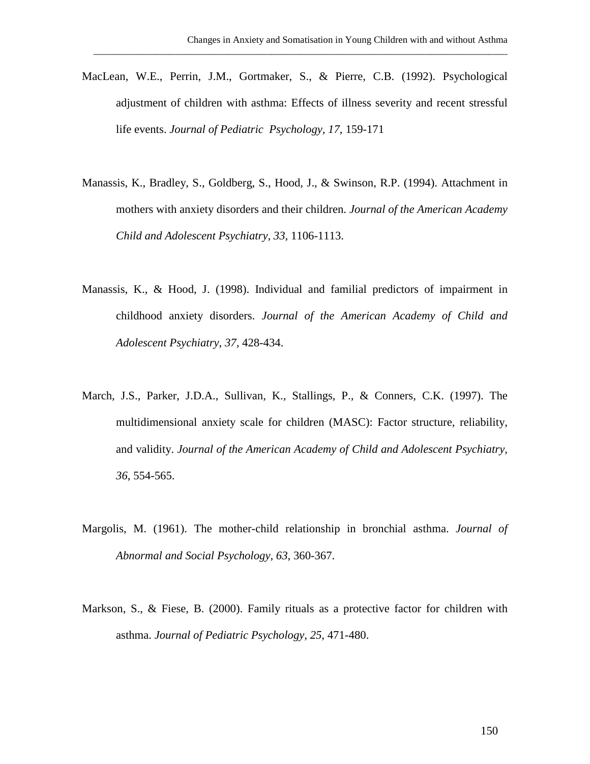MacLean, W.E., Perrin, J.M., Gortmaker, S., & Pierre, C.B. (1992). Psychological adjustment of children with asthma: Effects of illness severity and recent stressful life events. *Journal of Pediatric Psychology*, *17*, 159-171

Manassis, K., Bradley, S., Goldberg, S., Hood, J., & Swinson, R.P. (1994). Attachment in mothers with anxiety disorders and their children. *Journal of the American Academy Child and Adolescent Psychiatry, 33*, 1106-1113.

Manassis, K., & Hood, J. (1998). Individual and familial predictors of impairment in childhood anxiety disorders. *Journal of the American Academy of Child and Adolescent Psychiatry*, *37*, 428-434.

March, J.S., Parker, J.D.A., Sullivan, K., Stallings, P., & Conners, C.K. (1997). The multidimensional anxiety scale for children (MASC): Factor structure, reliability, and validity. *Journal of the American Academy of Child and Adolescent Psychiatry, 36*, 554-565.

Margolis, M. (1961). The mother-child relationship in bronchial asthma. *Journal of Abnormal and Social Psychology*, *63*, 360-367.

Markson, S., & Fiese, B. (2000). Family rituals as a protective factor for children with asthma. *Journal of Pediatric Psychology, 25*, 471-480.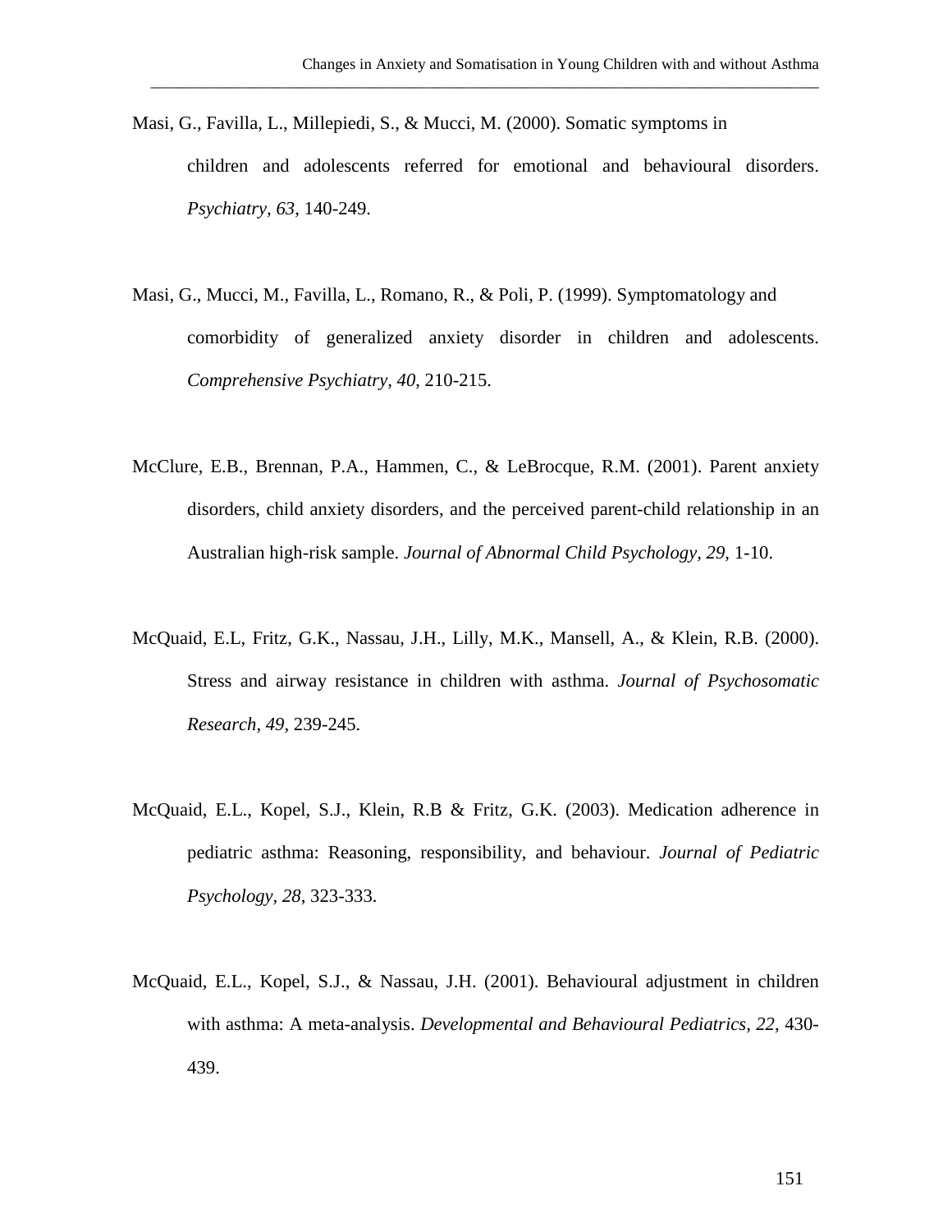Masi, G., Favilla, L., Millepiedi, S., & Mucci, M. (2000). Somatic symptoms in children and adolescents referred for emotional and behavioural disorders. *Psychiatry, 63*, 140-249.

Masi, G., Mucci, M., Favilla, L., Romano, R., & Poli, P. (1999). Symptomatology and comorbidity of generalized anxiety disorder in children and adolescents. *Comprehensive Psychiatry, 40*, 210-215.

McClure, E.B., Brennan, P.A., Hammen, C., & LeBrocque, R.M. (2001). Parent anxiety disorders, child anxiety disorders, and the perceived parent-child relationship in an Australian high-risk sample. *Journal of Abnormal Child Psychology, 29*, 1-10.

McQuaid, E.L, Fritz, G.K., Nassau, J.H., Lilly, M.K., Mansell, A., & Klein, R.B. (2000). Stress and airway resistance in children with asthma. *Journal of Psychosomatic Research, 49*, 239-245.

McQuaid, E.L., Kopel, S.J., Klein, R.B & Fritz, G.K. (2003). Medication adherence in pediatric asthma: Reasoning, responsibility, and behaviour. *Journal of Pediatric Psychology, 28*, 323-333.

McQuaid, E.L., Kopel, S.J., & Nassau, J.H. (2001). Behavioural adjustment in children with asthma: A meta-analysis. *Developmental and Behavioural Pediatrics, 22*, 430-439.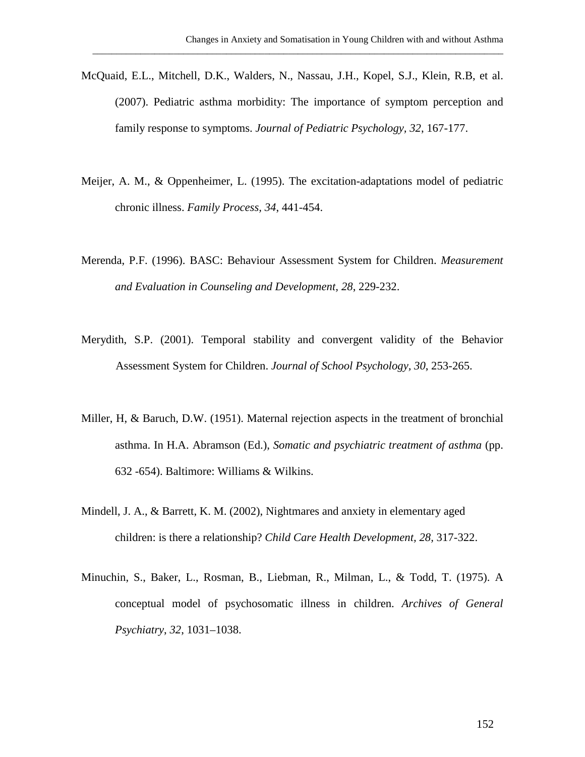McQuaid, E.L., Mitchell, D.K., Walders, N., Nassau, J.H., Kopel, S.J., Klein, R.B, et al. (2007). Pediatric asthma morbidity: The importance of symptom perception and family response to symptoms. *Journal of Pediatric Psychology, 32*, 167-177.

Meijer, A. M., & Oppenheimer, L. (1995). The excitation-adaptations model of pediatric chronic illness. *Family Process, 34*, 441-454.

Merenda, P.F. (1996). BASC: Behaviour Assessment System for Children. *Measurement and Evaluation in Counseling and Development, 28*, 229-232.

Merydith, S.P. (2001). Temporal stability and convergent validity of the Behavior Assessment System for Children. *Journal of School Psychology, 30*, 253-265.

Miller, H, & Baruch, D.W. (1951). Maternal rejection aspects in the treatment of bronchial asthma. In H.A. Abramson (Ed.), *Somatic and psychiatric treatment of asthma* (pp. 632 -654). Baltimore: Williams & Wilkins.

Mindell, J. A., & Barrett, K. M. (2002), Nightmares and anxiety in elementary aged children: is there a relationship? *Child Care Health Development, 28*, 317-322.

Minuchin, S., Baker, L., Rosman, B., Liebman, R., Milman, L., & Todd, T. (1975). A conceptual model of psychosomatic illness in children. *Archives of General Psychiatry*, *32*, 1031–1038.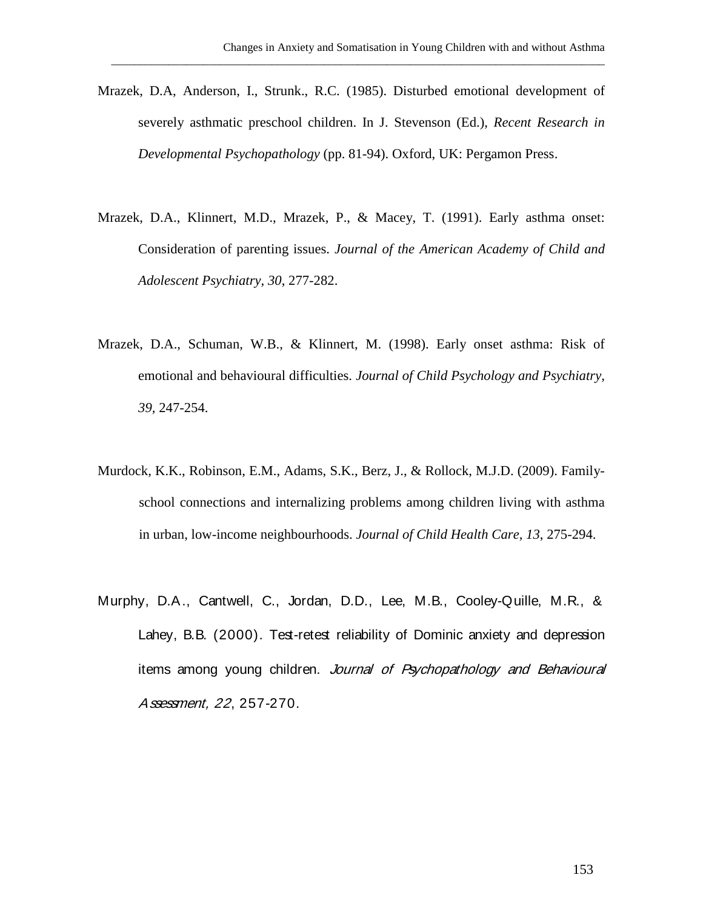Mrazek, D.A, Anderson, I., Strunk., R.C. (1985). Disturbed emotional development of severely asthmatic preschool children. In J. Stevenson (Ed.), *Recent Research in Developmental Psychopathology* (pp. 81-94). Oxford, UK: Pergamon Press.

Mrazek, D.A., Klinnert, M.D., Mrazek, P., & Macey, T. (1991). Early asthma onset: Consideration of parenting issues. *Journal of the American Academy of Child and Adolescent Psychiatry, 30*, 277-282.

Mrazek, D.A., Schuman, W.B., & Klinnert, M. (1998). Early onset asthma: Risk of emotional and behavioural difficulties. *Journal of Child Psychology and Psychiatry, 39*, 247-254.

Murdock, K.K., Robinson, E.M., Adams, S.K., Berz, J., & Rollock, M.J.D. (2009). Family-school connections and internalizing problems among children living with asthma in urban, low-income neighbourhoods. *Journal of Child Health Care, 13*, 275-294.

Murphy, D.A., Cantwell, C., Jordan, D.D., Lee, M.B., Cooley-Quille, M.R., & Lahey, B.B. (2000). Test-retest reliability of Dominic anxiety and depression items among young children. *Journal of Psychopathology and Behavioural Assessment, 22*, 257-270.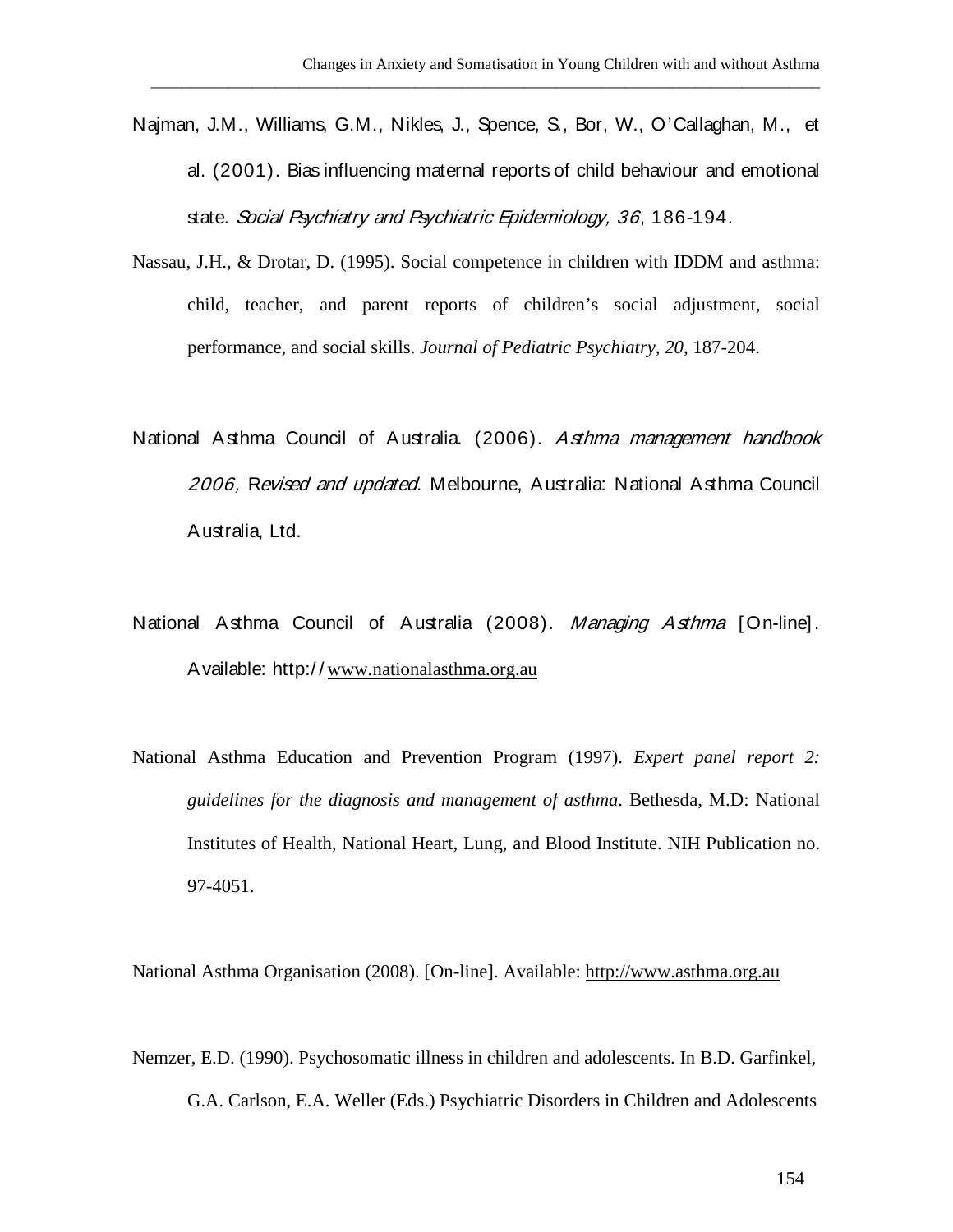Najman, J.M., Williams, G.M., Nikles, J., Spence, S., Bor, W., O'Callaghan, M., et al. (2001). Bias influencing maternal reports of child behaviour and emotional state. *Social Psychiatry and Psychiatric Epidemiology, 36*, 186-194.

Nassau, J.H., & Drotar, D. (1995). Social competence in children with IDDM and asthma: child, teacher, and parent reports of children's social adjustment, social performance, and social skills. *Journal of Pediatric Psychiatry*, *20*, 187-204.

National Asthma Council of Australia. (2006). *Asthma management handbook 2006, Revised and updated*. Melbourne, Australia: National Asthma Council Australia, Ltd.

National Asthma Council of Australia (2008). *Managing Asthma* [On-line]. Available: http:// www.nationalasthma.org.au

National Asthma Education and Prevention Program (1997). *Expert panel report 2: guidelines for the diagnosis and management of asthma*. Bethesda, M.D: National Institutes of Health, National Heart, Lung, and Blood Institute. NIH Publication no. 97-4051.

National Asthma Organisation (2008). [On-line]. Available: http://www.asthma.org.au

Nemzer, E.D. (1990). Psychosomatic illness in children and adolescents. In B.D. Garfinkel, G.A. Carlson, E.A. Weller (Eds.) Psychiatric Disorders in Children and Adolescents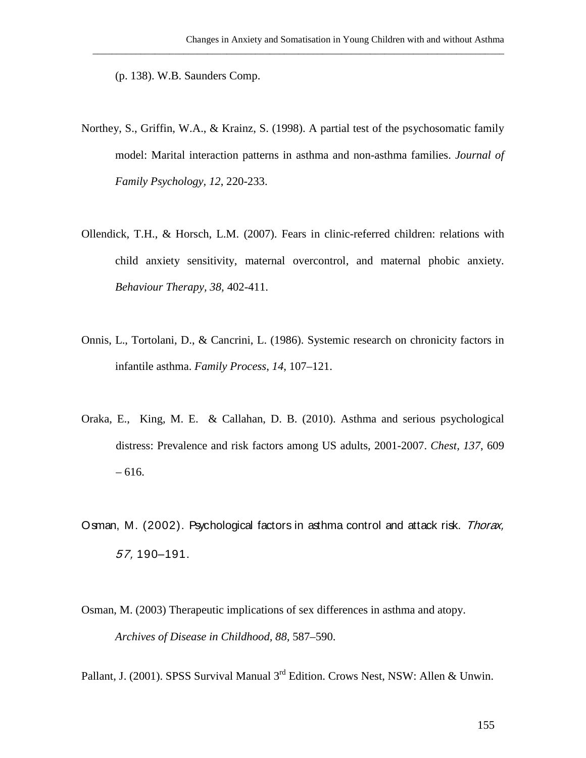(p. 138). W.B. Saunders Comp.

Northey, S., Griffin, W.A., & Krainz, S. (1998). A partial test of the psychosomatic family model: Marital interaction patterns in asthma and non-asthma families. *Journal of Family Psychology, 12*, 220-233.

Ollendick, T.H., & Horsch, L.M. (2007). Fears in clinic-referred children: relations with child anxiety sensitivity, maternal overcontrol, and maternal phobic anxiety. *Behaviour Therapy, 38,* 402-411.

Onnis, L., Tortolani, D., & Cancrini, L. (1986). Systemic research on chronicity factors in infantile asthma. *Family Process*, *14*, 107–121.

Oraka, E., King, M. E. & Callahan, D. B. (2010). Asthma and serious psychological distress: Prevalence and risk factors among US adults, 2001-2007. *Chest*, *137*, 609 – 616.

Osman, M. (2002). Psychological factors in asthma control and attack risk. *Thorax, 57,* 190–191.

Osman, M. (2003) Therapeutic implications of sex differences in asthma and atopy. *Archives of Disease in Childhood*, *88*, 587–590.

Pallant, J. (2001). SPSS Survival Manual 3rd Edition. Crows Nest, NSW: Allen & Unwin.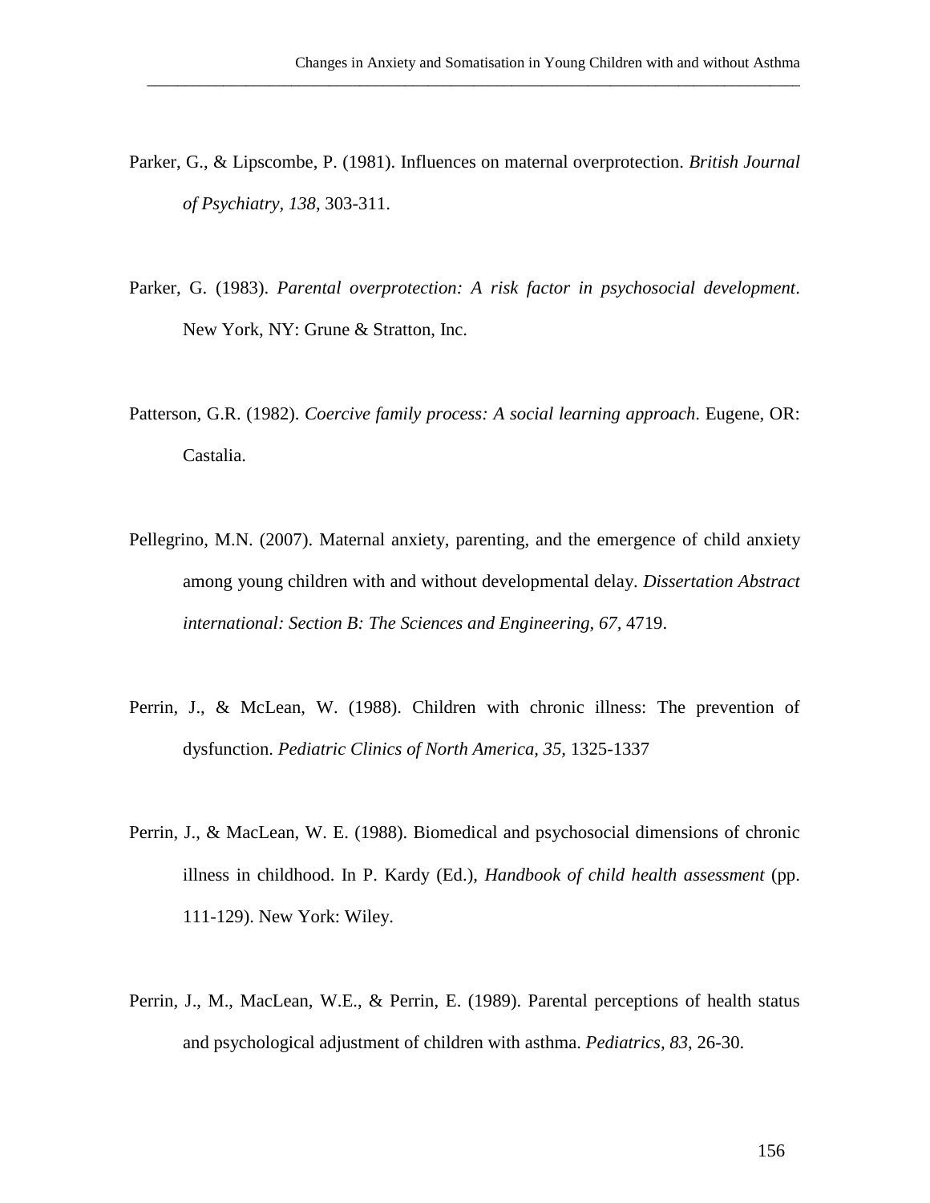Parker, G., & Lipscombe, P. (1981). Influences on maternal overprotection. *British Journal of Psychiatry*, *138*, 303-311.

Parker, G. (1983). *Parental overprotection: A risk factor in psychosocial development*. New York, NY: Grune & Stratton, Inc.

Patterson, G.R. (1982). *Coercive family process: A social learning approach*. Eugene, OR: Castalia.

Pellegrino, M.N. (2007). Maternal anxiety, parenting, and the emergence of child anxiety among young children with and without developmental delay. *Dissertation Abstract international: Section B: The Sciences and Engineering, 67*, 4719.

Perrin, J., & McLean, W. (1988). Children with chronic illness: The prevention of dysfunction. *Pediatric Clinics of North America, 35,* 1325-1337

Perrin, J., & MacLean, W. E. (1988). Biomedical and psychosocial dimensions of chronic illness in childhood. In P. Kardy (Ed.), *Handbook of child health assessment* (pp. 111-129). New York: Wiley.

Perrin, J., M., MacLean, W.E., & Perrin, E. (1989). Parental perceptions of health status and psychological adjustment of children with asthma. *Pediatrics, 83*, 26-30.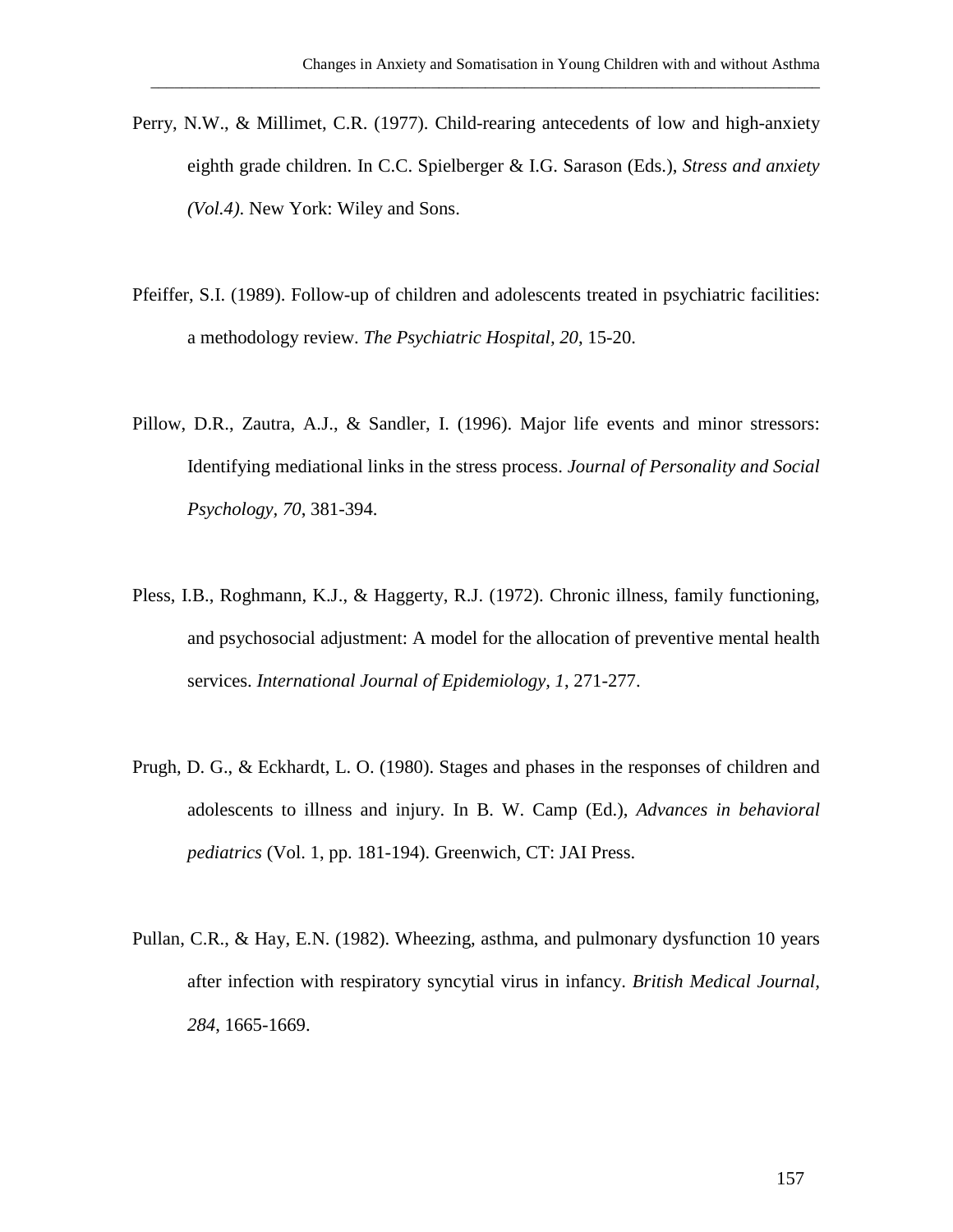Perry, N.W., & Millimet, C.R. (1977). Child-rearing antecedents of low and high-anxiety eighth grade children. In C.C. Spielberger & I.G. Sarason (Eds.), *Stress and anxiety (Vol.4)*. New York: Wiley and Sons.

Pfeiffer, S.I. (1989). Follow-up of children and adolescents treated in psychiatric facilities: a methodology review. *The Psychiatric Hospital, 20*, 15-20.

Pillow, D.R., Zautra, A.J., & Sandler, I. (1996). Major life events and minor stressors: Identifying mediational links in the stress process. *Journal of Personality and Social Psychology, 70*, 381-394.

Pless, I.B., Roghmann, K.J., & Haggerty, R.J. (1972). Chronic illness, family functioning, and psychosocial adjustment: A model for the allocation of preventive mental health services. *International Journal of Epidemiology, 1*, 271-277.

Prugh, D. G., & Eckhardt, L. O. (1980). Stages and phases in the responses of children and adolescents to illness and injury. In B. W. Camp (Ed.), *Advances in behavioral pediatrics* (Vol. 1, pp. 181-194). Greenwich, CT: JAI Press.

Pullan, C.R., & Hay, E.N. (1982). Wheezing, asthma, and pulmonary dysfunction 10 years after infection with respiratory syncytial virus in infancy. *British Medical Journal, 284*, 1665-1669.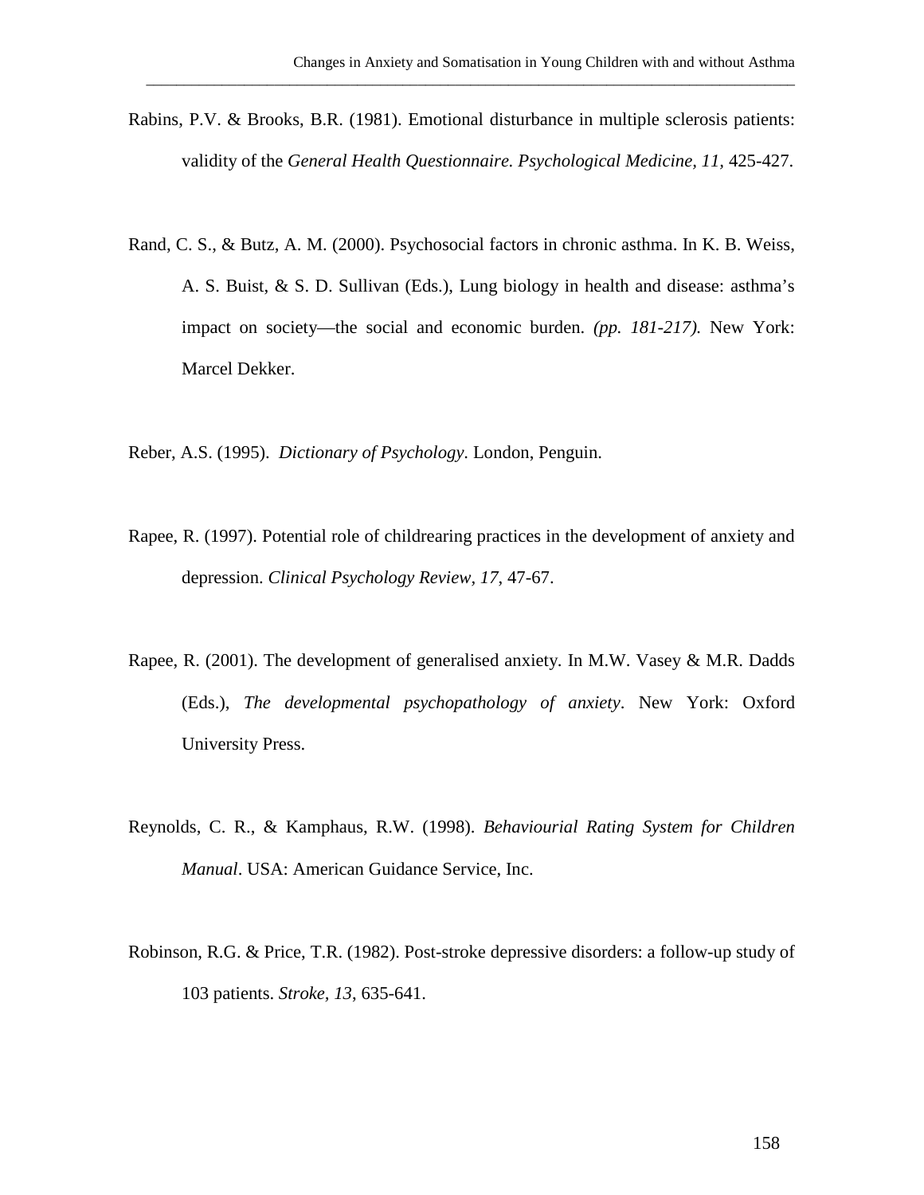Rabins, P.V. & Brooks, B.R. (1981). Emotional disturbance in multiple sclerosis patients: validity of the *General Health Questionnaire. Psychological Medicine, 11*, 425-427.

Rand, C. S., & Butz, A. M. (2000). Psychosocial factors in chronic asthma. In K. B. Weiss, A. S. Buist, & S. D. Sullivan (Eds.), Lung biology in health and disease: asthma's impact on society—the social and economic burden. *(pp. 181-217).* New York: Marcel Dekker.

Reber, A.S. (1995). *Dictionary of Psychology*. London, Penguin.

Rapee, R. (1997). Potential role of childrearing practices in the development of anxiety and depression. *Clinical Psychology Review, 17*, 47-67.

Rapee, R. (2001). The development of generalised anxiety. In M.W. Vasey & M.R. Dadds (Eds.), *The developmental psychopathology of anxiety*. New York: Oxford University Press.

Reynolds, C. R., & Kamphaus, R.W. (1998). *Behaviourial Rating System for Children Manual*. USA: American Guidance Service, Inc.

Robinson, R.G. & Price, T.R. (1982). Post-stroke depressive disorders: a follow-up study of 103 patients. *Stroke, 13*, 635-641.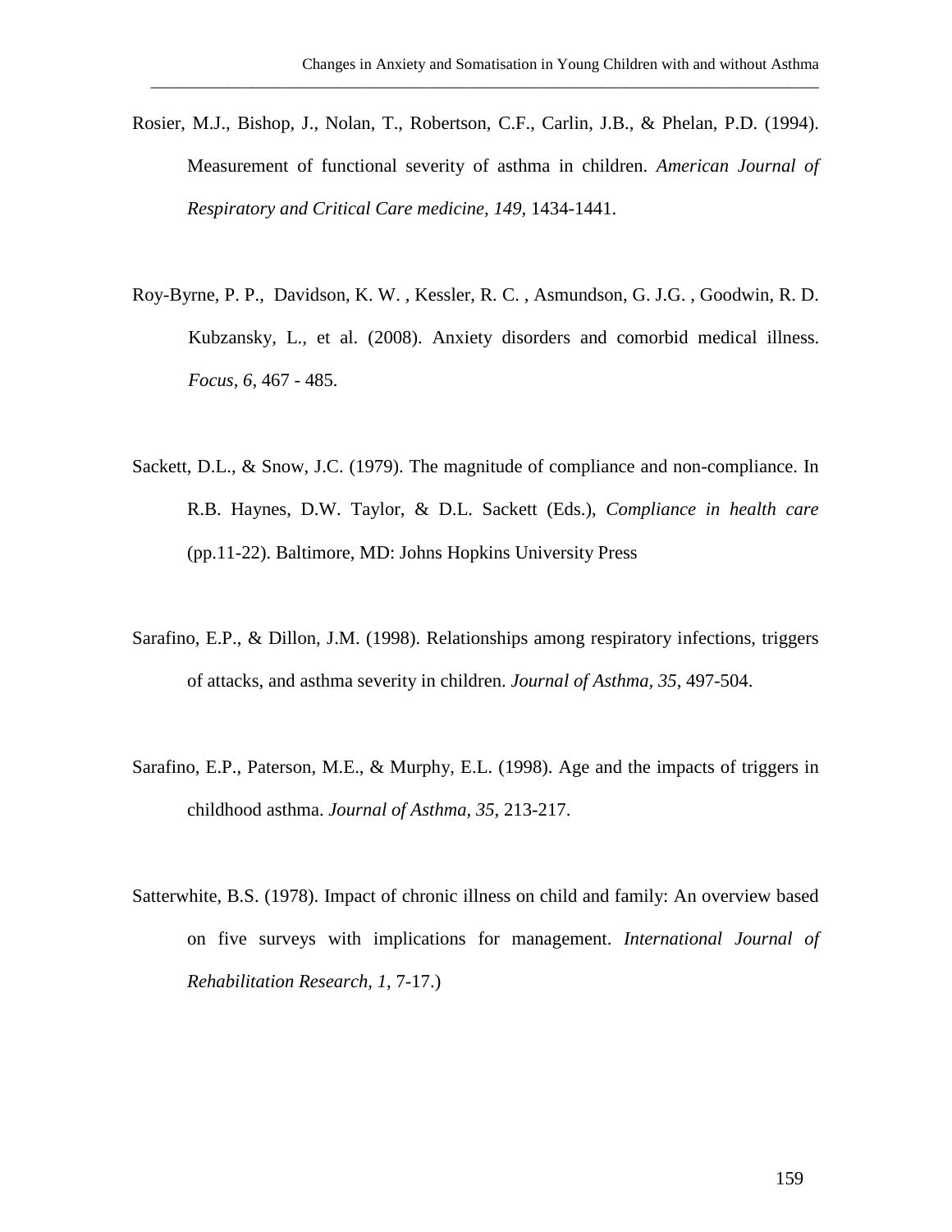Rosier, M.J., Bishop, J., Nolan, T., Robertson, C.F., Carlin, J.B., & Phelan, P.D. (1994). Measurement of functional severity of asthma in children. *American Journal of Respiratory and Critical Care medicine, 149*, 1434-1441.

Roy-Byrne, P. P., Davidson, K. W. , Kessler, R. C. , Asmundson, G. J.G. , Goodwin, R. D. Kubzansky, L., et al. (2008). Anxiety disorders and comorbid medical illness. *Focus*, *6*, 467 - 485.

Sackett, D.L., & Snow, J.C. (1979). The magnitude of compliance and non-compliance. In R.B. Haynes, D.W. Taylor, & D.L. Sackett (Eds.), *Compliance in health care* (pp.11-22). Baltimore, MD: Johns Hopkins University Press

Sarafino, E.P., & Dillon, J.M. (1998). Relationships among respiratory infections, triggers of attacks, and asthma severity in children. *Journal of Asthma, 35*, 497-504.

Sarafino, E.P., Paterson, M.E., & Murphy, E.L. (1998). Age and the impacts of triggers in childhood asthma. *Journal of Asthma, 35*, 213-217.

Satterwhite, B.S. (1978). Impact of chronic illness on child and family: An overview based on five surveys with implications for management. *International Journal of Rehabilitation Research*, *1*, 7-17.)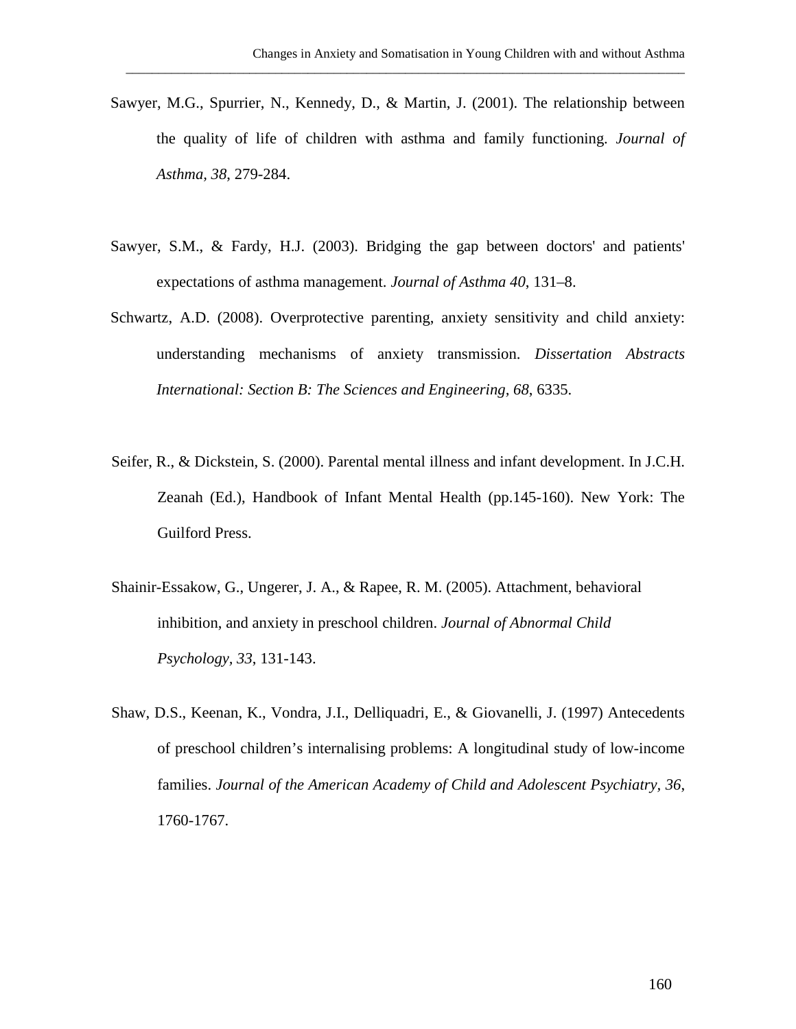Sawyer, M.G., Spurrier, N., Kennedy, D., & Martin, J. (2001). The relationship between the quality of life of children with asthma and family functioning. *Journal of Asthma, 38*, 279-284.

Sawyer, S.M., & Fardy, H.J. (2003). Bridging the gap between doctors' and patients' expectations of asthma management. *Journal of Asthma 40*, 131–8.

Schwartz, A.D. (2008). Overprotective parenting, anxiety sensitivity and child anxiety: understanding mechanisms of anxiety transmission. *Dissertation Abstracts International: Section B: The Sciences and Engineering, 68*, 6335.

Seifer, R., & Dickstein, S. (2000). Parental mental illness and infant development. In J.C.H. Zeanah (Ed.), Handbook of Infant Mental Health (pp.145-160). New York: The Guilford Press.

Shainir-Essakow, G., Ungerer, J. A., & Rapee, R. M. (2005). Attachment, behavioral inhibition, and anxiety in preschool children. *Journal of Abnormal Child Psychology, 33*, 131-143.

Shaw, D.S., Keenan, K., Vondra, J.I., Delliquadri, E., & Giovanelli, J. (1997) Antecedents of preschool children's internalising problems: A longitudinal study of low-income families. *Journal of the American Academy of Child and Adolescent Psychiatry, 36*, 1760-1767.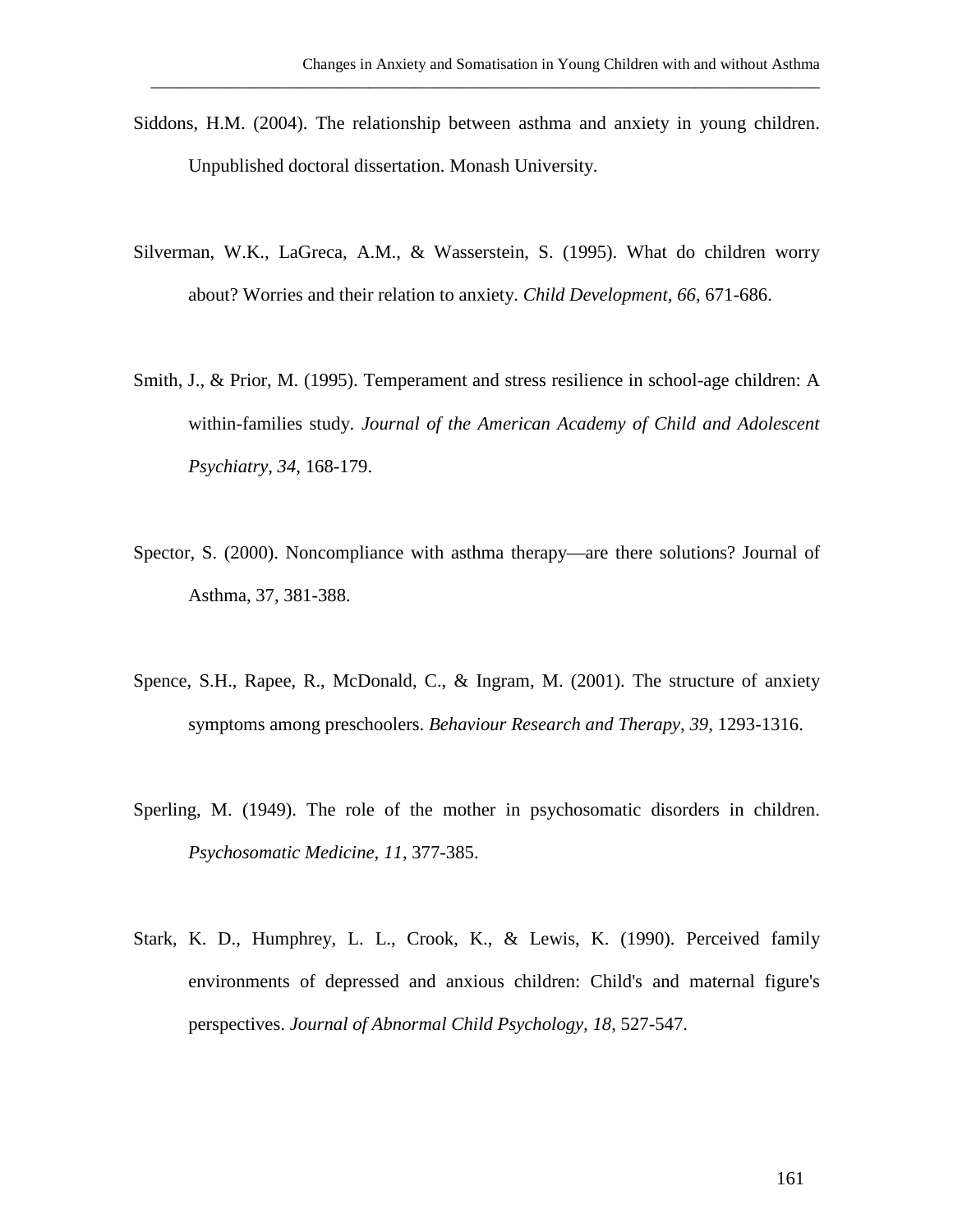Siddons, H.M. (2004). The relationship between asthma and anxiety in young children. Unpublished doctoral dissertation. Monash University.

Silverman, W.K., LaGreca, A.M., & Wasserstein, S. (1995). What do children worry about? Worries and their relation to anxiety. *Child Development, 66*, 671-686.

Smith, J., & Prior, M. (1995). Temperament and stress resilience in school-age children: A within-families study. *Journal of the American Academy of Child and Adolescent Psychiatry, 34*, 168-179.

Spector, S. (2000). Noncompliance with asthma therapy—are there solutions? Journal of Asthma, 37, 381-388.

Spence, S.H., Rapee, R., McDonald, C., & Ingram, M. (2001). The structure of anxiety symptoms among preschoolers. *Behaviour Research and Therapy, 39*, 1293-1316.

Sperling, M. (1949). The role of the mother in psychosomatic disorders in children. *Psychosomatic Medicine, 11*, 377-385.

Stark, K. D., Humphrey, L. L., Crook, K., & Lewis, K. (1990). Perceived family environments of depressed and anxious children: Child's and maternal figure's perspectives. *Journal of Abnormal Child Psychology, 18*, 527-547.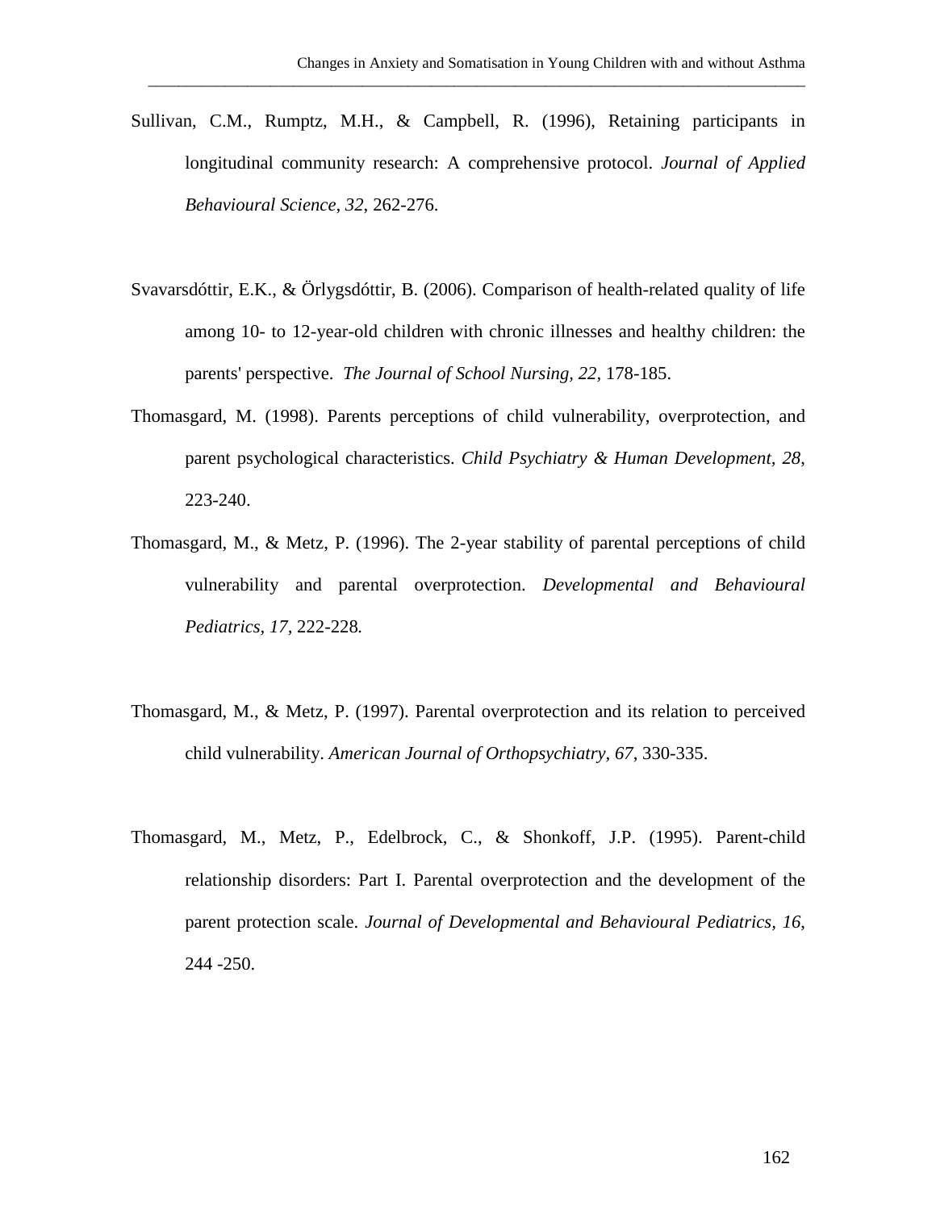Sullivan, C.M., Rumptz, M.H., & Campbell, R. (1996), Retaining participants in longitudinal community research: A comprehensive protocol. *Journal of Applied Behavioural Science, 32*, 262-276.

Svavarsdóttir, E.K., & Örlygsdóttir, B. (2006). Comparison of health-related quality of life among 10- to 12-year-old children with chronic illnesses and healthy children: the parents' perspective. *The Journal of School Nursing, 22,* 178-185.

Thomasgard, M. (1998). Parents perceptions of child vulnerability, overprotection, and parent psychological characteristics. *Child Psychiatry & Human Development, 28*, 223-240.

Thomasgard, M., & Metz, P. (1996). The 2-year stability of parental perceptions of child vulnerability and parental overprotection. *Developmental and Behavioural Pediatrics, 17,* 222-228*.*

Thomasgard, M., & Metz, P. (1997). Parental overprotection and its relation to perceived child vulnerability. *American Journal of Orthopsychiatry, 67*, 330-335.

Thomasgard, M., Metz, P., Edelbrock, C., & Shonkoff, J.P. (1995). Parent-child relationship disorders: Part I. Parental overprotection and the development of the parent protection scale. *Journal of Developmental and Behavioural Pediatrics, 16*, 244 -250.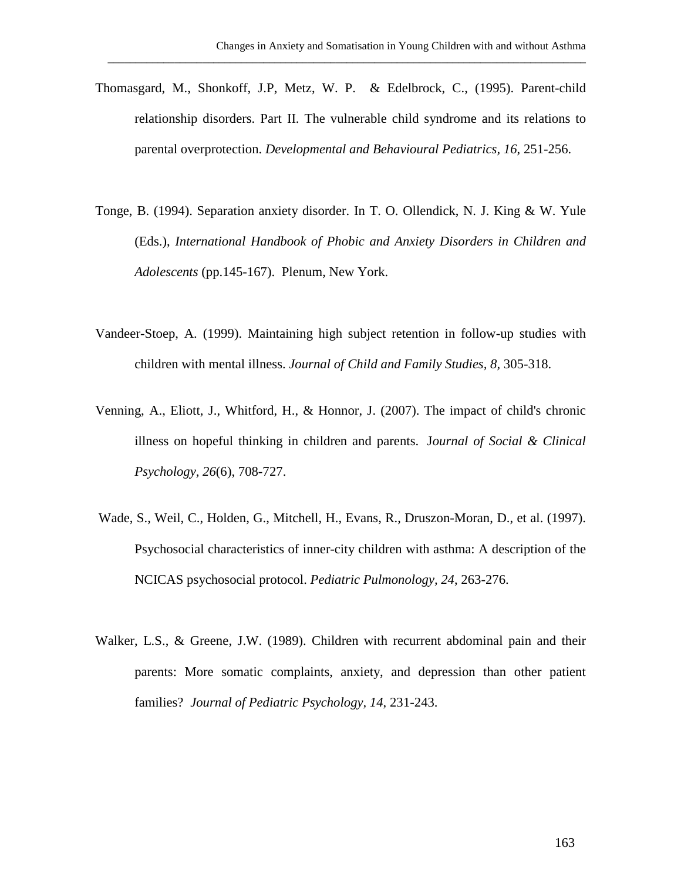Thomasgard, M., Shonkoff, J.P, Metz, W. P. & Edelbrock, C., (1995). Parent-child relationship disorders. Part II. The vulnerable child syndrome and its relations to parental overprotection. *Developmental and Behavioural Pediatrics, 16*, 251-256.

Tonge, B. (1994). Separation anxiety disorder. In T. O. Ollendick, N. J. King & W. Yule (Eds.), *International Handbook of Phobic and Anxiety Disorders in Children and Adolescents* (pp.145-167). Plenum, New York.

Vandeer-Stoep, A. (1999). Maintaining high subject retention in follow-up studies with children with mental illness. *Journal of Child and Family Studies, 8*, 305-318.

Venning, A., Eliott, J., Whitford, H., & Honnor, J. (2007). The impact of child's chronic illness on hopeful thinking in children and parents. J*ournal of Social & Clinical Psychology, 26*(6), 708-727.

Wade, S., Weil, C., Holden, G., Mitchell, H., Evans, R., Druszon-Moran, D., et al. (1997). Psychosocial characteristics of inner-city children with asthma: A description of the NCICAS psychosocial protocol. *Pediatric Pulmonology, 24*, 263-276.

Walker, L.S., & Greene, J.W. (1989). Children with recurrent abdominal pain and their parents: More somatic complaints, anxiety, and depression than other patient families? *Journal of Pediatric Psychology, 14*, 231-243.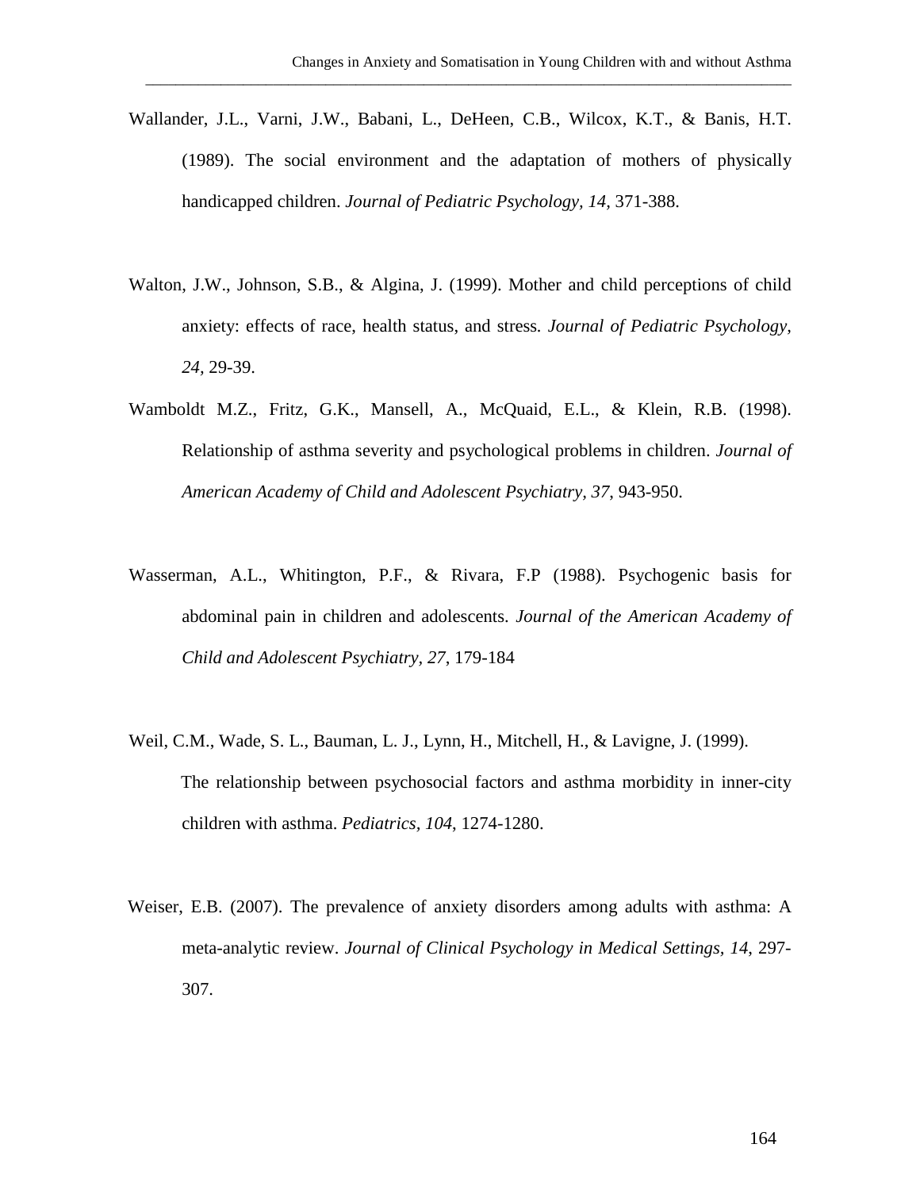Wallander, J.L., Varni, J.W., Babani, L., DeHeen, C.B., Wilcox, K.T., & Banis, H.T. (1989). The social environment and the adaptation of mothers of physically handicapped children. *Journal of Pediatric Psychology, 14*, 371-388.

Walton, J.W., Johnson, S.B., & Algina, J. (1999). Mother and child perceptions of child anxiety: effects of race, health status, and stress. *Journal of Pediatric Psychology, 24*, 29-39.

Wamboldt M.Z., Fritz, G.K., Mansell, A., McQuaid, E.L., & Klein, R.B. (1998). Relationship of asthma severity and psychological problems in children. *Journal of American Academy of Child and Adolescent Psychiatry, 37*, 943-950.

Wasserman, A.L., Whitington, P.F., & Rivara, F.P (1988). Psychogenic basis for abdominal pain in children and adolescents. *Journal of the American Academy of Child and Adolescent Psychiatry, 27*, 179-184

Weil, C.M., Wade, S. L., Bauman, L. J., Lynn, H., Mitchell, H., & Lavigne, J. (1999). The relationship between psychosocial factors and asthma morbidity in inner-city children with asthma. *Pediatrics, 104*, 1274-1280.

Weiser, E.B. (2007). The prevalence of anxiety disorders among adults with asthma: A meta-analytic review. *Journal of Clinical Psychology in Medical Settings, 14*, 297-307.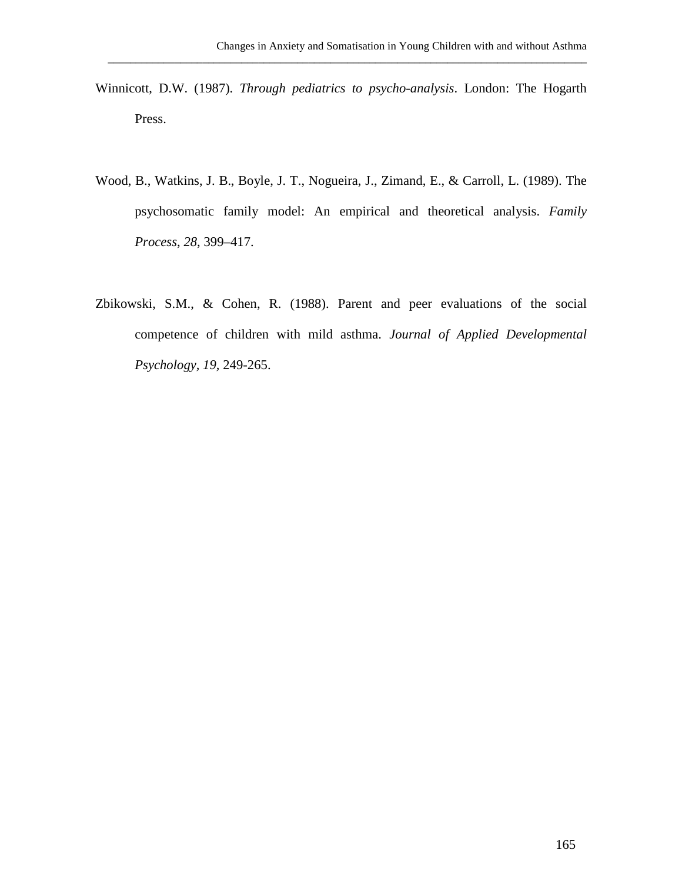Winnicott, D.W. (1987). *Through pediatrics to psycho-analysis*. London: The Hogarth Press.

Wood, B., Watkins, J. B., Boyle, J. T., Nogueira, J., Zimand, E., & Carroll, L. (1989). The psychosomatic family model: An empirical and theoretical analysis. *Family Process*, *28*, 399–417.

Zbikowski, S.M., & Cohen, R. (1988). Parent and peer evaluations of the social competence of children with mild asthma. *Journal of Applied Developmental Psychology*, *19*, 249-265.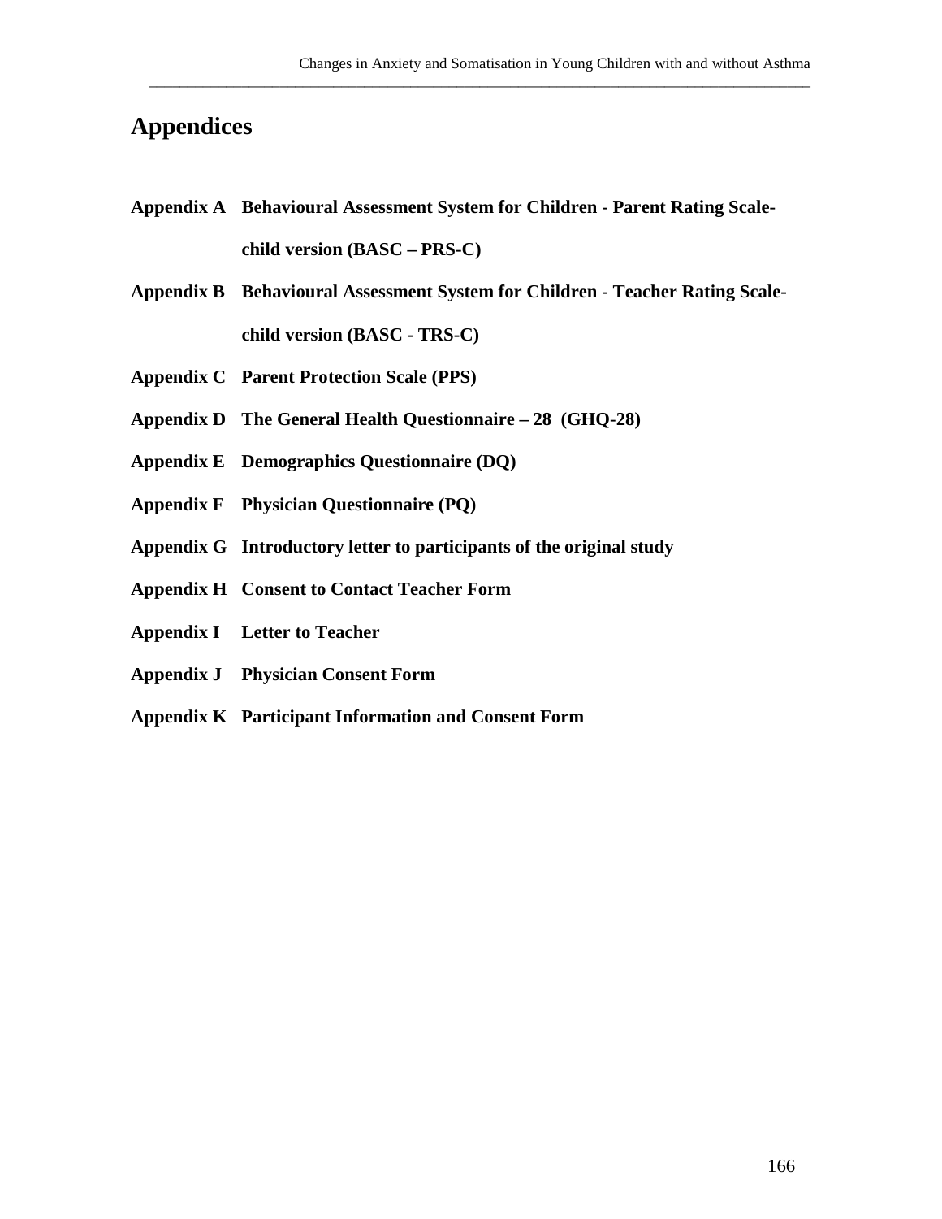# Appendices

**Appendix A Behavioural Assessment System for Children - Parent Rating Scale-child version (BASC – PRS-C)**

**Appendix B Behavioural Assessment System for Children - Teacher Rating Scale-child version (BASC - TRS-C)**

**Appendix C Parent Protection Scale (PPS)**

**Appendix D The General Health Questionnaire – 28 (GHQ-28)**

**Appendix E Demographics Questionnaire (DQ)**

**Appendix F Physician Questionnaire (PQ)**

**Appendix G Introductory letter to participants of the original study**

**Appendix H Consent to Contact Teacher Form**

**Appendix I Letter to Teacher**

**Appendix J Physician Consent Form**

**Appendix K Participant Information and Consent Form**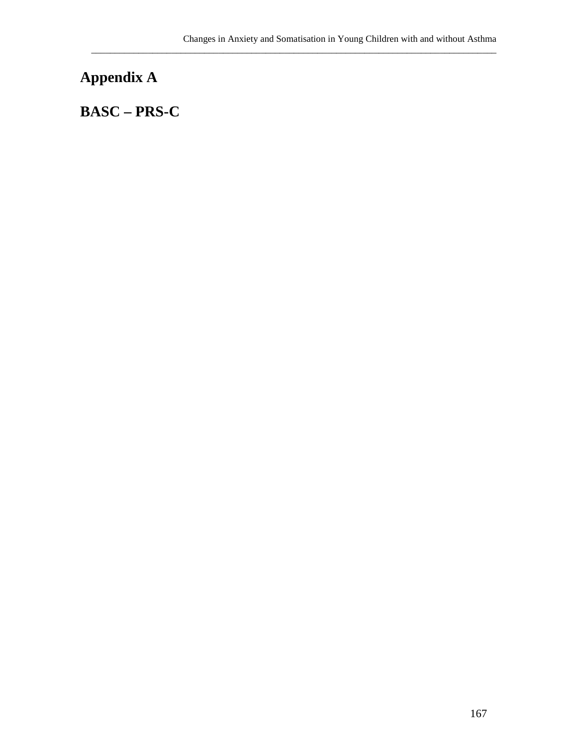# Appendix A

# BASC – PRS-C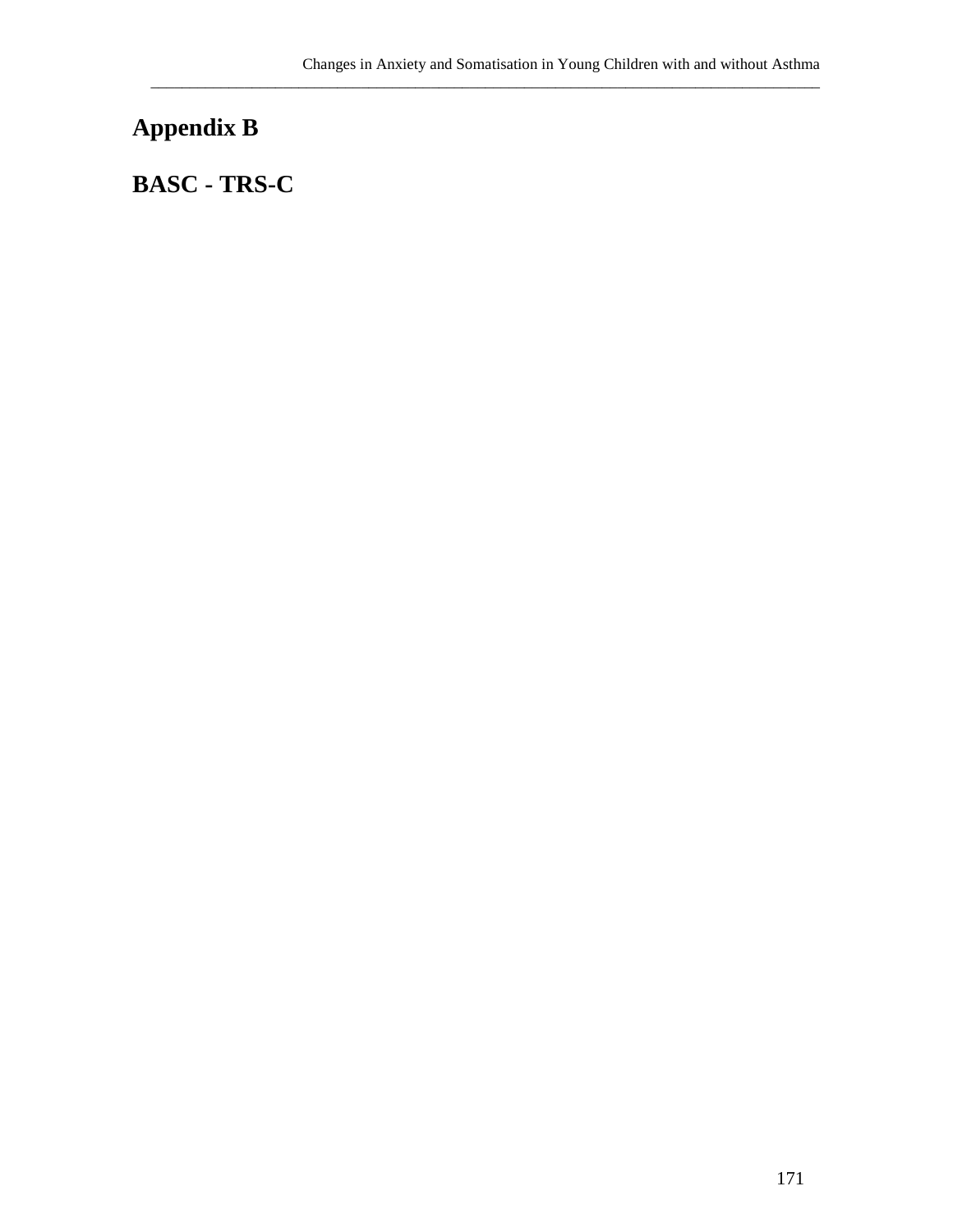# Appendix B

# BASC - TRS-C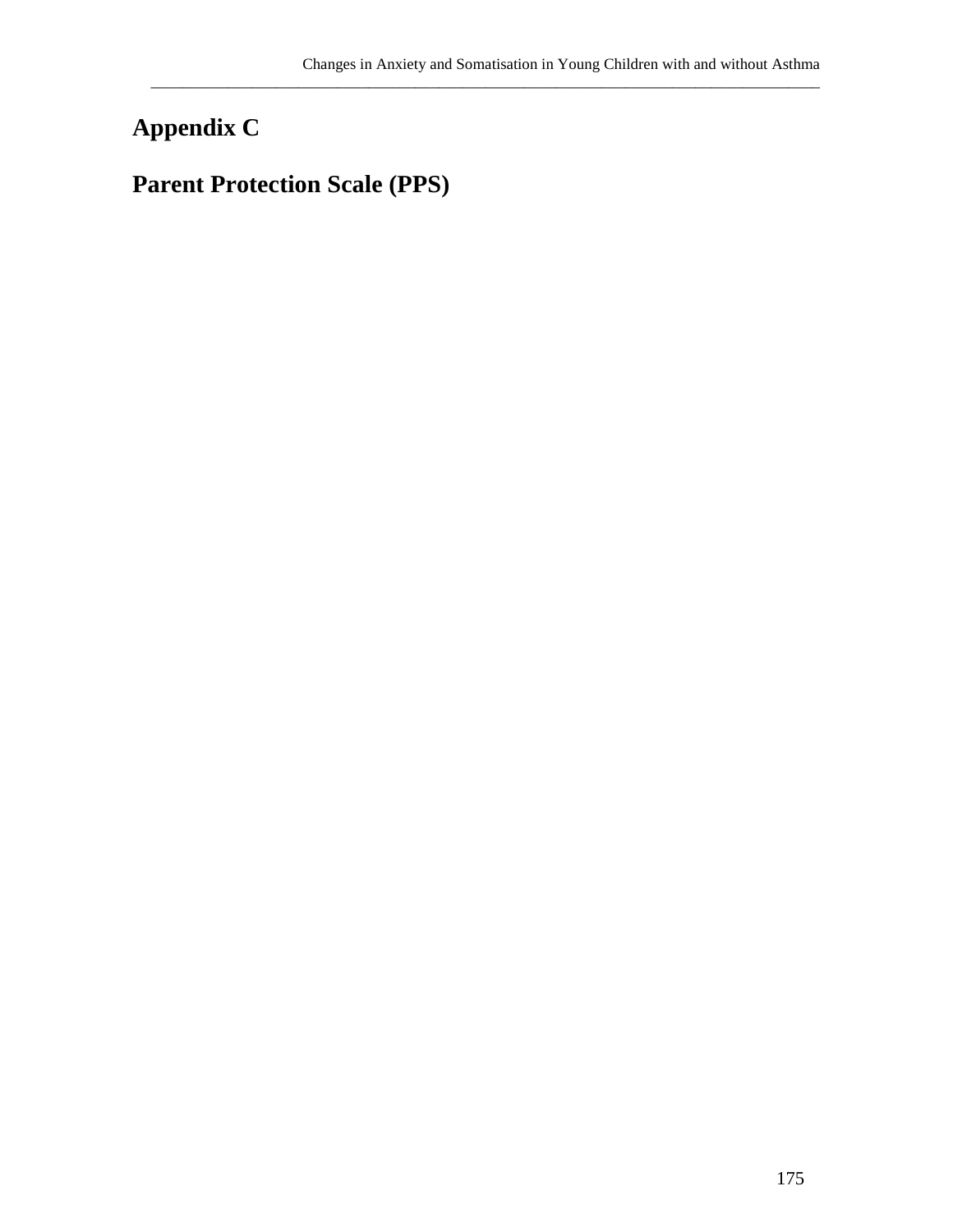# Appendix C

# Parent Protection Scale (PPS)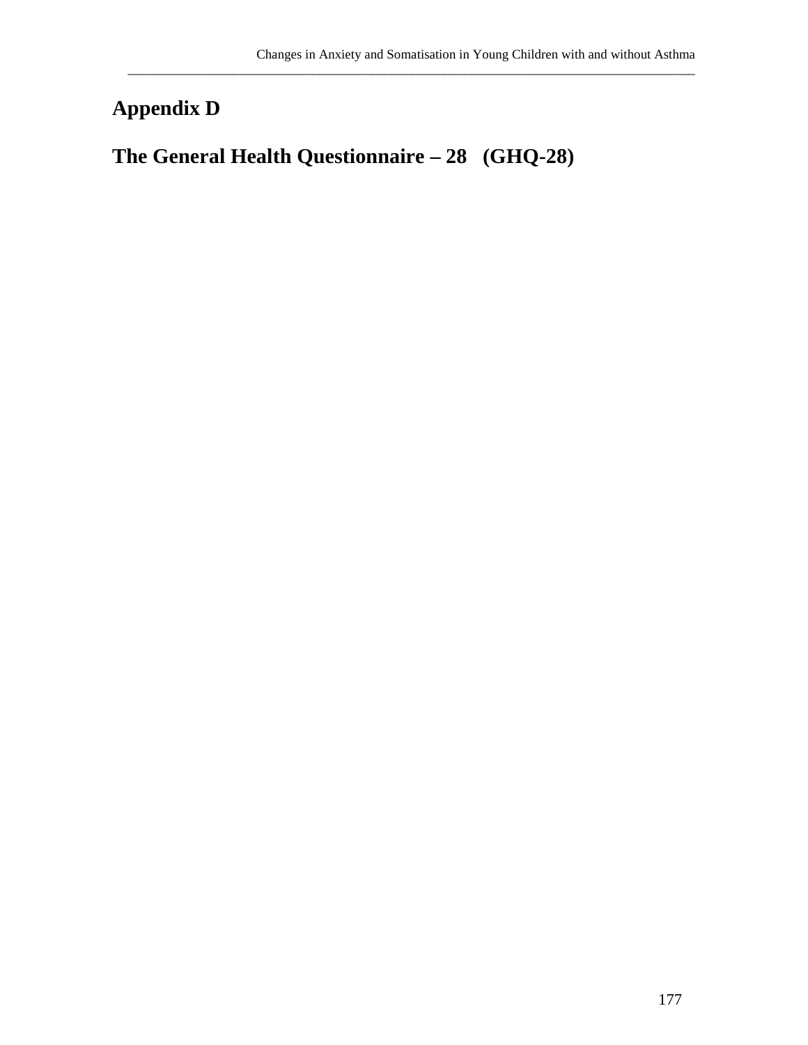# Appendix D

# The General Health Questionnaire – 28 (GHQ-28)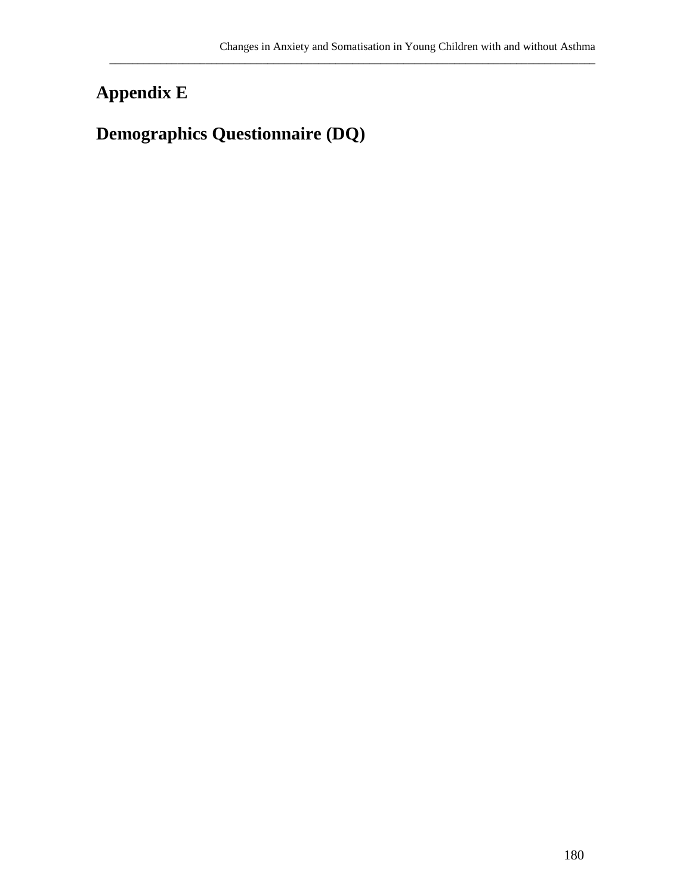# Appendix E

# Demographics Questionnaire (DQ)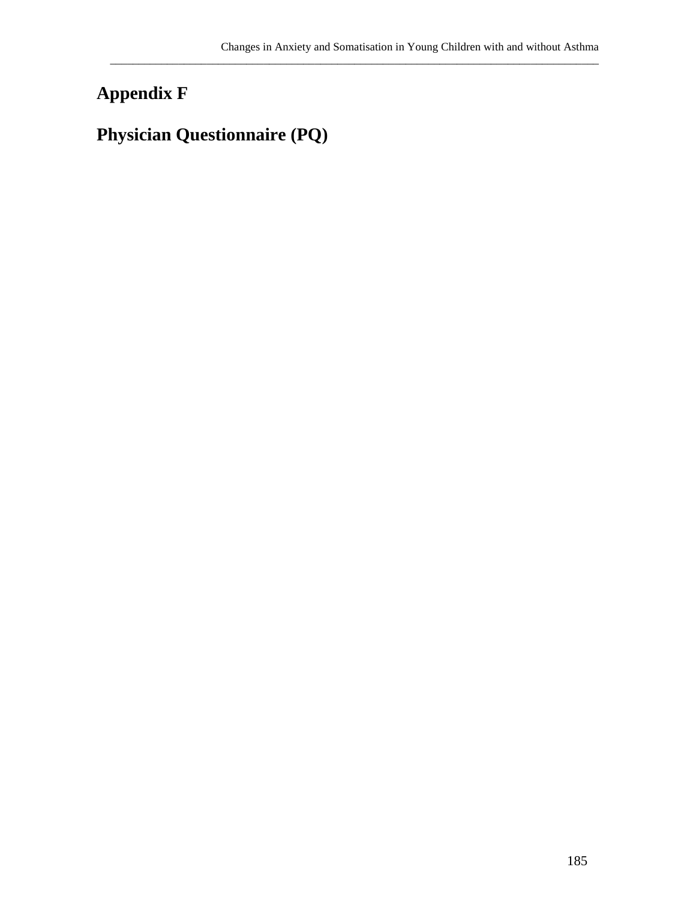# Appendix F

# Physician Questionnaire (PQ)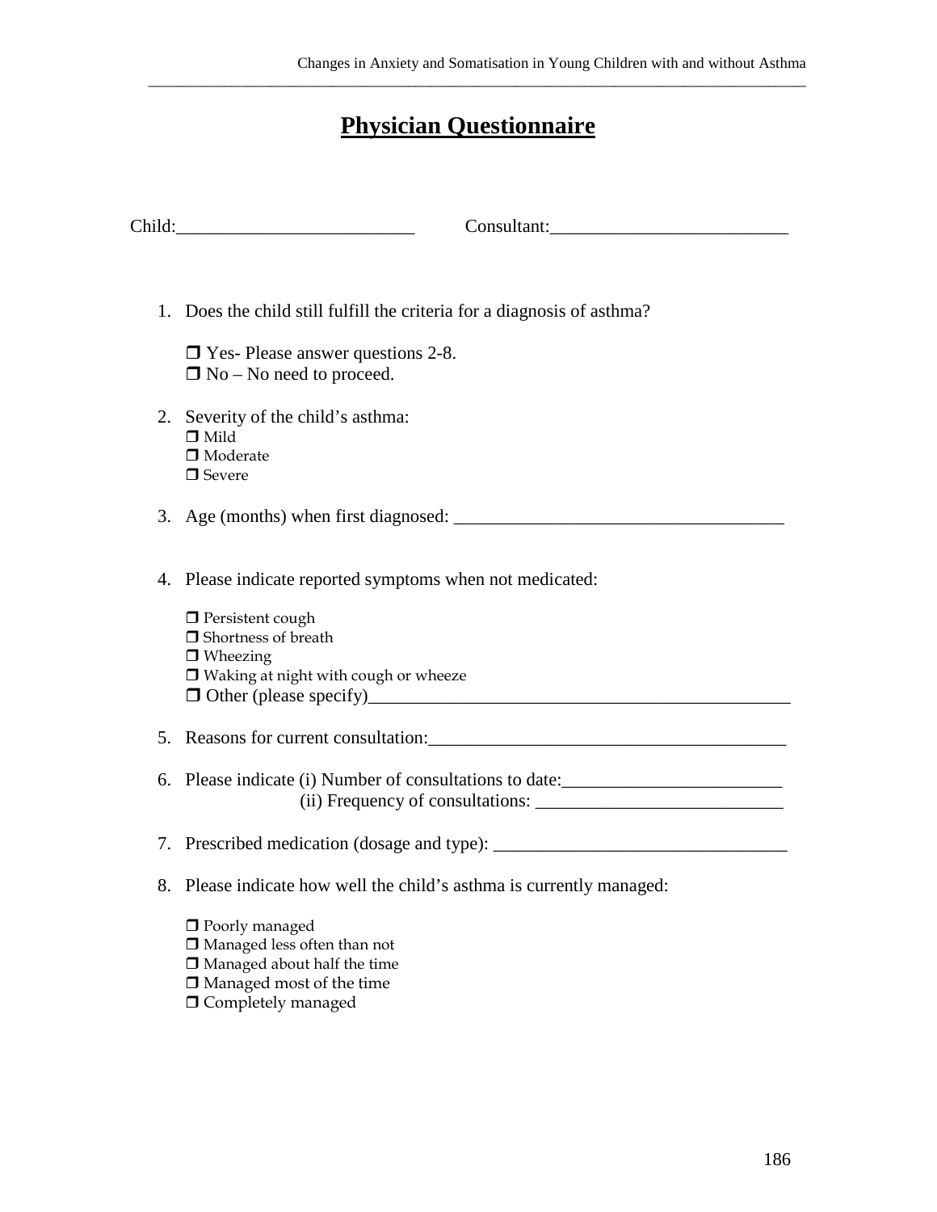# Physician Questionnaire

Child:_________________________ Consultant:_________________________

1. Does the child still fulfill the criteria for a diagnosis of asthma?

   ❒ Yes- Please answer questions 2-8.
   ❒ No – No need to proceed.

2. Severity of the child's asthma:
   ❒ Mild
   ❒ Moderate
   ❒ Severe

3. Age (months) when first diagnosed: ___________________________________

4. Please indicate reported symptoms when not medicated:

   ❒ Persistent cough
   ❒ Shortness of breath
   ❒ Wheezing
   ❒ Waking at night with cough or wheeze
   ❒ Other (please specify)_____________________________________________

5. Reasons for current consultation:_____________________________________

6. Please indicate (i) Number of consultations to date:________________________
   (ii) Frequency of consultations: ___________________________

7. Prescribed medication (dosage and type): ________________________________

8. Please indicate how well the child's asthma is currently managed:

   ❒ Poorly managed
   ❒ Managed less often than not
   ❒ Managed about half the time
   ❒ Managed most of the time
   ❒ Completely managed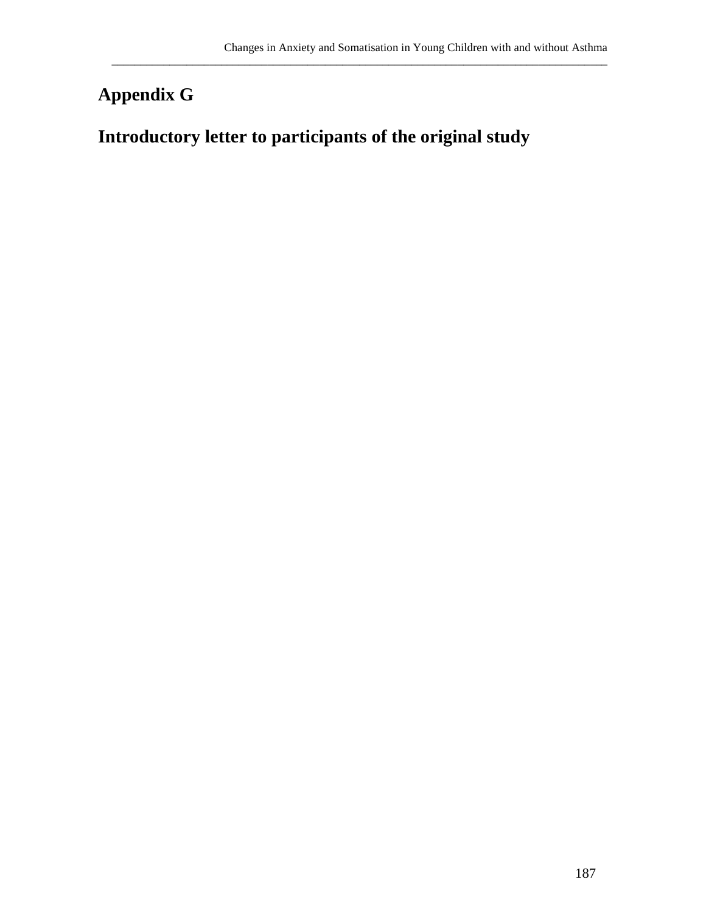# Appendix G

# Introductory letter to participants of the original study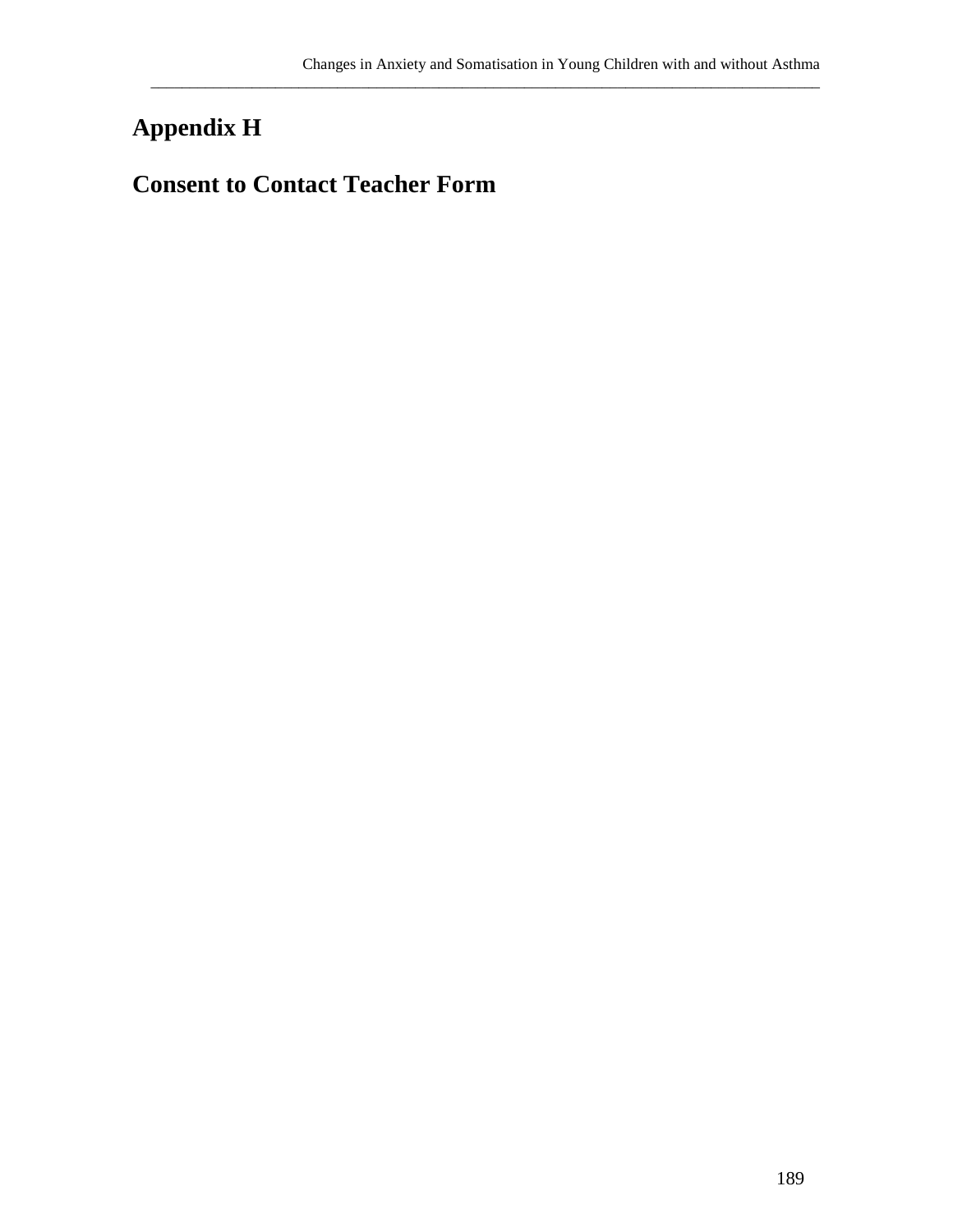# Appendix H

# Consent to Contact Teacher Form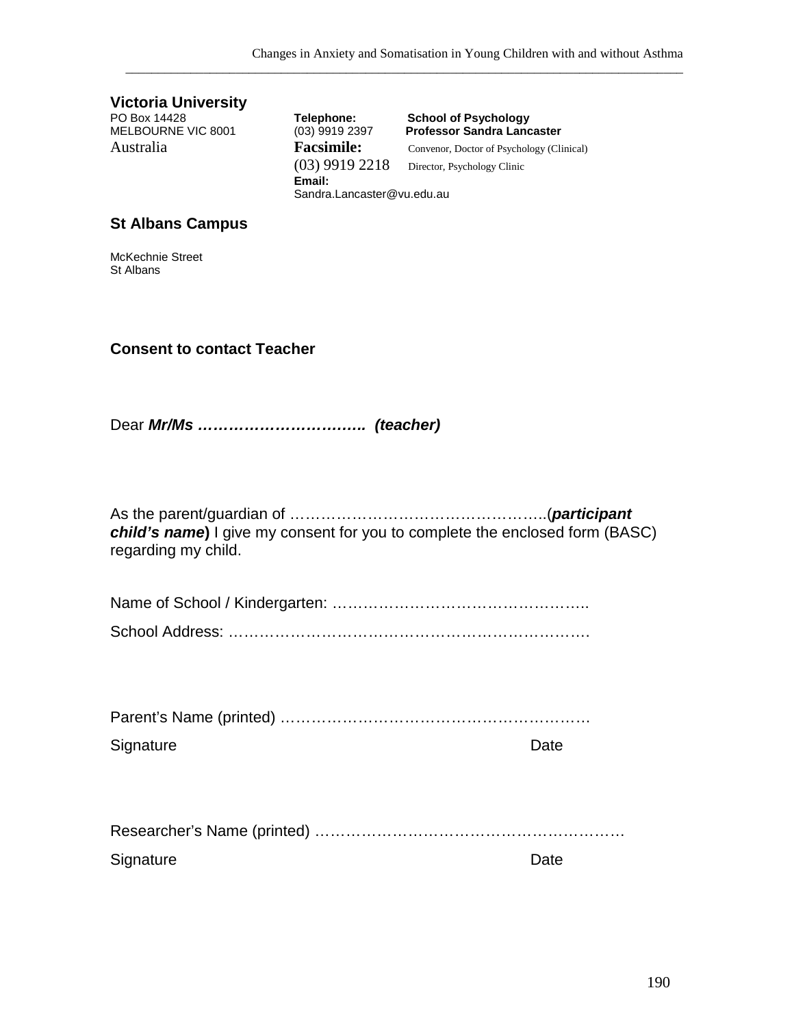**Victoria University**
PO Box 14428
MELBOURNE VIC 8001
Australia

**Telephone:**
(03) 9919 2397
**Facsimile:**
(03) 9919 2218
**Email:**
Sandra.Lancaster@vu.edu.au

**School of Psychology**
**Professor Sandra Lancaster**
Convenor, Doctor of Psychology (Clinical)
Director, Psychology Clinic

**St Albans Campus**

McKechnie Street
St Albans

**Consent to contact Teacher**

Dear ***Mr/Ms ………………………….. (teacher)***

As the parent/guardian of …………………….…………………..(***participant child's name***) I give my consent for you to complete the enclosed form (BASC) regarding my child.

Name of School / Kindergarten: ………………………………………..

School Address: ……………………………………………………………

Parent's Name (printed) …………………………………………………

Signature                                                                 Date

Researcher's Name (printed) ……………………….…………………………

Signature                                                                 Date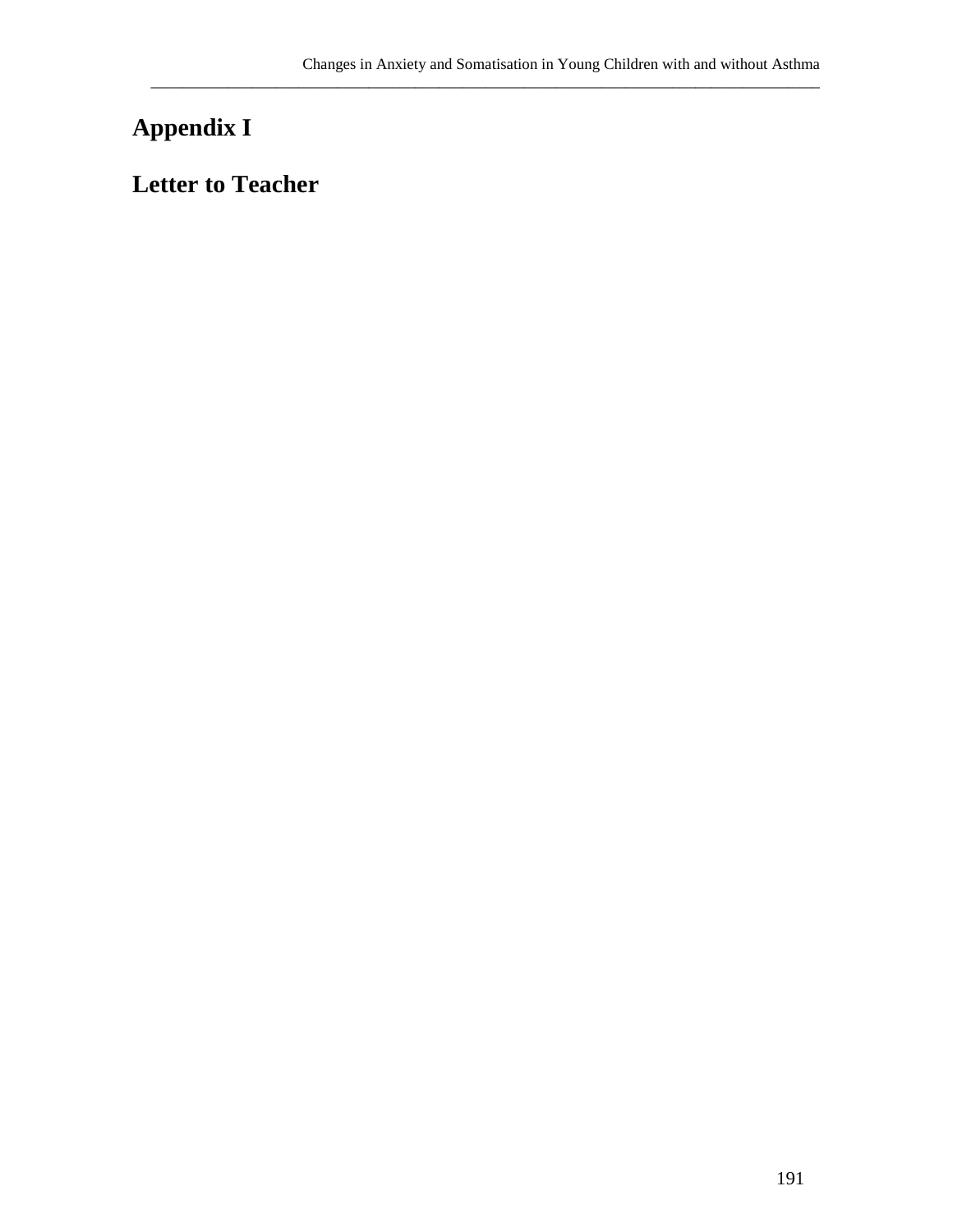# Appendix I

# Letter to Teacher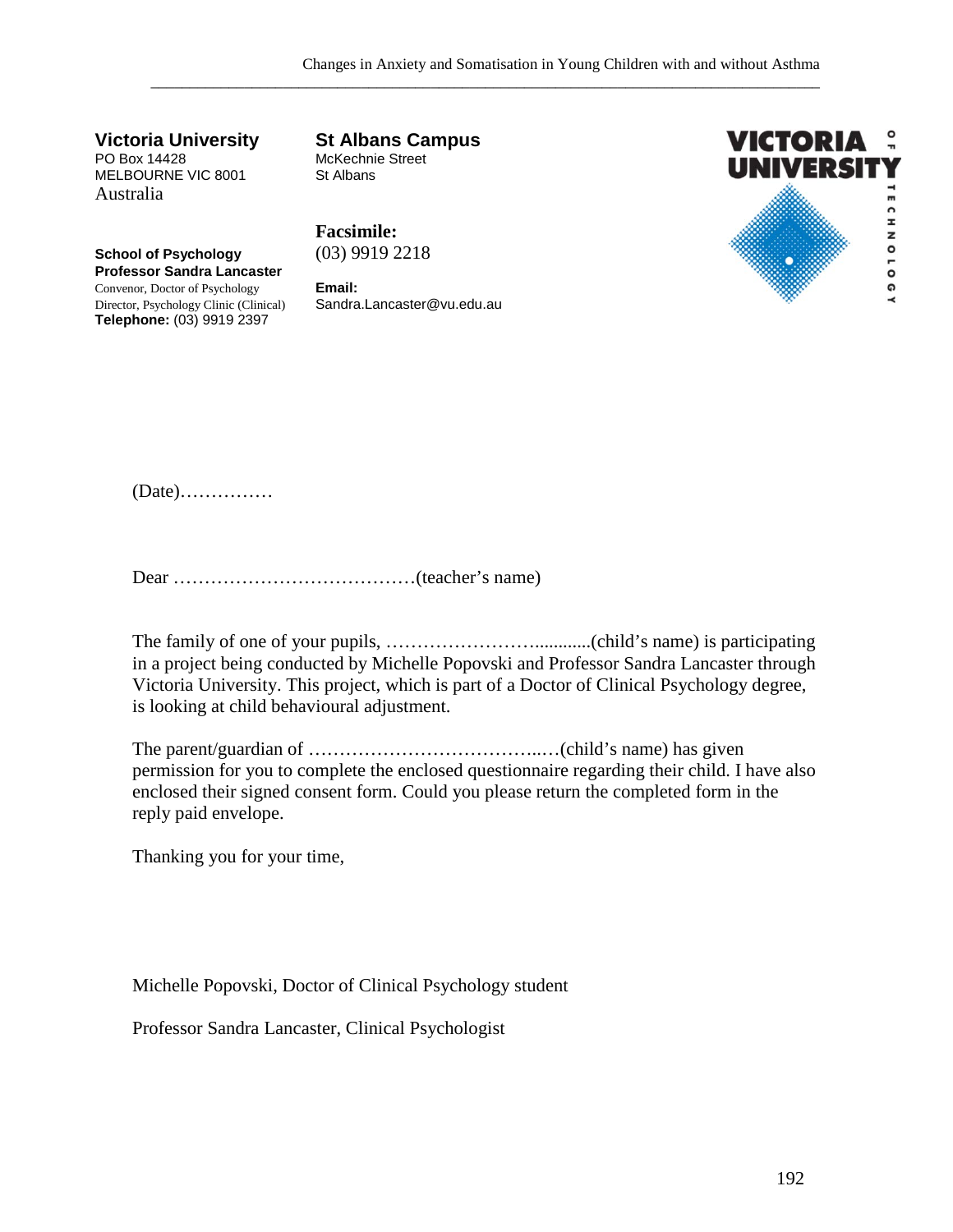**Victoria University**
PO Box 14428
MELBOURNE VIC 8001
Australia

**School of Psychology**
**Professor Sandra Lancaster**
Convenor, Doctor of Psychology
Director, Psychology Clinic (Clinical)
**Telephone:** (03) 9919 2397

**St Albans Campus**
McKechnie Street
St Albans

**Facsimile:**
(03) 9919 2218

**Email:**
Sandra.Lancaster@vu.edu.au

VICTORIA UNIVERSITY OF TECHNOLOGY

(Date)……………

Dear …………………………………(teacher's name)

The family of one of your pupils, ……………………............(child's name) is participating in a project being conducted by Michelle Popovski and Professor Sandra Lancaster through Victoria University. This project, which is part of a Doctor of Clinical Psychology degree, is looking at child behavioural adjustment.

The parent/guardian of ………………………………..…(child's name) has given permission for you to complete the enclosed questionnaire regarding their child. I have also enclosed their signed consent form. Could you please return the completed form in the reply paid envelope.

Thanking you for your time,

Michelle Popovski, Doctor of Clinical Psychology student

Professor Sandra Lancaster, Clinical Psychologist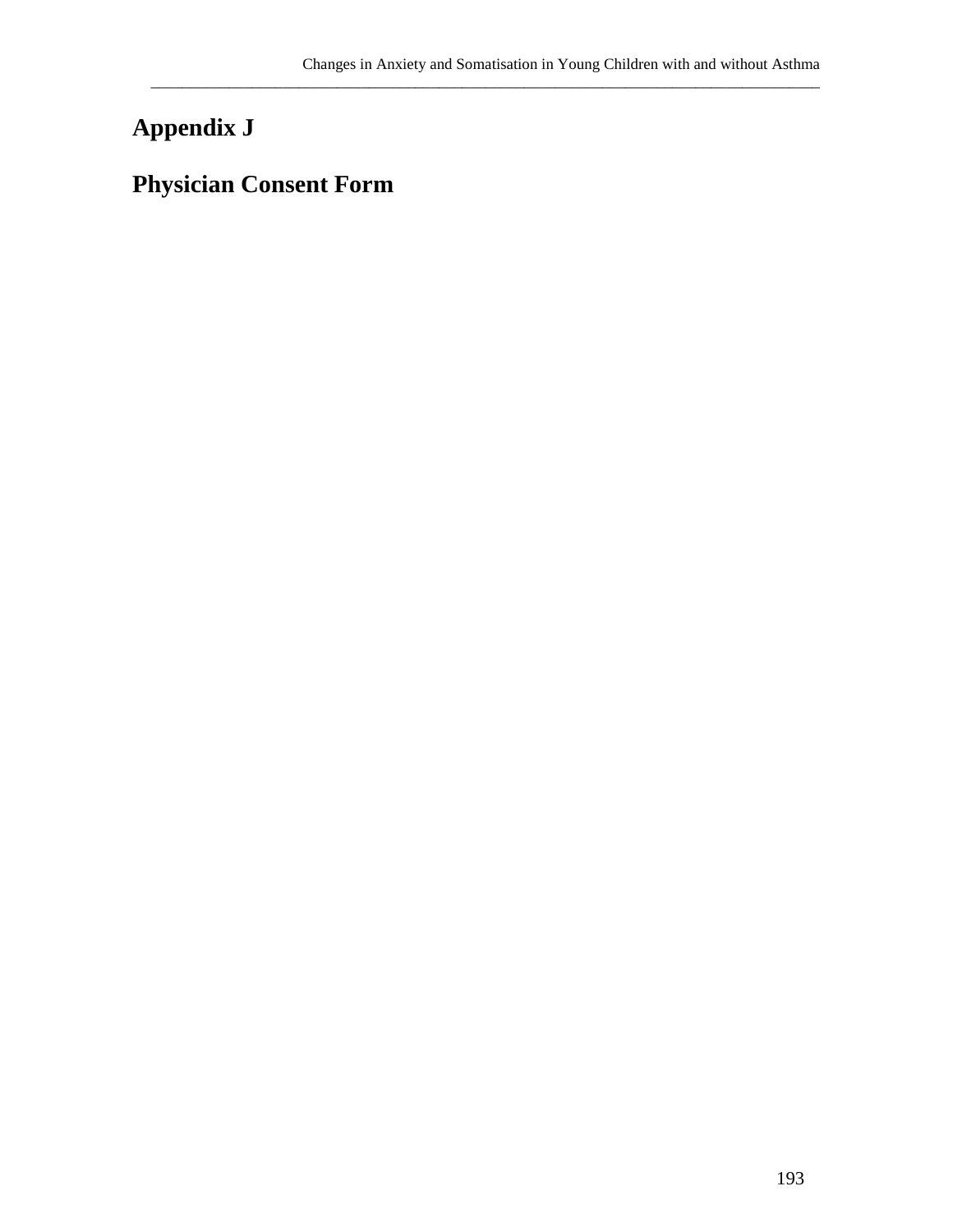# Appendix J

# Physician Consent Form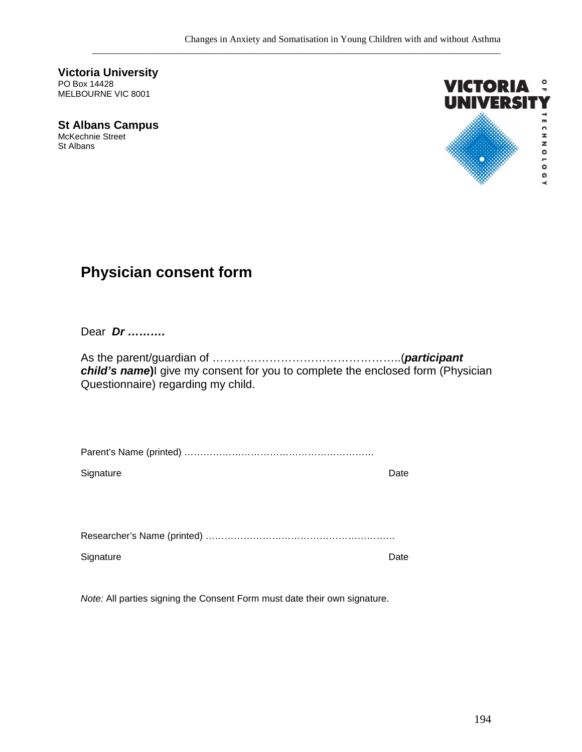**Victoria University**
PO Box 14428
MELBOURNE VIC 8001

**St Albans Campus**
McKechnie Street
St Albans

## Physician consent form

Dear ***Dr ……….***

As the parent/guardian of …………………………………………..(***participant child's name***)I give my consent for you to complete the enclosed form (Physician Questionnaire) regarding my child.

Parent's Name (printed) ……………………………………………………

Signature                                                            Date

Researcher's Name (printed) …………………………………………………….

Signature                                                            Date

*Note:* All parties signing the Consent Form must date their own signature.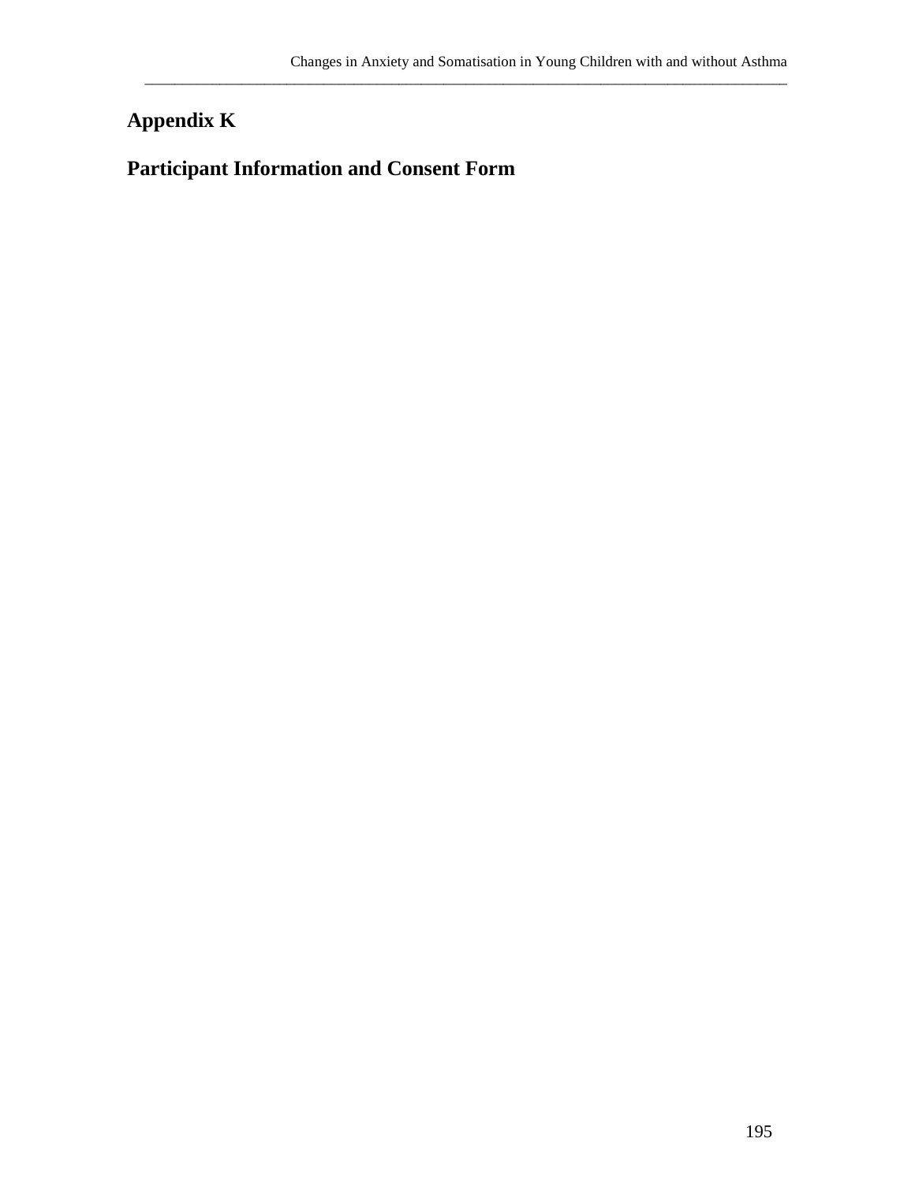# Appendix K

# Participant Information and Consent Form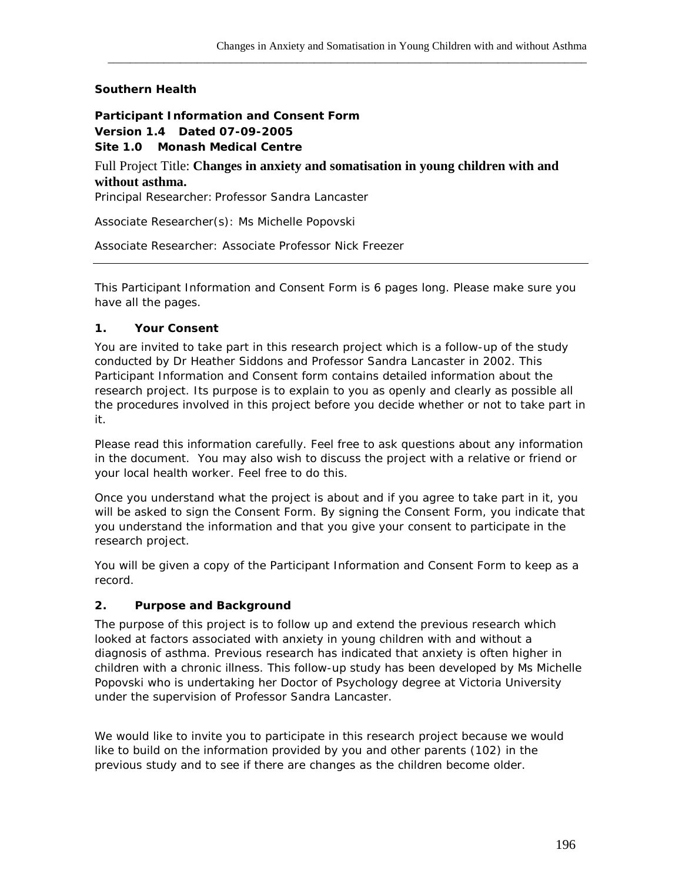**Southern Health**

**Participant Information and Consent Form**
**Version 1.4 Dated 07-09-2005**
**Site 1.0 Monash Medical Centre**

Full Project Title: **Changes in anxiety and somatisation in young children with and without asthma.**

Principal Researcher: Professor Sandra Lancaster

Associate Researcher(s): Ms Michelle Popovski

Associate Researcher: Associate Professor Nick Freezer

---

This Participant Information and Consent Form is 6 pages long. Please make sure you have all the pages.

### 1. Your Consent

You are invited to take part in this research project which is a follow-up of the study conducted by Dr Heather Siddons and Professor Sandra Lancaster in 2002. This Participant Information and Consent form contains detailed information about the research project. Its purpose is to explain to you as openly and clearly as possible all the procedures involved in this project before you decide whether or not to take part in it.

Please read this information carefully. Feel free to ask questions about any information in the document. You may also wish to discuss the project with a relative or friend or your local health worker. Feel free to do this.

Once you understand what the project is about and if you agree to take part in it, you will be asked to sign the Consent Form. By signing the Consent Form, you indicate that you understand the information and that you give your consent to participate in the research project.

You will be given a copy of the Participant Information and Consent Form to keep as a record.

### 2. Purpose and Background

The purpose of this project is to follow up and extend the previous research which looked at factors associated with anxiety in young children with and without a diagnosis of asthma. Previous research has indicated that anxiety is often higher in children with a chronic illness. This follow-up study has been developed by Ms Michelle Popovski who is undertaking her Doctor of Psychology degree at Victoria University under the supervision of Professor Sandra Lancaster.

We would like to invite you to participate in this research project because we would like to build on the information provided by you and other parents (102) in the previous study and to see if there are changes as the children become older.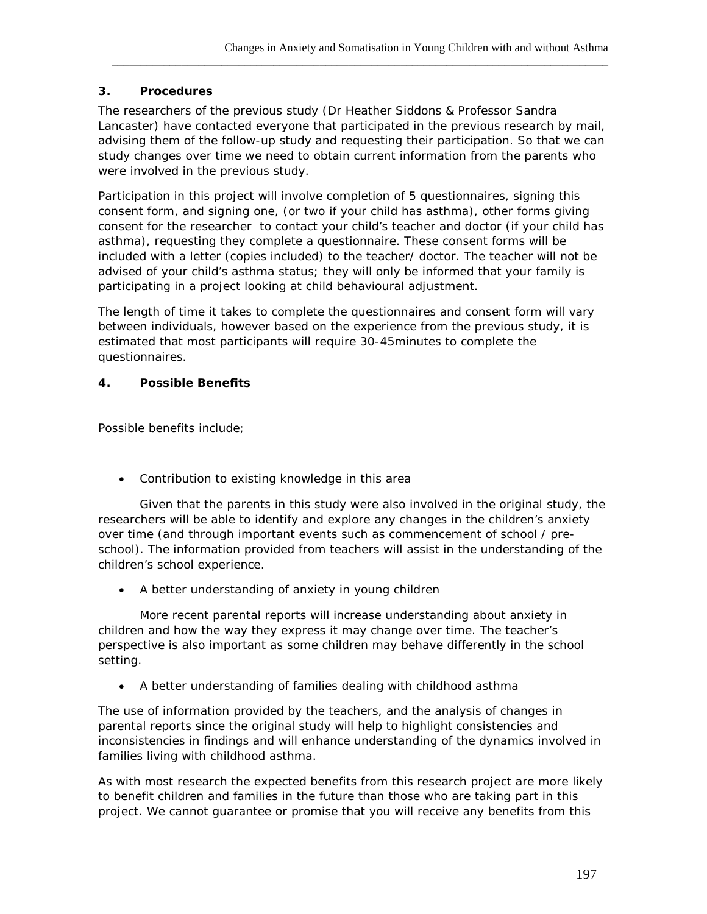### 3. Procedures

The researchers of the previous study (Dr Heather Siddons & Professor Sandra Lancaster) have contacted everyone that participated in the previous research by mail, advising them of the follow-up study and requesting their participation. So that we can study changes over time we need to obtain current information from the parents who were involved in the previous study.

Participation in this project will involve completion of 5 questionnaires, signing this consent form, and signing one, (or two if your child has asthma), other forms giving consent for the researcher to contact your child's teacher and doctor (if your child has asthma), requesting they complete a questionnaire. These consent forms will be included with a letter (copies included) to the teacher/ doctor. The teacher will not be advised of your child's asthma status; they will only be informed that your family is participating in a project looking at child behavioural adjustment.

The length of time it takes to complete the questionnaires and consent form will vary between individuals, however based on the experience from the previous study, it is estimated that most participants will require 30-45minutes to complete the questionnaires.

### 4. Possible Benefits

Possible benefits include;

- Contribution to existing knowledge in this area

Given that the parents in this study were also involved in the original study, the researchers will be able to identify and explore any changes in the children's anxiety over time (and through important events such as commencement of school / pre-school). The information provided from teachers will assist in the understanding of the children's school experience.

- A better understanding of anxiety in young children

More recent parental reports will increase understanding about anxiety in children and how the way they express it may change over time. The teacher's perspective is also important as some children may behave differently in the school setting.

- A better understanding of families dealing with childhood asthma

The use of information provided by the teachers, and the analysis of changes in parental reports since the original study will help to highlight consistencies and inconsistencies in findings and will enhance understanding of the dynamics involved in families living with childhood asthma.

As with most research the expected benefits from this research project are more likely to benefit children and families in the future than those who are taking part in this project. We cannot guarantee or promise that you will receive any benefits from this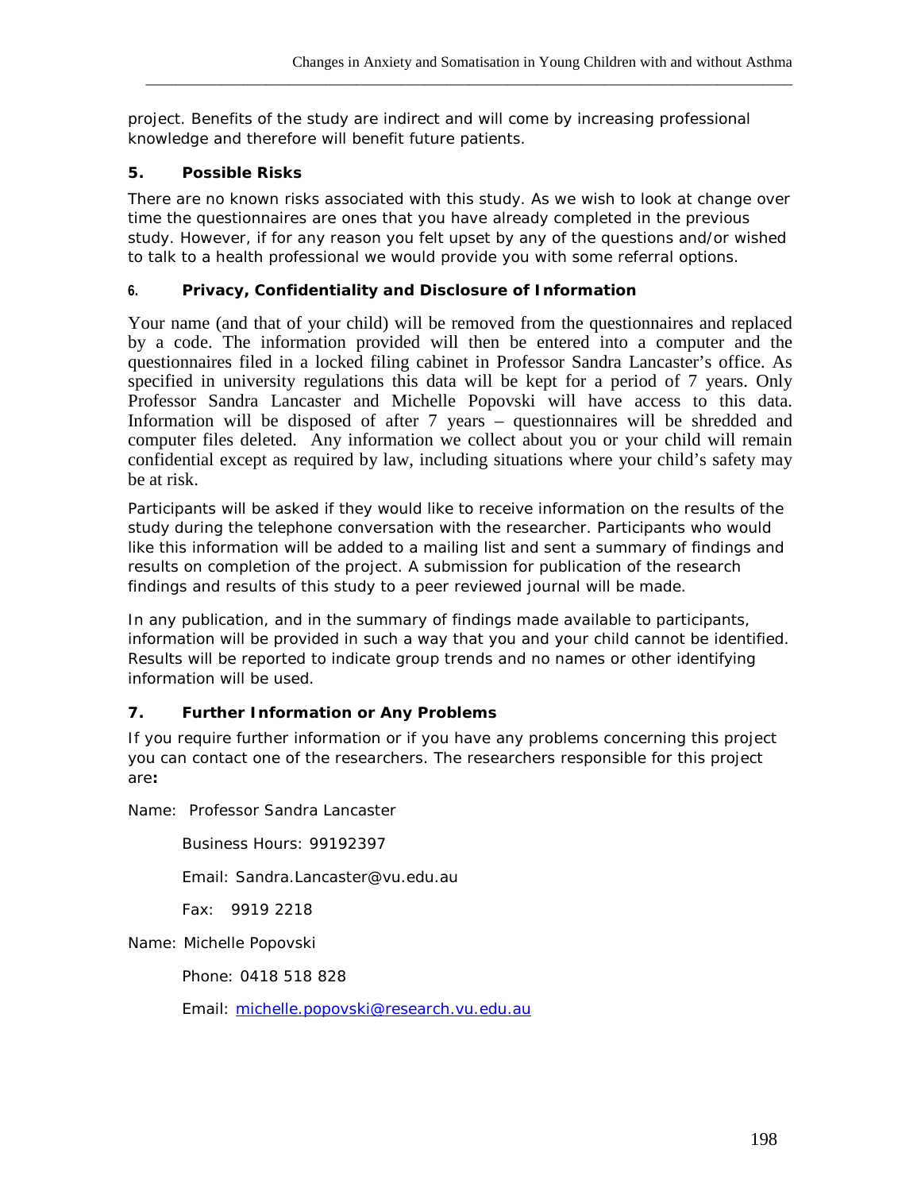project. Benefits of the study are indirect and will come by increasing professional knowledge and therefore will benefit future patients.

### 5. Possible Risks

There are no known risks associated with this study. As we wish to look at change over time the questionnaires are ones that you have already completed in the previous study. However, if for any reason you felt upset by any of the questions and/or wished to talk to a health professional we would provide you with some referral options.

### 6. Privacy, Confidentiality and Disclosure of Information

Your name (and that of your child) will be removed from the questionnaires and replaced by a code. The information provided will then be entered into a computer and the questionnaires filed in a locked filing cabinet in Professor Sandra Lancaster's office. As specified in university regulations this data will be kept for a period of 7 years. Only Professor Sandra Lancaster and Michelle Popovski will have access to this data. Information will be disposed of after 7 years – questionnaires will be shredded and computer files deleted. Any information we collect about you or your child will remain confidential except as required by law, including situations where your child's safety may be at risk.

Participants will be asked if they would like to receive information on the results of the study during the telephone conversation with the researcher. Participants who would like this information will be added to a mailing list and sent a summary of findings and results on completion of the project. A submission for publication of the research findings and results of this study to a peer reviewed journal will be made.

In any publication, and in the summary of findings made available to participants, information will be provided in such a way that you and your child cannot be identified. Results will be reported to indicate group trends and no names or other identifying information will be used.

### 7. Further Information or Any Problems

If you require further information or if you have any problems concerning this project you can contact one of the researchers. The researchers responsible for this project are**:**

Name: Professor Sandra Lancaster

Business Hours: 99192397

Email: Sandra.Lancaster@vu.edu.au

Fax: 9919 2218

Name: Michelle Popovski

Phone: 0418 518 828

Email: michelle.popovski@research.vu.edu.au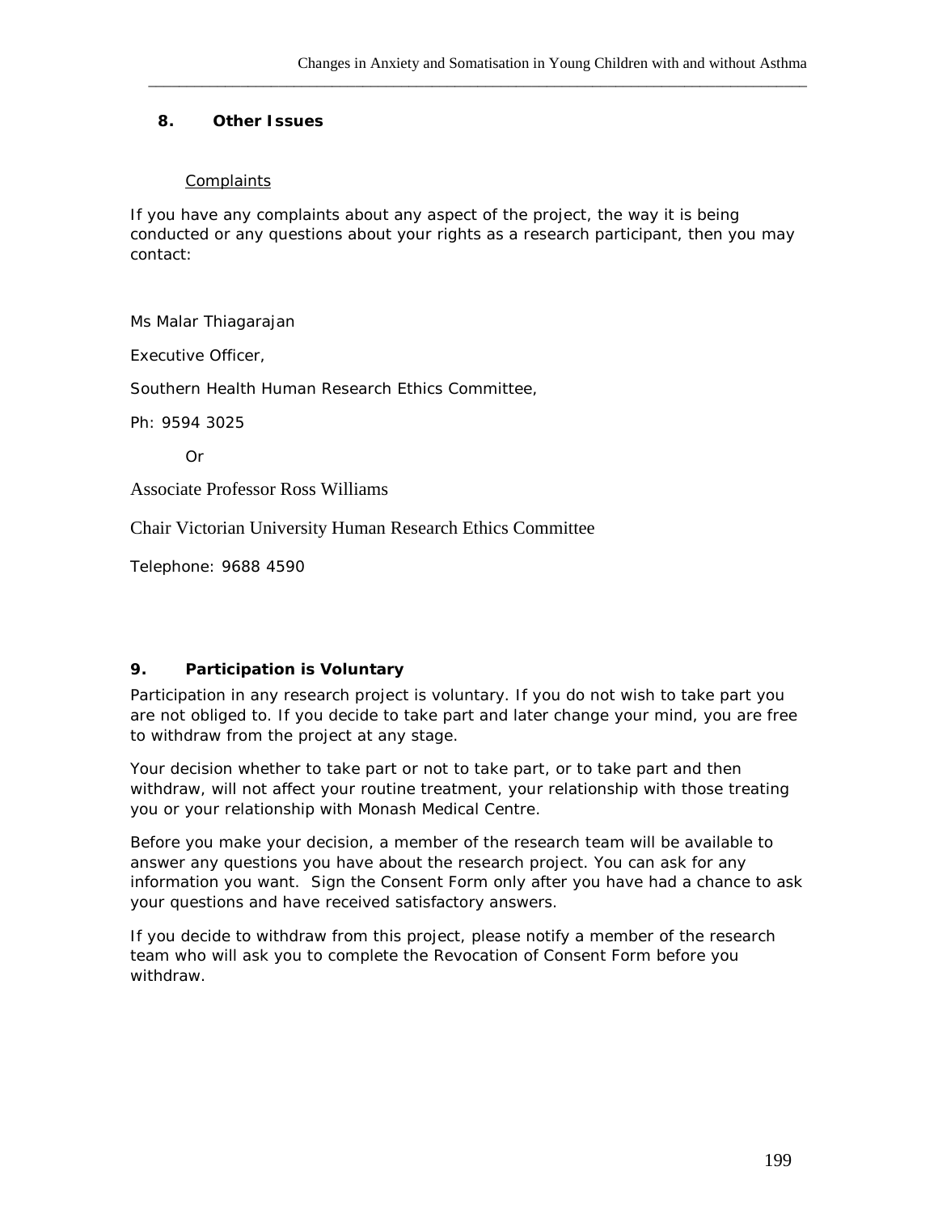## 8. Other Issues

Complaints

If you have any complaints about any aspect of the project, the way it is being conducted or any questions about your rights as a research participant, then you may contact:

Ms Malar Thiagarajan

Executive Officer,

Southern Health Human Research Ethics Committee,

Ph: 9594 3025

Or

Associate Professor Ross Williams

Chair Victorian University Human Research Ethics Committee

Telephone: 9688 4590

## 9. Participation is Voluntary

Participation in any research project is voluntary. If you do not wish to take part you are not obliged to. If you decide to take part and later change your mind, you are free to withdraw from the project at any stage.

Your decision whether to take part or not to take part, or to take part and then withdraw, will not affect your routine treatment, your relationship with those treating you or your relationship with Monash Medical Centre.

Before you make your decision, a member of the research team will be available to answer any questions you have about the research project. You can ask for any information you want. Sign the Consent Form only after you have had a chance to ask your questions and have received satisfactory answers.

If you decide to withdraw from this project, please notify a member of the research team who will ask you to complete the Revocation of Consent Form before you withdraw.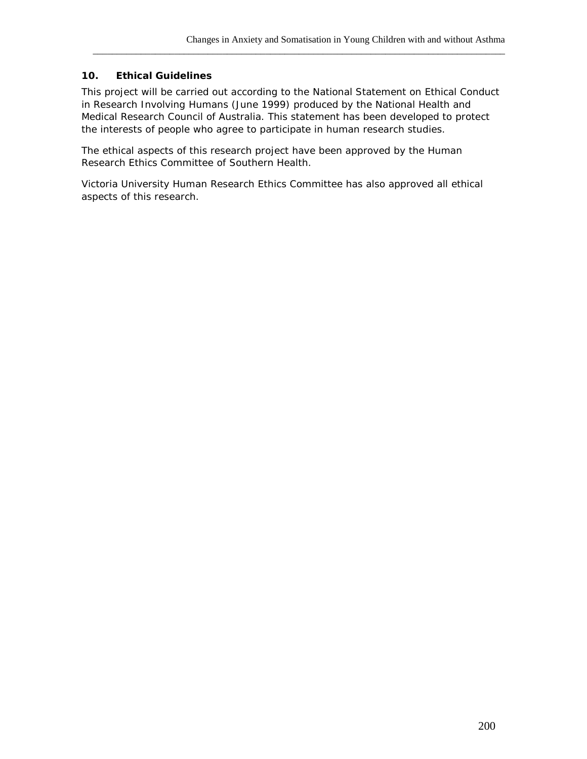## 10. Ethical Guidelines

This project will be carried out according to the National Statement on Ethical Conduct in Research Involving Humans (June 1999) produced by the National Health and Medical Research Council of Australia. This statement has been developed to protect the interests of people who agree to participate in human research studies.

The ethical aspects of this research project have been approved by the Human Research Ethics Committee of Southern Health.

Victoria University Human Research Ethics Committee has also approved all ethical aspects of this research.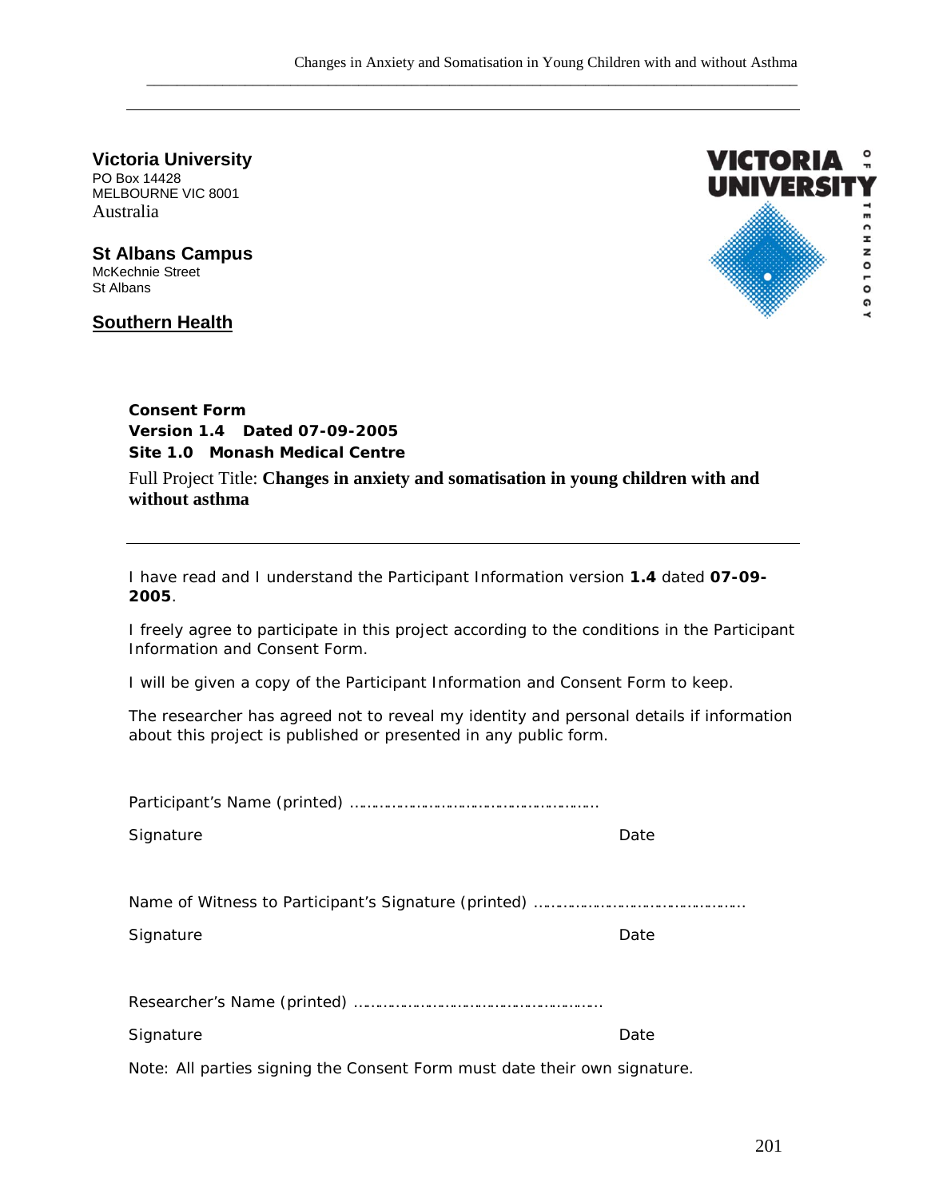**Victoria University**
PO Box 14428
MELBOURNE VIC 8001
Australia

**St Albans Campus**
McKechnie Street
St Albans

**Southern Health**

VICTORIA UNIVERSITY OF TECHNOLOGY

**Consent Form**
**Version 1.4 Dated 07-09-2005**
**Site 1.0 Monash Medical Centre**

Full Project Title: **Changes in anxiety and somatisation in young children with and without asthma**

---

I have read and I understand the Participant Information version **1.4** dated **07-09-2005**.

I freely agree to participate in this project according to the conditions in the Participant Information and Consent Form.

I will be given a copy of the Participant Information and Consent Form to keep.

The researcher has agreed not to reveal my identity and personal details if information about this project is published or presented in any public form.

Participant's Name (printed) ……………………………………………………

Signature Date

Name of Witness to Participant's Signature (printed) ……………………………………………

Signature Date

Researcher's Name (printed) ……………………………………………………

Signature Date

Note: All parties signing the Consent Form must date their own signature.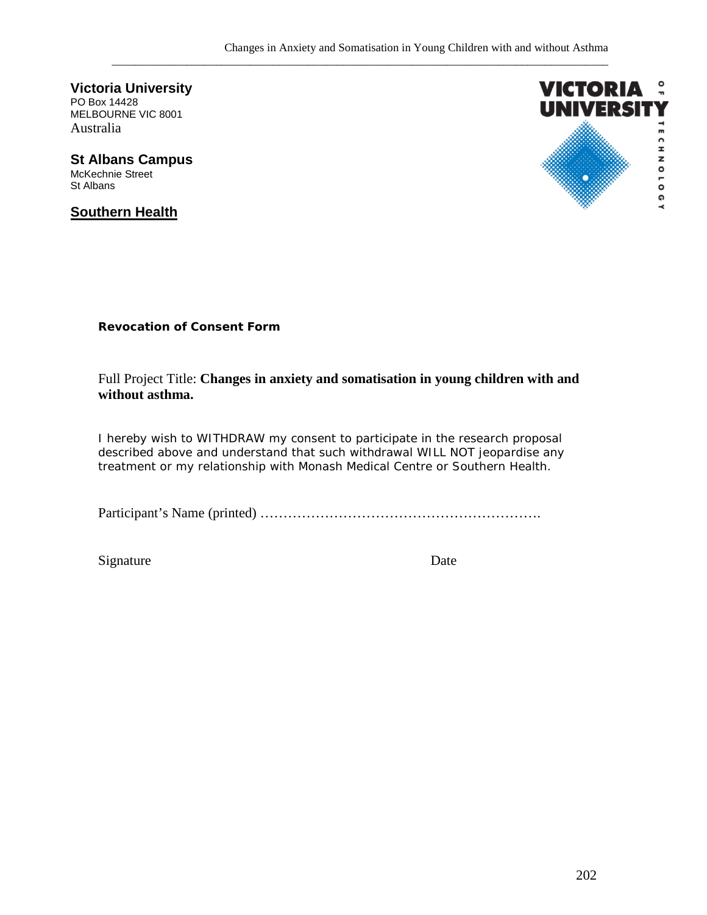**Victoria University**
PO Box 14428
MELBOURNE VIC 8001
Australia

**St Albans Campus**
McKechnie Street
St Albans

**Southern Health**

VICTORIA UNIVERSITY OF TECHNOLOGY

**Revocation of Consent Form**

Full Project Title: **Changes in anxiety and somatisation in young children with and without asthma.**

I hereby wish to WITHDRAW my consent to participate in the research proposal described above and understand that such withdrawal WILL NOT jeopardise any treatment or my relationship with Monash Medical Centre or Southern Health.

Participant's Name (printed) …………………………………………………….

Signature　　　　　　　　　　　　　　　　　　Date